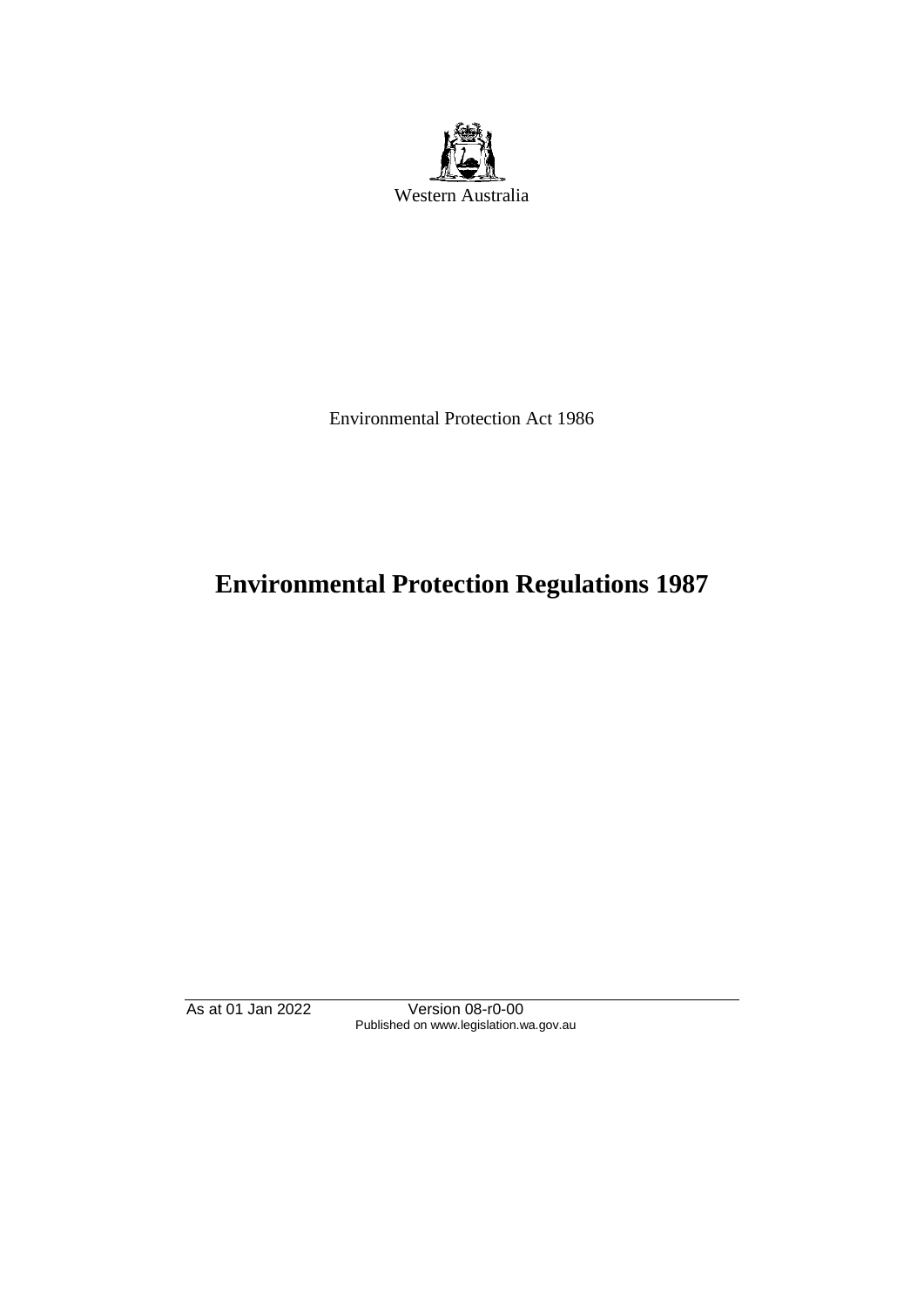Western Australia

Environmental Protection Act 1986

# Environmental Protection Regulations 1987

As at 01 Jan 2022 Version 08-r0-00
Published on www.legislation.wa.gov.au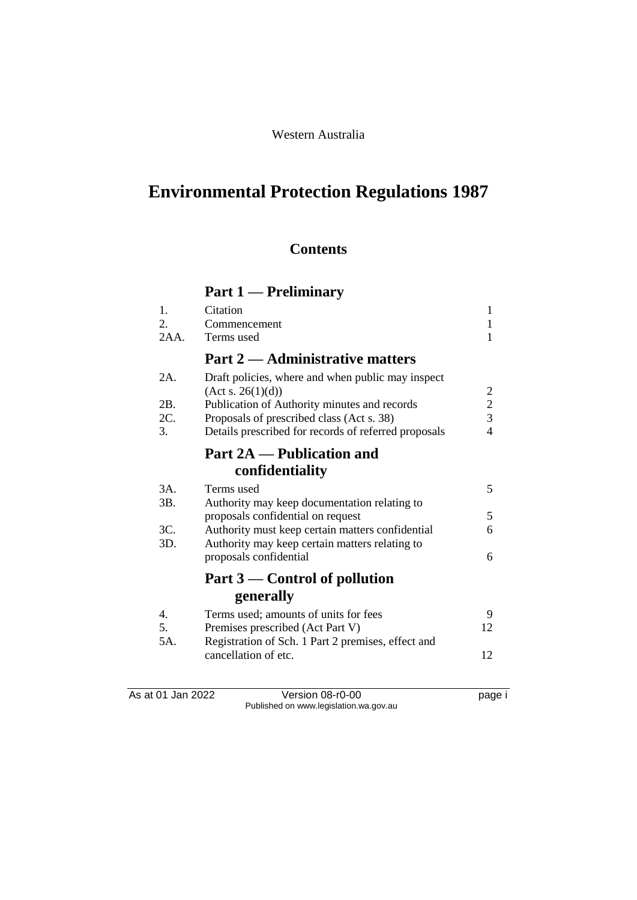Western Australia

# Environmental Protection Regulations 1987

## Contents

### Part 1 — Preliminary

| | | |
|---|---|---|
| 1. | Citation | 1 |
| 2. | Commencement | 1 |
| 2AA. | Terms used | 1 |

### Part 2 — Administrative matters

| | | |
|---|---|---|
| 2A. | Draft policies, where and when public may inspect (Act s. 26(1)(d)) | 2 |
| 2B. | Publication of Authority minutes and records | 2 |
| 2C. | Proposals of prescribed class (Act s. 38) | 3 |
| 3. | Details prescribed for records of referred proposals | 4 |

### Part 2A — Publication and confidentiality

| | | |
|---|---|---|
| 3A. | Terms used | 5 |
| 3B. | Authority may keep documentation relating to proposals confidential on request | 5 |
| 3C. | Authority must keep certain matters confidential | 6 |
| 3D. | Authority may keep certain matters relating to proposals confidential | 6 |

### Part 3 — Control of pollution generally

| | | |
|---|---|---|
| 4. | Terms used; amounts of units for fees | 9 |
| 5. | Premises prescribed (Act Part V) | 12 |
| 5A. | Registration of Sch. 1 Part 2 premises, effect and cancellation of etc. | 12 |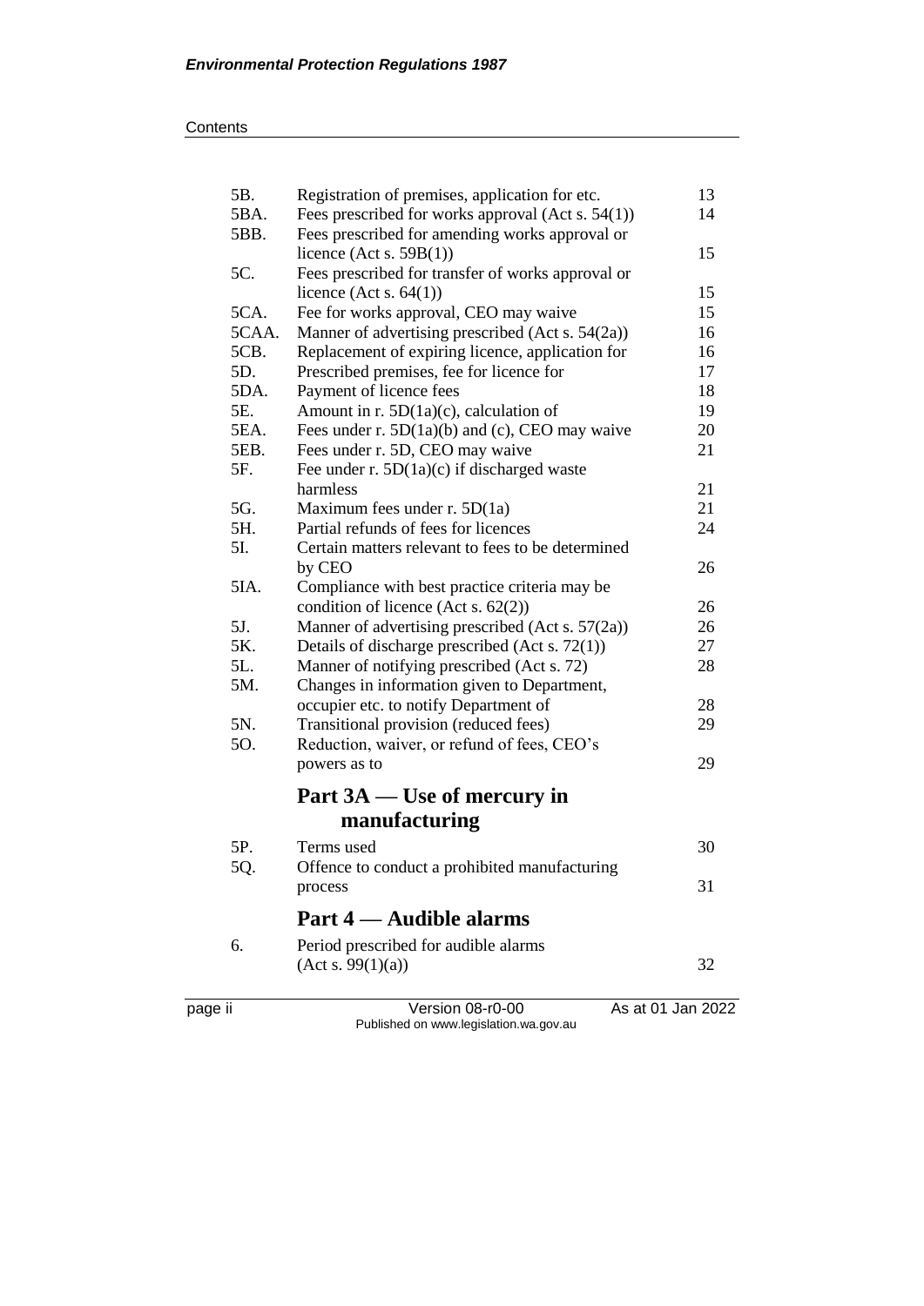| | | |
|---|---|---|
| 5B. | Registration of premises, application for etc. | 13 |
| 5BA. | Fees prescribed for works approval (Act s. 54(1)) | 14 |
| 5BB. | Fees prescribed for amending works approval or licence (Act s. 59B(1)) | 15 |
| 5C. | Fees prescribed for transfer of works approval or licence (Act s. 64(1)) | 15 |
| 5CA. | Fee for works approval, CEO may waive | 15 |
| 5CAA. | Manner of advertising prescribed (Act s. 54(2a)) | 16 |
| 5CB. | Replacement of expiring licence, application for | 16 |
| 5D. | Prescribed premises, fee for licence for | 17 |
| 5DA. | Payment of licence fees | 18 |
| 5E. | Amount in r. 5D(1a)(c), calculation of | 19 |
| 5EA. | Fees under r. 5D(1a)(b) and (c), CEO may waive | 20 |
| 5EB. | Fees under r. 5D, CEO may waive | 21 |
| 5F. | Fee under r. 5D(1a)(c) if discharged waste harmless | 21 |
| 5G. | Maximum fees under r. 5D(1a) | 21 |
| 5H. | Partial refunds of fees for licences | 24 |
| 5I. | Certain matters relevant to fees to be determined by CEO | 26 |
| 5IA. | Compliance with best practice criteria may be condition of licence (Act s. 62(2)) | 26 |
| 5J. | Manner of advertising prescribed (Act s. 57(2a)) | 26 |
| 5K. | Details of discharge prescribed (Act s. 72(1)) | 27 |
| 5L. | Manner of notifying prescribed (Act s. 72) | 28 |
| 5M. | Changes in information given to Department, occupier etc. to notify Department of | 28 |
| 5N. | Transitional provision (reduced fees) | 29 |
| 5O. | Reduction, waiver, or refund of fees, CEO's powers as to | 29 |

## Part 3A — Use of mercury in manufacturing

| | | |
|---|---|---|
| 5P. | Terms used | 30 |
| 5Q. | Offence to conduct a prohibited manufacturing process | 31 |

## Part 4 — Audible alarms

| | | |
|---|---|---|
| 6. | Period prescribed for audible alarms (Act s. 99(1)(a)) | 32 |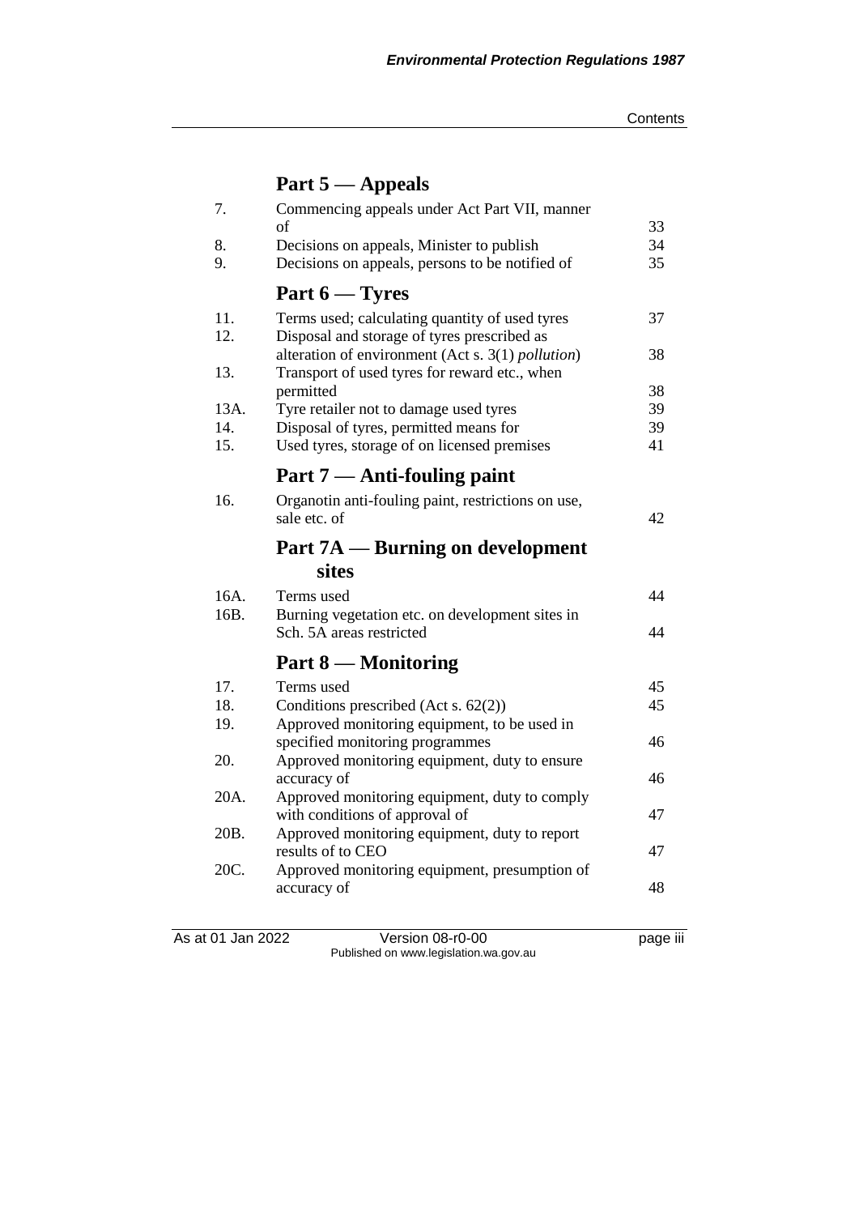## Part 5 — Appeals

| | | |
|---|---|---|
| 7. | Commencing appeals under Act Part VII, manner of | 33 |
| 8. | Decisions on appeals, Minister to publish | 34 |
| 9. | Decisions on appeals, persons to be notified of | 35 |

## Part 6 — Tyres

| | | |
|---|---|---|
| 11. | Terms used; calculating quantity of used tyres | 37 |
| 12. | Disposal and storage of tyres prescribed as alteration of environment (Act s. 3(1) *pollution*) | 38 |
| 13. | Transport of used tyres for reward etc., when permitted | 38 |
| 13A. | Tyre retailer not to damage used tyres | 39 |
| 14. | Disposal of tyres, permitted means for | 39 |
| 15. | Used tyres, storage of on licensed premises | 41 |

## Part 7 — Anti-fouling paint

| | | |
|---|---|---|
| 16. | Organotin anti-fouling paint, restrictions on use, sale etc. of | 42 |

## Part 7A — Burning on development sites

| | | |
|---|---|---|
| 16A. | Terms used | 44 |
| 16B. | Burning vegetation etc. on development sites in Sch. 5A areas restricted | 44 |

## Part 8 — Monitoring

| | | |
|---|---|---|
| 17. | Terms used | 45 |
| 18. | Conditions prescribed (Act s. 62(2)) | 45 |
| 19. | Approved monitoring equipment, to be used in specified monitoring programmes | 46 |
| 20. | Approved monitoring equipment, duty to ensure accuracy of | 46 |
| 20A. | Approved monitoring equipment, duty to comply with conditions of approval of | 47 |
| 20B. | Approved monitoring equipment, duty to report results of to CEO | 47 |
| 20C. | Approved monitoring equipment, presumption of accuracy of | 48 |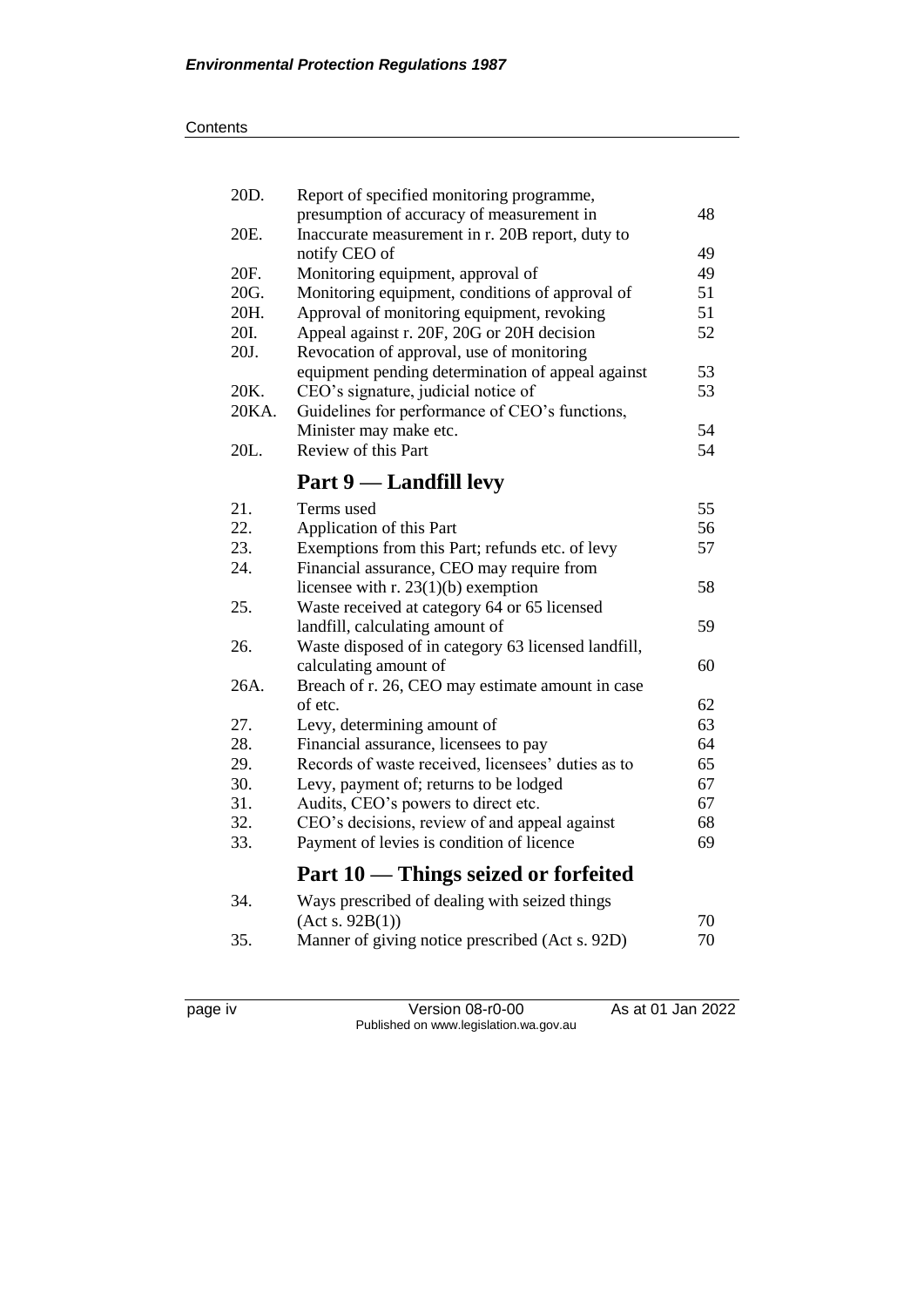| | | |
|---|---|---|
| 20D. | Report of specified monitoring programme, presumption of accuracy of measurement in | 48 |
| 20E. | Inaccurate measurement in r. 20B report, duty to notify CEO of | 49 |
| 20F. | Monitoring equipment, approval of | 49 |
| 20G. | Monitoring equipment, conditions of approval of | 51 |
| 20H. | Approval of monitoring equipment, revoking | 51 |
| 20I. | Appeal against r. 20F, 20G or 20H decision | 52 |
| 20J. | Revocation of approval, use of monitoring equipment pending determination of appeal against | 53 |
| 20K. | CEO's signature, judicial notice of | 53 |
| 20KA. | Guidelines for performance of CEO's functions, Minister may make etc. | 54 |
| 20L. | Review of this Part | 54 |

## Part 9 — Landfill levy

| | | |
|---|---|---|
| 21. | Terms used | 55 |
| 22. | Application of this Part | 56 |
| 23. | Exemptions from this Part; refunds etc. of levy | 57 |
| 24. | Financial assurance, CEO may require from licensee with r. 23(1)(b) exemption | 58 |
| 25. | Waste received at category 64 or 65 licensed landfill, calculating amount of | 59 |
| 26. | Waste disposed of in category 63 licensed landfill, calculating amount of | 60 |
| 26A. | Breach of r. 26, CEO may estimate amount in case of etc. | 62 |
| 27. | Levy, determining amount of | 63 |
| 28. | Financial assurance, licensees to pay | 64 |
| 29. | Records of waste received, licensees' duties as to | 65 |
| 30. | Levy, payment of; returns to be lodged | 67 |
| 31. | Audits, CEO's powers to direct etc. | 67 |
| 32. | CEO's decisions, review of and appeal against | 68 |
| 33. | Payment of levies is condition of licence | 69 |

## Part 10 — Things seized or forfeited

| | | |
|---|---|---|
| 34. | Ways prescribed of dealing with seized things (Act s. 92B(1)) | 70 |
| 35. | Manner of giving notice prescribed (Act s. 92D) | 70 |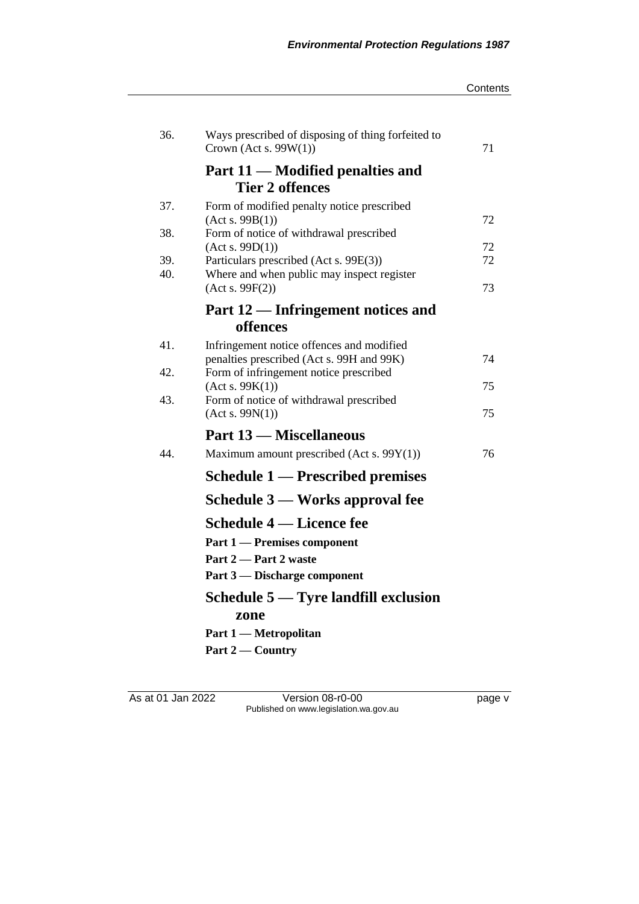| | | |
|---|---|---|
| 36. | Ways prescribed of disposing of thing forfeited to Crown (Act s. 99W(1)) | 71 |
| | **Part 11 — Modified penalties and Tier 2 offences** | |
| 37. | Form of modified penalty notice prescribed (Act s. 99B(1)) | 72 |
| 38. | Form of notice of withdrawal prescribed (Act s. 99D(1)) | 72 |
| 39. | Particulars prescribed (Act s. 99E(3)) | 72 |
| 40. | Where and when public may inspect register (Act s. 99F(2)) | 73 |
| | **Part 12 — Infringement notices and offences** | |
| 41. | Infringement notice offences and modified penalties prescribed (Act s. 99H and 99K) | 74 |
| 42. | Form of infringement notice prescribed (Act s. 99K(1)) | 75 |
| 43. | Form of notice of withdrawal prescribed (Act s. 99N(1)) | 75 |
| | **Part 13 — Miscellaneous** | |
| 44. | Maximum amount prescribed (Act s. 99Y(1)) | 76 |

**Schedule 1 — Prescribed premises**

**Schedule 3 — Works approval fee**

**Schedule 4 — Licence fee**

**Part 1 — Premises component**

**Part 2 — Part 2 waste**

**Part 3 — Discharge component**

**Schedule 5 — Tyre landfill exclusion zone**

**Part 1 — Metropolitan**

**Part 2 — Country**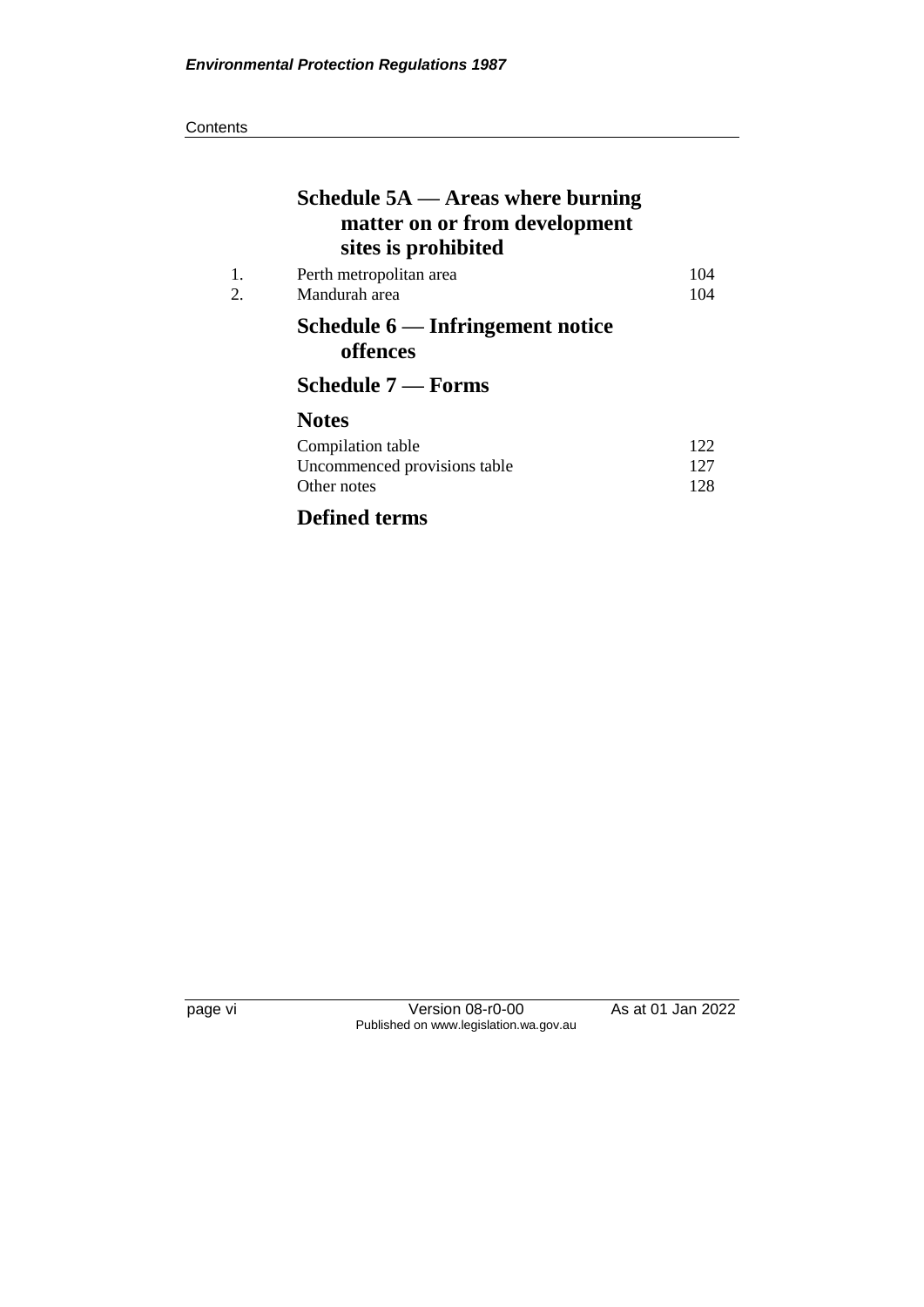## Schedule 5A — Areas where burning matter on or from development sites is prohibited

| | | |
|---|---|---|
| 1. | Perth metropolitan area | 104 |
| 2. | Mandurah area | 104 |

## Schedule 6 — Infringement notice offences

## Schedule 7 — Forms

## Notes

| | |
|---|---|
| Compilation table | 122 |
| Uncommenced provisions table | 127 |
| Other notes | 128 |

## Defined terms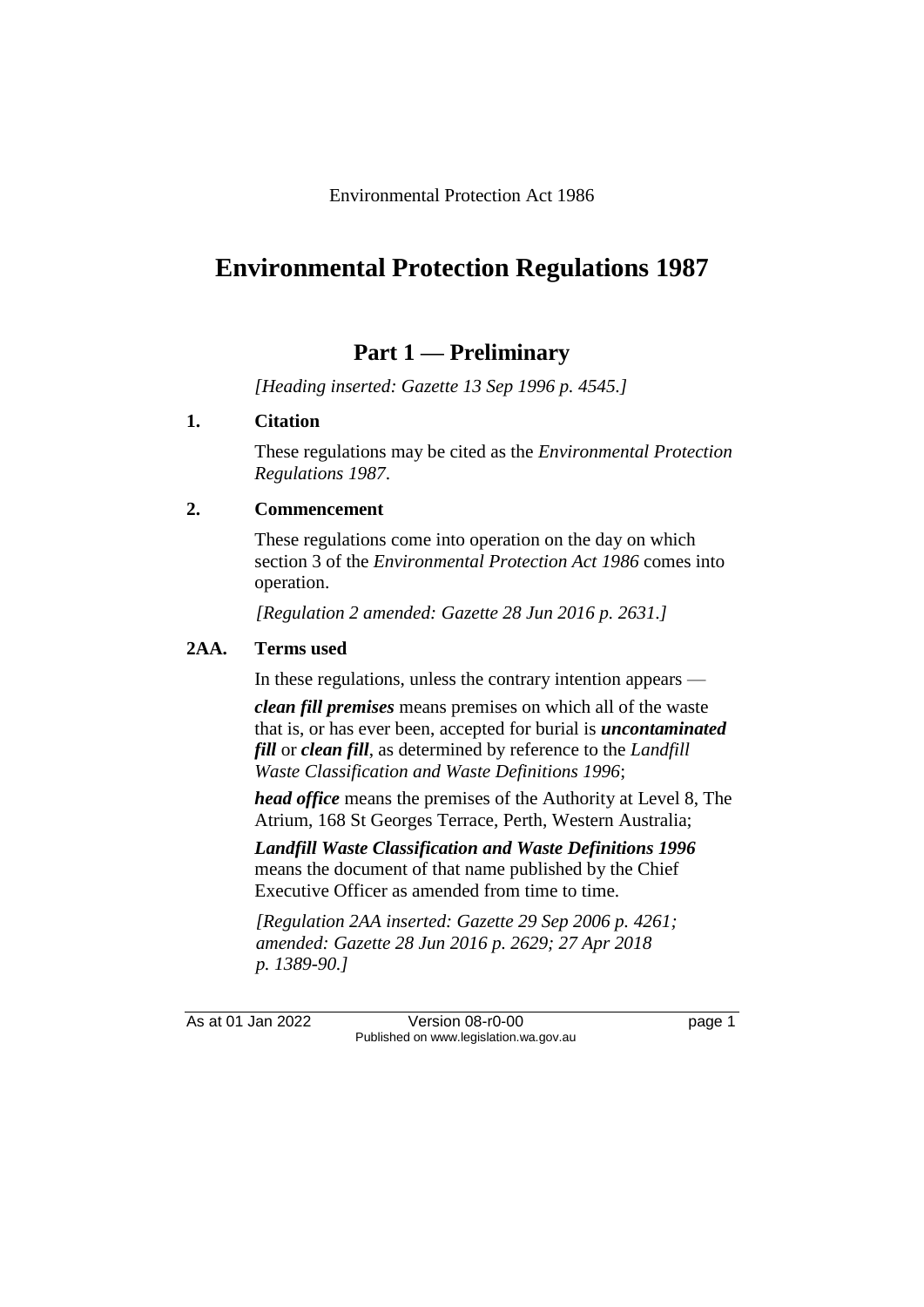Environmental Protection Act 1986

# Environmental Protection Regulations 1987

## Part 1 — Preliminary

*[Heading inserted: Gazette 13 Sep 1996 p. 4545.]*

### 1. Citation

These regulations may be cited as the *Environmental Protection Regulations 1987*.

### 2. Commencement

These regulations come into operation on the day on which section 3 of the *Environmental Protection Act 1986* comes into operation.

*[Regulation 2 amended: Gazette 28 Jun 2016 p. 2631.]*

### 2AA. Terms used

In these regulations, unless the contrary intention appears —

***clean fill premises*** means premises on which all of the waste that is, or has ever been, accepted for burial is ***uncontaminated fill*** or ***clean fill***, as determined by reference to the *Landfill Waste Classification and Waste Definitions 1996*;

***head office*** means the premises of the Authority at Level 8, The Atrium, 168 St Georges Terrace, Perth, Western Australia;

***Landfill Waste Classification and Waste Definitions 1996*** means the document of that name published by the Chief Executive Officer as amended from time to time.

*[Regulation 2AA inserted: Gazette 29 Sep 2006 p. 4261; amended: Gazette 28 Jun 2016 p. 2629; 27 Apr 2018 p. 1389-90.]*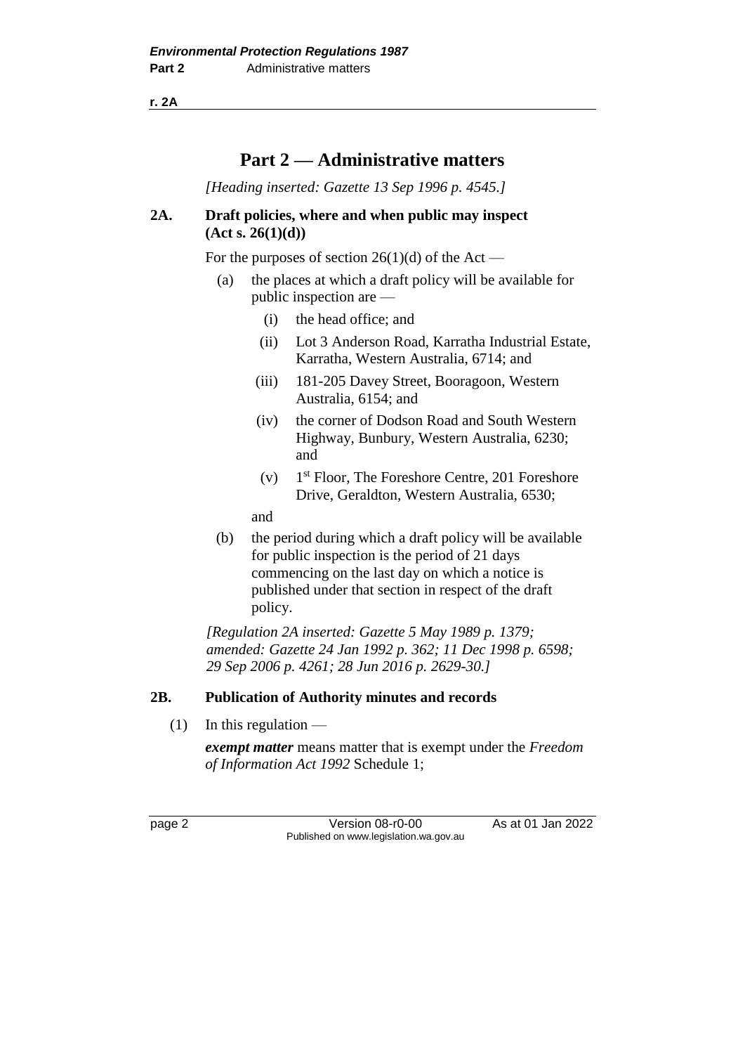# Part 2 — Administrative matters

*[Heading inserted: Gazette 13 Sep 1996 p. 4545.]*

**2A. Draft policies, where and when public may inspect (Act s. 26(1)(d))**

For the purposes of section 26(1)(d) of the Act —

(a) the places at which a draft policy will be available for public inspection are —

(i) the head office; and

(ii) Lot 3 Anderson Road, Karratha Industrial Estate, Karratha, Western Australia, 6714; and

(iii) 181-205 Davey Street, Booragoon, Western Australia, 6154; and

(iv) the corner of Dodson Road and South Western Highway, Bunbury, Western Australia, 6230; and

(v) 1st Floor, The Foreshore Centre, 201 Foreshore Drive, Geraldton, Western Australia, 6530;

and

(b) the period during which a draft policy will be available for public inspection is the period of 21 days commencing on the last day on which a notice is published under that section in respect of the draft policy.

*[Regulation 2A inserted: Gazette 5 May 1989 p. 1379; amended: Gazette 24 Jan 1992 p. 362; 11 Dec 1998 p. 6598; 29 Sep 2006 p. 4261; 28 Jun 2016 p. 2629-30.]*

**2B. Publication of Authority minutes and records**

(1) In this regulation —

***exempt matter*** means matter that is exempt under the *Freedom of Information Act 1992* Schedule 1;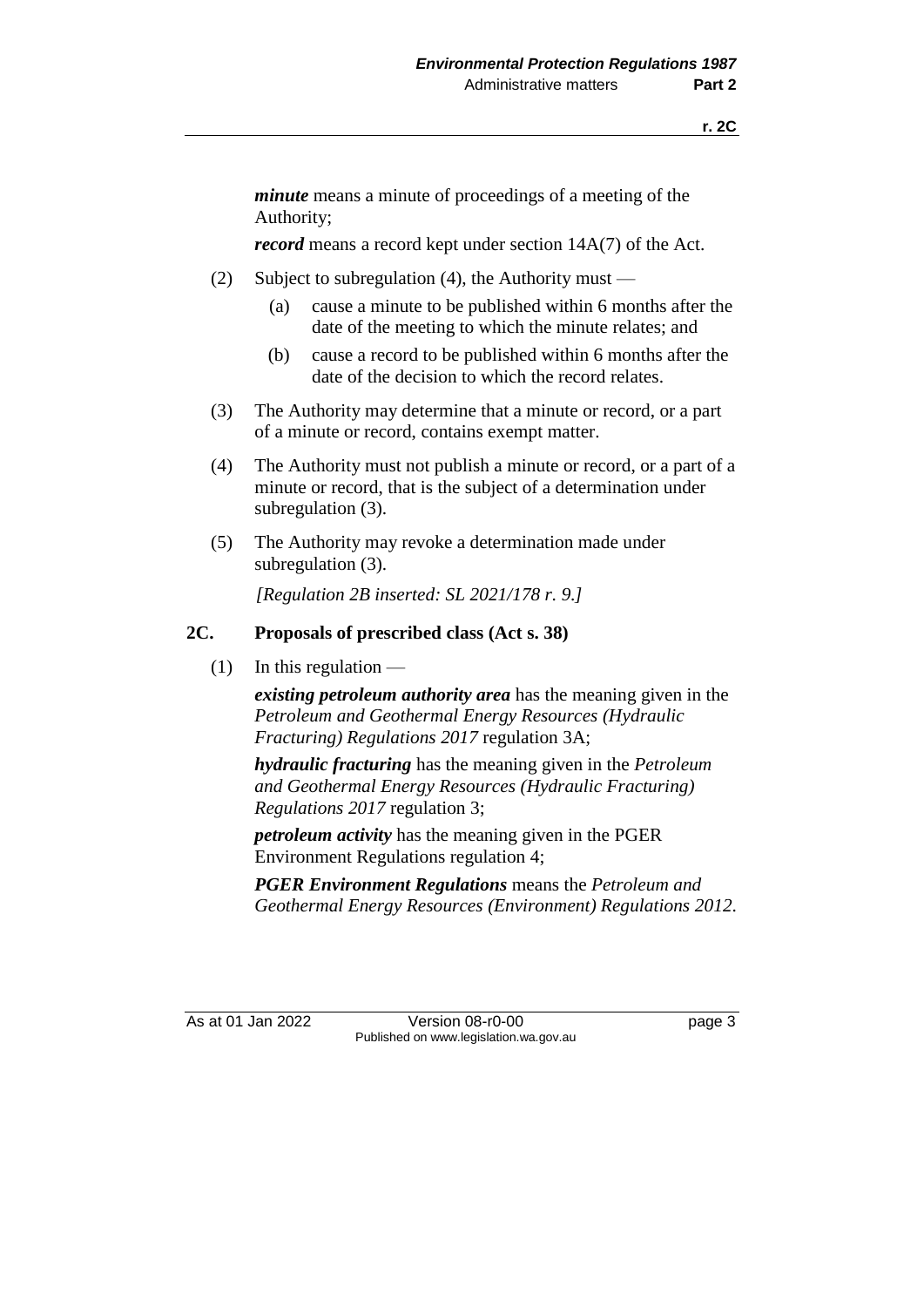***minute*** means a minute of proceedings of a meeting of the Authority;

***record*** means a record kept under section 14A(7) of the Act.

(2) Subject to subregulation (4), the Authority must —

(a) cause a minute to be published within 6 months after the date of the meeting to which the minute relates; and

(b) cause a record to be published within 6 months after the date of the decision to which the record relates.

(3) The Authority may determine that a minute or record, or a part of a minute or record, contains exempt matter.

(4) The Authority must not publish a minute or record, or a part of a minute or record, that is the subject of a determination under subregulation (3).

(5) The Authority may revoke a determination made under subregulation (3).

*[Regulation 2B inserted: SL 2021/178 r. 9.]*

## 2C. Proposals of prescribed class (Act s. 38)

(1) In this regulation —

***existing petroleum authority area*** has the meaning given in the *Petroleum and Geothermal Energy Resources (Hydraulic Fracturing) Regulations 2017* regulation 3A;

***hydraulic fracturing*** has the meaning given in the *Petroleum and Geothermal Energy Resources (Hydraulic Fracturing) Regulations 2017* regulation 3;

***petroleum activity*** has the meaning given in the PGER Environment Regulations regulation 4;

***PGER Environment Regulations*** means the *Petroleum and Geothermal Energy Resources (Environment) Regulations 2012*.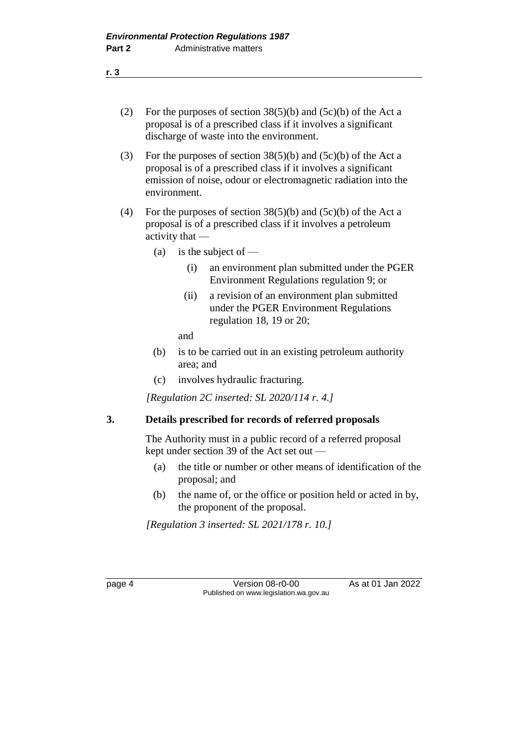(2) For the purposes of section 38(5)(b) and (5c)(b) of the Act a proposal is of a prescribed class if it involves a significant discharge of waste into the environment.

(3) For the purposes of section 38(5)(b) and (5c)(b) of the Act a proposal is of a prescribed class if it involves a significant emission of noise, odour or electromagnetic radiation into the environment.

(4) For the purposes of section 38(5)(b) and (5c)(b) of the Act a proposal is of a prescribed class if it involves a petroleum activity that —

- (a) is the subject of —
  - (i) an environment plan submitted under the PGER Environment Regulations regulation 9; or
  - (ii) a revision of an environment plan submitted under the PGER Environment Regulations regulation 18, 19 or 20;

  and
- (b) is to be carried out in an existing petroleum authority area; and
- (c) involves hydraulic fracturing.

*[Regulation 2C inserted: SL 2020/114 r. 4.]*

### 3. Details prescribed for records of referred proposals

The Authority must in a public record of a referred proposal kept under section 39 of the Act set out —

- (a) the title or number or other means of identification of the proposal; and
- (b) the name of, or the office or position held or acted in by, the proponent of the proposal.

*[Regulation 3 inserted: SL 2021/178 r. 10.]*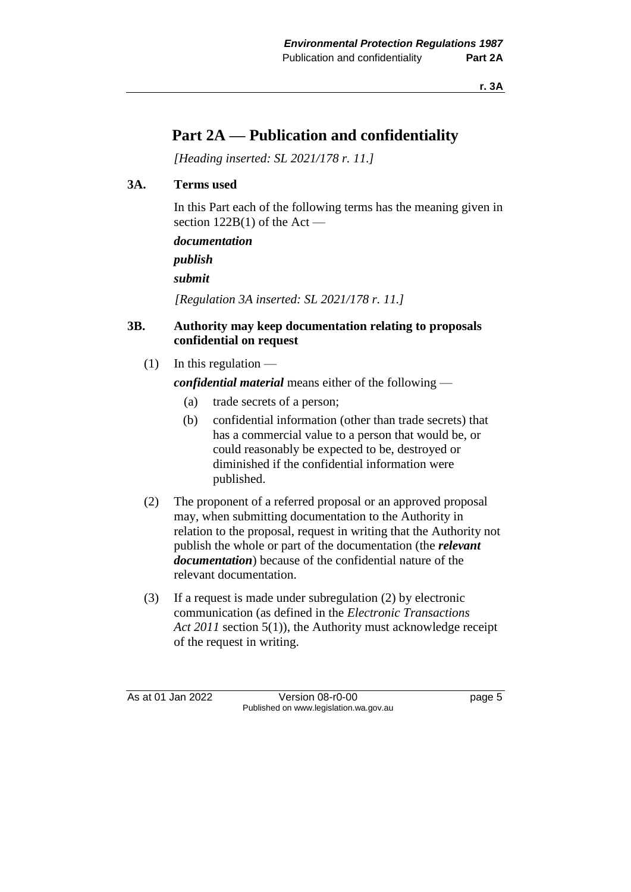# Part 2A — Publication and confidentiality

*[Heading inserted: SL 2021/178 r. 11.]*

## 3A. Terms used

In this Part each of the following terms has the meaning given in section 122B(1) of the Act —

***documentation***

***publish***

***submit***

*[Regulation 3A inserted: SL 2021/178 r. 11.]*

## 3B. Authority may keep documentation relating to proposals confidential on request

(1) In this regulation —

***confidential material*** means either of the following —

(a) trade secrets of a person;

(b) confidential information (other than trade secrets) that has a commercial value to a person that would be, or could reasonably be expected to be, destroyed or diminished if the confidential information were published.

(2) The proponent of a referred proposal or an approved proposal may, when submitting documentation to the Authority in relation to the proposal, request in writing that the Authority not publish the whole or part of the documentation (the ***relevant documentation***) because of the confidential nature of the relevant documentation.

(3) If a request is made under subregulation (2) by electronic communication (as defined in the *Electronic Transactions Act 2011* section 5(1)), the Authority must acknowledge receipt of the request in writing.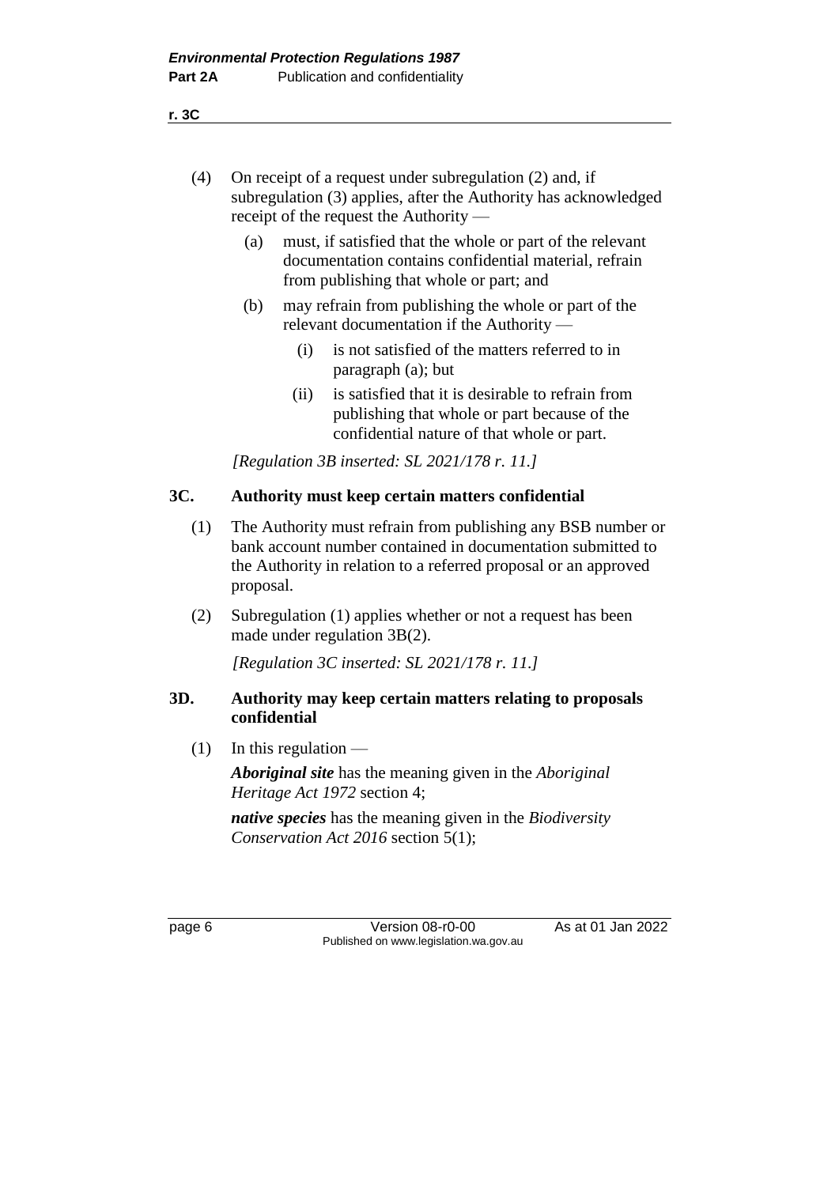(4) On receipt of a request under subregulation (2) and, if subregulation (3) applies, after the Authority has acknowledged receipt of the request the Authority —

  (a) must, if satisfied that the whole or part of the relevant documentation contains confidential material, refrain from publishing that whole or part; and

  (b) may refrain from publishing the whole or part of the relevant documentation if the Authority —

    (i) is not satisfied of the matters referred to in paragraph (a); but

    (ii) is satisfied that it is desirable to refrain from publishing that whole or part because of the confidential nature of that whole or part.

*[Regulation 3B inserted: SL 2021/178 r. 11.]*

### 3C. Authority must keep certain matters confidential

(1) The Authority must refrain from publishing any BSB number or bank account number contained in documentation submitted to the Authority in relation to a referred proposal or an approved proposal.

(2) Subregulation (1) applies whether or not a request has been made under regulation 3B(2).

*[Regulation 3C inserted: SL 2021/178 r. 11.]*

### 3D. Authority may keep certain matters relating to proposals confidential

(1) In this regulation —

***Aboriginal site*** has the meaning given in the *Aboriginal Heritage Act 1972* section 4;

***native species*** has the meaning given in the *Biodiversity Conservation Act 2016* section 5(1);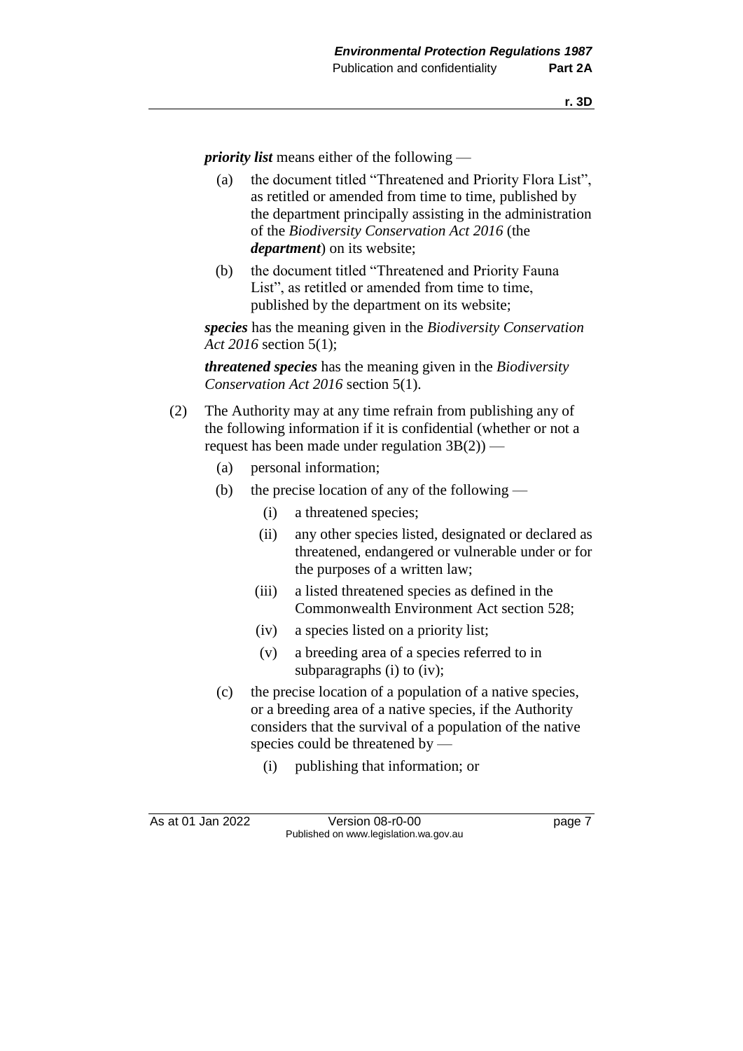***priority list*** means either of the following —

(a) the document titled "Threatened and Priority Flora List", as retitled or amended from time to time, published by the department principally assisting in the administration of the *Biodiversity Conservation Act 2016* (the ***department***) on its website;

(b) the document titled "Threatened and Priority Fauna List", as retitled or amended from time to time, published by the department on its website;

***species*** has the meaning given in the *Biodiversity Conservation Act 2016* section 5(1);

***threatened species*** has the meaning given in the *Biodiversity Conservation Act 2016* section 5(1).

(2) The Authority may at any time refrain from publishing any of the following information if it is confidential (whether or not a request has been made under regulation 3B(2)) —

(a) personal information;

(b) the precise location of any of the following —

(i) a threatened species;

(ii) any other species listed, designated or declared as threatened, endangered or vulnerable under or for the purposes of a written law;

(iii) a listed threatened species as defined in the Commonwealth Environment Act section 528;

(iv) a species listed on a priority list;

(v) a breeding area of a species referred to in subparagraphs (i) to (iv);

(c) the precise location of a population of a native species, or a breeding area of a native species, if the Authority considers that the survival of a population of the native species could be threatened by —

(i) publishing that information; or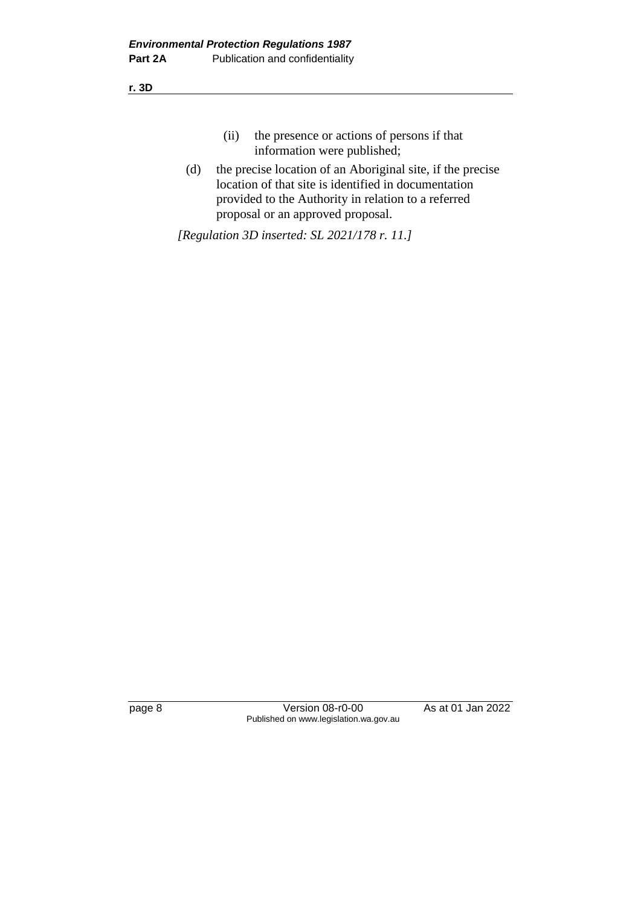(ii) the presence or actions of persons if that information were published;

(d) the precise location of an Aboriginal site, if the precise location of that site is identified in documentation provided to the Authority in relation to a referred proposal or an approved proposal.

*[Regulation 3D inserted: SL 2021/178 r. 11.]*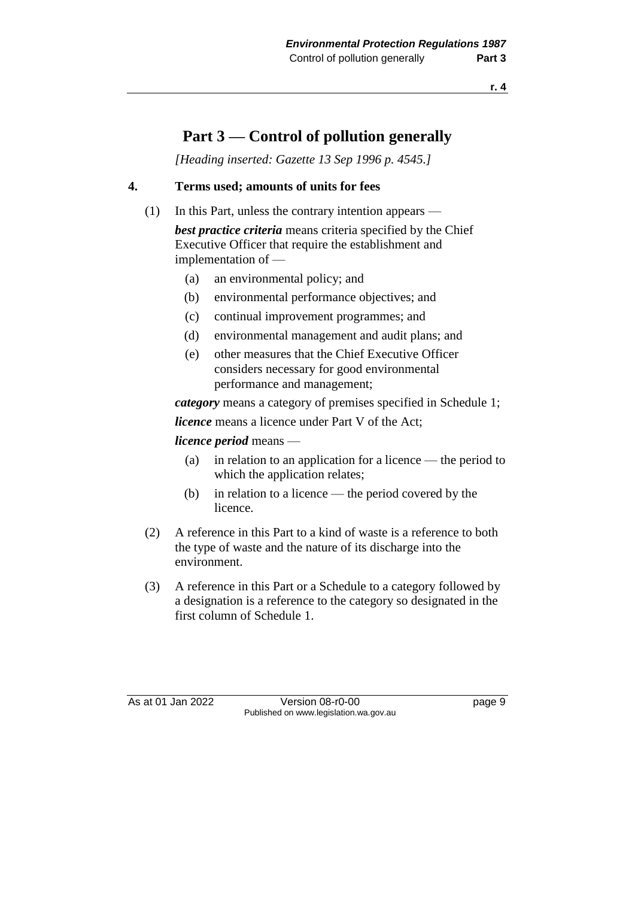# Part 3 — Control of pollution generally

*[Heading inserted: Gazette 13 Sep 1996 p. 4545.]*

## 4. Terms used; amounts of units for fees

(1) In this Part, unless the contrary intention appears —

***best practice criteria*** means criteria specified by the Chief Executive Officer that require the establishment and implementation of —

- (a) an environmental policy; and
- (b) environmental performance objectives; and
- (c) continual improvement programmes; and
- (d) environmental management and audit plans; and
- (e) other measures that the Chief Executive Officer considers necessary for good environmental performance and management;

***category*** means a category of premises specified in Schedule 1;

***licence*** means a licence under Part V of the Act;

***licence period*** means —

- (a) in relation to an application for a licence — the period to which the application relates;
- (b) in relation to a licence — the period covered by the licence.

(2) A reference in this Part to a kind of waste is a reference to both the type of waste and the nature of its discharge into the environment.

(3) A reference in this Part or a Schedule to a category followed by a designation is a reference to the category so designated in the first column of Schedule 1.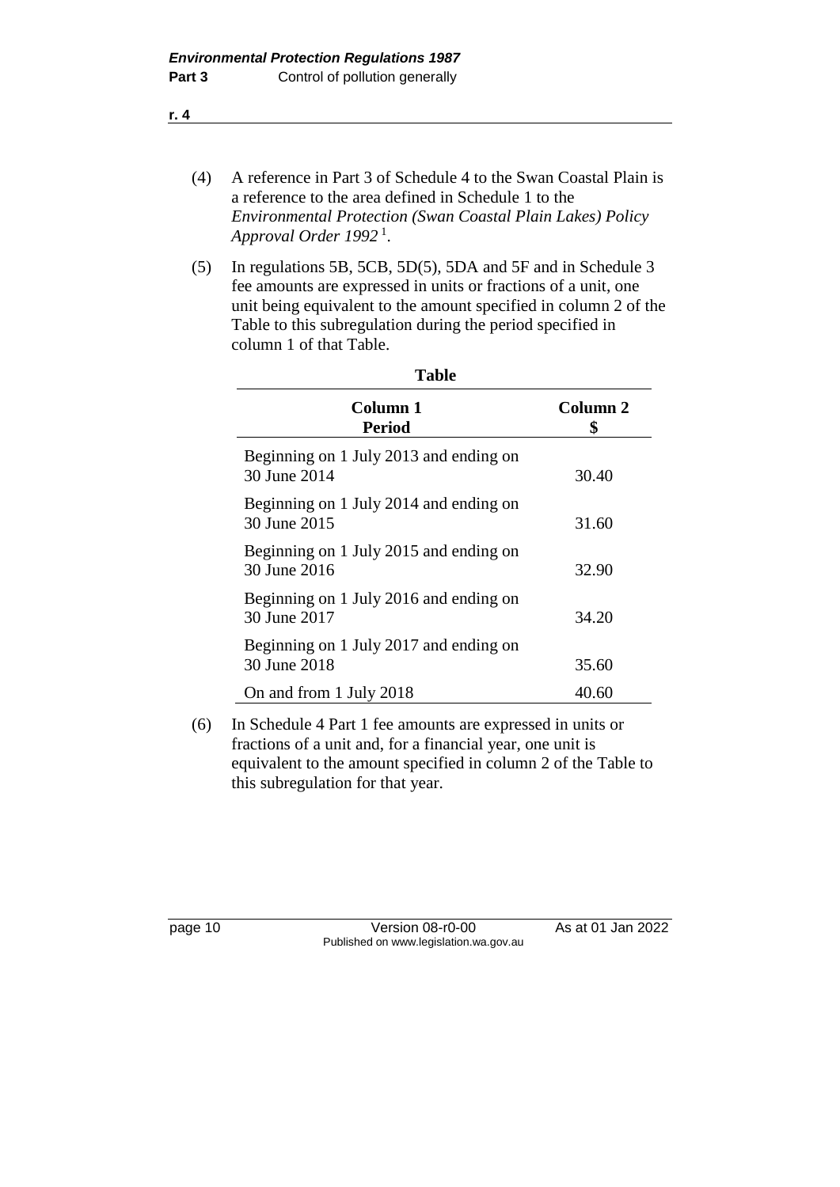(4) A reference in Part 3 of Schedule 4 to the Swan Coastal Plain is a reference to the area defined in Schedule 1 to the *Environmental Protection (Swan Coastal Plain Lakes) Policy Approval Order 1992* [1].

(5) In regulations 5B, 5CB, 5D(5), 5DA and 5F and in Schedule 3 fee amounts are expressed in units or fractions of a unit, one unit being equivalent to the amount specified in column 2 of the Table to this subregulation during the period specified in column 1 of that Table.

**Table**

| Column 1<br>Period | Column 2<br>$ |
|---|---|
| Beginning on 1 July 2013 and ending on 30 June 2014 | 30.40 |
| Beginning on 1 July 2014 and ending on 30 June 2015 | 31.60 |
| Beginning on 1 July 2015 and ending on 30 June 2016 | 32.90 |
| Beginning on 1 July 2016 and ending on 30 June 2017 | 34.20 |
| Beginning on 1 July 2017 and ending on 30 June 2018 | 35.60 |
| On and from 1 July 2018 | 40.60 |

(6) In Schedule 4 Part 1 fee amounts are expressed in units or fractions of a unit and, for a financial year, one unit is equivalent to the amount specified in column 2 of the Table to this subregulation for that year.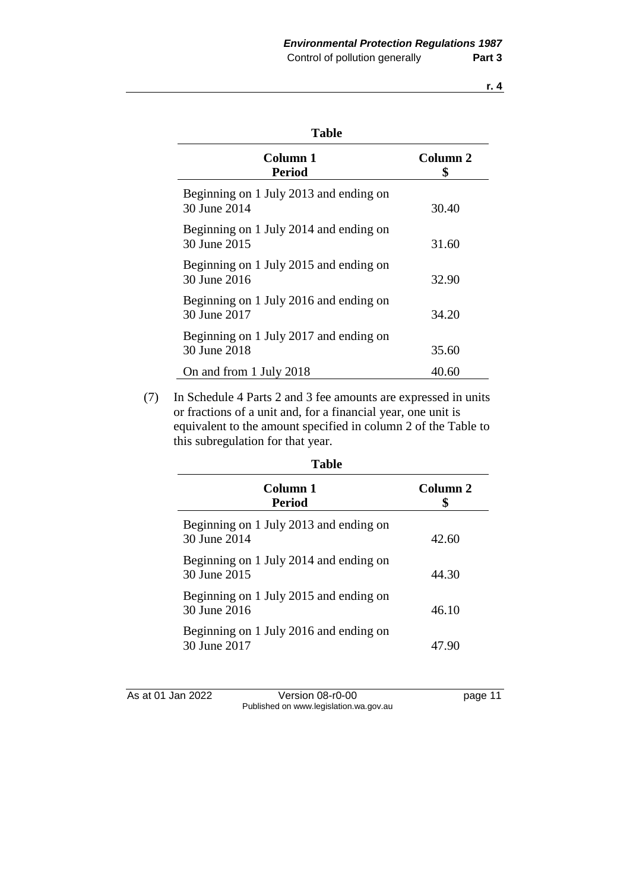**Table**

| Column 1<br>Period | Column 2<br>$ |
|---|---|
| Beginning on 1 July 2013 and ending on 30 June 2014 | 30.40 |
| Beginning on 1 July 2014 and ending on 30 June 2015 | 31.60 |
| Beginning on 1 July 2015 and ending on 30 June 2016 | 32.90 |
| Beginning on 1 July 2016 and ending on 30 June 2017 | 34.20 |
| Beginning on 1 July 2017 and ending on 30 June 2018 | 35.60 |
| On and from 1 July 2018 | 40.60 |

(7) In Schedule 4 Parts 2 and 3 fee amounts are expressed in units or fractions of a unit and, for a financial year, one unit is equivalent to the amount specified in column 2 of the Table to this subregulation for that year.

**Table**

| Column 1<br>Period | Column 2<br>$ |
|---|---|
| Beginning on 1 July 2013 and ending on 30 June 2014 | 42.60 |
| Beginning on 1 July 2014 and ending on 30 June 2015 | 44.30 |
| Beginning on 1 July 2015 and ending on 30 June 2016 | 46.10 |
| Beginning on 1 July 2016 and ending on 30 June 2017 | 47.90 |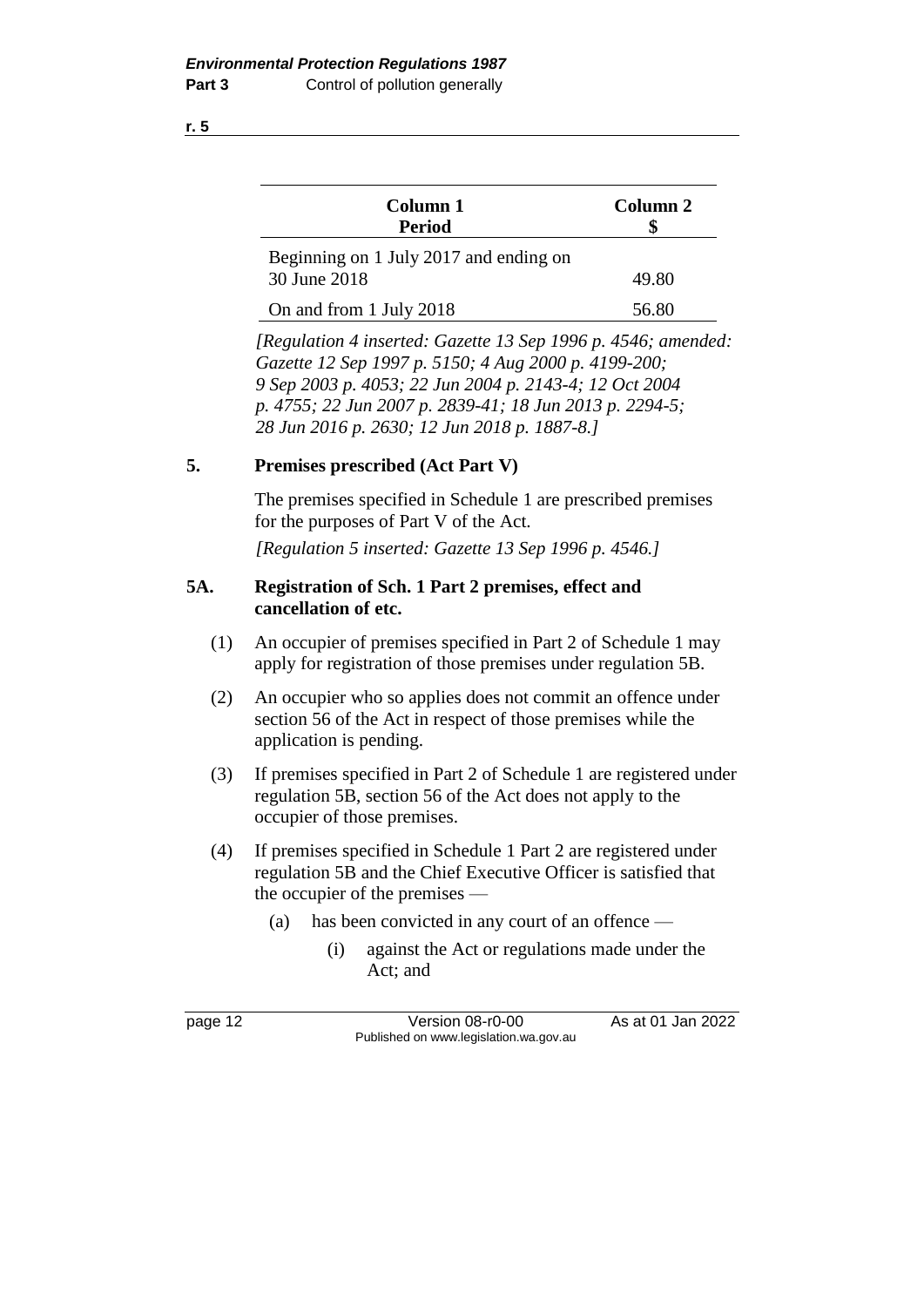| Column 1<br>Period | Column 2<br>$ |
|---|---|
| Beginning on 1 July 2017 and ending on 30 June 2018 | 49.80 |
| On and from 1 July 2018 | 56.80 |

*[Regulation 4 inserted: Gazette 13 Sep 1996 p. 4546; amended: Gazette 12 Sep 1997 p. 5150; 4 Aug 2000 p. 4199-200; 9 Sep 2003 p. 4053; 22 Jun 2004 p. 2143-4; 12 Oct 2004 p. 4755; 22 Jun 2007 p. 2839-41; 18 Jun 2013 p. 2294-5; 28 Jun 2016 p. 2630; 12 Jun 2018 p. 1887-8.]*

## 5. Premises prescribed (Act Part V)

The premises specified in Schedule 1 are prescribed premises for the purposes of Part V of the Act.

*[Regulation 5 inserted: Gazette 13 Sep 1996 p. 4546.]*

## 5A. Registration of Sch. 1 Part 2 premises, effect and cancellation of etc.

(1) An occupier of premises specified in Part 2 of Schedule 1 may apply for registration of those premises under regulation 5B.

(2) An occupier who so applies does not commit an offence under section 56 of the Act in respect of those premises while the application is pending.

(3) If premises specified in Part 2 of Schedule 1 are registered under regulation 5B, section 56 of the Act does not apply to the occupier of those premises.

(4) If premises specified in Schedule 1 Part 2 are registered under regulation 5B and the Chief Executive Officer is satisfied that the occupier of the premises —

- (a) has been convicted in any court of an offence —
  - (i) against the Act or regulations made under the Act; and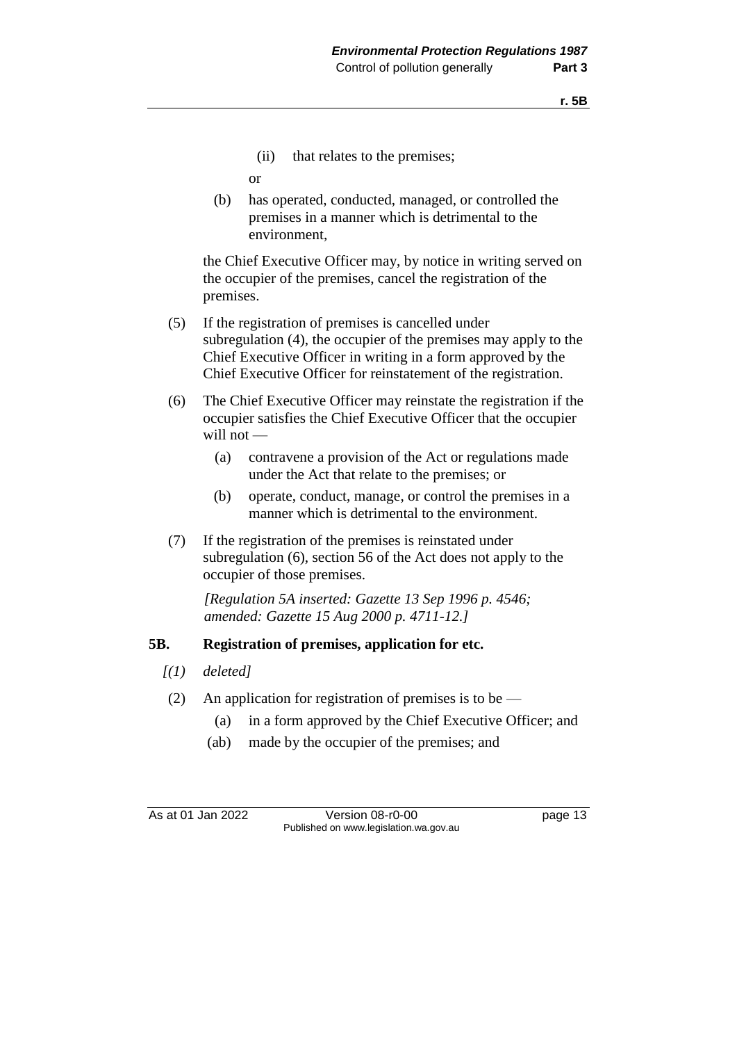(ii) that relates to the premises;

or

(b) has operated, conducted, managed, or controlled the premises in a manner which is detrimental to the environment,

the Chief Executive Officer may, by notice in writing served on the occupier of the premises, cancel the registration of the premises.

(5) If the registration of premises is cancelled under subregulation (4), the occupier of the premises may apply to the Chief Executive Officer in writing in a form approved by the Chief Executive Officer for reinstatement of the registration.

(6) The Chief Executive Officer may reinstate the registration if the occupier satisfies the Chief Executive Officer that the occupier will not —

(a) contravene a provision of the Act or regulations made under the Act that relate to the premises; or

(b) operate, conduct, manage, or control the premises in a manner which is detrimental to the environment.

(7) If the registration of the premises is reinstated under subregulation (6), section 56 of the Act does not apply to the occupier of those premises.

*[Regulation 5A inserted: Gazette 13 Sep 1996 p. 4546; amended: Gazette 15 Aug 2000 p. 4711-12.]*

## 5B. Registration of premises, application for etc.

*[(1) deleted]*

(2) An application for registration of premises is to be —

(a) in a form approved by the Chief Executive Officer; and

(ab) made by the occupier of the premises; and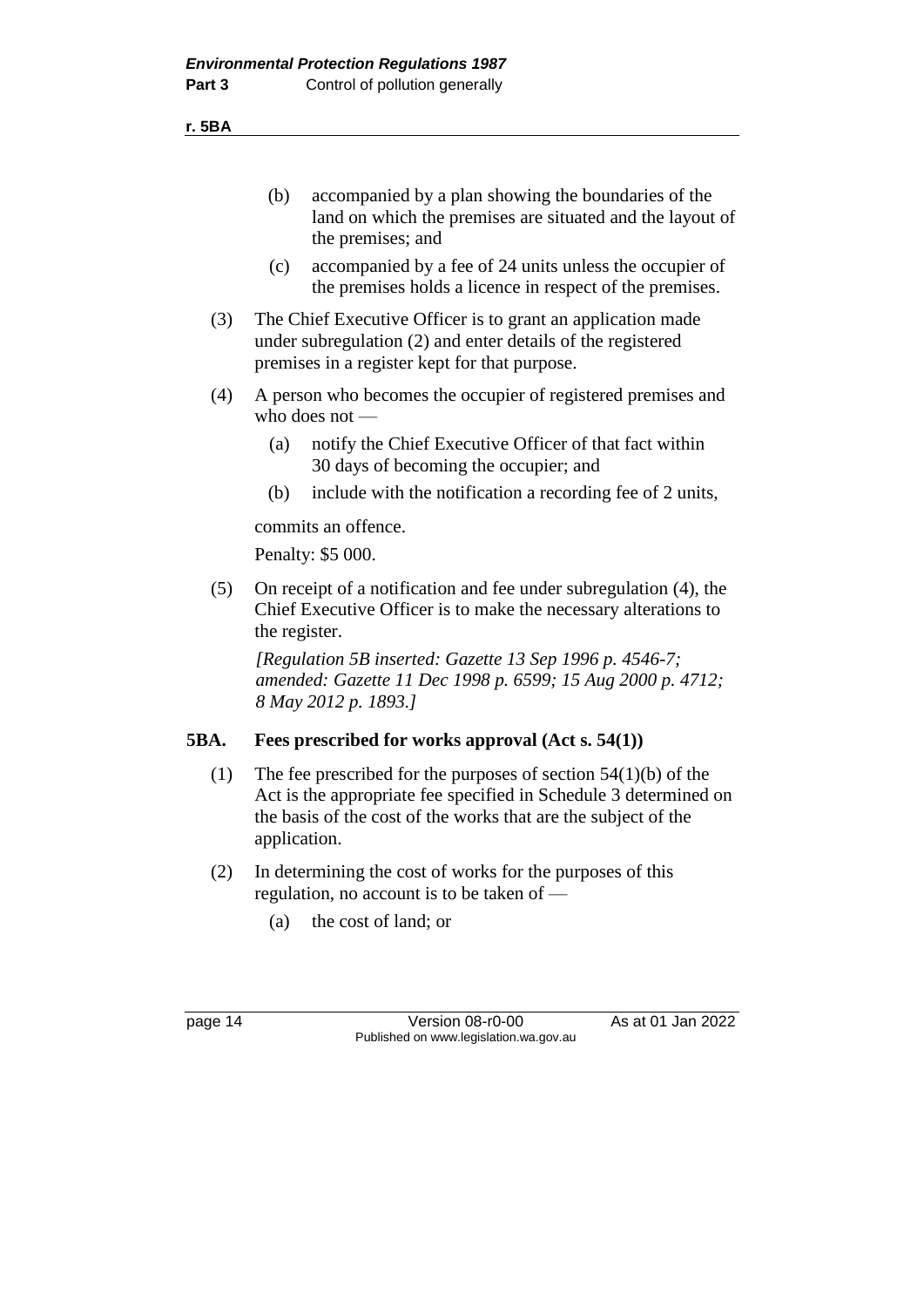(b) accompanied by a plan showing the boundaries of the land on which the premises are situated and the layout of the premises; and

(c) accompanied by a fee of 24 units unless the occupier of the premises holds a licence in respect of the premises.

(3) The Chief Executive Officer is to grant an application made under subregulation (2) and enter details of the registered premises in a register kept for that purpose.

(4) A person who becomes the occupier of registered premises and who does not —

(a) notify the Chief Executive Officer of that fact within 30 days of becoming the occupier; and

(b) include with the notification a recording fee of 2 units,

commits an offence.

Penalty: $5 000.

(5) On receipt of a notification and fee under subregulation (4), the Chief Executive Officer is to make the necessary alterations to the register.

*[Regulation 5B inserted: Gazette 13 Sep 1996 p. 4546-7; amended: Gazette 11 Dec 1998 p. 6599; 15 Aug 2000 p. 4712; 8 May 2012 p. 1893.]*

## 5BA. Fees prescribed for works approval (Act s. 54(1))

(1) The fee prescribed for the purposes of section 54(1)(b) of the Act is the appropriate fee specified in Schedule 3 determined on the basis of the cost of the works that are the subject of the application.

(2) In determining the cost of works for the purposes of this regulation, no account is to be taken of —

(a) the cost of land; or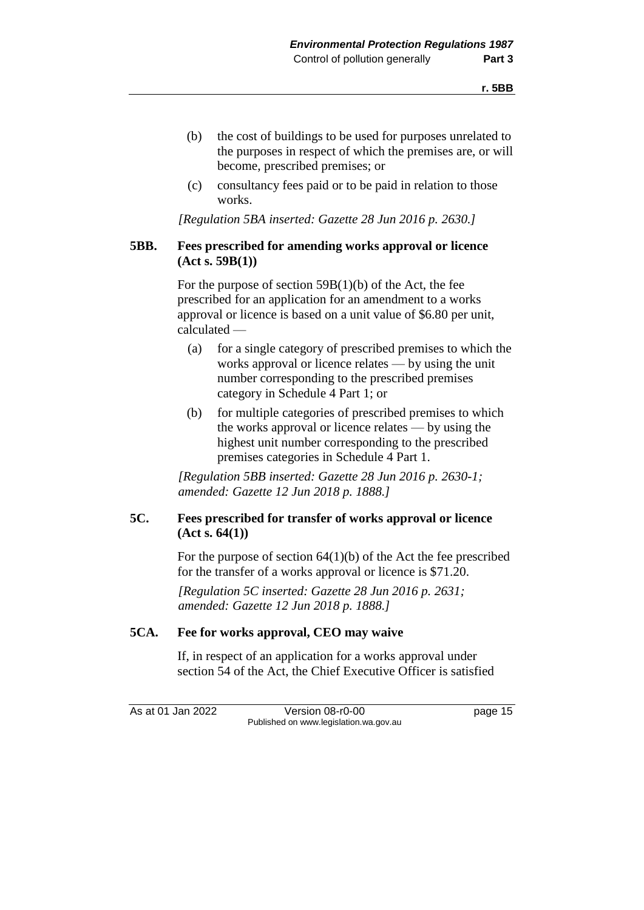(b) the cost of buildings to be used for purposes unrelated to the purposes in respect of which the premises are, or will become, prescribed premises; or

(c) consultancy fees paid or to be paid in relation to those works.

*[Regulation 5BA inserted: Gazette 28 Jun 2016 p. 2630.]*

### 5BB. Fees prescribed for amending works approval or licence (Act s. 59B(1))

For the purpose of section 59B(1)(b) of the Act, the fee prescribed for an application for an amendment to a works approval or licence is based on a unit value of $6.80 per unit, calculated —

(a) for a single category of prescribed premises to which the works approval or licence relates — by using the unit number corresponding to the prescribed premises category in Schedule 4 Part 1; or

(b) for multiple categories of prescribed premises to which the works approval or licence relates — by using the highest unit number corresponding to the prescribed premises categories in Schedule 4 Part 1.

*[Regulation 5BB inserted: Gazette 28 Jun 2016 p. 2630-1; amended: Gazette 12 Jun 2018 p. 1888.]*

### 5C. Fees prescribed for transfer of works approval or licence (Act s. 64(1))

For the purpose of section 64(1)(b) of the Act the fee prescribed for the transfer of a works approval or licence is $71.20.

*[Regulation 5C inserted: Gazette 28 Jun 2016 p. 2631; amended: Gazette 12 Jun 2018 p. 1888.]*

### 5CA. Fee for works approval, CEO may waive

If, in respect of an application for a works approval under section 54 of the Act, the Chief Executive Officer is satisfied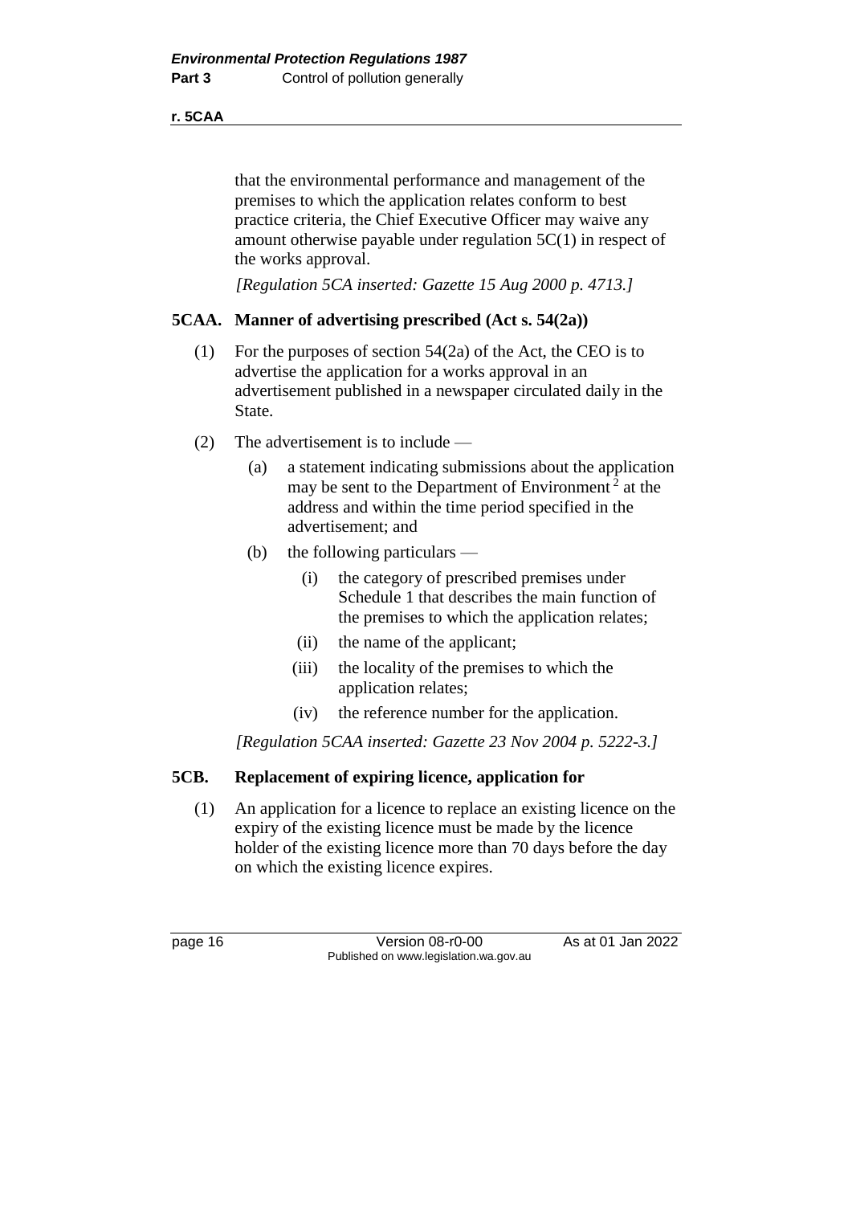that the environmental performance and management of the premises to which the application relates conform to best practice criteria, the Chief Executive Officer may waive any amount otherwise payable under regulation 5C(1) in respect of the works approval.

*[Regulation 5CA inserted: Gazette 15 Aug 2000 p. 4713.]*

### 5CAA. Manner of advertising prescribed (Act s. 54(2a))

(1) For the purposes of section 54(2a) of the Act, the CEO is to advertise the application for a works approval in an advertisement published in a newspaper circulated daily in the State.

(2) The advertisement is to include —

(a) a statement indicating submissions about the application may be sent to the Department of Environment [2] at the address and within the time period specified in the advertisement; and

(b) the following particulars —

(i) the category of prescribed premises under Schedule 1 that describes the main function of the premises to which the application relates;

(ii) the name of the applicant;

(iii) the locality of the premises to which the application relates;

(iv) the reference number for the application.

*[Regulation 5CAA inserted: Gazette 23 Nov 2004 p. 5222-3.]*

### 5CB. Replacement of expiring licence, application for

(1) An application for a licence to replace an existing licence on the expiry of the existing licence must be made by the licence holder of the existing licence more than 70 days before the day on which the existing licence expires.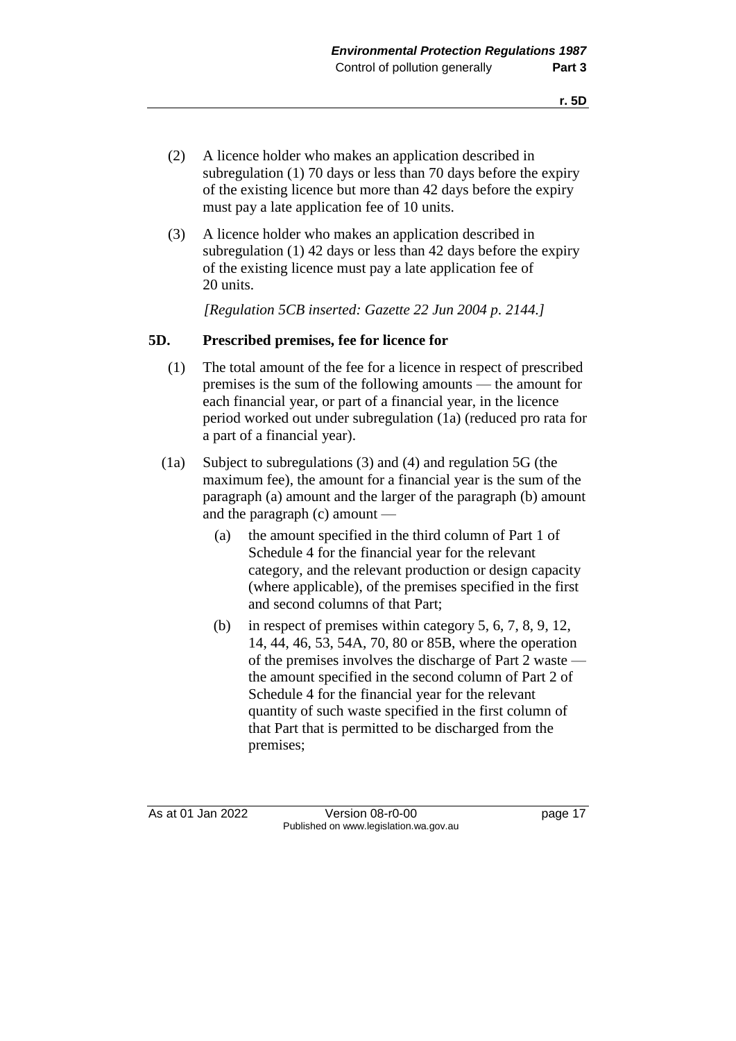(2) A licence holder who makes an application described in subregulation (1) 70 days or less than 70 days before the expiry of the existing licence but more than 42 days before the expiry must pay a late application fee of 10 units.

(3) A licence holder who makes an application described in subregulation (1) 42 days or less than 42 days before the expiry of the existing licence must pay a late application fee of 20 units.

*[Regulation 5CB inserted: Gazette 22 Jun 2004 p. 2144.]*

### 5D. Prescribed premises, fee for licence for

(1) The total amount of the fee for a licence in respect of prescribed premises is the sum of the following amounts — the amount for each financial year, or part of a financial year, in the licence period worked out under subregulation (1a) (reduced pro rata for a part of a financial year).

(1a) Subject to subregulations (3) and (4) and regulation 5G (the maximum fee), the amount for a financial year is the sum of the paragraph (a) amount and the larger of the paragraph (b) amount and the paragraph (c) amount —

  (a) the amount specified in the third column of Part 1 of Schedule 4 for the financial year for the relevant category, and the relevant production or design capacity (where applicable), of the premises specified in the first and second columns of that Part;

  (b) in respect of premises within category 5, 6, 7, 8, 9, 12, 14, 44, 46, 53, 54A, 70, 80 or 85B, where the operation of the premises involves the discharge of Part 2 waste — the amount specified in the second column of Part 2 of Schedule 4 for the financial year for the relevant quantity of such waste specified in the first column of that Part that is permitted to be discharged from the premises;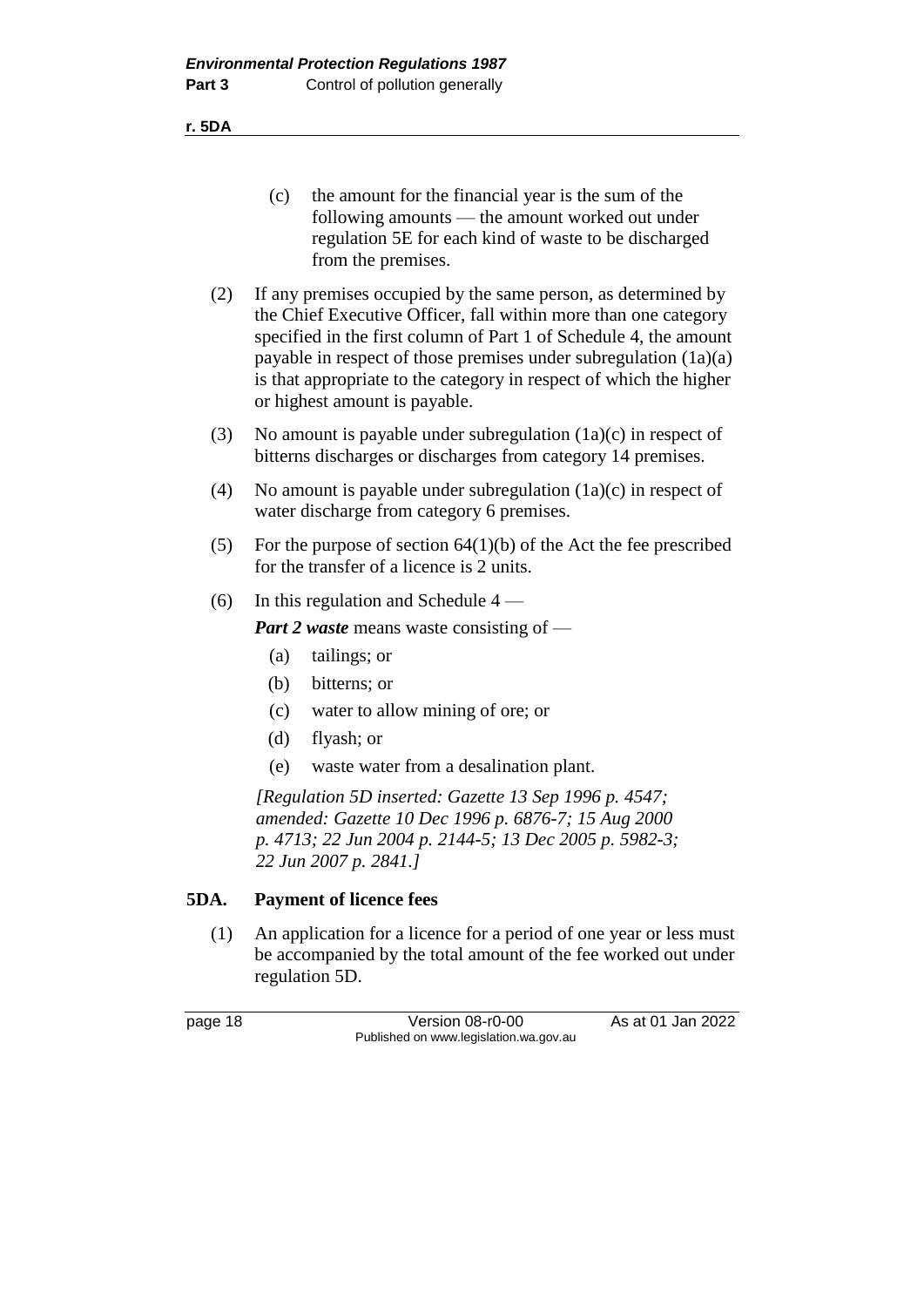(c) the amount for the financial year is the sum of the following amounts — the amount worked out under regulation 5E for each kind of waste to be discharged from the premises.

(2) If any premises occupied by the same person, as determined by the Chief Executive Officer, fall within more than one category specified in the first column of Part 1 of Schedule 4, the amount payable in respect of those premises under subregulation (1a)(a) is that appropriate to the category in respect of which the higher or highest amount is payable.

(3) No amount is payable under subregulation (1a)(c) in respect of bitterns discharges or discharges from category 14 premises.

(4) No amount is payable under subregulation (1a)(c) in respect of water discharge from category 6 premises.

(5) For the purpose of section 64(1)(b) of the Act the fee prescribed for the transfer of a licence is 2 units.

(6) In this regulation and Schedule 4 —

***Part 2 waste*** means waste consisting of —

(a) tailings; or

(b) bitterns; or

(c) water to allow mining of ore; or

(d) flyash; or

(e) waste water from a desalination plant.

*[Regulation 5D inserted: Gazette 13 Sep 1996 p. 4547; amended: Gazette 10 Dec 1996 p. 6876-7; 15 Aug 2000 p. 4713; 22 Jun 2004 p. 2144-5; 13 Dec 2005 p. 5982-3; 22 Jun 2007 p. 2841.]*

## 5DA. Payment of licence fees

(1) An application for a licence for a period of one year or less must be accompanied by the total amount of the fee worked out under regulation 5D.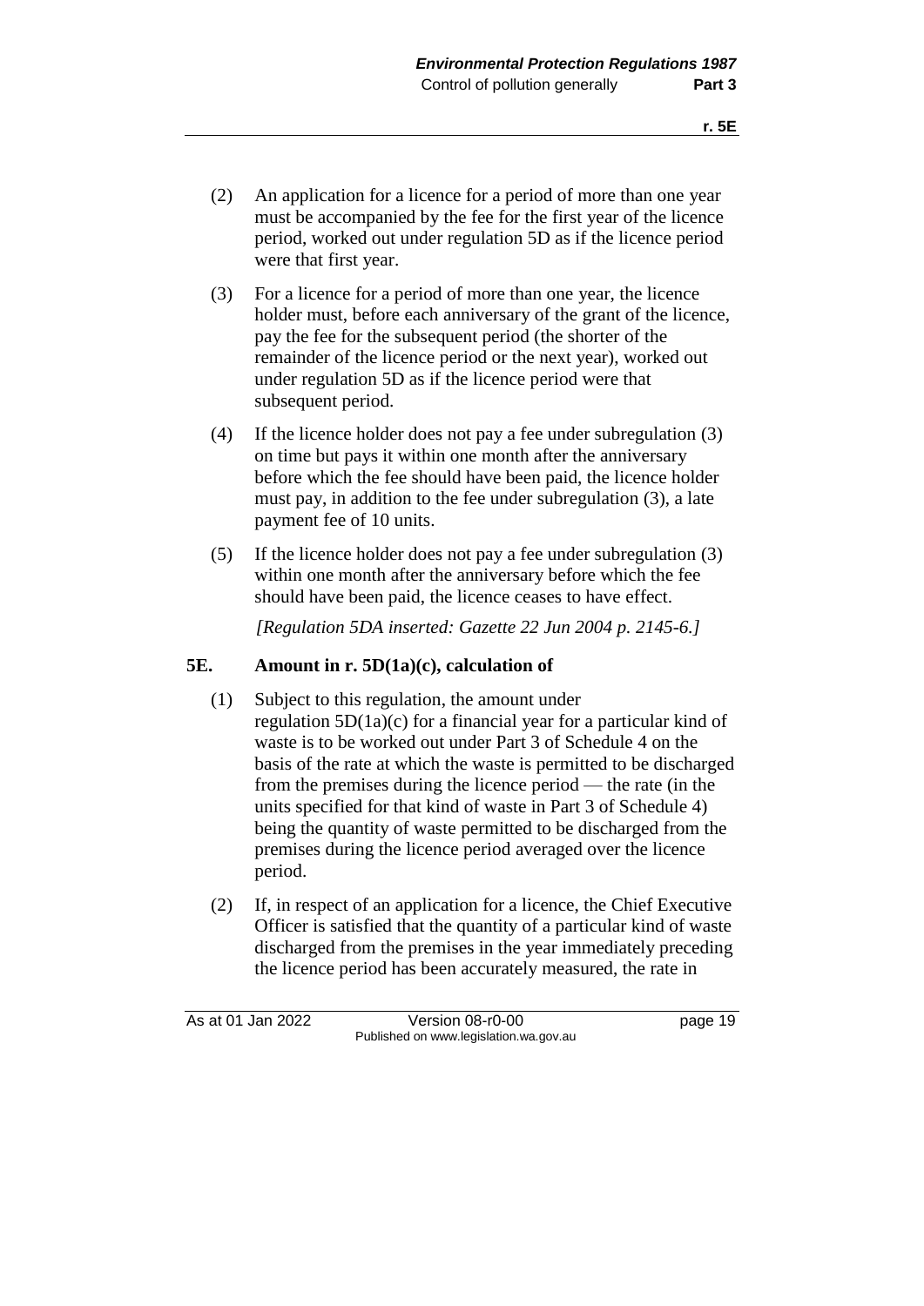(2) An application for a licence for a period of more than one year must be accompanied by the fee for the first year of the licence period, worked out under regulation 5D as if the licence period were that first year.

(3) For a licence for a period of more than one year, the licence holder must, before each anniversary of the grant of the licence, pay the fee for the subsequent period (the shorter of the remainder of the licence period or the next year), worked out under regulation 5D as if the licence period were that subsequent period.

(4) If the licence holder does not pay a fee under subregulation (3) on time but pays it within one month after the anniversary before which the fee should have been paid, the licence holder must pay, in addition to the fee under subregulation (3), a late payment fee of 10 units.

(5) If the licence holder does not pay a fee under subregulation (3) within one month after the anniversary before which the fee should have been paid, the licence ceases to have effect.

*[Regulation 5DA inserted: Gazette 22 Jun 2004 p. 2145-6.]*

## 5E. Amount in r. 5D(1a)(c), calculation of

(1) Subject to this regulation, the amount under regulation 5D(1a)(c) for a financial year for a particular kind of waste is to be worked out under Part 3 of Schedule 4 on the basis of the rate at which the waste is permitted to be discharged from the premises during the licence period — the rate (in the units specified for that kind of waste in Part 3 of Schedule 4) being the quantity of waste permitted to be discharged from the premises during the licence period averaged over the licence period.

(2) If, in respect of an application for a licence, the Chief Executive Officer is satisfied that the quantity of a particular kind of waste discharged from the premises in the year immediately preceding the licence period has been accurately measured, the rate in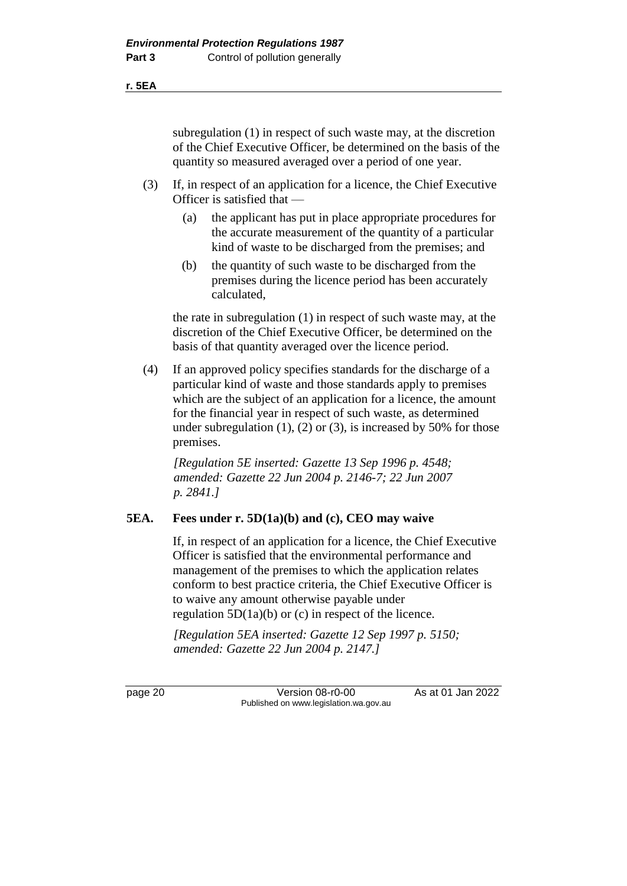subregulation (1) in respect of such waste may, at the discretion of the Chief Executive Officer, be determined on the basis of the quantity so measured averaged over a period of one year.

(3) If, in respect of an application for a licence, the Chief Executive Officer is satisfied that —

(a) the applicant has put in place appropriate procedures for the accurate measurement of the quantity of a particular kind of waste to be discharged from the premises; and

(b) the quantity of such waste to be discharged from the premises during the licence period has been accurately calculated,

the rate in subregulation (1) in respect of such waste may, at the discretion of the Chief Executive Officer, be determined on the basis of that quantity averaged over the licence period.

(4) If an approved policy specifies standards for the discharge of a particular kind of waste and those standards apply to premises which are the subject of an application for a licence, the amount for the financial year in respect of such waste, as determined under subregulation (1), (2) or (3), is increased by 50% for those premises.

*[Regulation 5E inserted: Gazette 13 Sep 1996 p. 4548; amended: Gazette 22 Jun 2004 p. 2146-7; 22 Jun 2007 p. 2841.]*

### 5EA. Fees under r. 5D(1a)(b) and (c), CEO may waive

If, in respect of an application for a licence, the Chief Executive Officer is satisfied that the environmental performance and management of the premises to which the application relates conform to best practice criteria, the Chief Executive Officer is to waive any amount otherwise payable under regulation 5D(1a)(b) or (c) in respect of the licence.

*[Regulation 5EA inserted: Gazette 12 Sep 1997 p. 5150; amended: Gazette 22 Jun 2004 p. 2147.]*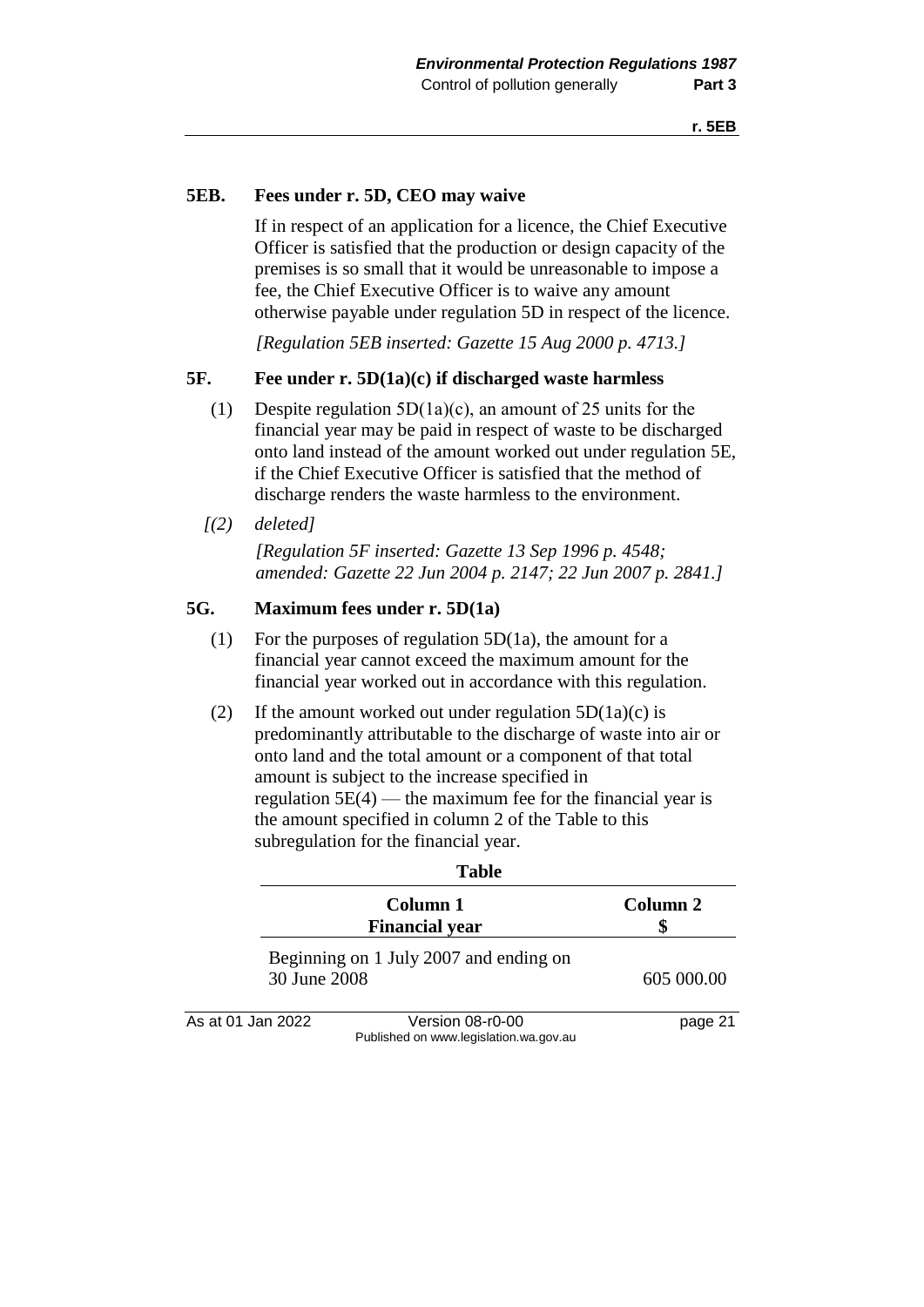## 5EB. Fees under r. 5D, CEO may waive

If in respect of an application for a licence, the Chief Executive Officer is satisfied that the production or design capacity of the premises is so small that it would be unreasonable to impose a fee, the Chief Executive Officer is to waive any amount otherwise payable under regulation 5D in respect of the licence.

*[Regulation 5EB inserted: Gazette 15 Aug 2000 p. 4713.]*

## 5F. Fee under r. 5D(1a)(c) if discharged waste harmless

(1) Despite regulation 5D(1a)(c), an amount of 25 units for the financial year may be paid in respect of waste to be discharged onto land instead of the amount worked out under regulation 5E, if the Chief Executive Officer is satisfied that the method of discharge renders the waste harmless to the environment.

*[(2) deleted]*

*[Regulation 5F inserted: Gazette 13 Sep 1996 p. 4548; amended: Gazette 22 Jun 2004 p. 2147; 22 Jun 2007 p. 2841.]*

## 5G. Maximum fees under r. 5D(1a)

(1) For the purposes of regulation 5D(1a), the amount for a financial year cannot exceed the maximum amount for the financial year worked out in accordance with this regulation.

(2) If the amount worked out under regulation 5D(1a)(c) is predominantly attributable to the discharge of waste into air or onto land and the total amount or a component of that total amount is subject to the increase specified in regulation 5E(4) — the maximum fee for the financial year is the amount specified in column 2 of the Table to this subregulation for the financial year.

**Table**

| Column 1<br>Financial year | Column 2<br>$ |
|---|---|
| Beginning on 1 July 2007 and ending on 30 June 2008 | 605 000.00 |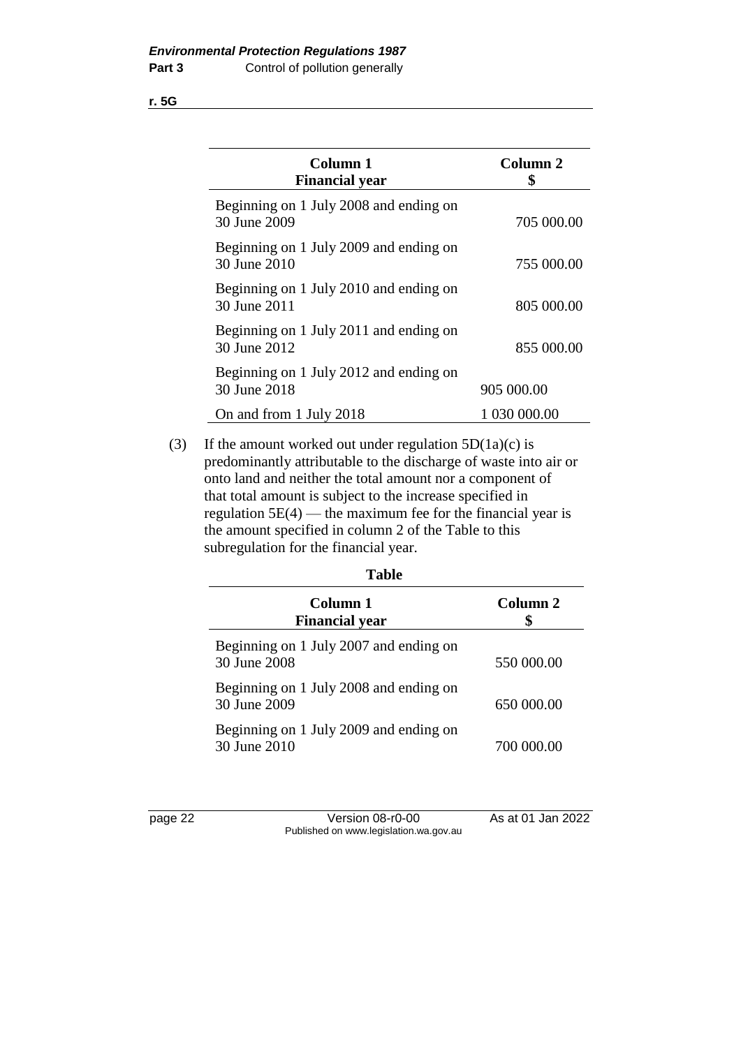| Column 1<br>Financial year | Column 2<br>$ |
|---|---|
| Beginning on 1 July 2008 and ending on 30 June 2009 | 705 000.00 |
| Beginning on 1 July 2009 and ending on 30 June 2010 | 755 000.00 |
| Beginning on 1 July 2010 and ending on 30 June 2011 | 805 000.00 |
| Beginning on 1 July 2011 and ending on 30 June 2012 | 855 000.00 |
| Beginning on 1 July 2012 and ending on 30 June 2018 | 905 000.00 |
| On and from 1 July 2018 | 1 030 000.00 |

(3) If the amount worked out under regulation 5D(1a)(c) is predominantly attributable to the discharge of waste into air or onto land and neither the total amount nor a component of that total amount is subject to the increase specified in regulation 5E(4) — the maximum fee for the financial year is the amount specified in column 2 of the Table to this subregulation for the financial year.

**Table**

| Column 1<br>Financial year | Column 2<br>$ |
|---|---|
| Beginning on 1 July 2007 and ending on 30 June 2008 | 550 000.00 |
| Beginning on 1 July 2008 and ending on 30 June 2009 | 650 000.00 |
| Beginning on 1 July 2009 and ending on 30 June 2010 | 700 000.00 |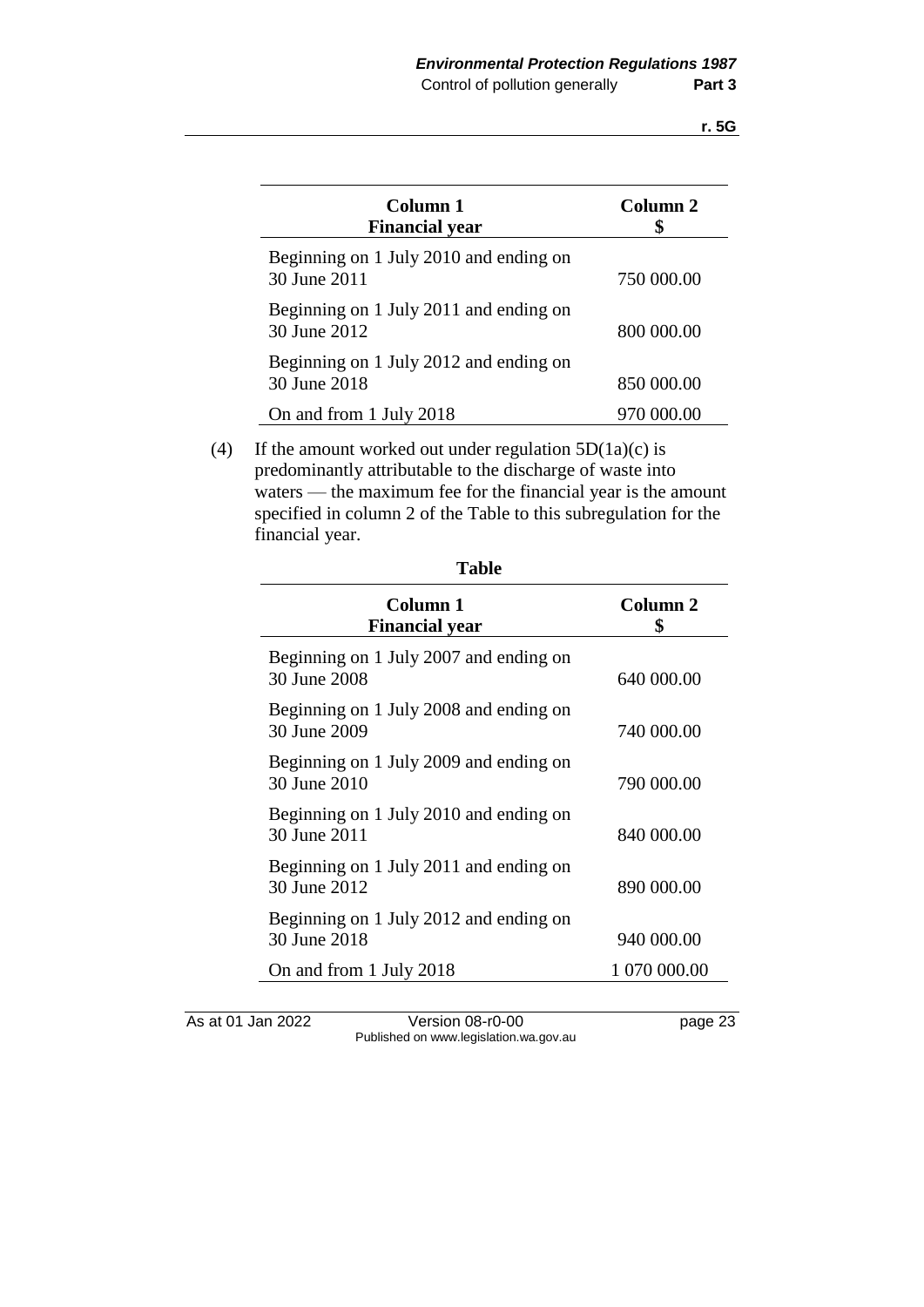| Column 1<br>Financial year | Column 2<br>$ |
|---|---|
| Beginning on 1 July 2010 and ending on 30 June 2011 | 750 000.00 |
| Beginning on 1 July 2011 and ending on 30 June 2012 | 800 000.00 |
| Beginning on 1 July 2012 and ending on 30 June 2018 | 850 000.00 |
| On and from 1 July 2018 | 970 000.00 |

(4) If the amount worked out under regulation 5D(1a)(c) is predominantly attributable to the discharge of waste into waters — the maximum fee for the financial year is the amount specified in column 2 of the Table to this subregulation for the financial year.

**Table**

| Column 1<br>Financial year | Column 2<br>$ |
|---|---|
| Beginning on 1 July 2007 and ending on 30 June 2008 | 640 000.00 |
| Beginning on 1 July 2008 and ending on 30 June 2009 | 740 000.00 |
| Beginning on 1 July 2009 and ending on 30 June 2010 | 790 000.00 |
| Beginning on 1 July 2010 and ending on 30 June 2011 | 840 000.00 |
| Beginning on 1 July 2011 and ending on 30 June 2012 | 890 000.00 |
| Beginning on 1 July 2012 and ending on 30 June 2018 | 940 000.00 |
| On and from 1 July 2018 | 1 070 000.00 |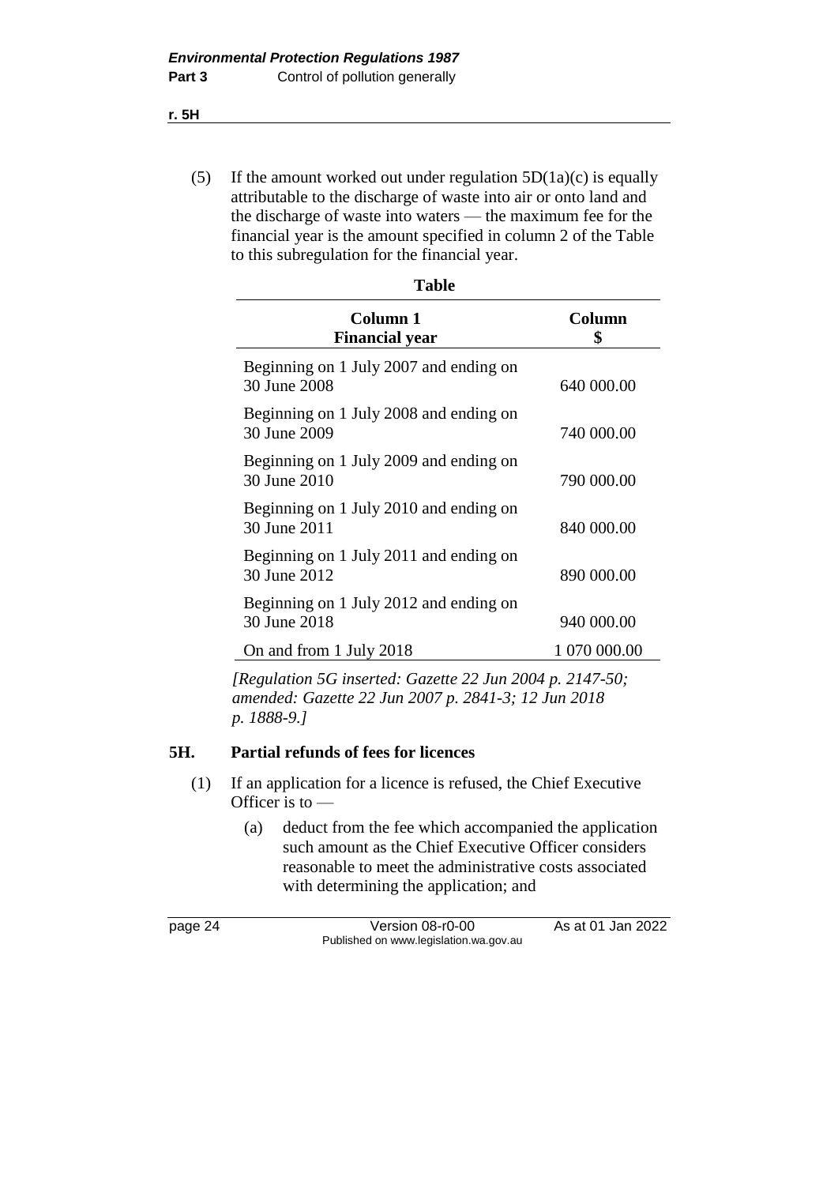(5) If the amount worked out under regulation 5D(1a)(c) is equally attributable to the discharge of waste into air or onto land and the discharge of waste into waters — the maximum fee for the financial year is the amount specified in column 2 of the Table to this subregulation for the financial year.

**Table**

| Column 1<br>Financial year | Column<br>$ |
|---|---|
| Beginning on 1 July 2007 and ending on 30 June 2008 | 640 000.00 |
| Beginning on 1 July 2008 and ending on 30 June 2009 | 740 000.00 |
| Beginning on 1 July 2009 and ending on 30 June 2010 | 790 000.00 |
| Beginning on 1 July 2010 and ending on 30 June 2011 | 840 000.00 |
| Beginning on 1 July 2011 and ending on 30 June 2012 | 890 000.00 |
| Beginning on 1 July 2012 and ending on 30 June 2018 | 940 000.00 |
| On and from 1 July 2018 | 1 070 000.00 |

*[Regulation 5G inserted: Gazette 22 Jun 2004 p. 2147-50; amended: Gazette 22 Jun 2007 p. 2841-3; 12 Jun 2018 p. 1888-9.]*

## 5H. Partial refunds of fees for licences

(1) If an application for a licence is refused, the Chief Executive Officer is to —

(a) deduct from the fee which accompanied the application such amount as the Chief Executive Officer considers reasonable to meet the administrative costs associated with determining the application; and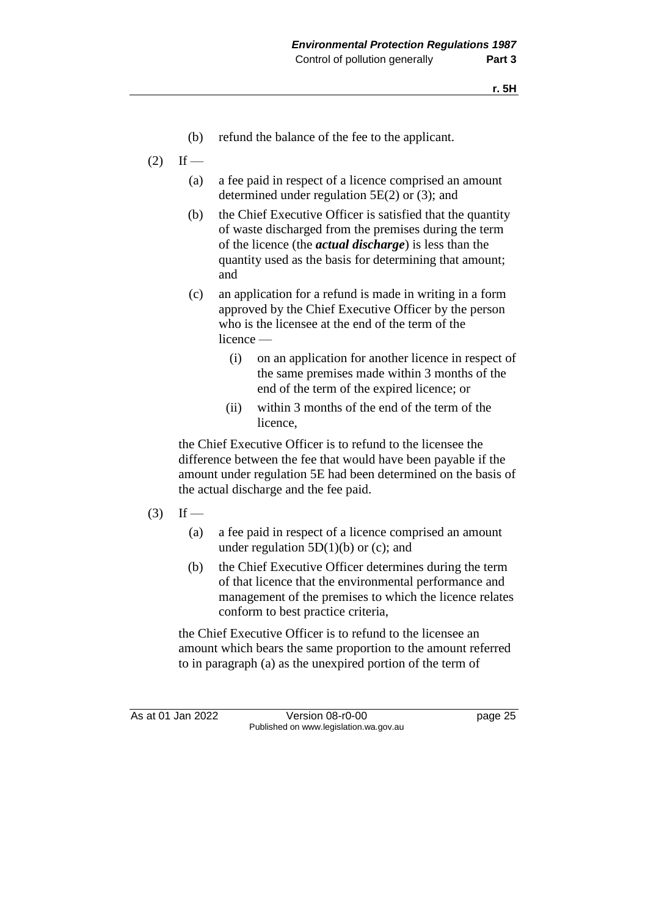(b) refund the balance of the fee to the applicant.

(2) If —

(a) a fee paid in respect of a licence comprised an amount determined under regulation 5E(2) or (3); and

(b) the Chief Executive Officer is satisfied that the quantity of waste discharged from the premises during the term of the licence (the ***actual discharge***) is less than the quantity used as the basis for determining that amount; and

(c) an application for a refund is made in writing in a form approved by the Chief Executive Officer by the person who is the licensee at the end of the term of the licence —

(i) on an application for another licence in respect of the same premises made within 3 months of the end of the term of the expired licence; or

(ii) within 3 months of the end of the term of the licence,

the Chief Executive Officer is to refund to the licensee the difference between the fee that would have been payable if the amount under regulation 5E had been determined on the basis of the actual discharge and the fee paid.

(3) If —

(a) a fee paid in respect of a licence comprised an amount under regulation 5D(1)(b) or (c); and

(b) the Chief Executive Officer determines during the term of that licence that the environmental performance and management of the premises to which the licence relates conform to best practice criteria,

the Chief Executive Officer is to refund to the licensee an amount which bears the same proportion to the amount referred to in paragraph (a) as the unexpired portion of the term of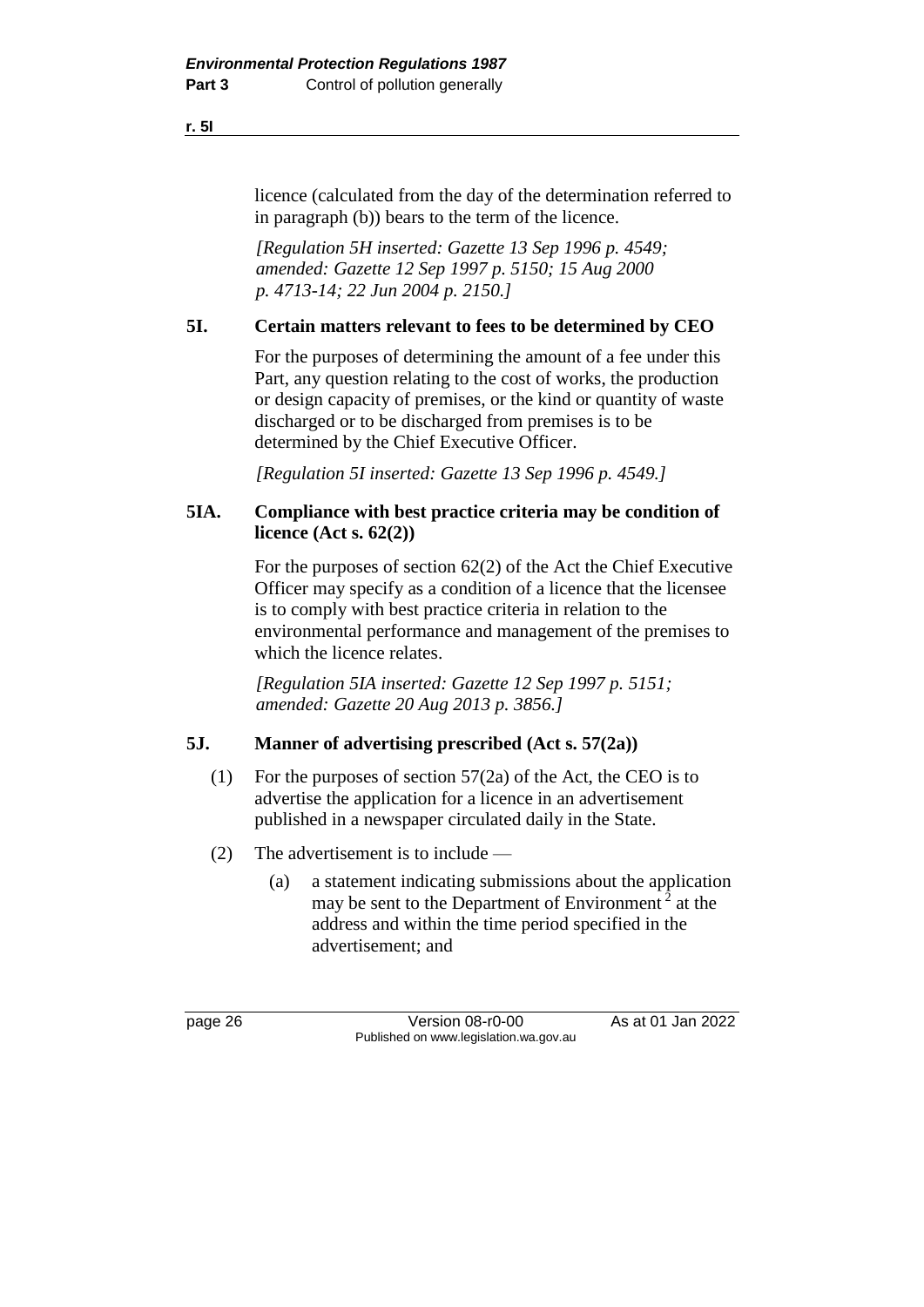licence (calculated from the day of the determination referred to in paragraph (b)) bears to the term of the licence.

*[Regulation 5H inserted: Gazette 13 Sep 1996 p. 4549; amended: Gazette 12 Sep 1997 p. 5150; 15 Aug 2000 p. 4713-14; 22 Jun 2004 p. 2150.]*

### 5I. Certain matters relevant to fees to be determined by CEO

For the purposes of determining the amount of a fee under this Part, any question relating to the cost of works, the production or design capacity of premises, or the kind or quantity of waste discharged or to be discharged from premises is to be determined by the Chief Executive Officer.

*[Regulation 5I inserted: Gazette 13 Sep 1996 p. 4549.]*

### 5IA. Compliance with best practice criteria may be condition of licence (Act s. 62(2))

For the purposes of section 62(2) of the Act the Chief Executive Officer may specify as a condition of a licence that the licensee is to comply with best practice criteria in relation to the environmental performance and management of the premises to which the licence relates.

*[Regulation 5IA inserted: Gazette 12 Sep 1997 p. 5151; amended: Gazette 20 Aug 2013 p. 3856.]*

### 5J. Manner of advertising prescribed (Act s. 57(2a))

(1) For the purposes of section 57(2a) of the Act, the CEO is to advertise the application for a licence in an advertisement published in a newspaper circulated daily in the State.

(2) The advertisement is to include —

(a) a statement indicating submissions about the application may be sent to the Department of Environment [2] at the address and within the time period specified in the advertisement; and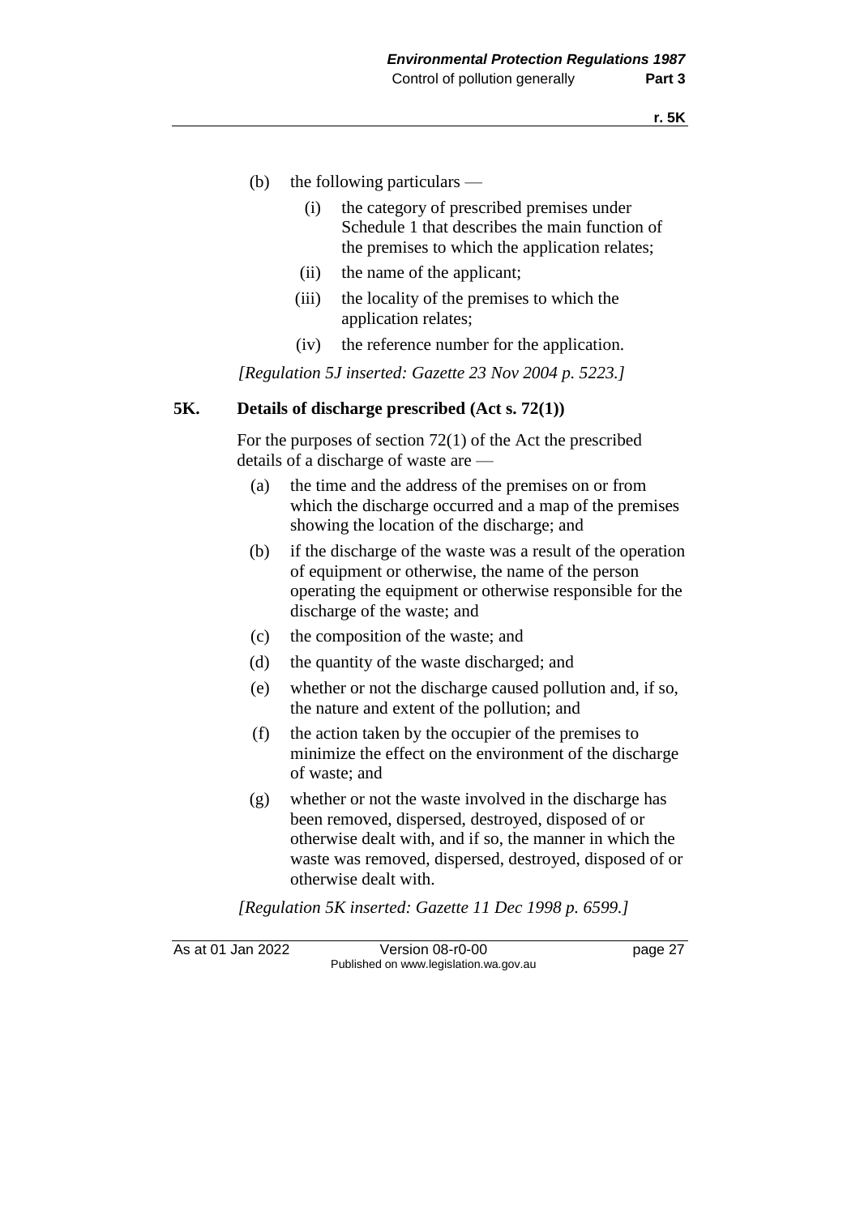(b) the following particulars —

   (i) the category of prescribed premises under Schedule 1 that describes the main function of the premises to which the application relates;

   (ii) the name of the applicant;

   (iii) the locality of the premises to which the application relates;

   (iv) the reference number for the application.

*[Regulation 5J inserted: Gazette 23 Nov 2004 p. 5223.]*

### 5K. Details of discharge prescribed (Act s. 72(1))

For the purposes of section 72(1) of the Act the prescribed details of a discharge of waste are —

(a) the time and the address of the premises on or from which the discharge occurred and a map of the premises showing the location of the discharge; and

(b) if the discharge of the waste was a result of the operation of equipment or otherwise, the name of the person operating the equipment or otherwise responsible for the discharge of the waste; and

(c) the composition of the waste; and

(d) the quantity of the waste discharged; and

(e) whether or not the discharge caused pollution and, if so, the nature and extent of the pollution; and

(f) the action taken by the occupier of the premises to minimize the effect on the environment of the discharge of waste; and

(g) whether or not the waste involved in the discharge has been removed, dispersed, destroyed, disposed of or otherwise dealt with, and if so, the manner in which the waste was removed, dispersed, destroyed, disposed of or otherwise dealt with.

*[Regulation 5K inserted: Gazette 11 Dec 1998 p. 6599.]*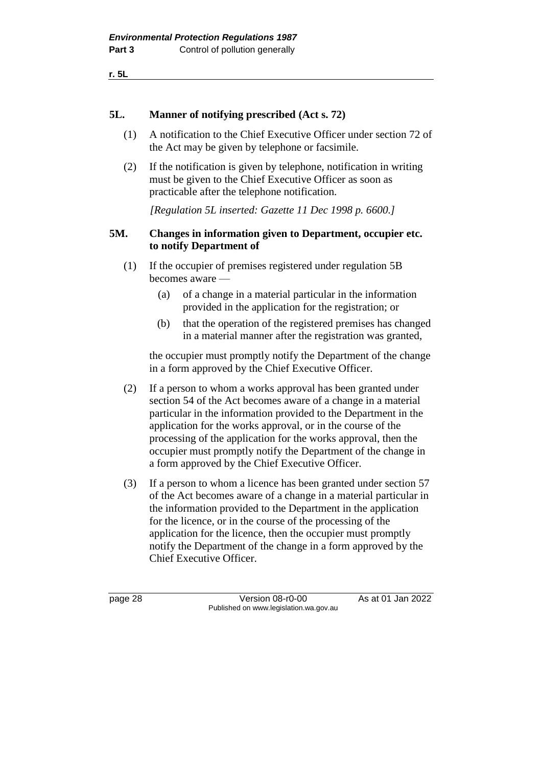## 5L. Manner of notifying prescribed (Act s. 72)

(1) A notification to the Chief Executive Officer under section 72 of the Act may be given by telephone or facsimile.

(2) If the notification is given by telephone, notification in writing must be given to the Chief Executive Officer as soon as practicable after the telephone notification.

*[Regulation 5L inserted: Gazette 11 Dec 1998 p. 6600.]*

## 5M. Changes in information given to Department, occupier etc. to notify Department of

(1) If the occupier of premises registered under regulation 5B becomes aware —

(a) of a change in a material particular in the information provided in the application for the registration; or

(b) that the operation of the registered premises has changed in a material manner after the registration was granted,

the occupier must promptly notify the Department of the change in a form approved by the Chief Executive Officer.

(2) If a person to whom a works approval has been granted under section 54 of the Act becomes aware of a change in a material particular in the information provided to the Department in the application for the works approval, or in the course of the processing of the application for the works approval, then the occupier must promptly notify the Department of the change in a form approved by the Chief Executive Officer.

(3) If a person to whom a licence has been granted under section 57 of the Act becomes aware of a change in a material particular in the information provided to the Department in the application for the licence, or in the course of the processing of the application for the licence, then the occupier must promptly notify the Department of the change in a form approved by the Chief Executive Officer.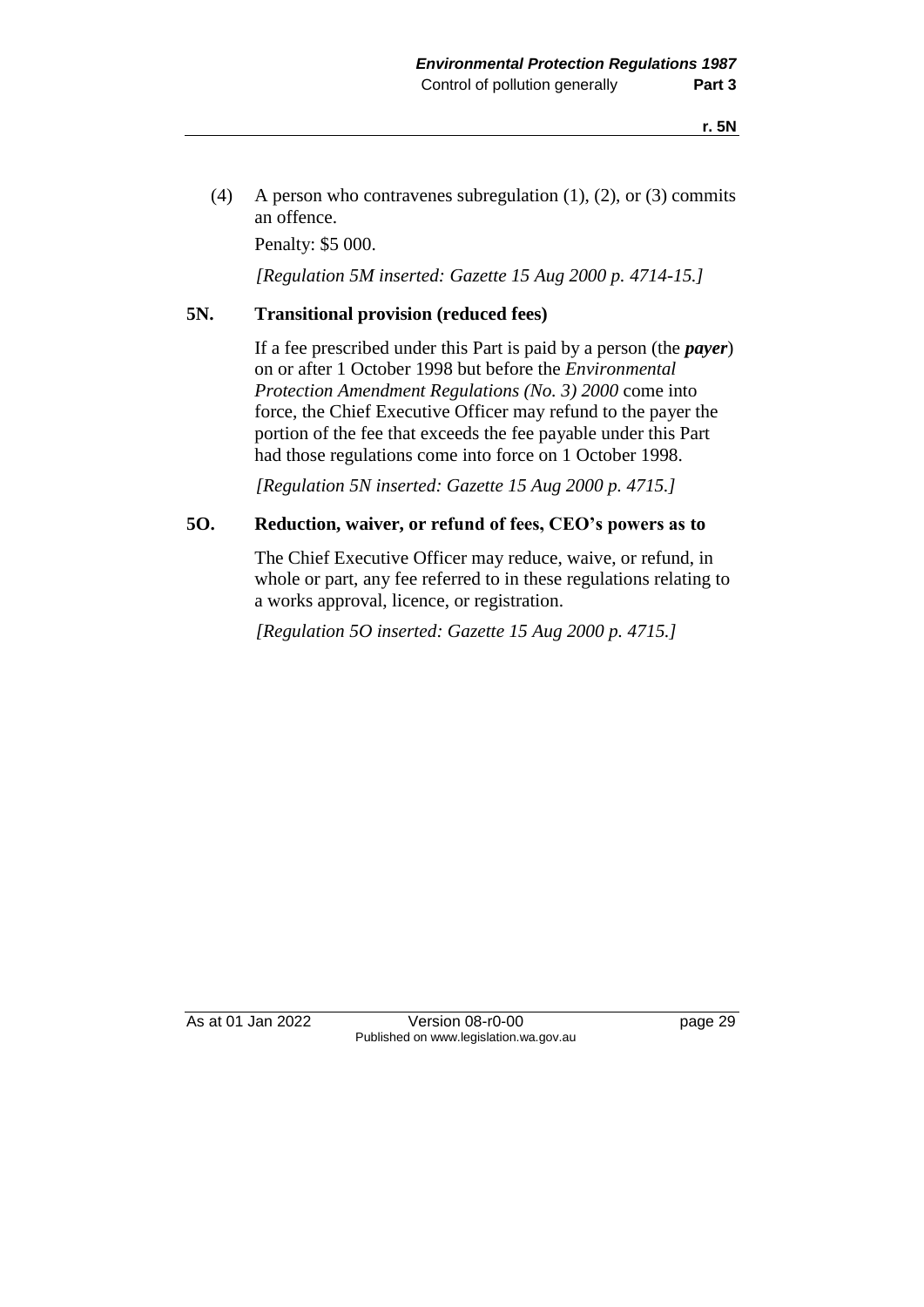(4) A person who contravenes subregulation (1), (2), or (3) commits an offence.

Penalty: $5 000.

*[Regulation 5M inserted: Gazette 15 Aug 2000 p. 4714-15.]*

### 5N. Transitional provision (reduced fees)

If a fee prescribed under this Part is paid by a person (the ***payer***) on or after 1 October 1998 but before the *Environmental Protection Amendment Regulations (No. 3) 2000* come into force, the Chief Executive Officer may refund to the payer the portion of the fee that exceeds the fee payable under this Part had those regulations come into force on 1 October 1998.

*[Regulation 5N inserted: Gazette 15 Aug 2000 p. 4715.]*

### 5O. Reduction, waiver, or refund of fees, CEO's powers as to

The Chief Executive Officer may reduce, waive, or refund, in whole or part, any fee referred to in these regulations relating to a works approval, licence, or registration.

*[Regulation 5O inserted: Gazette 15 Aug 2000 p. 4715.]*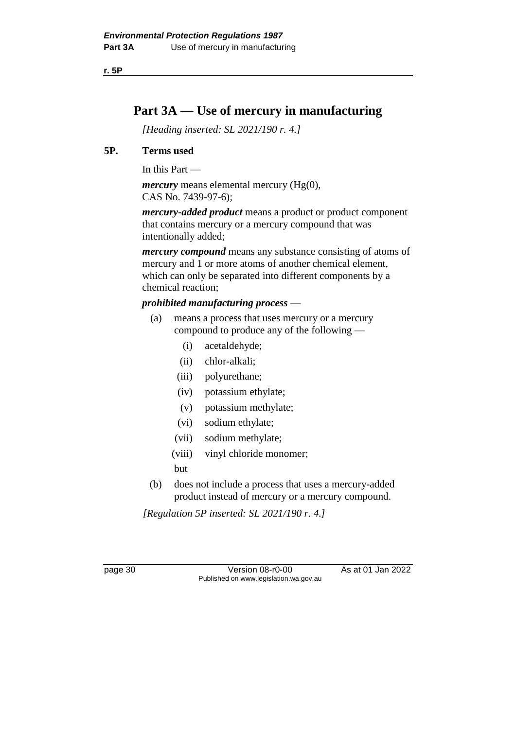# Part 3A — Use of mercury in manufacturing

*[Heading inserted: SL 2021/190 r. 4.]*

## 5P. Terms used

In this Part —

***mercury*** means elemental mercury (Hg(0), CAS No. 7439-97-6);

***mercury-added product*** means a product or product component that contains mercury or a mercury compound that was intentionally added;

***mercury compound*** means any substance consisting of atoms of mercury and 1 or more atoms of another chemical element, which can only be separated into different components by a chemical reaction;

***prohibited manufacturing process*** —

(a) means a process that uses mercury or a mercury compound to produce any of the following —

  (i) acetaldehyde;

  (ii) chlor-alkali;

  (iii) polyurethane;

  (iv) potassium ethylate;

  (v) potassium methylate;

  (vi) sodium ethylate;

  (vii) sodium methylate;

  (viii) vinyl chloride monomer;

  but

(b) does not include a process that uses a mercury-added product instead of mercury or a mercury compound.

*[Regulation 5P inserted: SL 2021/190 r. 4.]*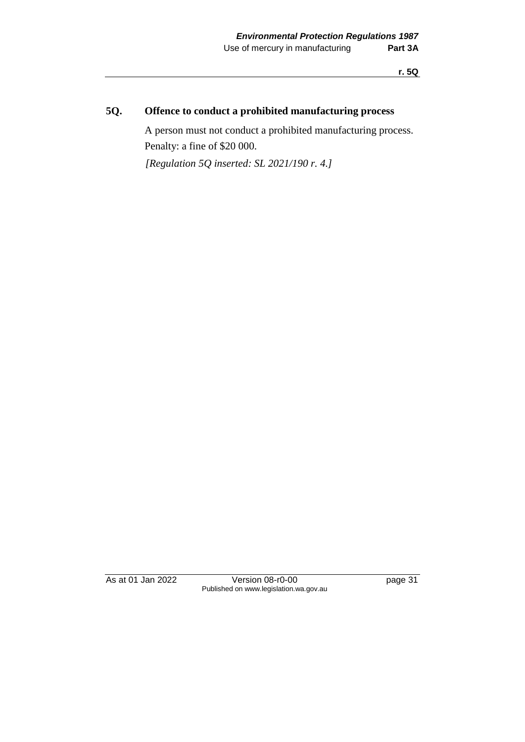## 5Q. Offence to conduct a prohibited manufacturing process

A person must not conduct a prohibited manufacturing process.

Penalty: a fine of $20 000.

*[Regulation 5Q inserted: SL 2021/190 r. 4.]*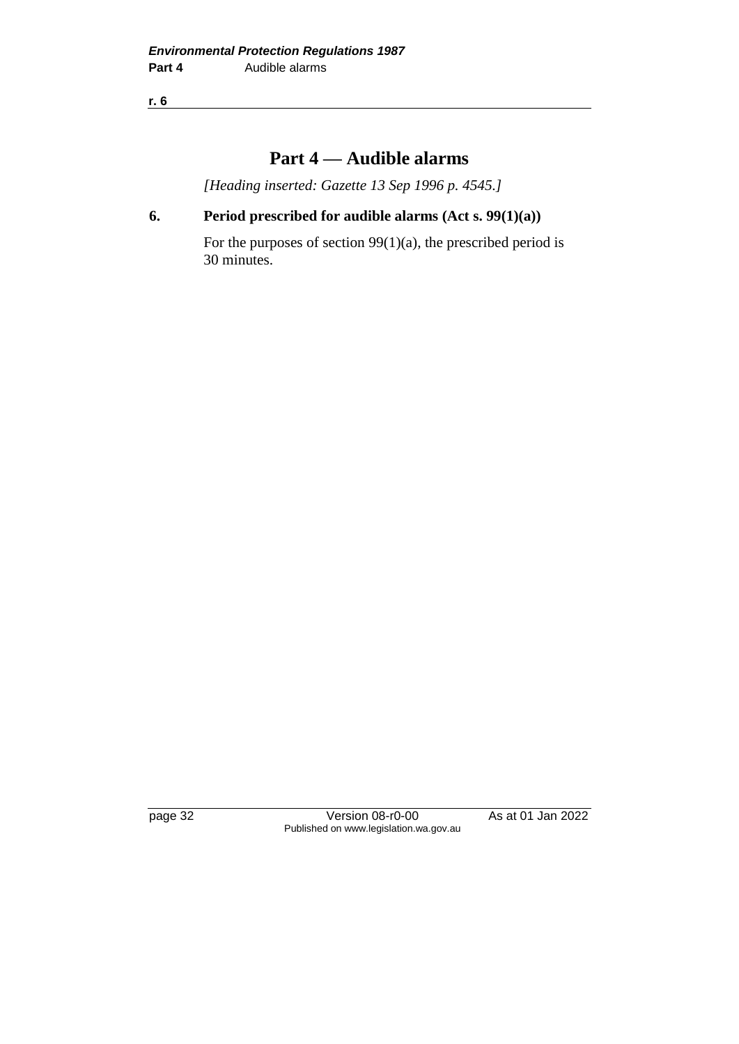# Part 4 — Audible alarms

*[Heading inserted: Gazette 13 Sep 1996 p. 4545.]*

## 6. Period prescribed for audible alarms (Act s. 99(1)(a))

For the purposes of section 99(1)(a), the prescribed period is 30 minutes.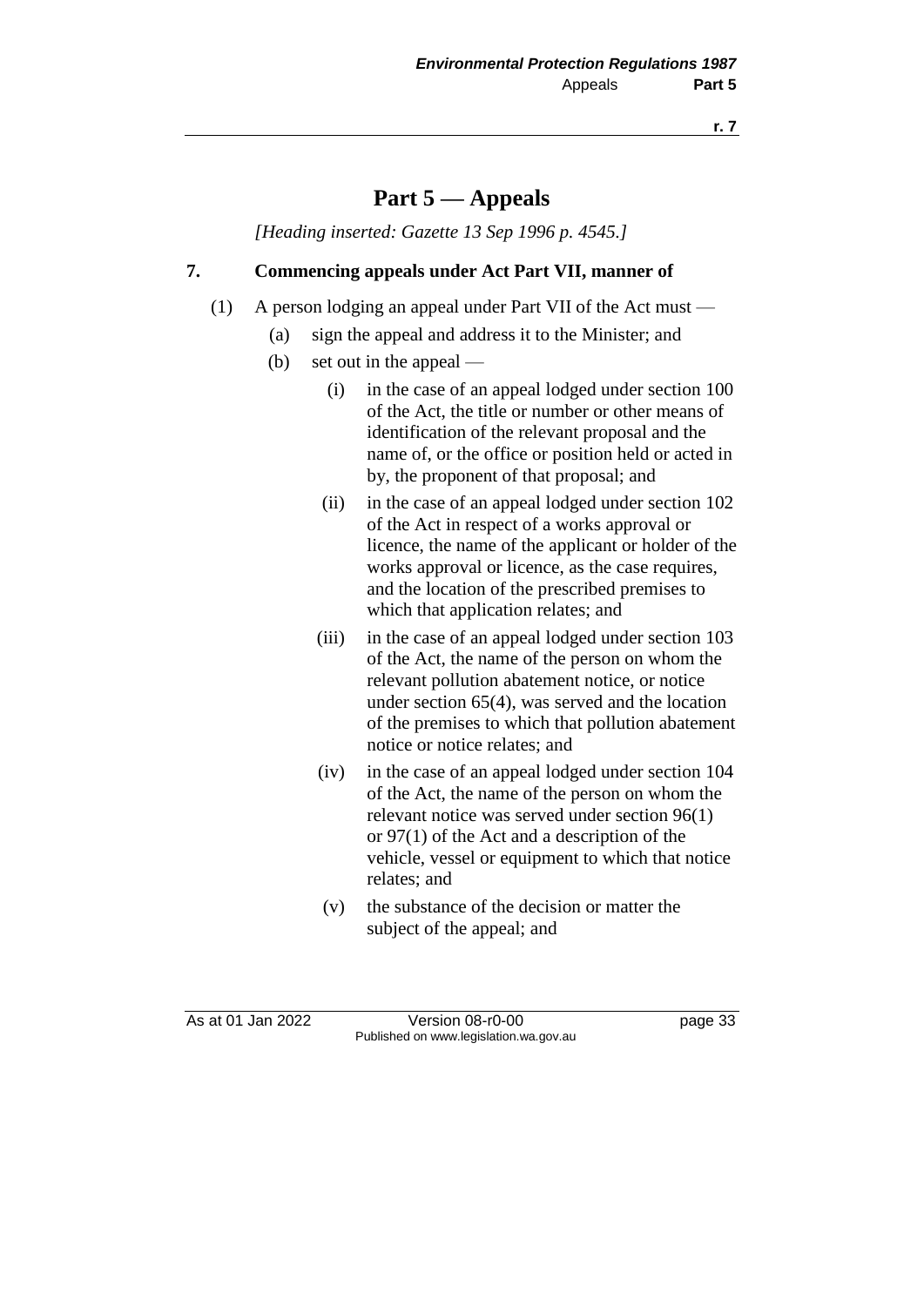# Part 5 — Appeals

*[Heading inserted: Gazette 13 Sep 1996 p. 4545.]*

### 7. Commencing appeals under Act Part VII, manner of

(1) A person lodging an appeal under Part VII of the Act must —

- (a) sign the appeal and address it to the Minister; and
- (b) set out in the appeal —
  - (i) in the case of an appeal lodged under section 100 of the Act, the title or number or other means of identification of the relevant proposal and the name of, or the office or position held or acted in by, the proponent of that proposal; and
  - (ii) in the case of an appeal lodged under section 102 of the Act in respect of a works approval or licence, the name of the applicant or holder of the works approval or licence, as the case requires, and the location of the prescribed premises to which that application relates; and
  - (iii) in the case of an appeal lodged under section 103 of the Act, the name of the person on whom the relevant pollution abatement notice, or notice under section 65(4), was served and the location of the premises to which that pollution abatement notice or notice relates; and
  - (iv) in the case of an appeal lodged under section 104 of the Act, the name of the person on whom the relevant notice was served under section 96(1) or 97(1) of the Act and a description of the vehicle, vessel or equipment to which that notice relates; and
  - (v) the substance of the decision or matter the subject of the appeal; and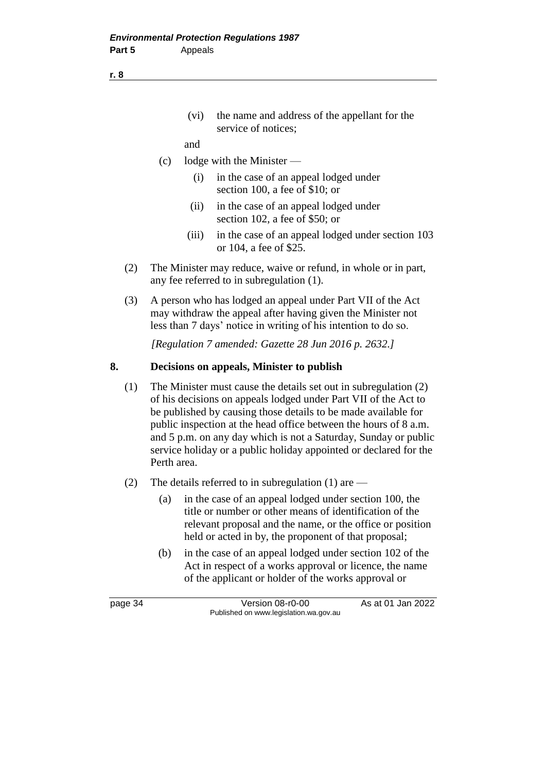(vi) the name and address of the appellant for the service of notices;

and

(c) lodge with the Minister —

(i) in the case of an appeal lodged under section 100, a fee of $10; or

(ii) in the case of an appeal lodged under section 102, a fee of $50; or

(iii) in the case of an appeal lodged under section 103 or 104, a fee of $25.

(2) The Minister may reduce, waive or refund, in whole or in part, any fee referred to in subregulation (1).

(3) A person who has lodged an appeal under Part VII of the Act may withdraw the appeal after having given the Minister not less than 7 days' notice in writing of his intention to do so.

*[Regulation 7 amended: Gazette 28 Jun 2016 p. 2632.]*

## 8. Decisions on appeals, Minister to publish

(1) The Minister must cause the details set out in subregulation (2) of his decisions on appeals lodged under Part VII of the Act to be published by causing those details to be made available for public inspection at the head office between the hours of 8 a.m. and 5 p.m. on any day which is not a Saturday, Sunday or public service holiday or a public holiday appointed or declared for the Perth area.

(2) The details referred to in subregulation (1) are —

(a) in the case of an appeal lodged under section 100, the title or number or other means of identification of the relevant proposal and the name, or the office or position held or acted in by, the proponent of that proposal;

(b) in the case of an appeal lodged under section 102 of the Act in respect of a works approval or licence, the name of the applicant or holder of the works approval or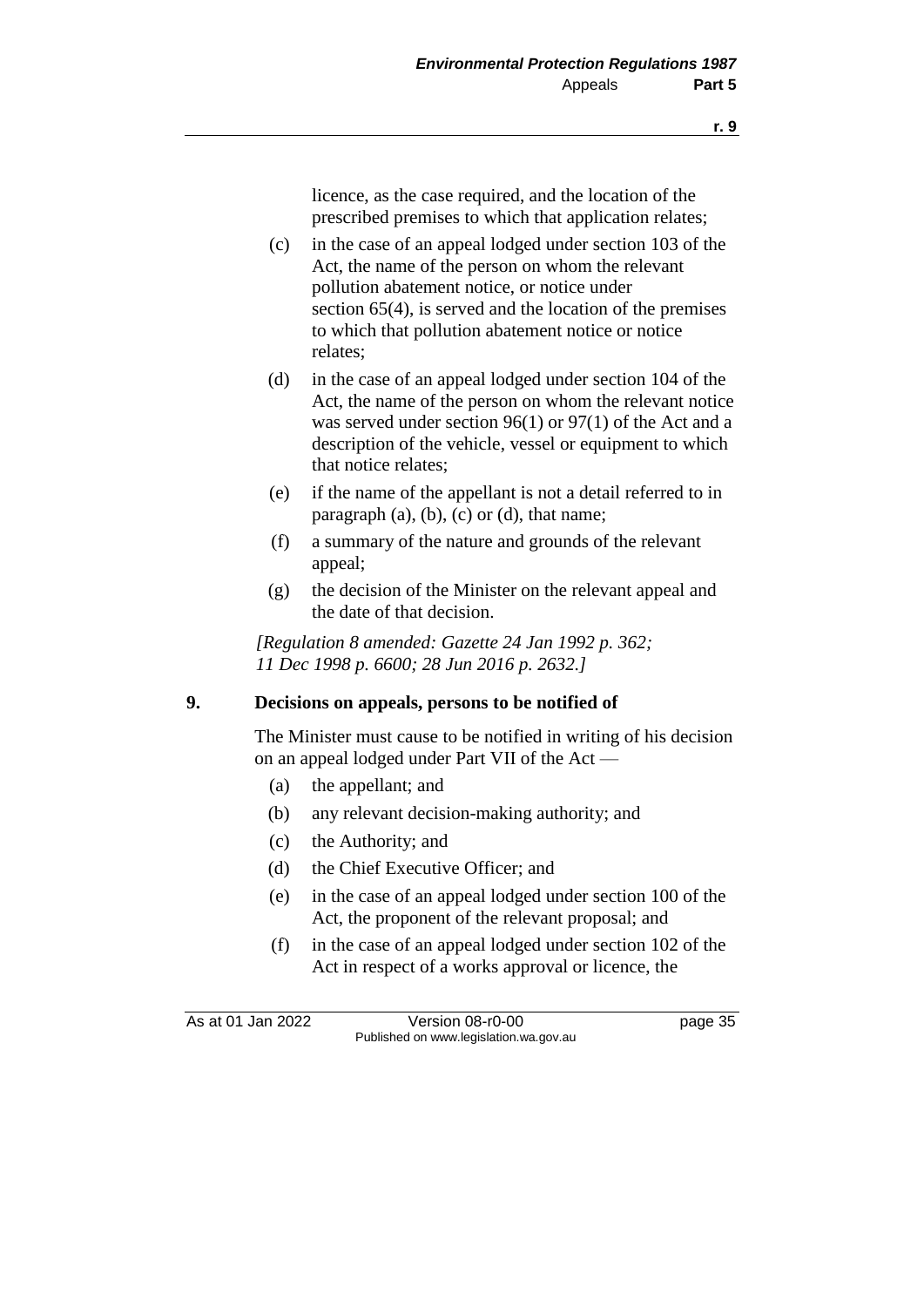licence, as the case required, and the location of the prescribed premises to which that application relates;

(c) in the case of an appeal lodged under section 103 of the Act, the name of the person on whom the relevant pollution abatement notice, or notice under section 65(4), is served and the location of the premises to which that pollution abatement notice or notice relates;

(d) in the case of an appeal lodged under section 104 of the Act, the name of the person on whom the relevant notice was served under section 96(1) or 97(1) of the Act and a description of the vehicle, vessel or equipment to which that notice relates;

(e) if the name of the appellant is not a detail referred to in paragraph (a), (b), (c) or (d), that name;

(f) a summary of the nature and grounds of the relevant appeal;

(g) the decision of the Minister on the relevant appeal and the date of that decision.

*[Regulation 8 amended: Gazette 24 Jan 1992 p. 362; 11 Dec 1998 p. 6600; 28 Jun 2016 p. 2632.]*

## 9. Decisions on appeals, persons to be notified of

The Minister must cause to be notified in writing of his decision on an appeal lodged under Part VII of the Act —

(a) the appellant; and

(b) any relevant decision-making authority; and

(c) the Authority; and

(d) the Chief Executive Officer; and

(e) in the case of an appeal lodged under section 100 of the Act, the proponent of the relevant proposal; and

(f) in the case of an appeal lodged under section 102 of the Act in respect of a works approval or licence, the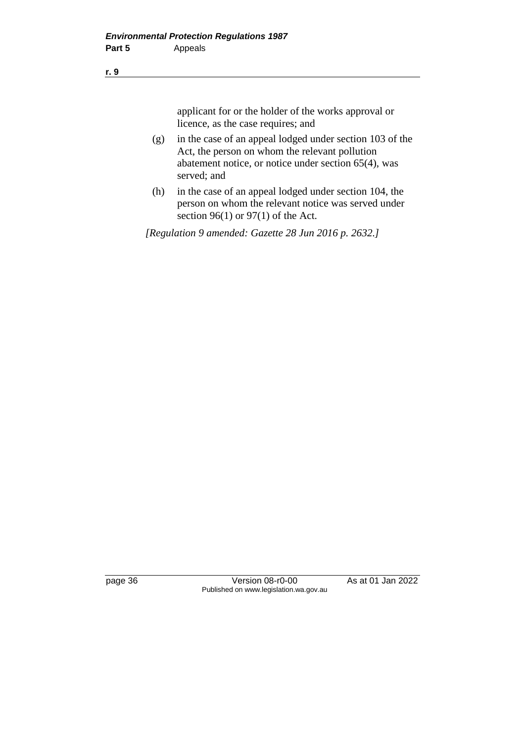applicant for or the holder of the works approval or licence, as the case requires; and

(g) in the case of an appeal lodged under section 103 of the Act, the person on whom the relevant pollution abatement notice, or notice under section 65(4), was served; and

(h) in the case of an appeal lodged under section 104, the person on whom the relevant notice was served under section 96(1) or 97(1) of the Act.

*[Regulation 9 amended: Gazette 28 Jun 2016 p. 2632.]*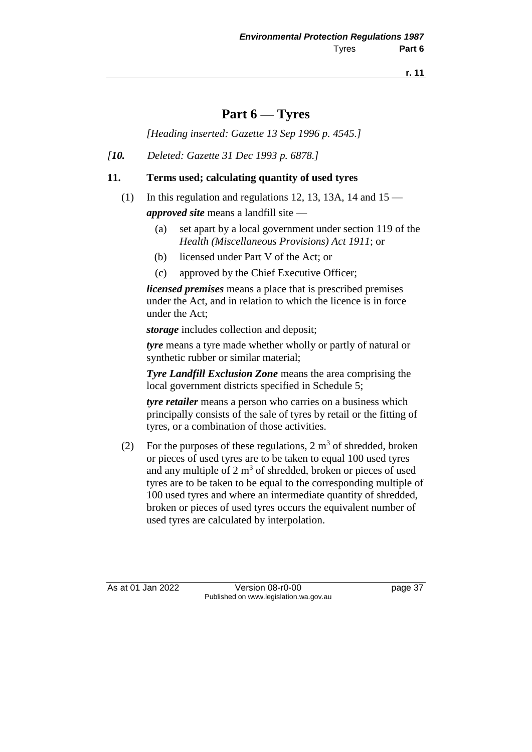# Part 6 — Tyres

*[Heading inserted: Gazette 13 Sep 1996 p. 4545.]*

*[**10.** Deleted: Gazette 31 Dec 1993 p. 6878.]*

### 11. Terms used; calculating quantity of used tyres

(1) In this regulation and regulations 12, 13, 13A, 14 and 15 —

***approved site*** means a landfill site —

  (a) set apart by a local government under section 119 of the *Health (Miscellaneous Provisions) Act 1911*; or

  (b) licensed under Part V of the Act; or

  (c) approved by the Chief Executive Officer;

***licensed premises*** means a place that is prescribed premises under the Act, and in relation to which the licence is in force under the Act;

***storage*** includes collection and deposit;

***tyre*** means a tyre made whether wholly or partly of natural or synthetic rubber or similar material;

***Tyre Landfill Exclusion Zone*** means the area comprising the local government districts specified in Schedule 5;

***tyre retailer*** means a person who carries on a business which principally consists of the sale of tyres by retail or the fitting of tyres, or a combination of those activities.

(2) For the purposes of these regulations, 2 $m^3$ of shredded, broken or pieces of used tyres are to be taken to equal 100 used tyres and any multiple of 2 $m^3$ of shredded, broken or pieces of used tyres are to be taken to be equal to the corresponding multiple of 100 used tyres and where an intermediate quantity of shredded, broken or pieces of used tyres occurs the equivalent number of used tyres are calculated by interpolation.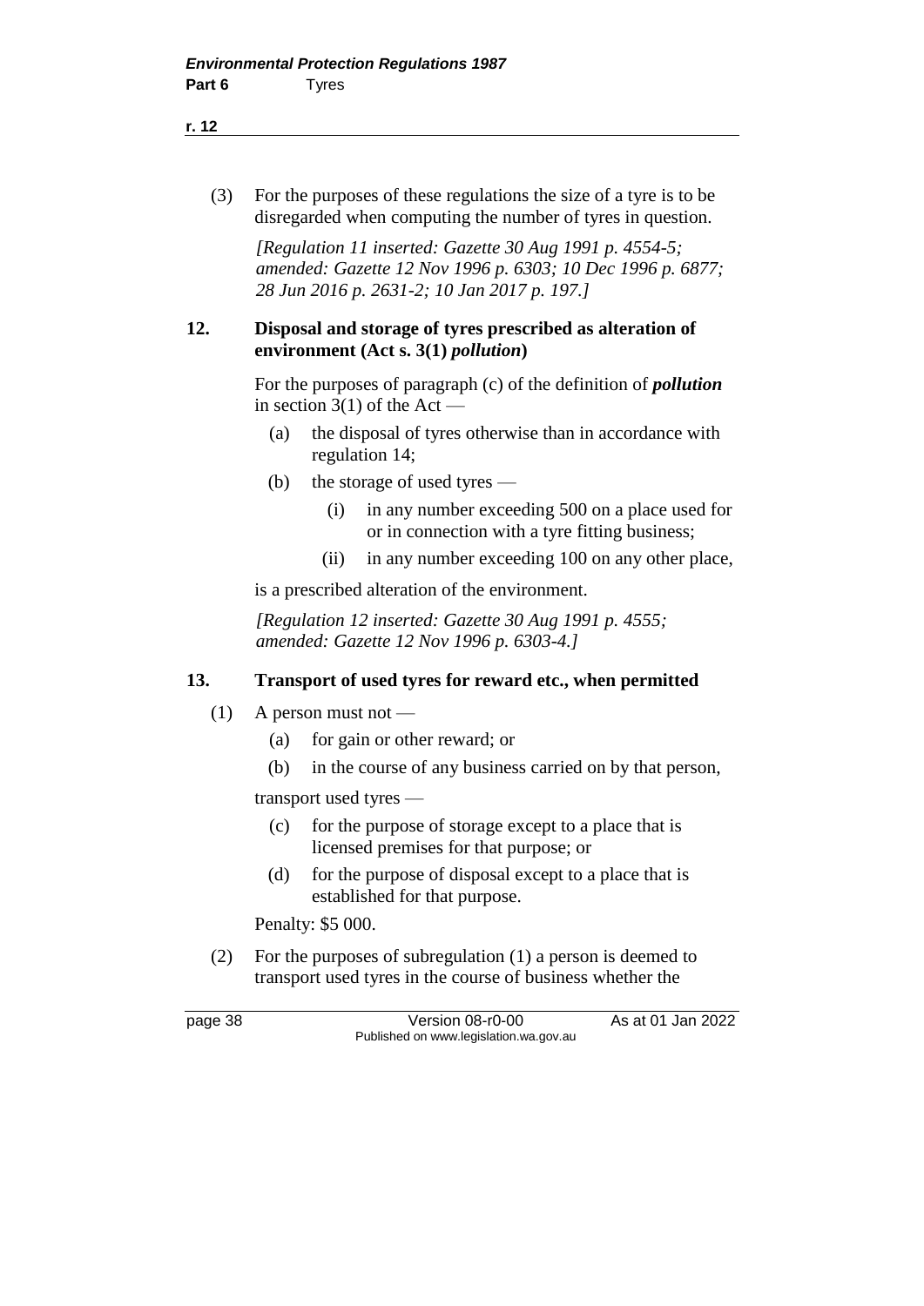(3) For the purposes of these regulations the size of a tyre is to be disregarded when computing the number of tyres in question.

*[Regulation 11 inserted: Gazette 30 Aug 1991 p. 4554-5; amended: Gazette 12 Nov 1996 p. 6303; 10 Dec 1996 p. 6877; 28 Jun 2016 p. 2631-2; 10 Jan 2017 p. 197.]*

### 12. Disposal and storage of tyres prescribed as alteration of environment (Act s. 3(1) *pollution*)

For the purposes of paragraph (c) of the definition of ***pollution*** in section 3(1) of the Act —

- (a) the disposal of tyres otherwise than in accordance with regulation 14;
- (b) the storage of used tyres —
  - (i) in any number exceeding 500 on a place used for or in connection with a tyre fitting business;
  - (ii) in any number exceeding 100 on any other place,

is a prescribed alteration of the environment.

*[Regulation 12 inserted: Gazette 30 Aug 1991 p. 4555; amended: Gazette 12 Nov 1996 p. 6303-4.]*

### 13. Transport of used tyres for reward etc., when permitted

(1) A person must not —

- (a) for gain or other reward; or
- (b) in the course of any business carried on by that person,

transport used tyres —

- (c) for the purpose of storage except to a place that is licensed premises for that purpose; or
- (d) for the purpose of disposal except to a place that is established for that purpose.

Penalty: $5 000.

(2) For the purposes of subregulation (1) a person is deemed to transport used tyres in the course of business whether the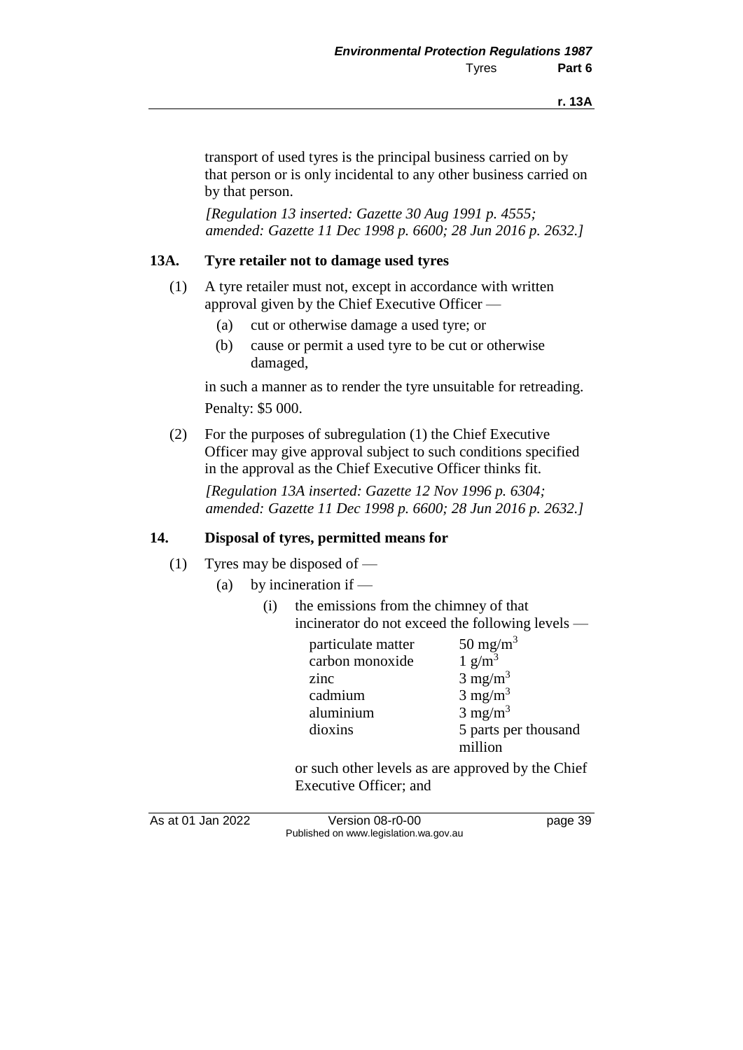transport of used tyres is the principal business carried on by that person or is only incidental to any other business carried on by that person.

*[Regulation 13 inserted: Gazette 30 Aug 1991 p. 4555; amended: Gazette 11 Dec 1998 p. 6600; 28 Jun 2016 p. 2632.]*

## 13A. Tyre retailer not to damage used tyres

(1) A tyre retailer must not, except in accordance with written approval given by the Chief Executive Officer —

(a) cut or otherwise damage a used tyre; or

(b) cause or permit a used tyre to be cut or otherwise damaged,

in such a manner as to render the tyre unsuitable for retreading.

Penalty: $5 000.

(2) For the purposes of subregulation (1) the Chief Executive Officer may give approval subject to such conditions specified in the approval as the Chief Executive Officer thinks fit.

*[Regulation 13A inserted: Gazette 12 Nov 1996 p. 6304; amended: Gazette 11 Dec 1998 p. 6600; 28 Jun 2016 p. 2632.]*

## 14. Disposal of tyres, permitted means for

(1) Tyres may be disposed of —

(a) by incineration if —

(i) the emissions from the chimney of that incinerator do not exceed the following levels —

| | |
|---|---|
| particulate matter | 50 $mg/m^3$ |
| carbon monoxide | 1 $g/m^3$ |
| zinc | 3 $mg/m^3$ |
| cadmium | 3 $mg/m^3$ |
| aluminium | 3 $mg/m^3$ |
| dioxins | 5 parts per thousand million |

or such other levels as are approved by the Chief Executive Officer; and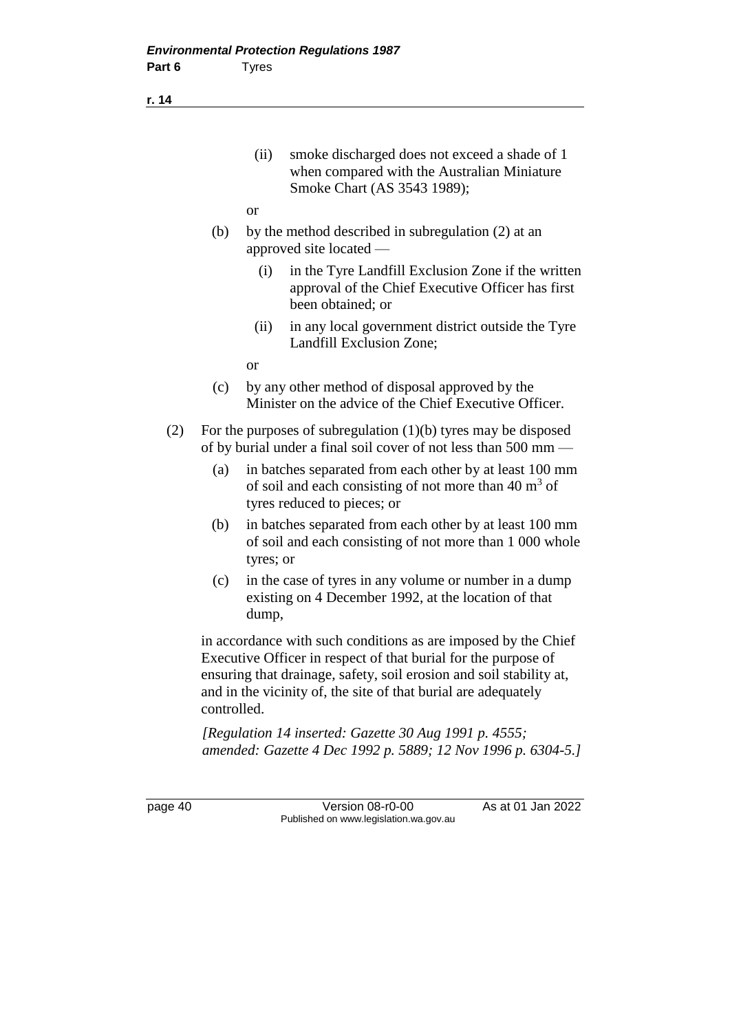(ii) smoke discharged does not exceed a shade of 1 when compared with the Australian Miniature Smoke Chart (AS 3543 1989);

or

(b) by the method described in subregulation (2) at an approved site located —

(i) in the Tyre Landfill Exclusion Zone if the written approval of the Chief Executive Officer has first been obtained; or

(ii) in any local government district outside the Tyre Landfill Exclusion Zone;

or

(c) by any other method of disposal approved by the Minister on the advice of the Chief Executive Officer.

(2) For the purposes of subregulation (1)(b) tyres may be disposed of by burial under a final soil cover of not less than 500 mm —

(a) in batches separated from each other by at least 100 mm of soil and each consisting of not more than 40 $m^3$ of tyres reduced to pieces; or

(b) in batches separated from each other by at least 100 mm of soil and each consisting of not more than 1 000 whole tyres; or

(c) in the case of tyres in any volume or number in a dump existing on 4 December 1992, at the location of that dump,

in accordance with such conditions as are imposed by the Chief Executive Officer in respect of that burial for the purpose of ensuring that drainage, safety, soil erosion and soil stability at, and in the vicinity of, the site of that burial are adequately controlled.

*[Regulation 14 inserted: Gazette 30 Aug 1991 p. 4555; amended: Gazette 4 Dec 1992 p. 5889; 12 Nov 1996 p. 6304-5.]*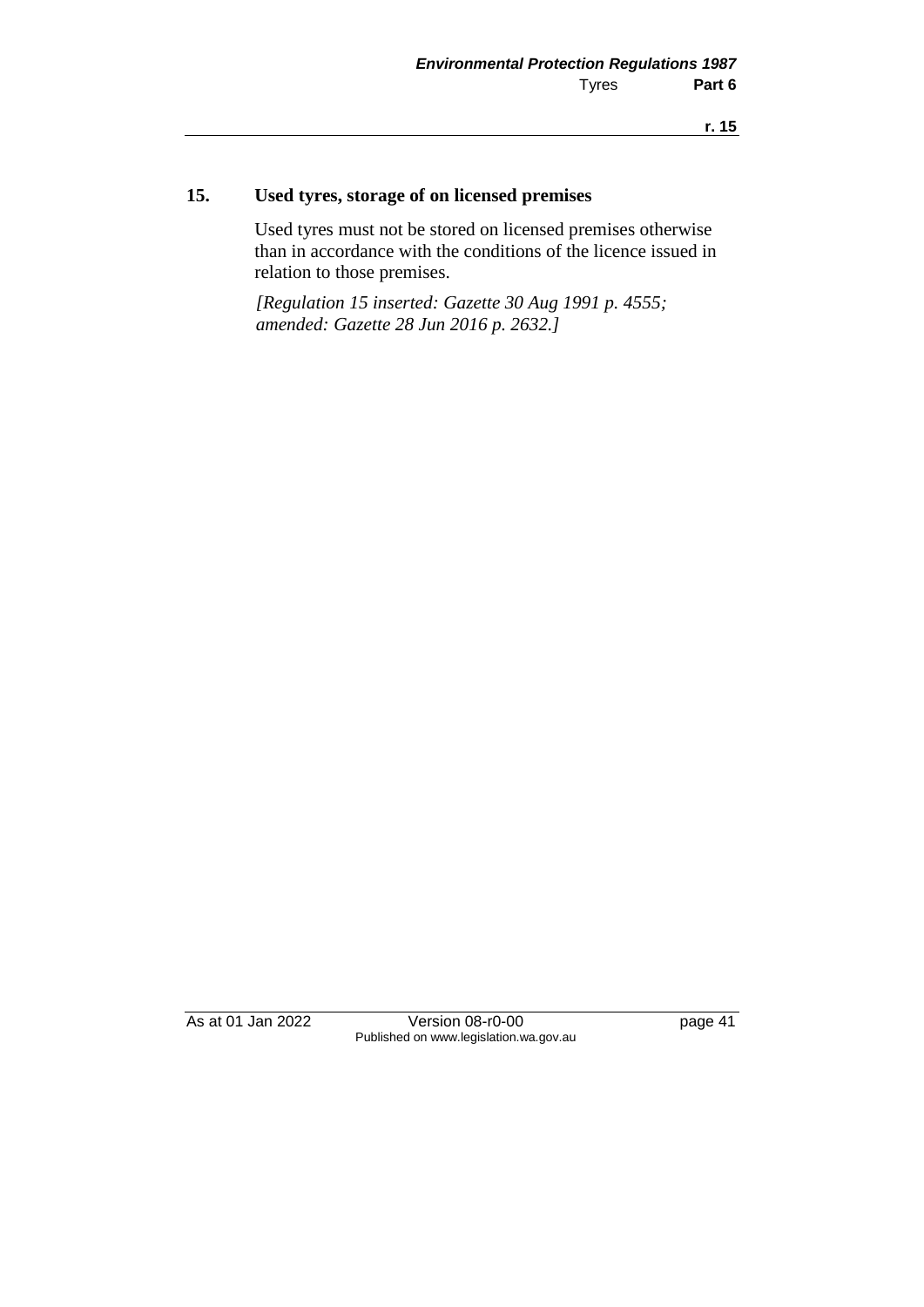## 15. Used tyres, storage of on licensed premises

Used tyres must not be stored on licensed premises otherwise than in accordance with the conditions of the licence issued in relation to those premises.

*[Regulation 15 inserted: Gazette 30 Aug 1991 p. 4555; amended: Gazette 28 Jun 2016 p. 2632.]*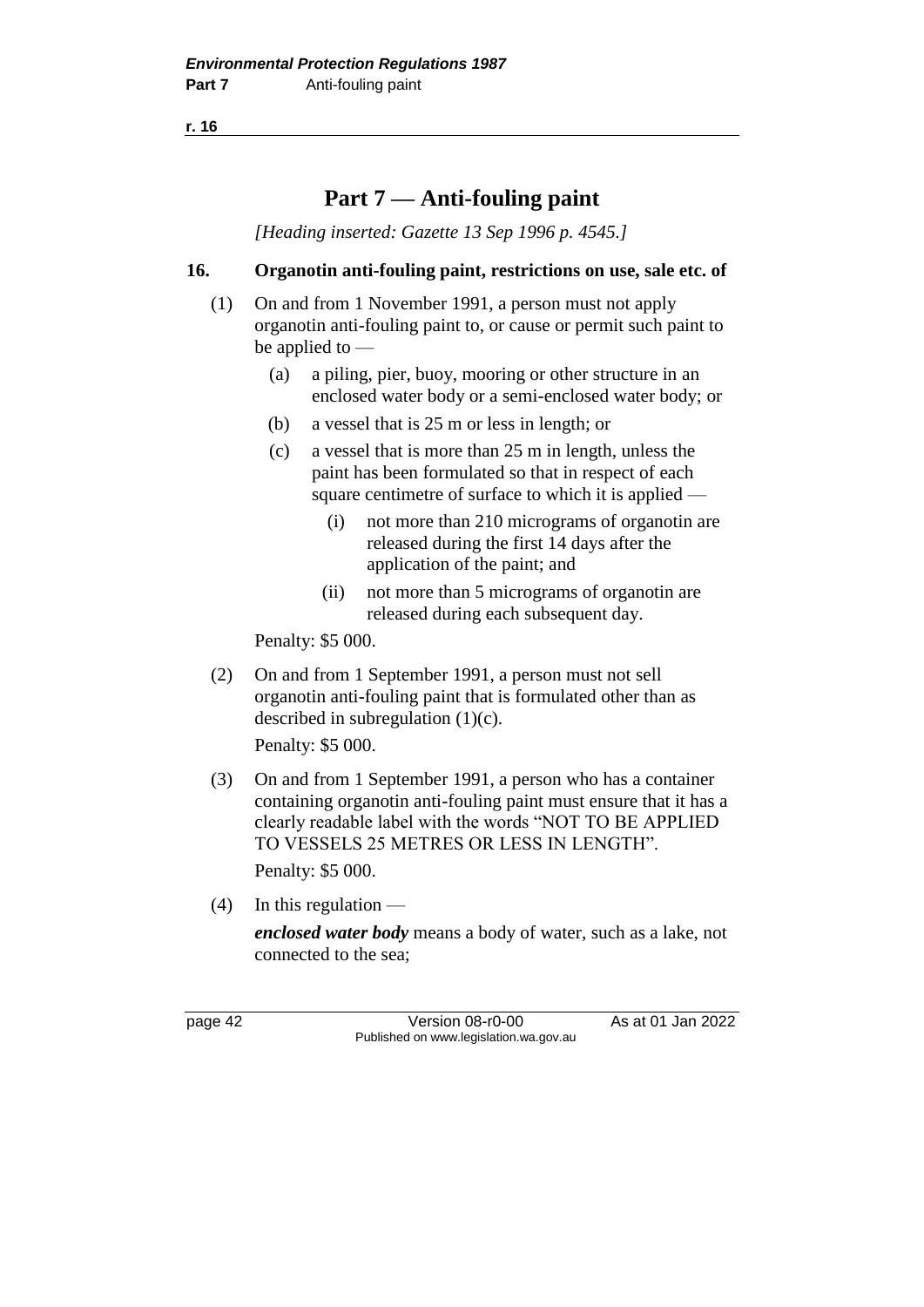# Part 7 — Anti-fouling paint

*[Heading inserted: Gazette 13 Sep 1996 p. 4545.]*

## 16. Organotin anti-fouling paint, restrictions on use, sale etc. of

(1) On and from 1 November 1991, a person must not apply organotin anti-fouling paint to, or cause or permit such paint to be applied to —

- (a) a piling, pier, buoy, mooring or other structure in an enclosed water body or a semi-enclosed water body; or
- (b) a vessel that is 25 m or less in length; or
- (c) a vessel that is more than 25 m in length, unless the paint has been formulated so that in respect of each square centimetre of surface to which it is applied —
  - (i) not more than 210 micrograms of organotin are released during the first 14 days after the application of the paint; and
  - (ii) not more than 5 micrograms of organotin are released during each subsequent day.

Penalty: $5 000.

(2) On and from 1 September 1991, a person must not sell organotin anti-fouling paint that is formulated other than as described in subregulation (1)(c).

Penalty: $5 000.

(3) On and from 1 September 1991, a person who has a container containing organotin anti-fouling paint must ensure that it has a clearly readable label with the words "NOT TO BE APPLIED TO VESSELS 25 METRES OR LESS IN LENGTH".

Penalty: $5 000.

(4) In this regulation —

***enclosed water body*** means a body of water, such as a lake, not connected to the sea;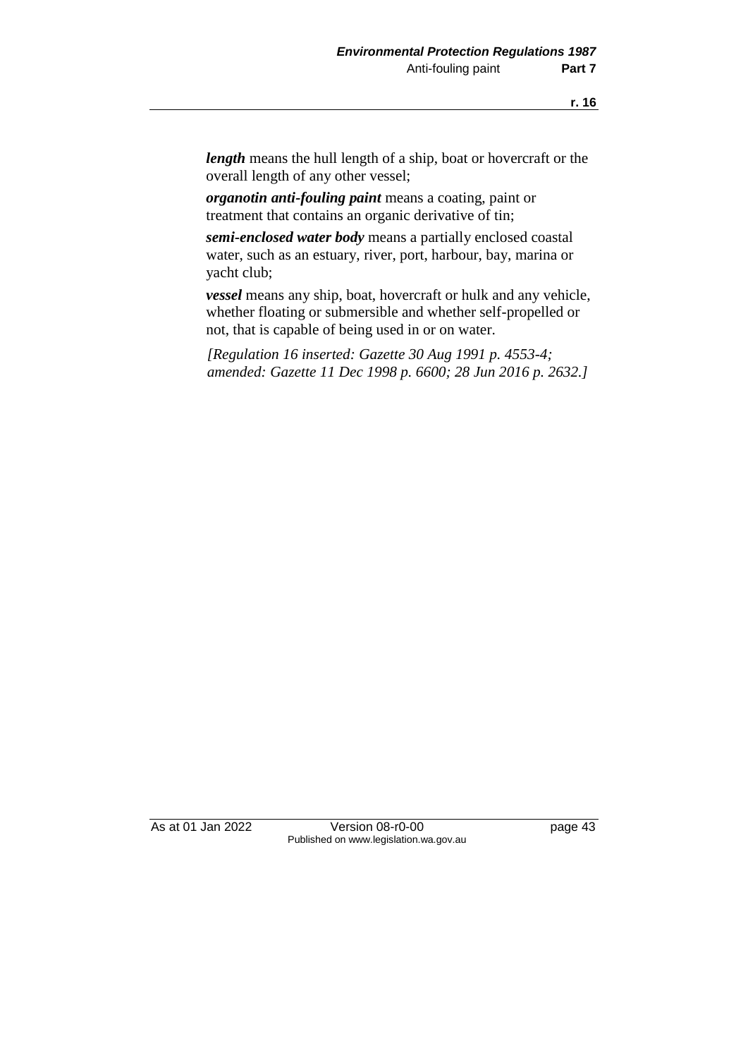***length*** means the hull length of a ship, boat or hovercraft or the overall length of any other vessel;

***organotin anti-fouling paint*** means a coating, paint or treatment that contains an organic derivative of tin;

***semi-enclosed water body*** means a partially enclosed coastal water, such as an estuary, river, port, harbour, bay, marina or yacht club;

***vessel*** means any ship, boat, hovercraft or hulk and any vehicle, whether floating or submersible and whether self-propelled or not, that is capable of being used in or on water.

*[Regulation 16 inserted: Gazette 30 Aug 1991 p. 4553-4; amended: Gazette 11 Dec 1998 p. 6600; 28 Jun 2016 p. 2632.]*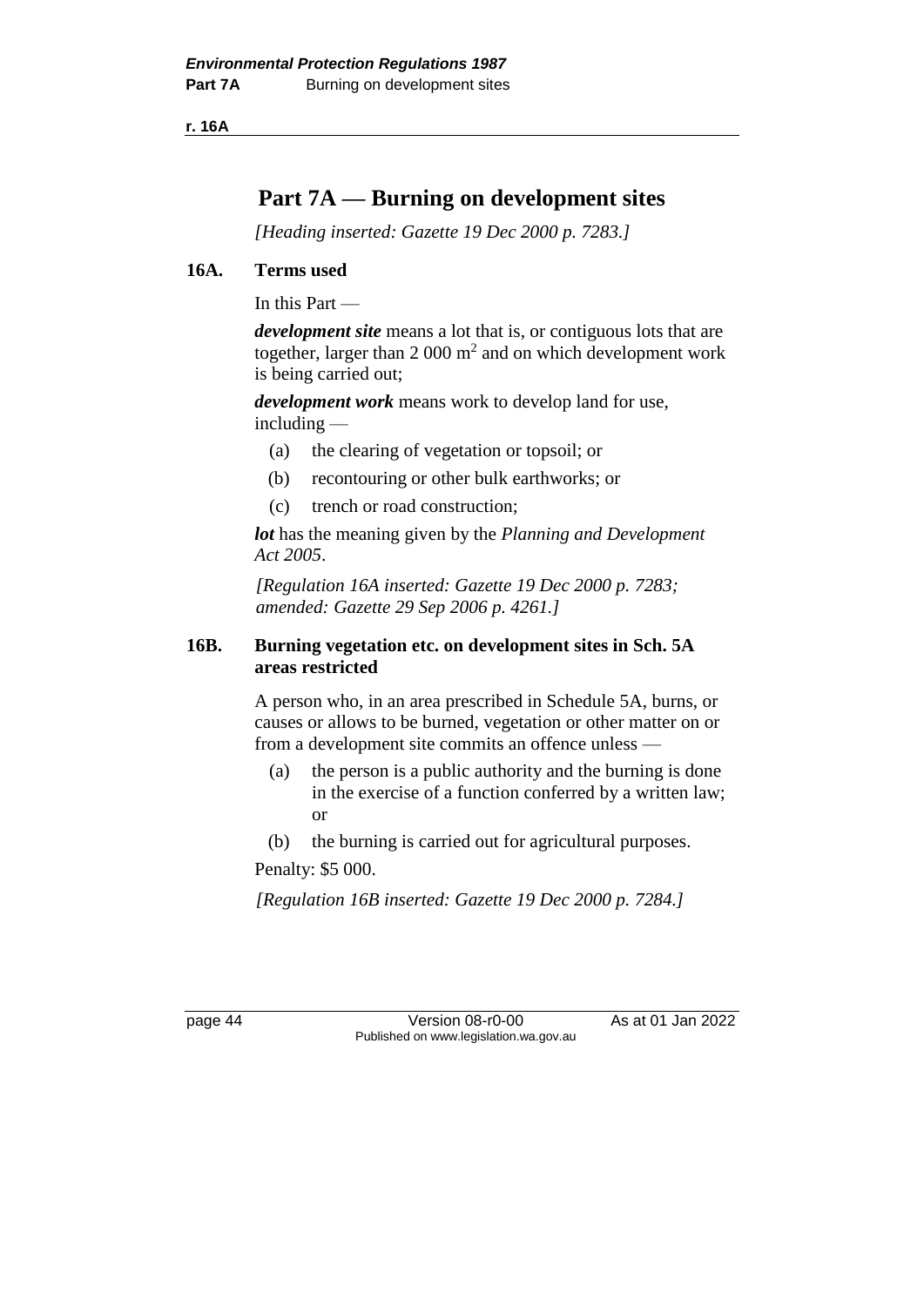# Part 7A — Burning on development sites

*[Heading inserted: Gazette 19 Dec 2000 p. 7283.]*

## 16A. Terms used

In this Part —

***development site*** means a lot that is, or contiguous lots that are together, larger than 2 000 $m^2$ and on which development work is being carried out;

***development work*** means work to develop land for use, including —

(a) the clearing of vegetation or topsoil; or

(b) recontouring or other bulk earthworks; or

(c) trench or road construction;

***lot*** has the meaning given by the *Planning and Development Act 2005*.

*[Regulation 16A inserted: Gazette 19 Dec 2000 p. 7283; amended: Gazette 29 Sep 2006 p. 4261.]*

## 16B. Burning vegetation etc. on development sites in Sch. 5A areas restricted

A person who, in an area prescribed in Schedule 5A, burns, or causes or allows to be burned, vegetation or other matter on or from a development site commits an offence unless —

(a) the person is a public authority and the burning is done in the exercise of a function conferred by a written law; or

(b) the burning is carried out for agricultural purposes.

Penalty: $5 000.

*[Regulation 16B inserted: Gazette 19 Dec 2000 p. 7284.]*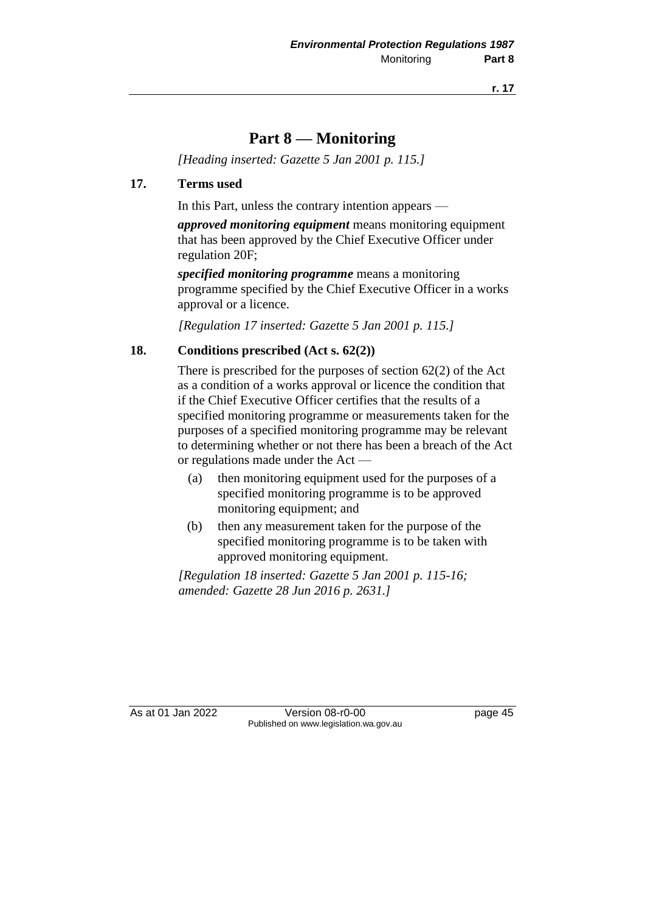# Part 8 — Monitoring

*[Heading inserted: Gazette 5 Jan 2001 p. 115.]*

**17. Terms used**

In this Part, unless the contrary intention appears —

***approved monitoring equipment*** means monitoring equipment that has been approved by the Chief Executive Officer under regulation 20F;

***specified monitoring programme*** means a monitoring programme specified by the Chief Executive Officer in a works approval or a licence.

*[Regulation 17 inserted: Gazette 5 Jan 2001 p. 115.]*

**18. Conditions prescribed (Act s. 62(2))**

There is prescribed for the purposes of section 62(2) of the Act as a condition of a works approval or licence the condition that if the Chief Executive Officer certifies that the results of a specified monitoring programme or measurements taken for the purposes of a specified monitoring programme may be relevant to determining whether or not there has been a breach of the Act or regulations made under the Act —

(a) then monitoring equipment used for the purposes of a specified monitoring programme is to be approved monitoring equipment; and

(b) then any measurement taken for the purpose of the specified monitoring programme is to be taken with approved monitoring equipment.

*[Regulation 18 inserted: Gazette 5 Jan 2001 p. 115-16; amended: Gazette 28 Jun 2016 p. 2631.]*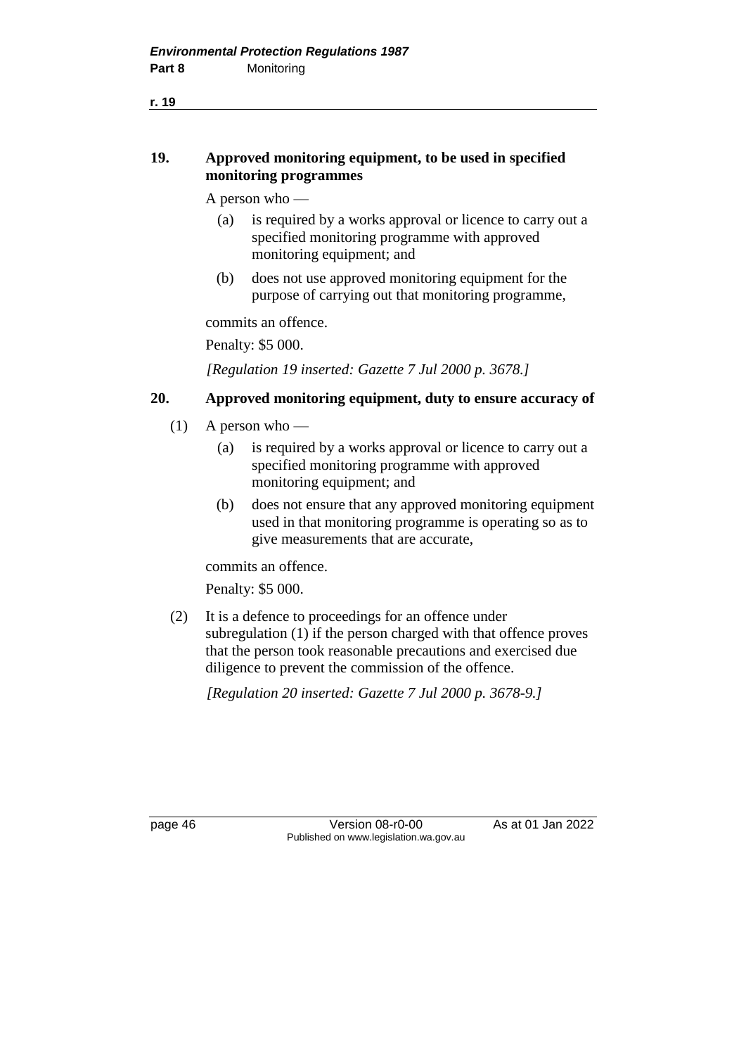## 19. Approved monitoring equipment, to be used in specified monitoring programmes

A person who —

(a) is required by a works approval or licence to carry out a specified monitoring programme with approved monitoring equipment; and

(b) does not use approved monitoring equipment for the purpose of carrying out that monitoring programme,

commits an offence.

Penalty: $5 000.

*[Regulation 19 inserted: Gazette 7 Jul 2000 p. 3678.]*

## 20. Approved monitoring equipment, duty to ensure accuracy of

(1) A person who —

(a) is required by a works approval or licence to carry out a specified monitoring programme with approved monitoring equipment; and

(b) does not ensure that any approved monitoring equipment used in that monitoring programme is operating so as to give measurements that are accurate,

commits an offence.

Penalty: $5 000.

(2) It is a defence to proceedings for an offence under subregulation (1) if the person charged with that offence proves that the person took reasonable precautions and exercised due diligence to prevent the commission of the offence.

*[Regulation 20 inserted: Gazette 7 Jul 2000 p. 3678-9.]*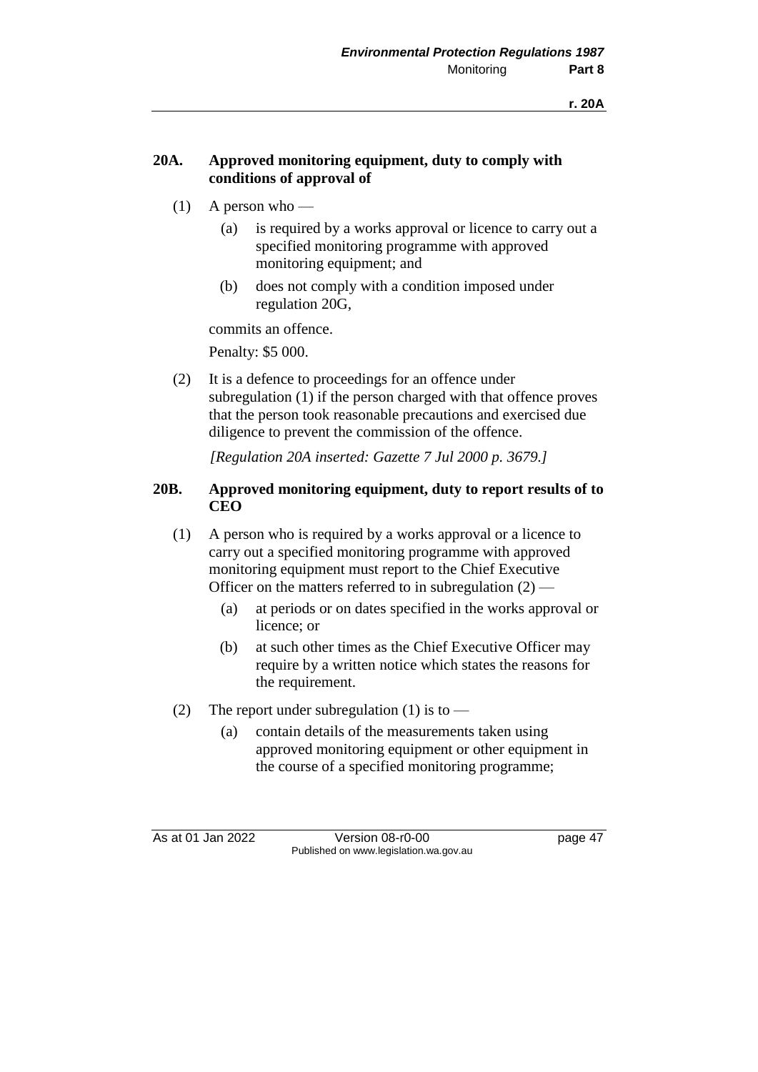## 20A. Approved monitoring equipment, duty to comply with conditions of approval of

(1) A person who —

(a) is required by a works approval or licence to carry out a specified monitoring programme with approved monitoring equipment; and

(b) does not comply with a condition imposed under regulation 20G,

commits an offence.

Penalty: $5 000.

(2) It is a defence to proceedings for an offence under subregulation (1) if the person charged with that offence proves that the person took reasonable precautions and exercised due diligence to prevent the commission of the offence.

*[Regulation 20A inserted: Gazette 7 Jul 2000 p. 3679.]*

## 20B. Approved monitoring equipment, duty to report results of to CEO

(1) A person who is required by a works approval or a licence to carry out a specified monitoring programme with approved monitoring equipment must report to the Chief Executive Officer on the matters referred to in subregulation (2) —

(a) at periods or on dates specified in the works approval or licence; or

(b) at such other times as the Chief Executive Officer may require by a written notice which states the reasons for the requirement.

(2) The report under subregulation (1) is to —

(a) contain details of the measurements taken using approved monitoring equipment or other equipment in the course of a specified monitoring programme;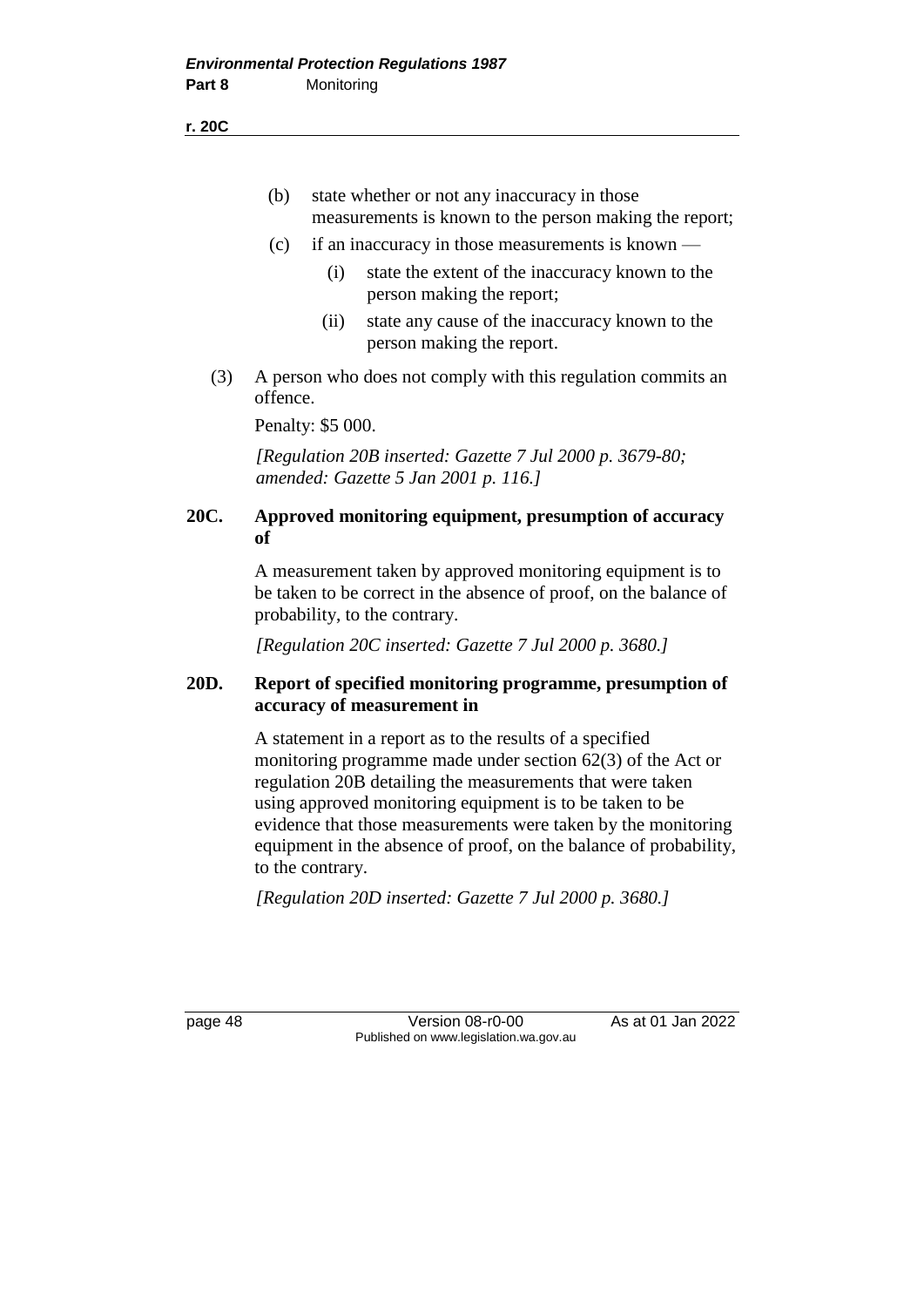(b) state whether or not any inaccuracy in those measurements is known to the person making the report;

(c) if an inaccuracy in those measurements is known —

(i) state the extent of the inaccuracy known to the person making the report;

(ii) state any cause of the inaccuracy known to the person making the report.

(3) A person who does not comply with this regulation commits an offence.

Penalty: $5 000.

*[Regulation 20B inserted: Gazette 7 Jul 2000 p. 3679-80; amended: Gazette 5 Jan 2001 p. 116.]*

**20C. Approved monitoring equipment, presumption of accuracy of**

A measurement taken by approved monitoring equipment is to be taken to be correct in the absence of proof, on the balance of probability, to the contrary.

*[Regulation 20C inserted: Gazette 7 Jul 2000 p. 3680.]*

**20D. Report of specified monitoring programme, presumption of accuracy of measurement in**

A statement in a report as to the results of a specified monitoring programme made under section 62(3) of the Act or regulation 20B detailing the measurements that were taken using approved monitoring equipment is to be taken to be evidence that those measurements were taken by the monitoring equipment in the absence of proof, on the balance of probability, to the contrary.

*[Regulation 20D inserted: Gazette 7 Jul 2000 p. 3680.]*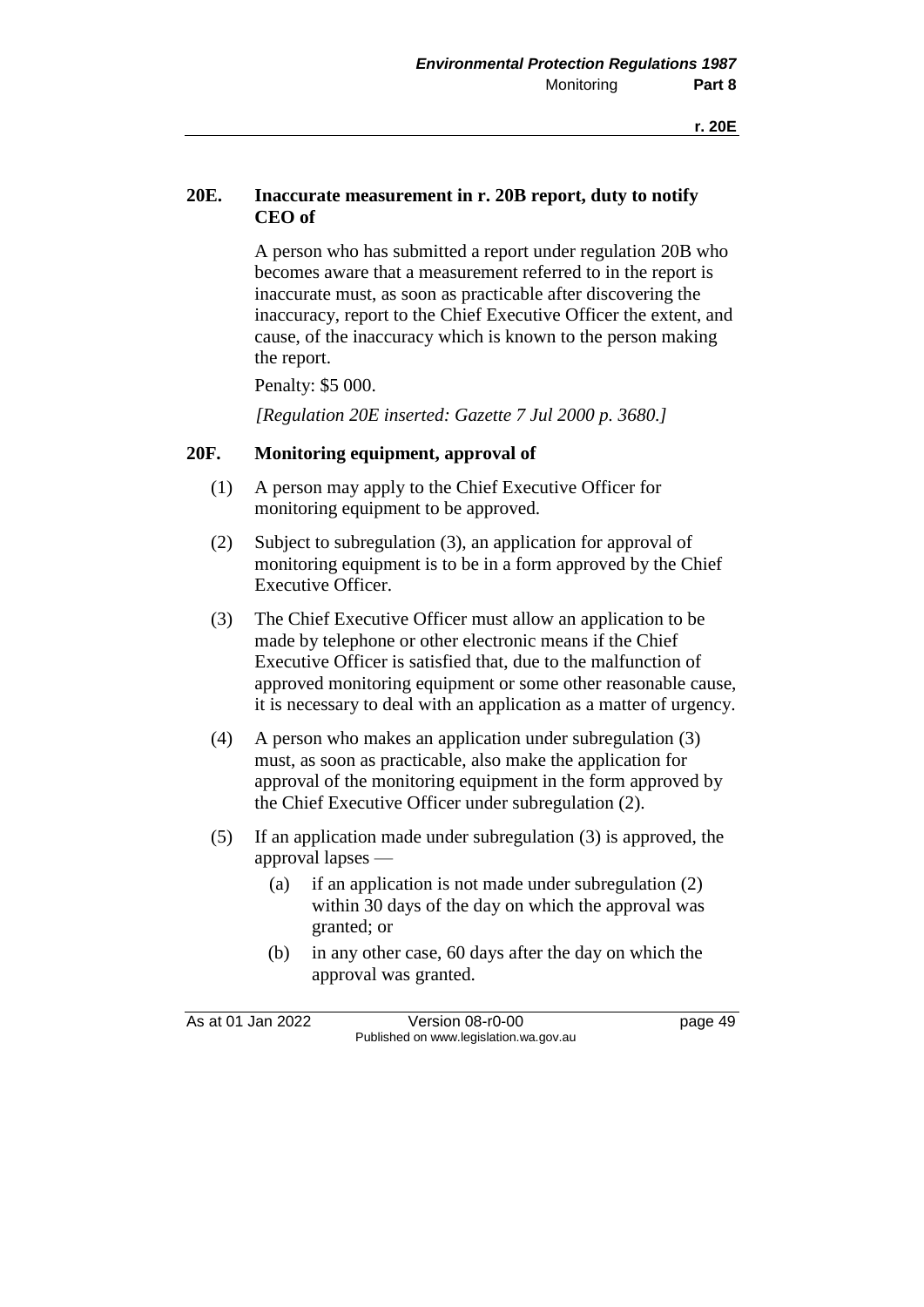## 20E. Inaccurate measurement in r. 20B report, duty to notify CEO of

A person who has submitted a report under regulation 20B who becomes aware that a measurement referred to in the report is inaccurate must, as soon as practicable after discovering the inaccuracy, report to the Chief Executive Officer the extent, and cause, of the inaccuracy which is known to the person making the report.

Penalty: $5 000.

*[Regulation 20E inserted: Gazette 7 Jul 2000 p. 3680.]*

## 20F. Monitoring equipment, approval of

(1) A person may apply to the Chief Executive Officer for monitoring equipment to be approved.

(2) Subject to subregulation (3), an application for approval of monitoring equipment is to be in a form approved by the Chief Executive Officer.

(3) The Chief Executive Officer must allow an application to be made by telephone or other electronic means if the Chief Executive Officer is satisfied that, due to the malfunction of approved monitoring equipment or some other reasonable cause, it is necessary to deal with an application as a matter of urgency.

(4) A person who makes an application under subregulation (3) must, as soon as practicable, also make the application for approval of the monitoring equipment in the form approved by the Chief Executive Officer under subregulation (2).

(5) If an application made under subregulation (3) is approved, the approval lapses —

  (a) if an application is not made under subregulation (2) within 30 days of the day on which the approval was granted; or

  (b) in any other case, 60 days after the day on which the approval was granted.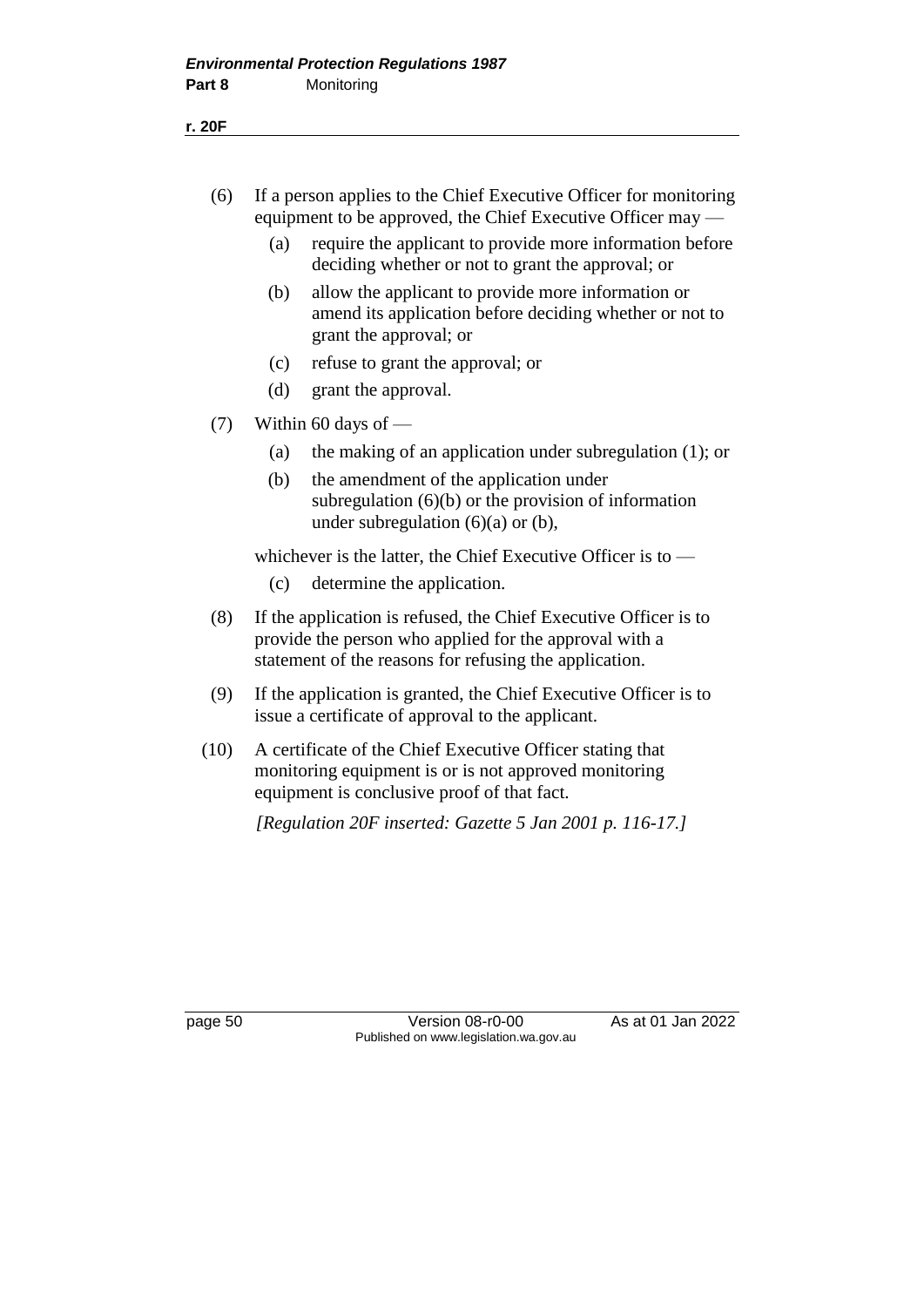(6) If a person applies to the Chief Executive Officer for monitoring equipment to be approved, the Chief Executive Officer may —

   (a) require the applicant to provide more information before deciding whether or not to grant the approval; or

   (b) allow the applicant to provide more information or amend its application before deciding whether or not to grant the approval; or

   (c) refuse to grant the approval; or

   (d) grant the approval.

(7) Within 60 days of —

   (a) the making of an application under subregulation (1); or

   (b) the amendment of the application under subregulation (6)(b) or the provision of information under subregulation (6)(a) or (b),

   whichever is the latter, the Chief Executive Officer is to —

   (c) determine the application.

(8) If the application is refused, the Chief Executive Officer is to provide the person who applied for the approval with a statement of the reasons for refusing the application.

(9) If the application is granted, the Chief Executive Officer is to issue a certificate of approval to the applicant.

(10) A certificate of the Chief Executive Officer stating that monitoring equipment is or is not approved monitoring equipment is conclusive proof of that fact.

*[Regulation 20F inserted: Gazette 5 Jan 2001 p. 116-17.]*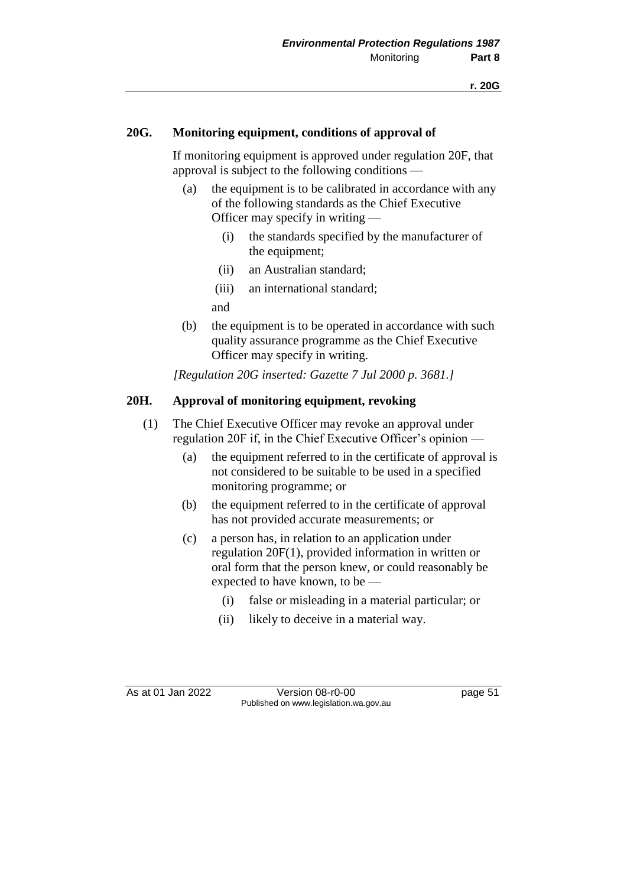## 20G. Monitoring equipment, conditions of approval of

If monitoring equipment is approved under regulation 20F, that approval is subject to the following conditions —

- (a) the equipment is to be calibrated in accordance with any of the following standards as the Chief Executive Officer may specify in writing —
  - (i) the standards specified by the manufacturer of the equipment;
  - (ii) an Australian standard;
  - (iii) an international standard;

  and
- (b) the equipment is to be operated in accordance with such quality assurance programme as the Chief Executive Officer may specify in writing.

*[Regulation 20G inserted: Gazette 7 Jul 2000 p. 3681.]*

## 20H. Approval of monitoring equipment, revoking

(1) The Chief Executive Officer may revoke an approval under regulation 20F if, in the Chief Executive Officer's opinion —

- (a) the equipment referred to in the certificate of approval is not considered to be suitable to be used in a specified monitoring programme; or
- (b) the equipment referred to in the certificate of approval has not provided accurate measurements; or
- (c) a person has, in relation to an application under regulation 20F(1), provided information in written or oral form that the person knew, or could reasonably be expected to have known, to be —
  - (i) false or misleading in a material particular; or
  - (ii) likely to deceive in a material way.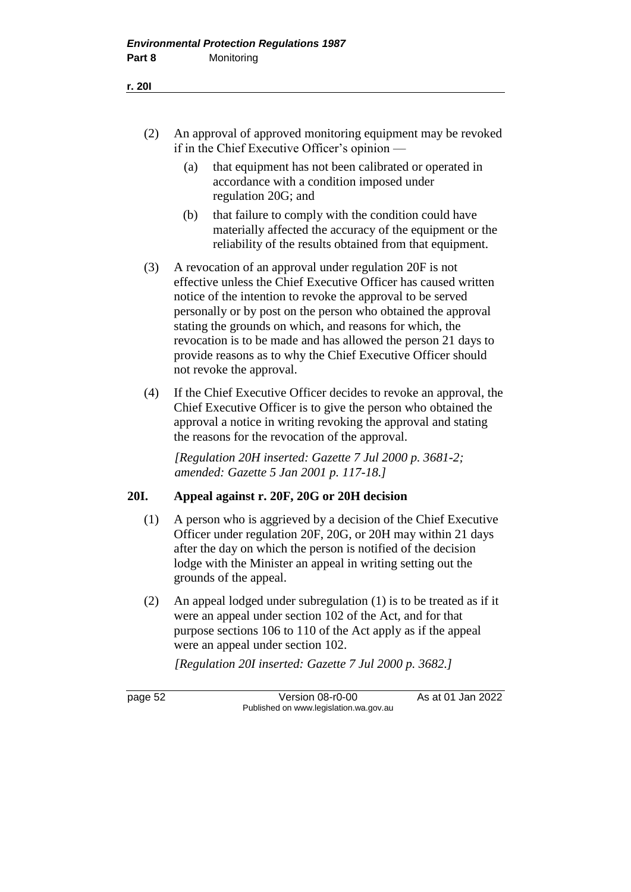(2) An approval of approved monitoring equipment may be revoked if in the Chief Executive Officer's opinion —

(a) that equipment has not been calibrated or operated in accordance with a condition imposed under regulation 20G; and

(b) that failure to comply with the condition could have materially affected the accuracy of the equipment or the reliability of the results obtained from that equipment.

(3) A revocation of an approval under regulation 20F is not effective unless the Chief Executive Officer has caused written notice of the intention to revoke the approval to be served personally or by post on the person who obtained the approval stating the grounds on which, and reasons for which, the revocation is to be made and has allowed the person 21 days to provide reasons as to why the Chief Executive Officer should not revoke the approval.

(4) If the Chief Executive Officer decides to revoke an approval, the Chief Executive Officer is to give the person who obtained the approval a notice in writing revoking the approval and stating the reasons for the revocation of the approval.

*[Regulation 20H inserted: Gazette 7 Jul 2000 p. 3681-2; amended: Gazette 5 Jan 2001 p. 117-18.]*

### 20I. Appeal against r. 20F, 20G or 20H decision

(1) A person who is aggrieved by a decision of the Chief Executive Officer under regulation 20F, 20G, or 20H may within 21 days after the day on which the person is notified of the decision lodge with the Minister an appeal in writing setting out the grounds of the appeal.

(2) An appeal lodged under subregulation (1) is to be treated as if it were an appeal under section 102 of the Act, and for that purpose sections 106 to 110 of the Act apply as if the appeal were an appeal under section 102.

*[Regulation 20I inserted: Gazette 7 Jul 2000 p. 3682.]*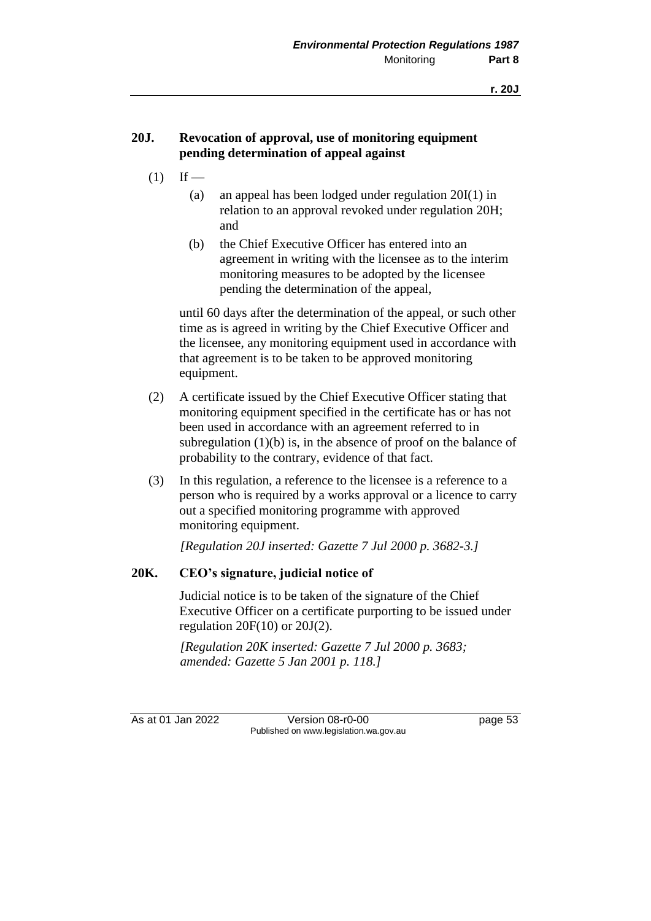## 20J. Revocation of approval, use of monitoring equipment pending determination of appeal against

(1) If —

  (a) an appeal has been lodged under regulation 20I(1) in relation to an approval revoked under regulation 20H; and

  (b) the Chief Executive Officer has entered into an agreement in writing with the licensee as to the interim monitoring measures to be adopted by the licensee pending the determination of the appeal,

until 60 days after the determination of the appeal, or such other time as is agreed in writing by the Chief Executive Officer and the licensee, any monitoring equipment used in accordance with that agreement is to be taken to be approved monitoring equipment.

(2) A certificate issued by the Chief Executive Officer stating that monitoring equipment specified in the certificate has or has not been used in accordance with an agreement referred to in subregulation (1)(b) is, in the absence of proof on the balance of probability to the contrary, evidence of that fact.

(3) In this regulation, a reference to the licensee is a reference to a person who is required by a works approval or a licence to carry out a specified monitoring programme with approved monitoring equipment.

*[Regulation 20J inserted: Gazette 7 Jul 2000 p. 3682-3.]*

## 20K. CEO's signature, judicial notice of

Judicial notice is to be taken of the signature of the Chief Executive Officer on a certificate purporting to be issued under regulation 20F(10) or 20J(2).

*[Regulation 20K inserted: Gazette 7 Jul 2000 p. 3683; amended: Gazette 5 Jan 2001 p. 118.]*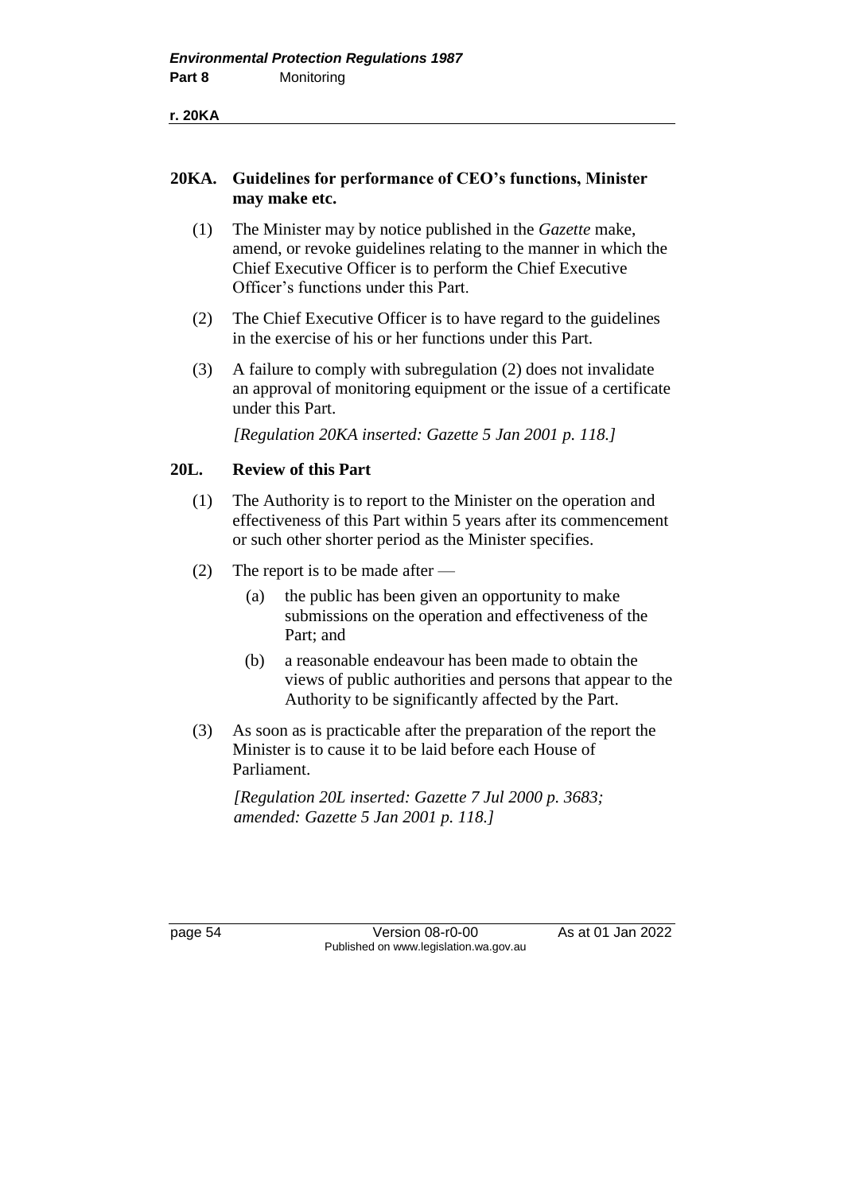### 20KA. Guidelines for performance of CEO's functions, Minister may make etc.

(1) The Minister may by notice published in the *Gazette* make, amend, or revoke guidelines relating to the manner in which the Chief Executive Officer is to perform the Chief Executive Officer's functions under this Part.

(2) The Chief Executive Officer is to have regard to the guidelines in the exercise of his or her functions under this Part.

(3) A failure to comply with subregulation (2) does not invalidate an approval of monitoring equipment or the issue of a certificate under this Part.

*[Regulation 20KA inserted: Gazette 5 Jan 2001 p. 118.]*

### 20L. Review of this Part

(1) The Authority is to report to the Minister on the operation and effectiveness of this Part within 5 years after its commencement or such other shorter period as the Minister specifies.

(2) The report is to be made after —

(a) the public has been given an opportunity to make submissions on the operation and effectiveness of the Part; and

(b) a reasonable endeavour has been made to obtain the views of public authorities and persons that appear to the Authority to be significantly affected by the Part.

(3) As soon as is practicable after the preparation of the report the Minister is to cause it to be laid before each House of Parliament.

*[Regulation 20L inserted: Gazette 7 Jul 2000 p. 3683; amended: Gazette 5 Jan 2001 p. 118.]*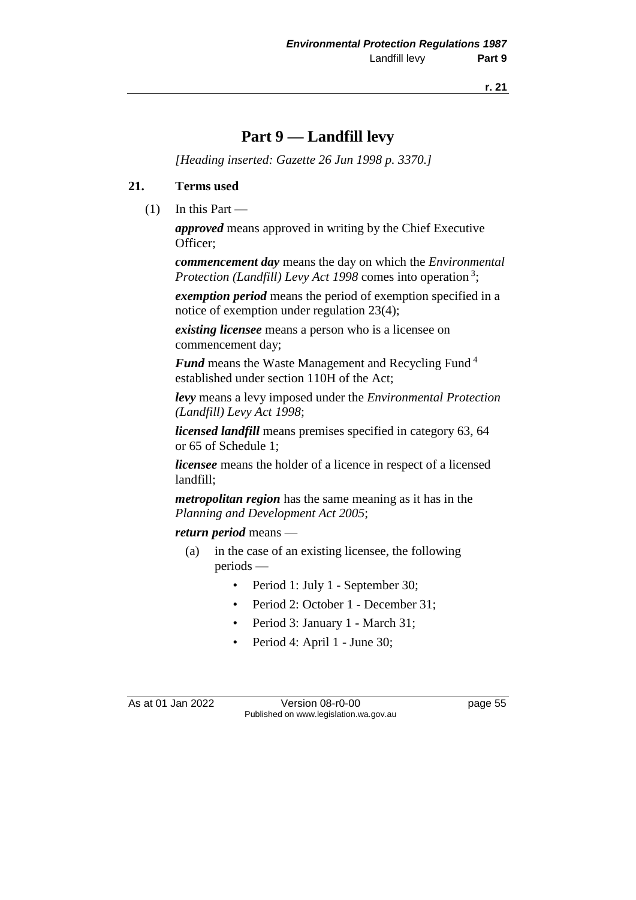# Part 9 — Landfill levy

*[Heading inserted: Gazette 26 Jun 1998 p. 3370.]*

## 21. Terms used

(1) In this Part —

***approved*** means approved in writing by the Chief Executive Officer;

***commencement day*** means the day on which the *Environmental Protection (Landfill) Levy Act 1998* comes into operation [3];

***exemption period*** means the period of exemption specified in a notice of exemption under regulation 23(4);

***existing licensee*** means a person who is a licensee on commencement day;

***Fund*** means the Waste Management and Recycling Fund [4] established under section 110H of the Act;

***levy*** means a levy imposed under the *Environmental Protection (Landfill) Levy Act 1998*;

***licensed landfill*** means premises specified in category 63, 64 or 65 of Schedule 1;

***licensee*** means the holder of a licence in respect of a licensed landfill;

***metropolitan region*** has the same meaning as it has in the *Planning and Development Act 2005*;

***return period*** means —

(a) in the case of an existing licensee, the following periods —

- Period 1: July 1 - September 30;
- Period 2: October 1 - December 31;
- Period 3: January 1 - March 31;
- Period 4: April 1 - June 30;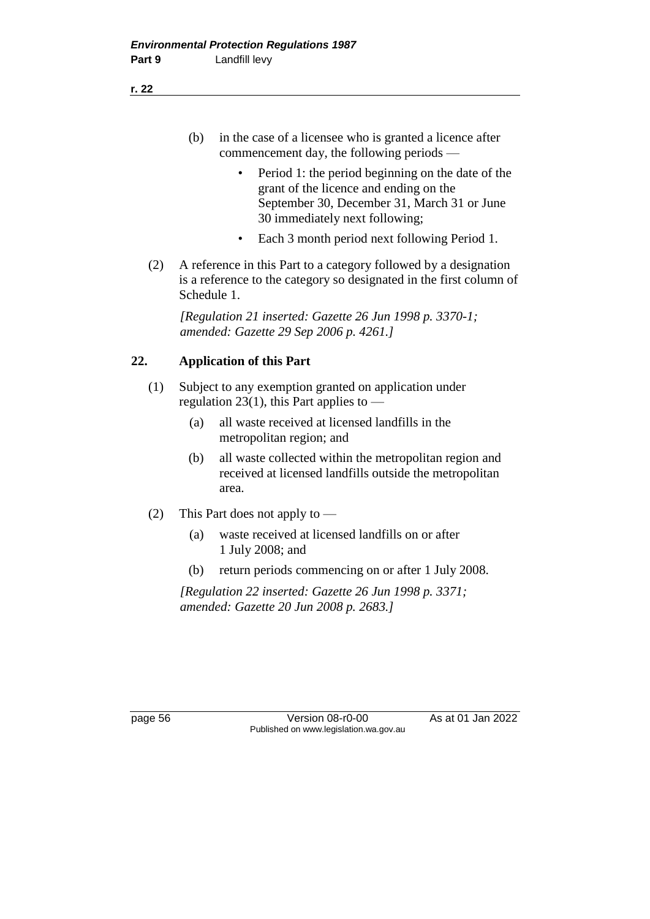(b) in the case of a licensee who is granted a licence after commencement day, the following periods —

- Period 1: the period beginning on the date of the grant of the licence and ending on the September 30, December 31, March 31 or June 30 immediately next following;
- Each 3 month period next following Period 1.

(2) A reference in this Part to a category followed by a designation is a reference to the category so designated in the first column of Schedule 1.

*[Regulation 21 inserted: Gazette 26 Jun 1998 p. 3370-1; amended: Gazette 29 Sep 2006 p. 4261.]*

### 22. Application of this Part

(1) Subject to any exemption granted on application under regulation 23(1), this Part applies to —

(a) all waste received at licensed landfills in the metropolitan region; and

(b) all waste collected within the metropolitan region and received at licensed landfills outside the metropolitan area.

(2) This Part does not apply to —

(a) waste received at licensed landfills on or after 1 July 2008; and

(b) return periods commencing on or after 1 July 2008.

*[Regulation 22 inserted: Gazette 26 Jun 1998 p. 3371; amended: Gazette 20 Jun 2008 p. 2683.]*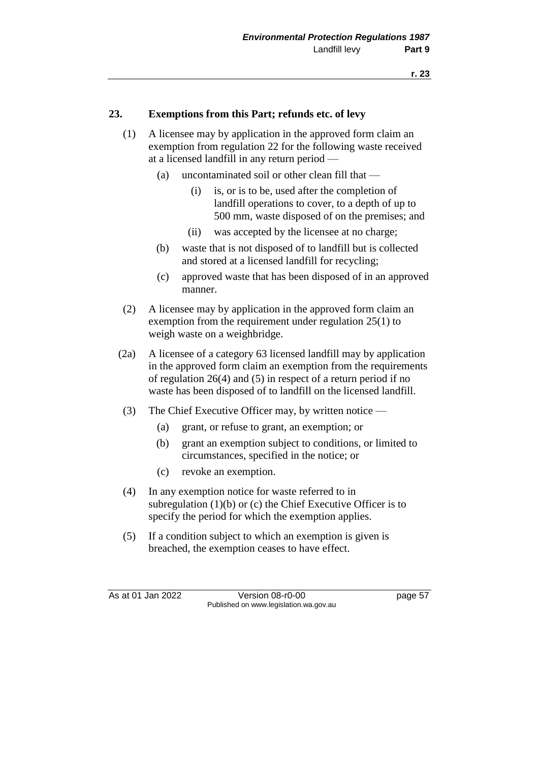## 23. Exemptions from this Part; refunds etc. of levy

(1) A licensee may by application in the approved form claim an exemption from regulation 22 for the following waste received at a licensed landfill in any return period —

(a) uncontaminated soil or other clean fill that —

(i) is, or is to be, used after the completion of landfill operations to cover, to a depth of up to 500 mm, waste disposed of on the premises; and

(ii) was accepted by the licensee at no charge;

(b) waste that is not disposed of to landfill but is collected and stored at a licensed landfill for recycling;

(c) approved waste that has been disposed of in an approved manner.

(2) A licensee may by application in the approved form claim an exemption from the requirement under regulation 25(1) to weigh waste on a weighbridge.

(2a) A licensee of a category 63 licensed landfill may by application in the approved form claim an exemption from the requirements of regulation 26(4) and (5) in respect of a return period if no waste has been disposed of to landfill on the licensed landfill.

(3) The Chief Executive Officer may, by written notice —

(a) grant, or refuse to grant, an exemption; or

(b) grant an exemption subject to conditions, or limited to circumstances, specified in the notice; or

(c) revoke an exemption.

(4) In any exemption notice for waste referred to in subregulation (1)(b) or (c) the Chief Executive Officer is to specify the period for which the exemption applies.

(5) If a condition subject to which an exemption is given is breached, the exemption ceases to have effect.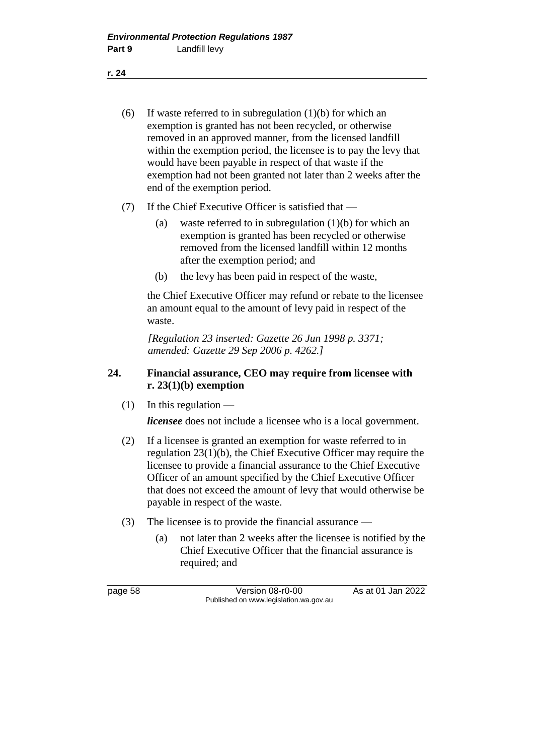(6) If waste referred to in subregulation (1)(b) for which an exemption is granted has not been recycled, or otherwise removed in an approved manner, from the licensed landfill within the exemption period, the licensee is to pay the levy that would have been payable in respect of that waste if the exemption had not been granted not later than 2 weeks after the end of the exemption period.

(7) If the Chief Executive Officer is satisfied that —

(a) waste referred to in subregulation (1)(b) for which an exemption is granted has been recycled or otherwise removed from the licensed landfill within 12 months after the exemption period; and

(b) the levy has been paid in respect of the waste,

the Chief Executive Officer may refund or rebate to the licensee an amount equal to the amount of levy paid in respect of the waste.

*[Regulation 23 inserted: Gazette 26 Jun 1998 p. 3371; amended: Gazette 29 Sep 2006 p. 4262.]*

## 24. Financial assurance, CEO may require from licensee with r. 23(1)(b) exemption

(1) In this regulation —

***licensee*** does not include a licensee who is a local government.

(2) If a licensee is granted an exemption for waste referred to in regulation 23(1)(b), the Chief Executive Officer may require the licensee to provide a financial assurance to the Chief Executive Officer of an amount specified by the Chief Executive Officer that does not exceed the amount of levy that would otherwise be payable in respect of the waste.

(3) The licensee is to provide the financial assurance —

(a) not later than 2 weeks after the licensee is notified by the Chief Executive Officer that the financial assurance is required; and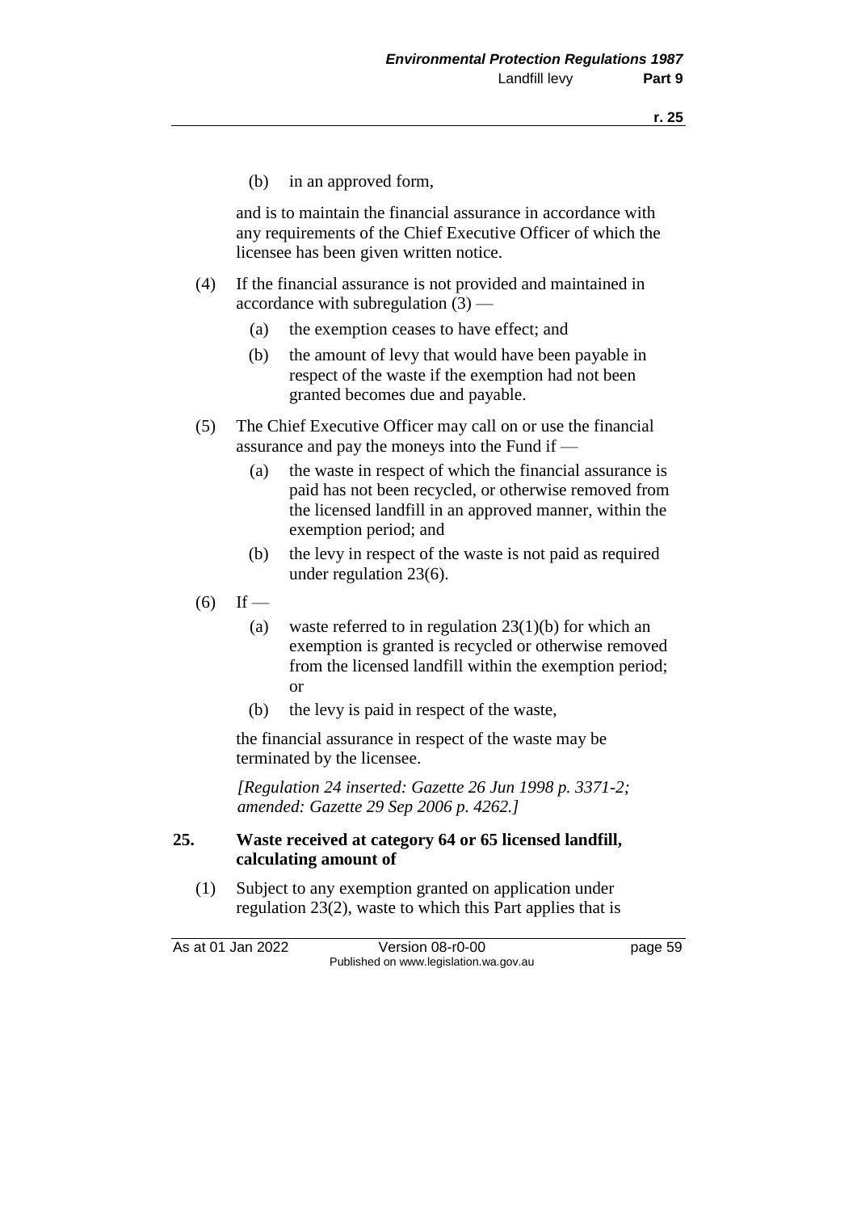(b) in an approved form,

and is to maintain the financial assurance in accordance with any requirements of the Chief Executive Officer of which the licensee has been given written notice.

(4) If the financial assurance is not provided and maintained in accordance with subregulation (3) —

(a) the exemption ceases to have effect; and

(b) the amount of levy that would have been payable in respect of the waste if the exemption had not been granted becomes due and payable.

(5) The Chief Executive Officer may call on or use the financial assurance and pay the moneys into the Fund if —

(a) the waste in respect of which the financial assurance is paid has not been recycled, or otherwise removed from the licensed landfill in an approved manner, within the exemption period; and

(b) the levy in respect of the waste is not paid as required under regulation 23(6).

(6) If —

(a) waste referred to in regulation 23(1)(b) for which an exemption is granted is recycled or otherwise removed from the licensed landfill within the exemption period; or

(b) the levy is paid in respect of the waste,

the financial assurance in respect of the waste may be terminated by the licensee.

*[Regulation 24 inserted: Gazette 26 Jun 1998 p. 3371-2; amended: Gazette 29 Sep 2006 p. 4262.]*

**25. Waste received at category 64 or 65 licensed landfill, calculating amount of**

(1) Subject to any exemption granted on application under regulation 23(2), waste to which this Part applies that is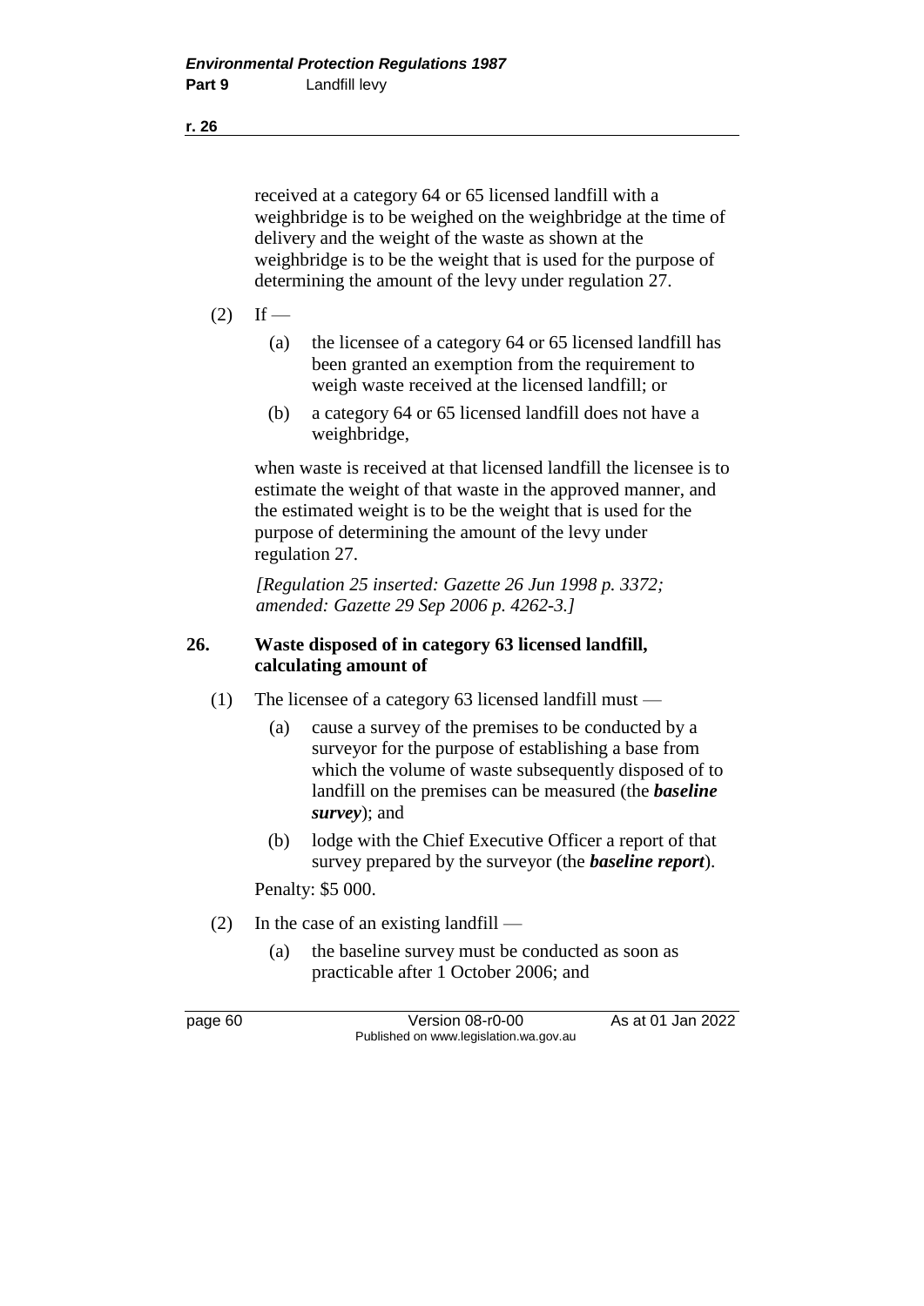received at a category 64 or 65 licensed landfill with a weighbridge is to be weighed on the weighbridge at the time of delivery and the weight of the waste as shown at the weighbridge is to be the weight that is used for the purpose of determining the amount of the levy under regulation 27.

(2) If —

(a) the licensee of a category 64 or 65 licensed landfill has been granted an exemption from the requirement to weigh waste received at the licensed landfill; or

(b) a category 64 or 65 licensed landfill does not have a weighbridge,

when waste is received at that licensed landfill the licensee is to estimate the weight of that waste in the approved manner, and the estimated weight is to be the weight that is used for the purpose of determining the amount of the levy under regulation 27.

*[Regulation 25 inserted: Gazette 26 Jun 1998 p. 3372; amended: Gazette 29 Sep 2006 p. 4262-3.]*

### 26. Waste disposed of in category 63 licensed landfill, calculating amount of

(1) The licensee of a category 63 licensed landfill must —

(a) cause a survey of the premises to be conducted by a surveyor for the purpose of establishing a base from which the volume of waste subsequently disposed of to landfill on the premises can be measured (the ***baseline survey***); and

(b) lodge with the Chief Executive Officer a report of that survey prepared by the surveyor (the ***baseline report***).

Penalty: $5 000.

(2) In the case of an existing landfill —

(a) the baseline survey must be conducted as soon as practicable after 1 October 2006; and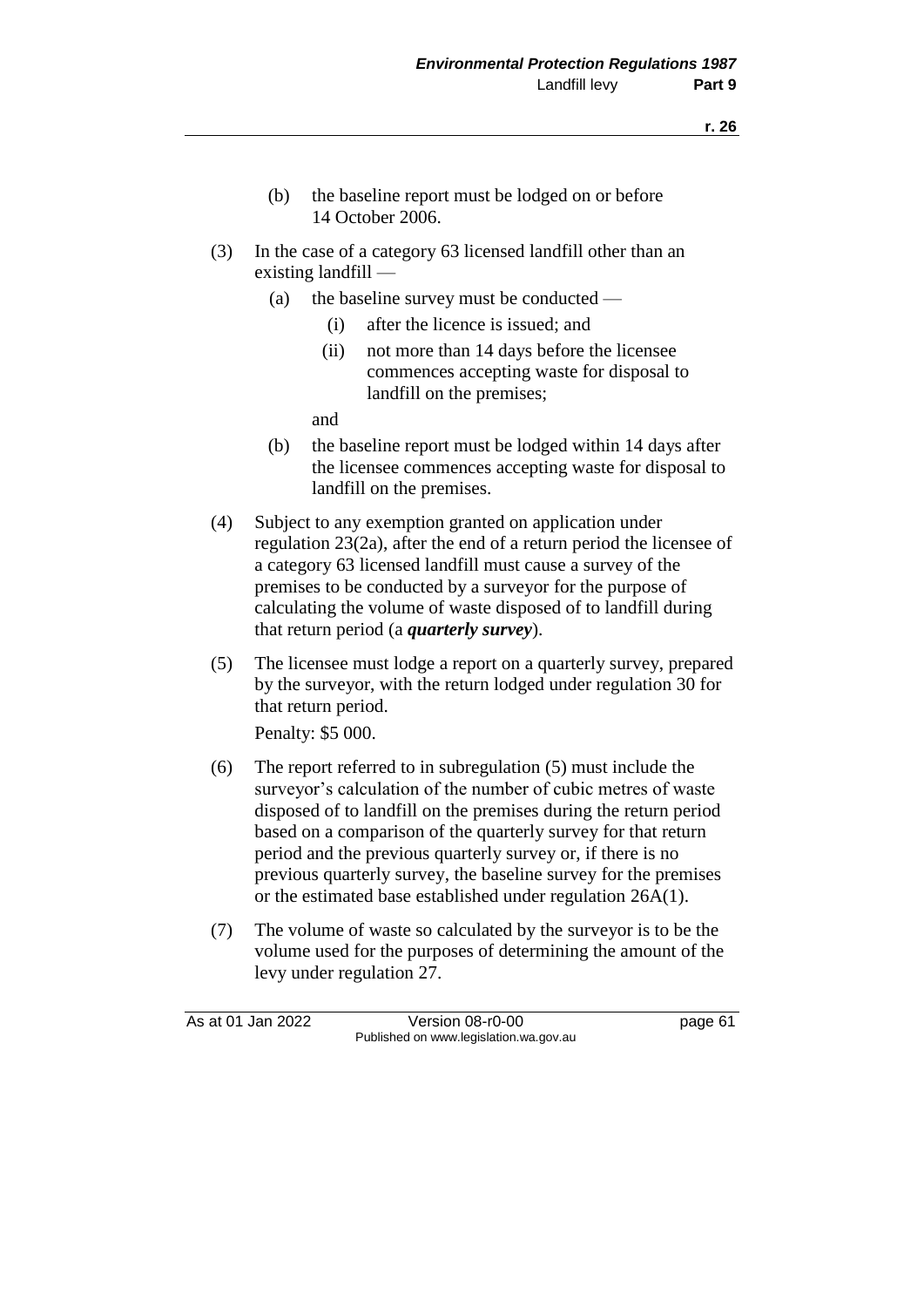(b) the baseline report must be lodged on or before 14 October 2006.

(3) In the case of a category 63 licensed landfill other than an existing landfill —

  (a) the baseline survey must be conducted —

    (i) after the licence is issued; and

    (ii) not more than 14 days before the licensee commences accepting waste for disposal to landfill on the premises;

  and

  (b) the baseline report must be lodged within 14 days after the licensee commences accepting waste for disposal to landfill on the premises.

(4) Subject to any exemption granted on application under regulation 23(2a), after the end of a return period the licensee of a category 63 licensed landfill must cause a survey of the premises to be conducted by a surveyor for the purpose of calculating the volume of waste disposed of to landfill during that return period (a ***quarterly survey***).

(5) The licensee must lodge a report on a quarterly survey, prepared by the surveyor, with the return lodged under regulation 30 for that return period.

Penalty: $5 000.

(6) The report referred to in subregulation (5) must include the surveyor's calculation of the number of cubic metres of waste disposed of to landfill on the premises during the return period based on a comparison of the quarterly survey for that return period and the previous quarterly survey or, if there is no previous quarterly survey, the baseline survey for the premises or the estimated base established under regulation 26A(1).

(7) The volume of waste so calculated by the surveyor is to be the volume used for the purposes of determining the amount of the levy under regulation 27.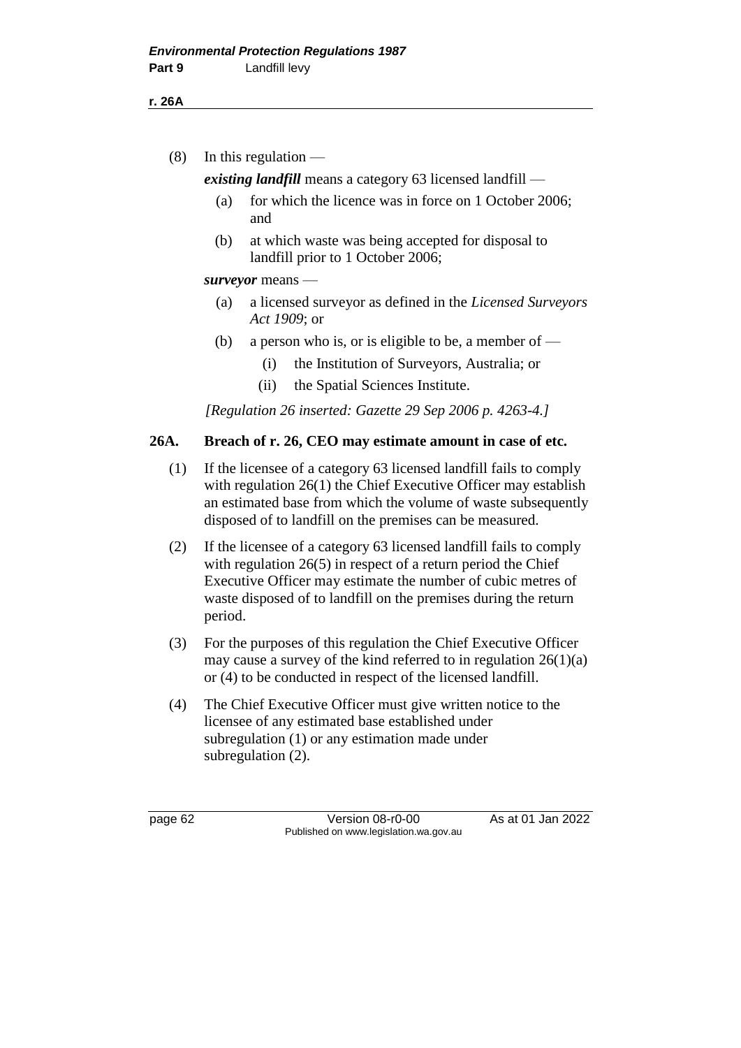(8) In this regulation —

***existing landfill*** means a category 63 licensed landfill —

(a) for which the licence was in force on 1 October 2006; and

(b) at which waste was being accepted for disposal to landfill prior to 1 October 2006;

***surveyor*** means —

(a) a licensed surveyor as defined in the *Licensed Surveyors Act 1909*; or

(b) a person who is, or is eligible to be, a member of —

(i) the Institution of Surveyors, Australia; or

(ii) the Spatial Sciences Institute.

*[Regulation 26 inserted: Gazette 29 Sep 2006 p. 4263-4.]*

## 26A. Breach of r. 26, CEO may estimate amount in case of etc.

(1) If the licensee of a category 63 licensed landfill fails to comply with regulation 26(1) the Chief Executive Officer may establish an estimated base from which the volume of waste subsequently disposed of to landfill on the premises can be measured.

(2) If the licensee of a category 63 licensed landfill fails to comply with regulation 26(5) in respect of a return period the Chief Executive Officer may estimate the number of cubic metres of waste disposed of to landfill on the premises during the return period.

(3) For the purposes of this regulation the Chief Executive Officer may cause a survey of the kind referred to in regulation 26(1)(a) or (4) to be conducted in respect of the licensed landfill.

(4) The Chief Executive Officer must give written notice to the licensee of any estimated base established under subregulation (1) or any estimation made under subregulation (2).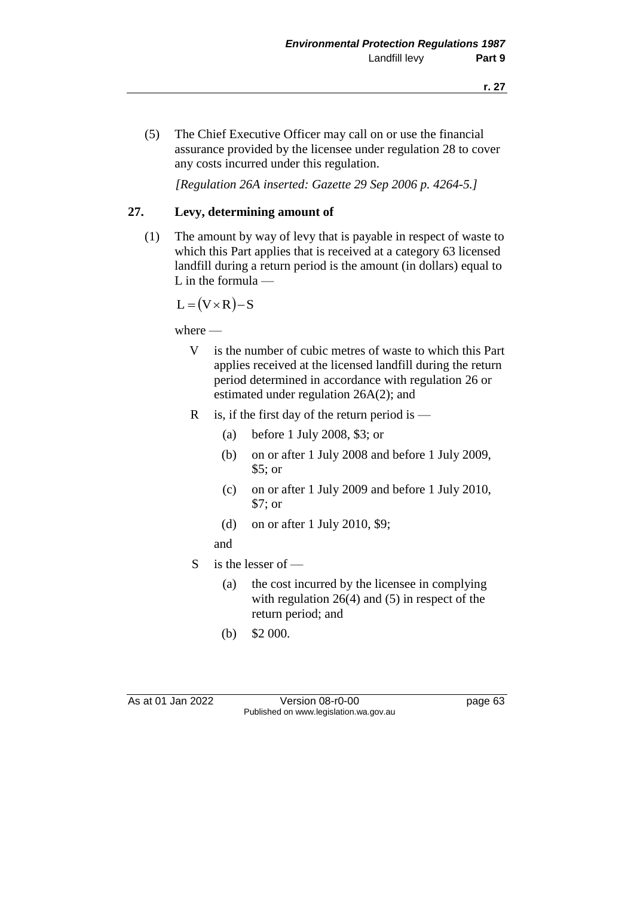(5) The Chief Executive Officer may call on or use the financial assurance provided by the licensee under regulation 28 to cover any costs incurred under this regulation.

*[Regulation 26A inserted: Gazette 29 Sep 2006 p. 4264-5.]*

## 27. Levy, determining amount of

(1) The amount by way of levy that is payable in respect of waste to which this Part applies that is received at a category 63 licensed landfill during a return period is the amount (in dollars) equal to L in the formula —

$$L = (V \times R) - S$$

where —

- V is the number of cubic metres of waste to which this Part applies received at the licensed landfill during the return period determined in accordance with regulation 26 or estimated under regulation 26A(2); and
- R is, if the first day of the return period is —
  - (a) before 1 July 2008, $3; or
  - (b) on or after 1 July 2008 and before 1 July 2009, $5; or
  - (c) on or after 1 July 2009 and before 1 July 2010, $7; or
  - (d) on or after 1 July 2010, $9;

  and
- S is the lesser of —
  - (a) the cost incurred by the licensee in complying with regulation 26(4) and (5) in respect of the return period; and
  - (b) $2 000.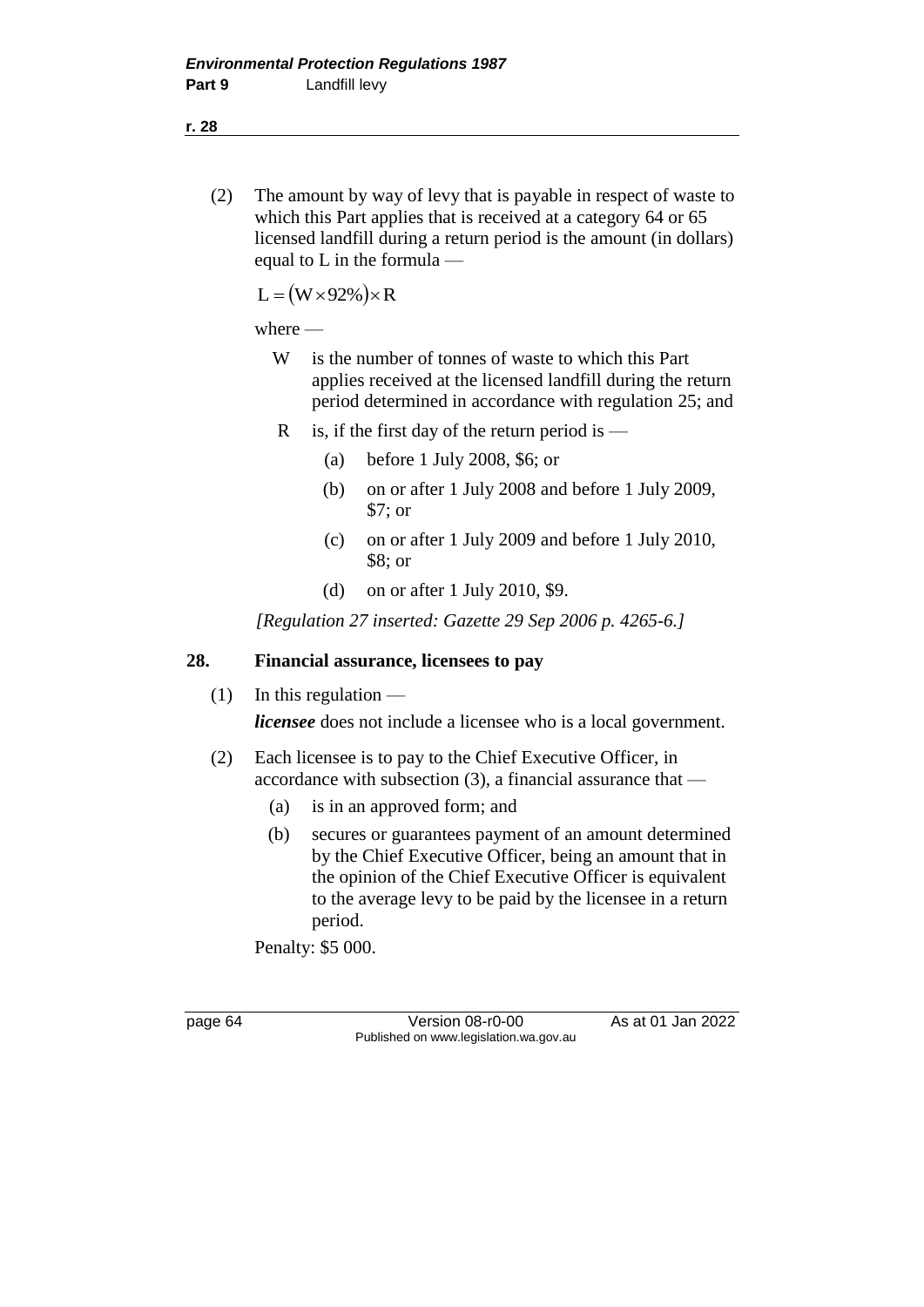(2) The amount by way of levy that is payable in respect of waste to which this Part applies that is received at a category 64 or 65 licensed landfill during a return period is the amount (in dollars) equal to L in the formula —

$$L = (W \times 92\%) \times R$$

where —

W is the number of tonnes of waste to which this Part applies received at the licensed landfill during the return period determined in accordance with regulation 25; and

R is, if the first day of the return period is —

- (a) before 1 July 2008, $6; or
- (b) on or after 1 July 2008 and before 1 July 2009, $7; or
- (c) on or after 1 July 2009 and before 1 July 2010, $8; or
- (d) on or after 1 July 2010, $9.

*[Regulation 27 inserted: Gazette 29 Sep 2006 p. 4265-6.]*

## 28. Financial assurance, licensees to pay

(1) In this regulation —

***licensee*** does not include a licensee who is a local government.

(2) Each licensee is to pay to the Chief Executive Officer, in accordance with subsection (3), a financial assurance that —

- (a) is in an approved form; and
- (b) secures or guarantees payment of an amount determined by the Chief Executive Officer, being an amount that in the opinion of the Chief Executive Officer is equivalent to the average levy to be paid by the licensee in a return period.

Penalty: $5 000.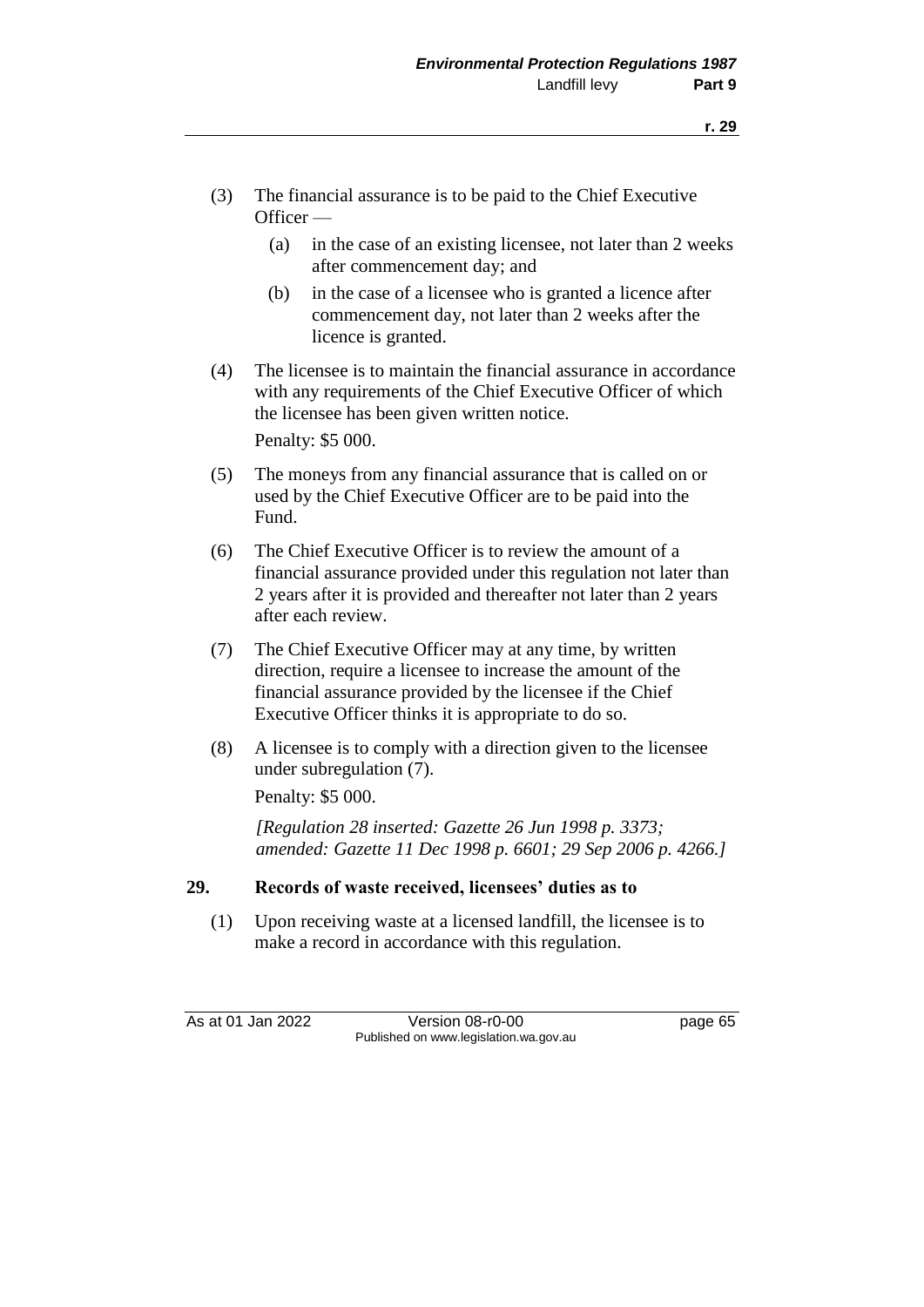(3) The financial assurance is to be paid to the Chief Executive Officer —

(a) in the case of an existing licensee, not later than 2 weeks after commencement day; and

(b) in the case of a licensee who is granted a licence after commencement day, not later than 2 weeks after the licence is granted.

(4) The licensee is to maintain the financial assurance in accordance with any requirements of the Chief Executive Officer of which the licensee has been given written notice.

Penalty: $5 000.

(5) The moneys from any financial assurance that is called on or used by the Chief Executive Officer are to be paid into the Fund.

(6) The Chief Executive Officer is to review the amount of a financial assurance provided under this regulation not later than 2 years after it is provided and thereafter not later than 2 years after each review.

(7) The Chief Executive Officer may at any time, by written direction, require a licensee to increase the amount of the financial assurance provided by the licensee if the Chief Executive Officer thinks it is appropriate to do so.

(8) A licensee is to comply with a direction given to the licensee under subregulation (7).

Penalty: $5 000.

*[Regulation 28 inserted: Gazette 26 Jun 1998 p. 3373; amended: Gazette 11 Dec 1998 p. 6601; 29 Sep 2006 p. 4266.]*

## 29. Records of waste received, licensees' duties as to

(1) Upon receiving waste at a licensed landfill, the licensee is to make a record in accordance with this regulation.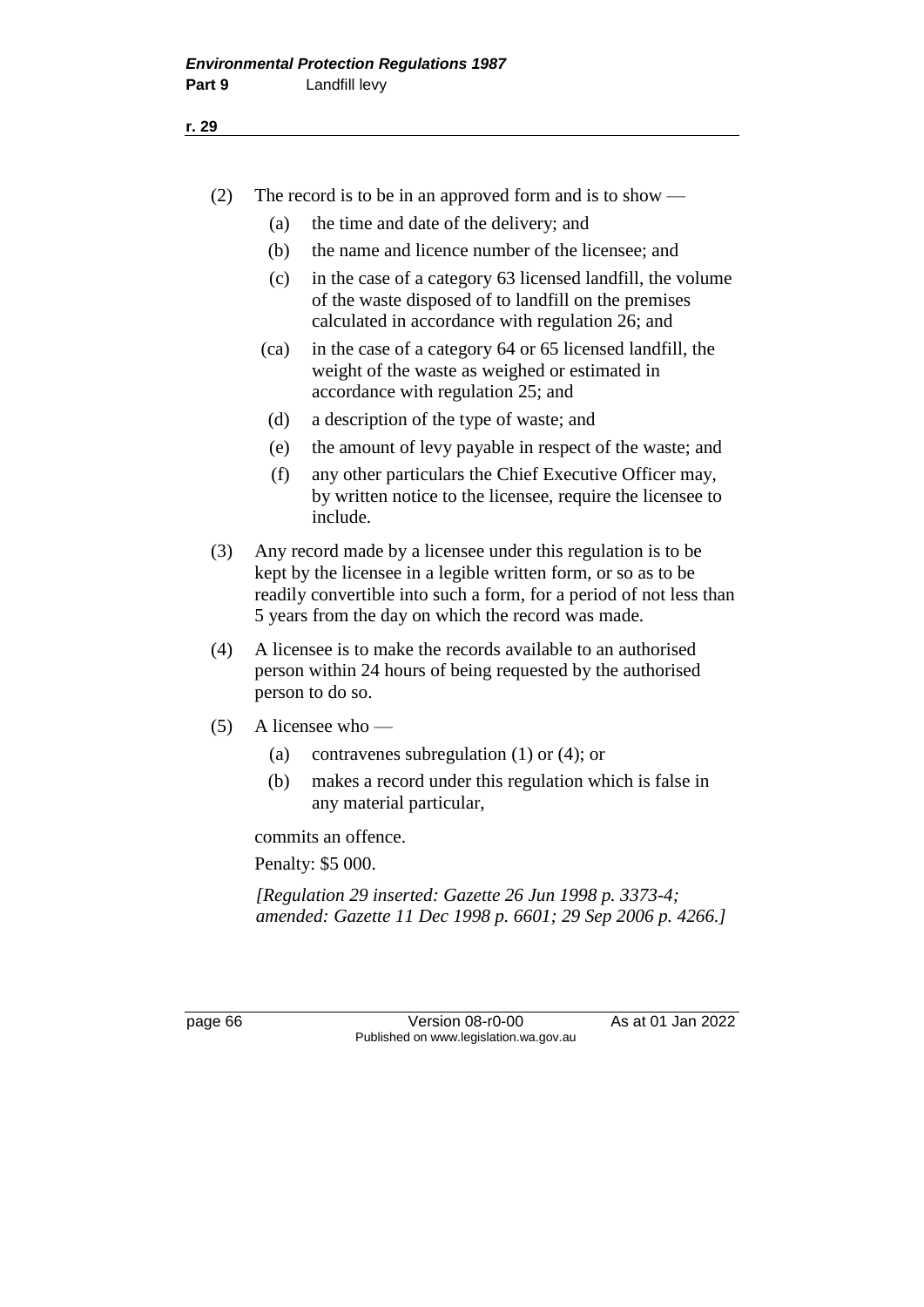(2) The record is to be in an approved form and is to show —

   (a) the time and date of the delivery; and

   (b) the name and licence number of the licensee; and

   (c) in the case of a category 63 licensed landfill, the volume of the waste disposed of to landfill on the premises calculated in accordance with regulation 26; and

   (ca) in the case of a category 64 or 65 licensed landfill, the weight of the waste as weighed or estimated in accordance with regulation 25; and

   (d) a description of the type of waste; and

   (e) the amount of levy payable in respect of the waste; and

   (f) any other particulars the Chief Executive Officer may, by written notice to the licensee, require the licensee to include.

(3) Any record made by a licensee under this regulation is to be kept by the licensee in a legible written form, or so as to be readily convertible into such a form, for a period of not less than 5 years from the day on which the record was made.

(4) A licensee is to make the records available to an authorised person within 24 hours of being requested by the authorised person to do so.

(5) A licensee who —

   (a) contravenes subregulation (1) or (4); or

   (b) makes a record under this regulation which is false in any material particular,

commits an offence.

Penalty: $5 000.

*[Regulation 29 inserted: Gazette 26 Jun 1998 p. 3373-4; amended: Gazette 11 Dec 1998 p. 6601; 29 Sep 2006 p. 4266.]*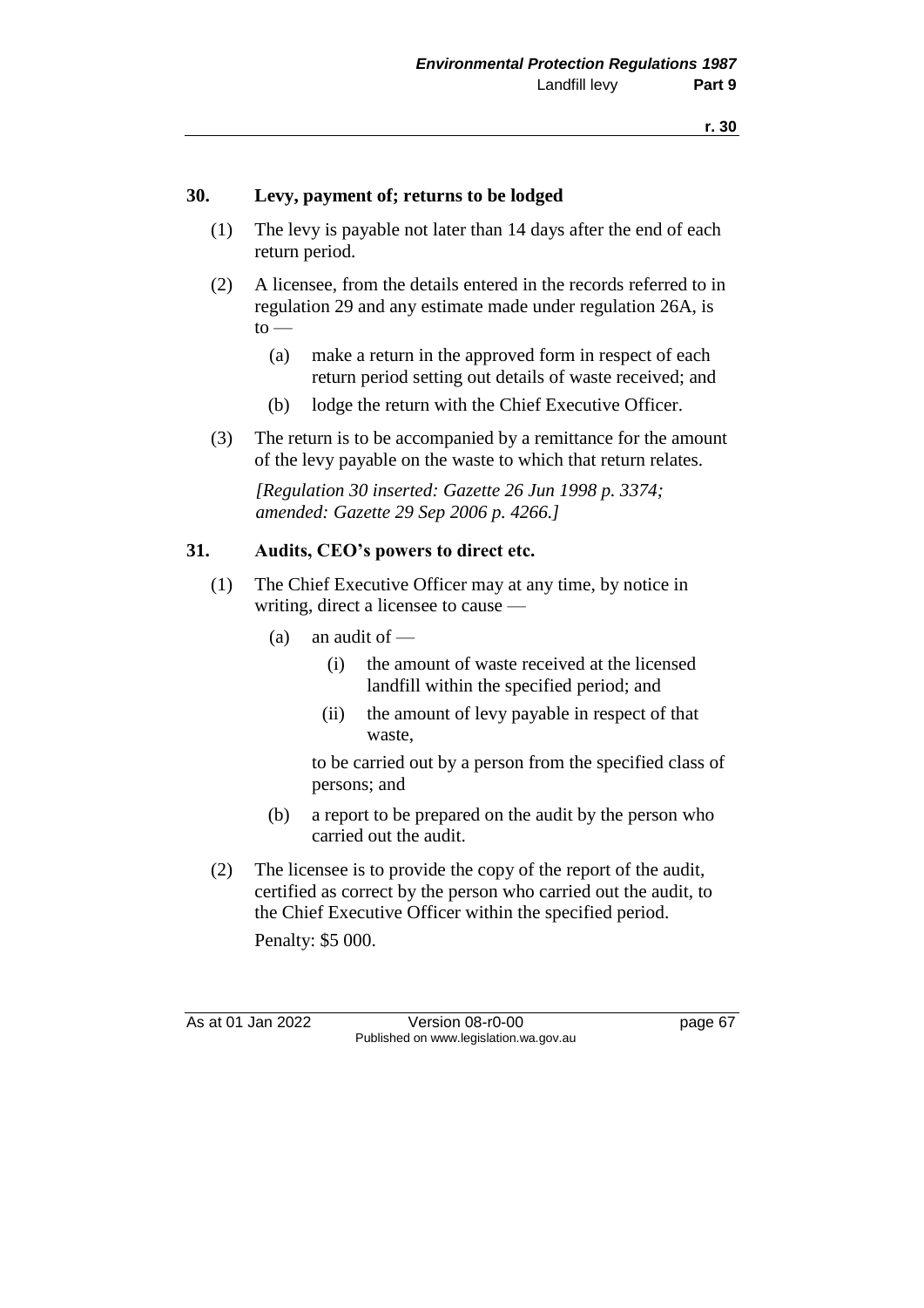### 30. Levy, payment of; returns to be lodged

(1) The levy is payable not later than 14 days after the end of each return period.

(2) A licensee, from the details entered in the records referred to in regulation 29 and any estimate made under regulation 26A, is to —

(a) make a return in the approved form in respect of each return period setting out details of waste received; and

(b) lodge the return with the Chief Executive Officer.

(3) The return is to be accompanied by a remittance for the amount of the levy payable on the waste to which that return relates.

*[Regulation 30 inserted: Gazette 26 Jun 1998 p. 3374; amended: Gazette 29 Sep 2006 p. 4266.]*

### 31. Audits, CEO's powers to direct etc.

(1) The Chief Executive Officer may at any time, by notice in writing, direct a licensee to cause —

(a) an audit of —

(i) the amount of waste received at the licensed landfill within the specified period; and

(ii) the amount of levy payable in respect of that waste,

to be carried out by a person from the specified class of persons; and

(b) a report to be prepared on the audit by the person who carried out the audit.

(2) The licensee is to provide the copy of the report of the audit, certified as correct by the person who carried out the audit, to the Chief Executive Officer within the specified period.

Penalty: $5 000.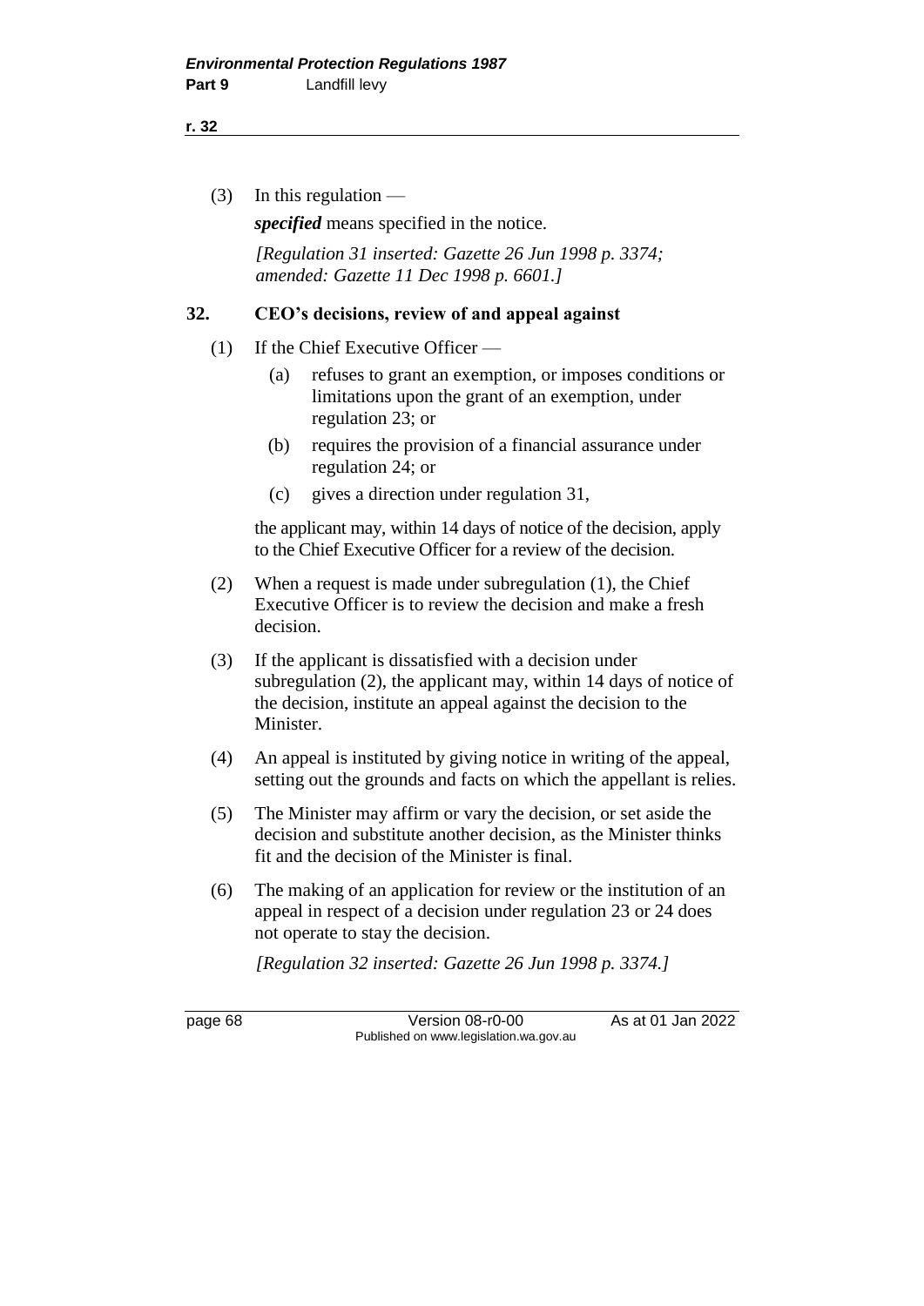(3) In this regulation —

*specified* means specified in the notice.

*[Regulation 31 inserted: Gazette 26 Jun 1998 p. 3374; amended: Gazette 11 Dec 1998 p. 6601.]*

## 32. CEO's decisions, review of and appeal against

(1) If the Chief Executive Officer —

  (a) refuses to grant an exemption, or imposes conditions or limitations upon the grant of an exemption, under regulation 23; or

  (b) requires the provision of a financial assurance under regulation 24; or

  (c) gives a direction under regulation 31,

the applicant may, within 14 days of notice of the decision, apply to the Chief Executive Officer for a review of the decision.

(2) When a request is made under subregulation (1), the Chief Executive Officer is to review the decision and make a fresh decision.

(3) If the applicant is dissatisfied with a decision under subregulation (2), the applicant may, within 14 days of notice of the decision, institute an appeal against the decision to the Minister.

(4) An appeal is instituted by giving notice in writing of the appeal, setting out the grounds and facts on which the appellant is relies.

(5) The Minister may affirm or vary the decision, or set aside the decision and substitute another decision, as the Minister thinks fit and the decision of the Minister is final.

(6) The making of an application for review or the institution of an appeal in respect of a decision under regulation 23 or 24 does not operate to stay the decision.

*[Regulation 32 inserted: Gazette 26 Jun 1998 p. 3374.]*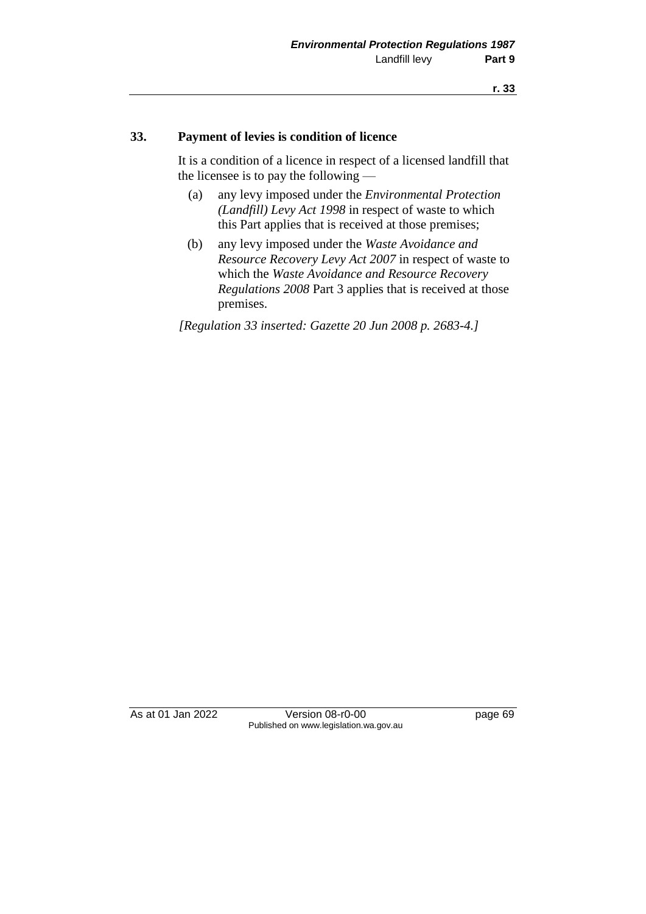### 33. Payment of levies is condition of licence

It is a condition of a licence in respect of a licensed landfill that the licensee is to pay the following —

(a) any levy imposed under the *Environmental Protection (Landfill) Levy Act 1998* in respect of waste to which this Part applies that is received at those premises;

(b) any levy imposed under the *Waste Avoidance and Resource Recovery Levy Act 2007* in respect of waste to which the *Waste Avoidance and Resource Recovery Regulations 2008* Part 3 applies that is received at those premises.

*[Regulation 33 inserted: Gazette 20 Jun 2008 p. 2683-4.]*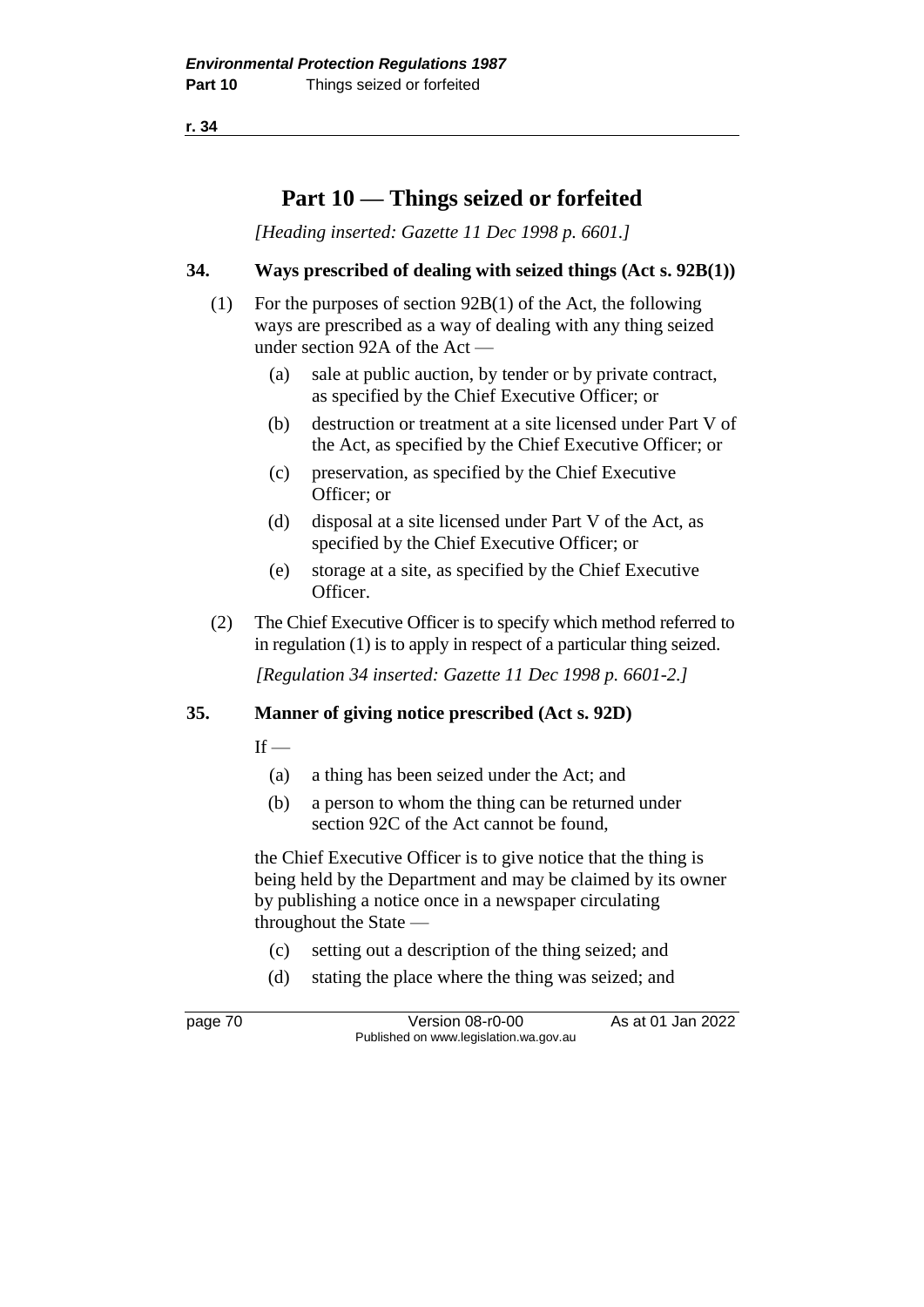# Part 10 — Things seized or forfeited

*[Heading inserted: Gazette 11 Dec 1998 p. 6601.]*

### 34. Ways prescribed of dealing with seized things (Act s. 92B(1))

(1) For the purposes of section 92B(1) of the Act, the following ways are prescribed as a way of dealing with any thing seized under section 92A of the Act —

- (a) sale at public auction, by tender or by private contract, as specified by the Chief Executive Officer; or
- (b) destruction or treatment at a site licensed under Part V of the Act, as specified by the Chief Executive Officer; or
- (c) preservation, as specified by the Chief Executive Officer; or
- (d) disposal at a site licensed under Part V of the Act, as specified by the Chief Executive Officer; or
- (e) storage at a site, as specified by the Chief Executive Officer.

(2) The Chief Executive Officer is to specify which method referred to in regulation (1) is to apply in respect of a particular thing seized.

*[Regulation 34 inserted: Gazette 11 Dec 1998 p. 6601-2.]*

### 35. Manner of giving notice prescribed (Act s. 92D)

If —

- (a) a thing has been seized under the Act; and
- (b) a person to whom the thing can be returned under section 92C of the Act cannot be found,

the Chief Executive Officer is to give notice that the thing is being held by the Department and may be claimed by its owner by publishing a notice once in a newspaper circulating throughout the State —

- (c) setting out a description of the thing seized; and
- (d) stating the place where the thing was seized; and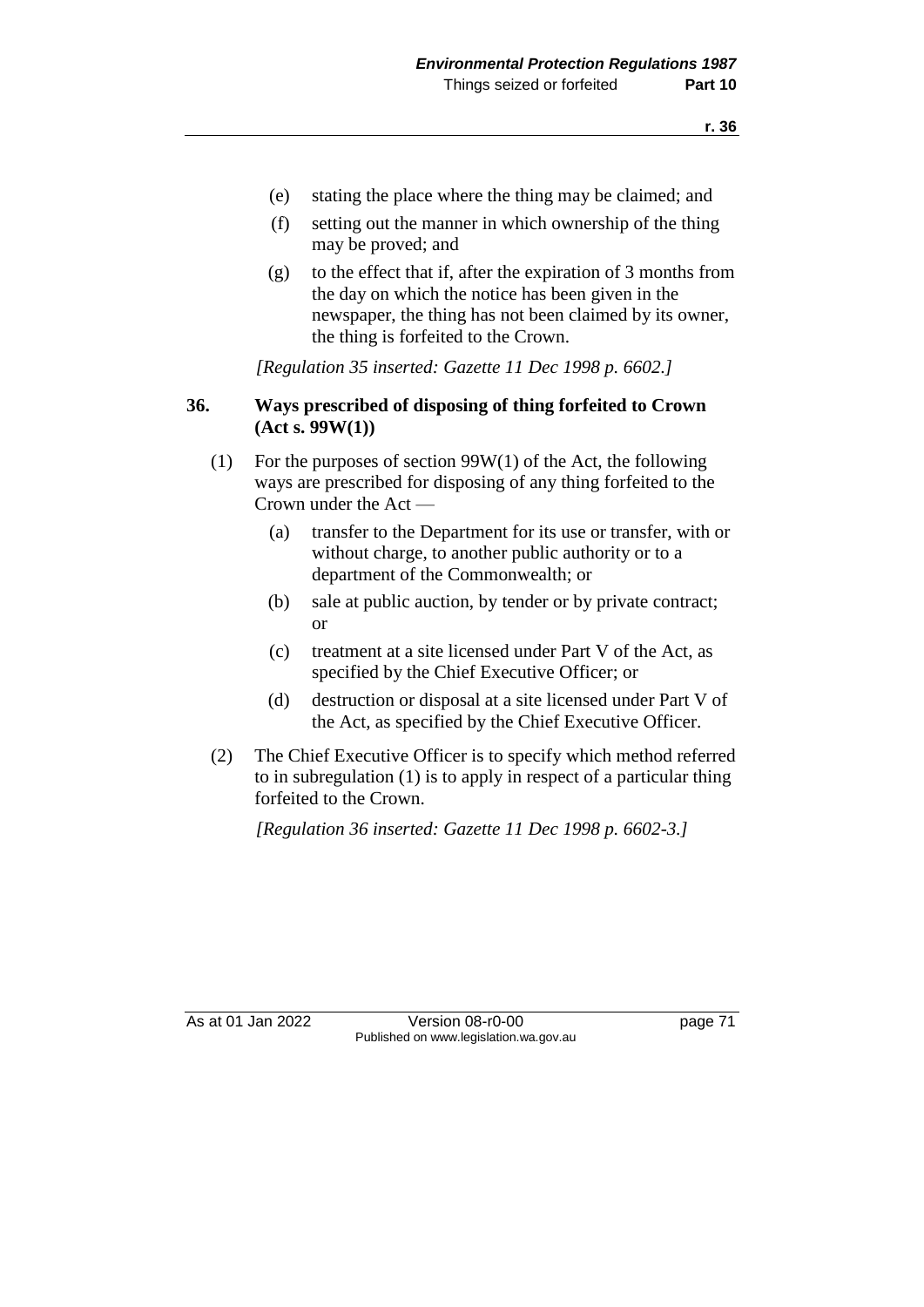(e) stating the place where the thing may be claimed; and

(f) setting out the manner in which ownership of the thing may be proved; and

(g) to the effect that if, after the expiration of 3 months from the day on which the notice has been given in the newspaper, the thing has not been claimed by its owner, the thing is forfeited to the Crown.

*[Regulation 35 inserted: Gazette 11 Dec 1998 p. 6602.]*

**36. Ways prescribed of disposing of thing forfeited to Crown (Act s. 99W(1))**

(1) For the purposes of section 99W(1) of the Act, the following ways are prescribed for disposing of any thing forfeited to the Crown under the Act —

(a) transfer to the Department for its use or transfer, with or without charge, to another public authority or to a department of the Commonwealth; or

(b) sale at public auction, by tender or by private contract; or

(c) treatment at a site licensed under Part V of the Act, as specified by the Chief Executive Officer; or

(d) destruction or disposal at a site licensed under Part V of the Act, as specified by the Chief Executive Officer.

(2) The Chief Executive Officer is to specify which method referred to in subregulation (1) is to apply in respect of a particular thing forfeited to the Crown.

*[Regulation 36 inserted: Gazette 11 Dec 1998 p. 6602-3.]*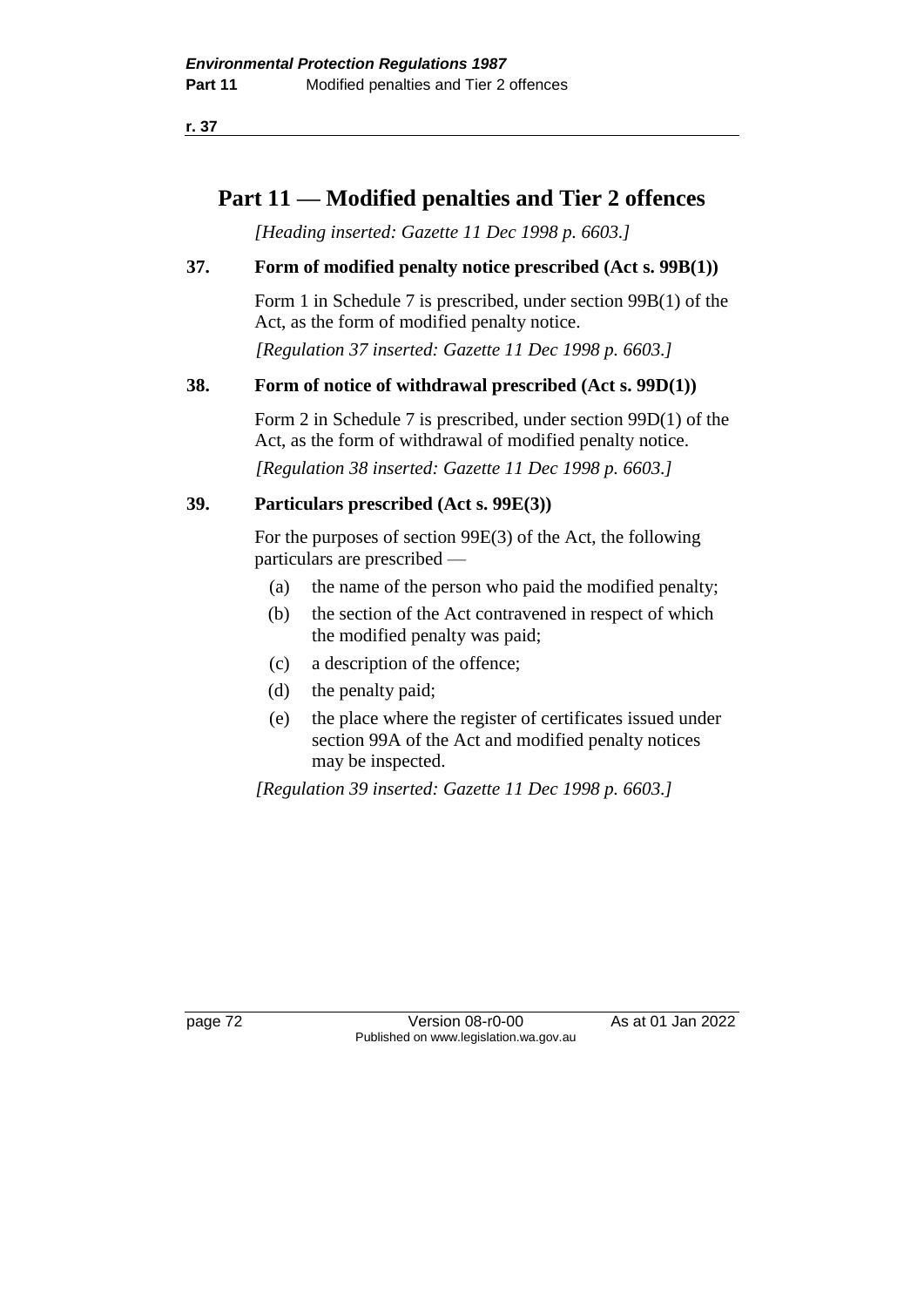## Part 11 — Modified penalties and Tier 2 offences

*[Heading inserted: Gazette 11 Dec 1998 p. 6603.]*

### 37. Form of modified penalty notice prescribed (Act s. 99B(1))

Form 1 in Schedule 7 is prescribed, under section 99B(1) of the Act, as the form of modified penalty notice.

*[Regulation 37 inserted: Gazette 11 Dec 1998 p. 6603.]*

### 38. Form of notice of withdrawal prescribed (Act s. 99D(1))

Form 2 in Schedule 7 is prescribed, under section 99D(1) of the Act, as the form of withdrawal of modified penalty notice.

*[Regulation 38 inserted: Gazette 11 Dec 1998 p. 6603.]*

### 39. Particulars prescribed (Act s. 99E(3))

For the purposes of section 99E(3) of the Act, the following particulars are prescribed —

(a) the name of the person who paid the modified penalty;

(b) the section of the Act contravened in respect of which the modified penalty was paid;

(c) a description of the offence;

(d) the penalty paid;

(e) the place where the register of certificates issued under section 99A of the Act and modified penalty notices may be inspected.

*[Regulation 39 inserted: Gazette 11 Dec 1998 p. 6603.]*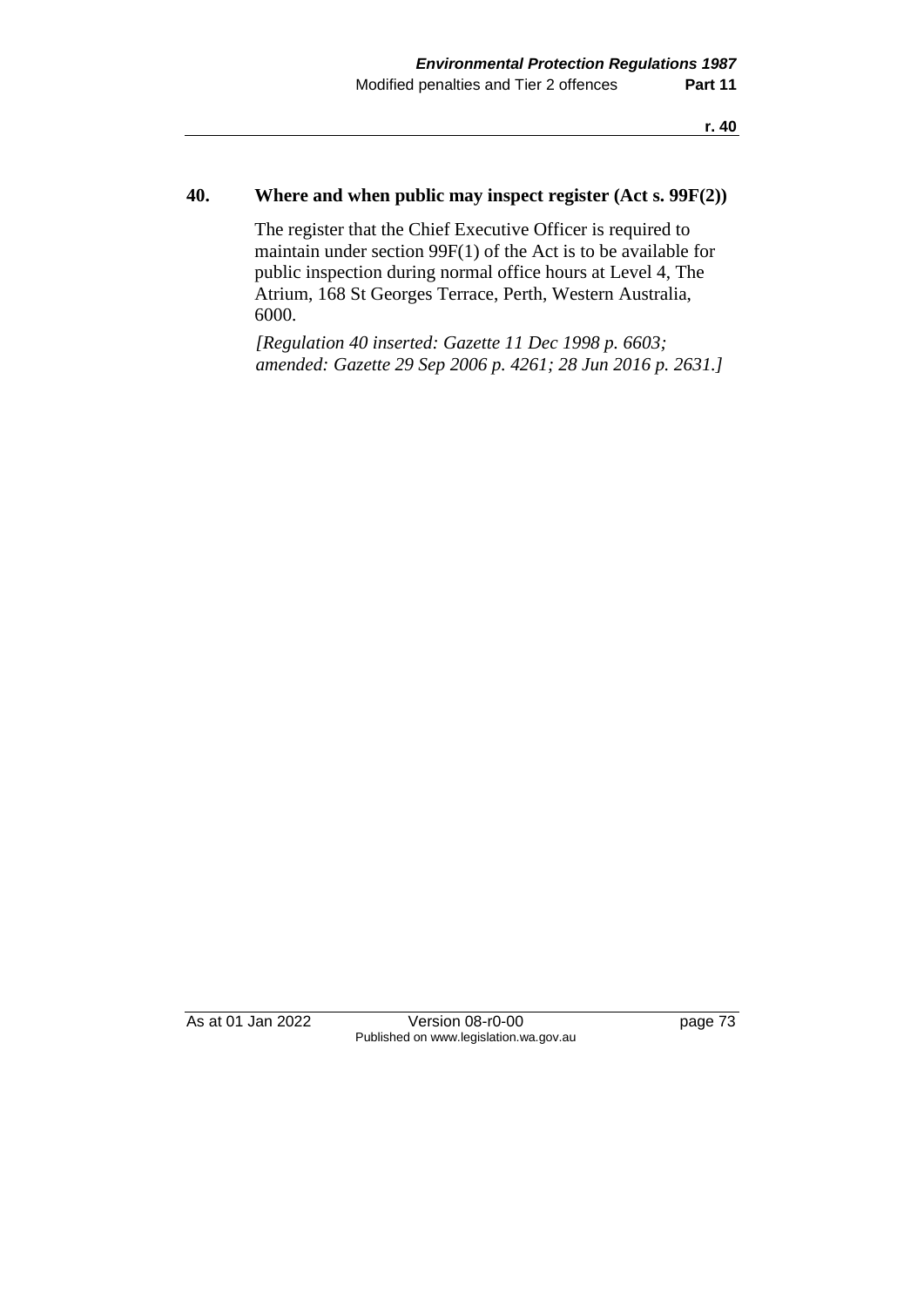### 40. Where and when public may inspect register (Act s. 99F(2))

The register that the Chief Executive Officer is required to maintain under section 99F(1) of the Act is to be available for public inspection during normal office hours at Level 4, The Atrium, 168 St Georges Terrace, Perth, Western Australia, 6000.

*[Regulation 40 inserted: Gazette 11 Dec 1998 p. 6603; amended: Gazette 29 Sep 2006 p. 4261; 28 Jun 2016 p. 2631.]*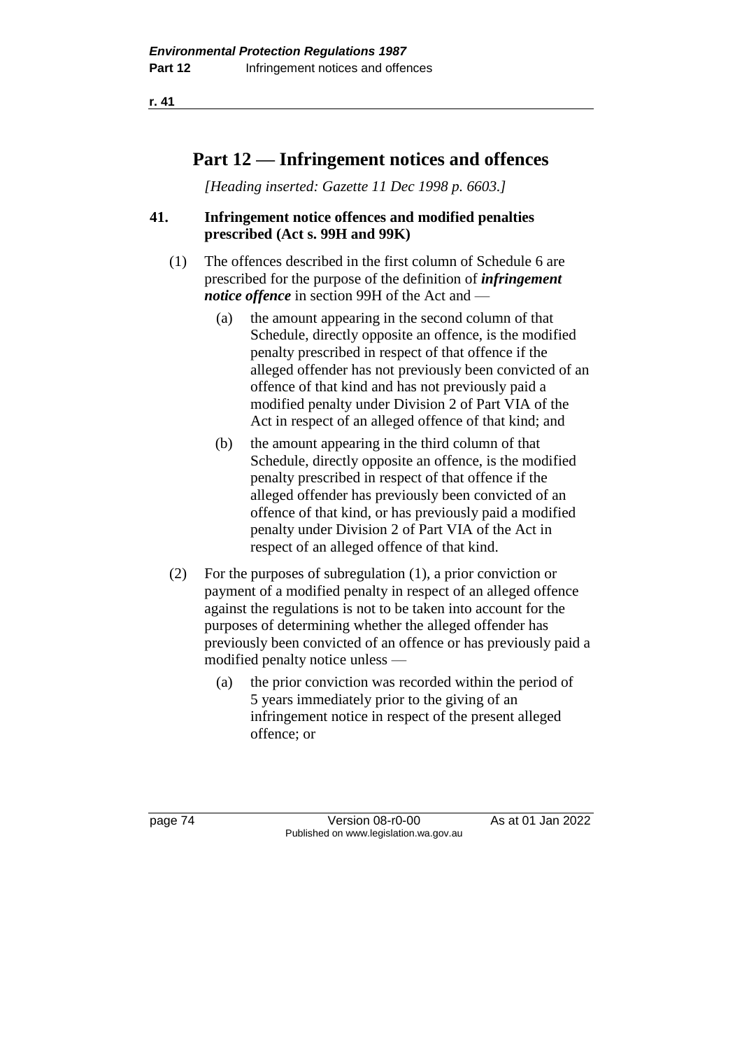## Part 12 — Infringement notices and offences

*[Heading inserted: Gazette 11 Dec 1998 p. 6603.]*

### 41. Infringement notice offences and modified penalties prescribed (Act s. 99H and 99K)

(1) The offences described in the first column of Schedule 6 are prescribed for the purpose of the definition of ***infringement notice offence*** in section 99H of the Act and —

(a) the amount appearing in the second column of that Schedule, directly opposite an offence, is the modified penalty prescribed in respect of that offence if the alleged offender has not previously been convicted of an offence of that kind and has not previously paid a modified penalty under Division 2 of Part VIA of the Act in respect of an alleged offence of that kind; and

(b) the amount appearing in the third column of that Schedule, directly opposite an offence, is the modified penalty prescribed in respect of that offence if the alleged offender has previously been convicted of an offence of that kind, or has previously paid a modified penalty under Division 2 of Part VIA of the Act in respect of an alleged offence of that kind.

(2) For the purposes of subregulation (1), a prior conviction or payment of a modified penalty in respect of an alleged offence against the regulations is not to be taken into account for the purposes of determining whether the alleged offender has previously been convicted of an offence or has previously paid a modified penalty notice unless —

(a) the prior conviction was recorded within the period of 5 years immediately prior to the giving of an infringement notice in respect of the present alleged offence; or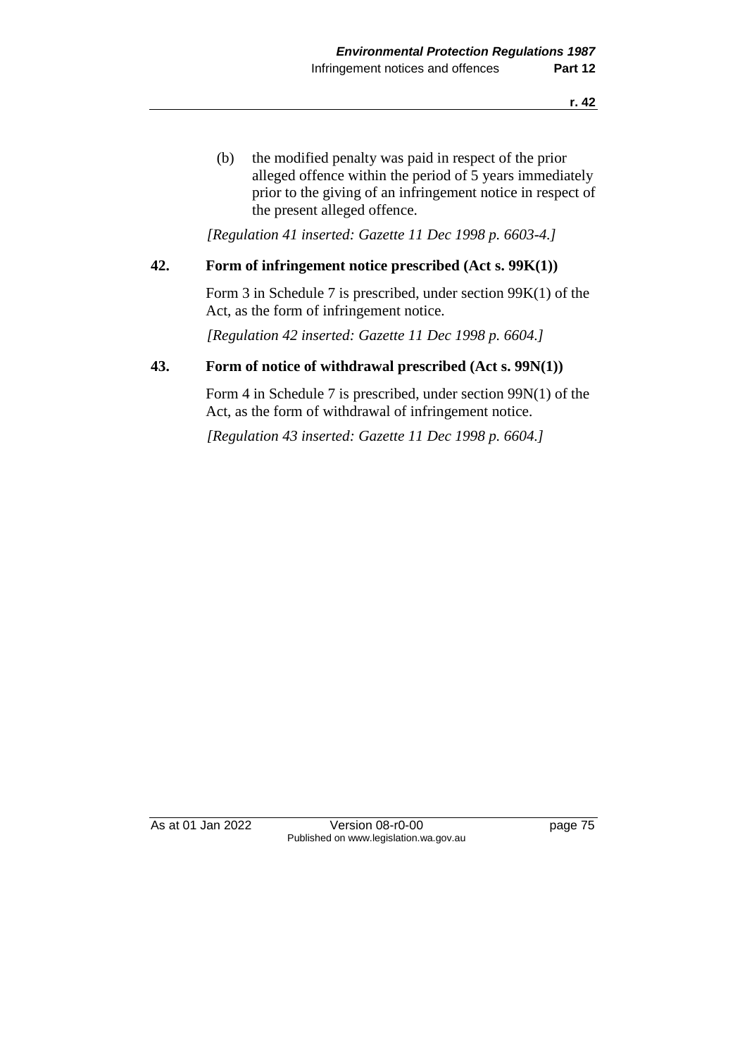(b) the modified penalty was paid in respect of the prior alleged offence within the period of 5 years immediately prior to the giving of an infringement notice in respect of the present alleged offence.

*[Regulation 41 inserted: Gazette 11 Dec 1998 p. 6603-4.]*

## 42. Form of infringement notice prescribed (Act s. 99K(1))

Form 3 in Schedule 7 is prescribed, under section 99K(1) of the Act, as the form of infringement notice.

*[Regulation 42 inserted: Gazette 11 Dec 1998 p. 6604.]*

## 43. Form of notice of withdrawal prescribed (Act s. 99N(1))

Form 4 in Schedule 7 is prescribed, under section 99N(1) of the Act, as the form of withdrawal of infringement notice.

*[Regulation 43 inserted: Gazette 11 Dec 1998 p. 6604.]*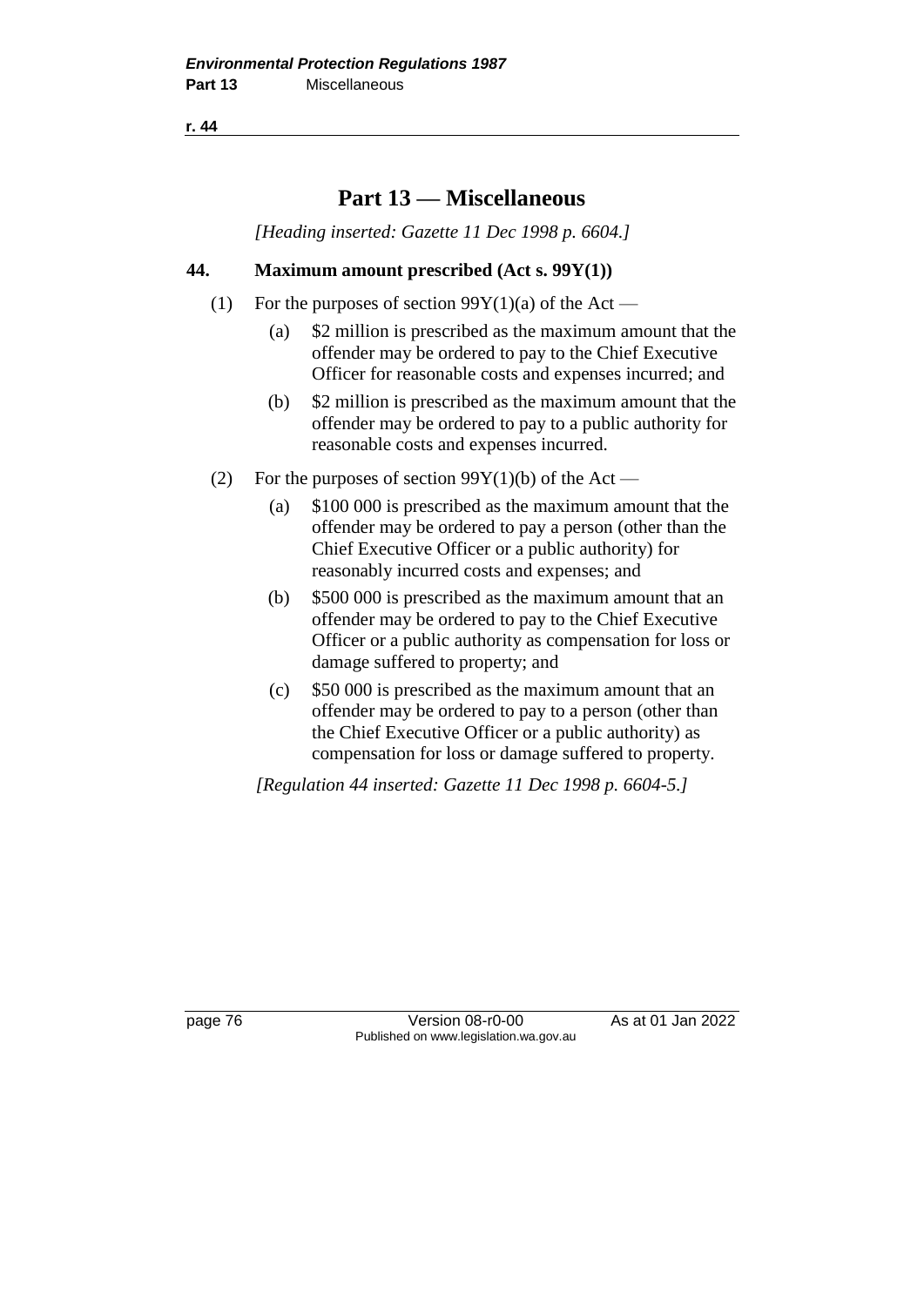# Part 13 — Miscellaneous

*[Heading inserted: Gazette 11 Dec 1998 p. 6604.]*

## 44. Maximum amount prescribed (Act s. 99Y(1))

(1) For the purposes of section 99Y(1)(a) of the Act —

  (a) \$2 million is prescribed as the maximum amount that the offender may be ordered to pay to the Chief Executive Officer for reasonable costs and expenses incurred; and

  (b) \$2 million is prescribed as the maximum amount that the offender may be ordered to pay to a public authority for reasonable costs and expenses incurred.

(2) For the purposes of section 99Y(1)(b) of the Act —

  (a) \$100 000 is prescribed as the maximum amount that the offender may be ordered to pay a person (other than the Chief Executive Officer or a public authority) for reasonably incurred costs and expenses; and

  (b) \$500 000 is prescribed as the maximum amount that an offender may be ordered to pay to the Chief Executive Officer or a public authority as compensation for loss or damage suffered to property; and

  (c) \$50 000 is prescribed as the maximum amount that an offender may be ordered to pay to a person (other than the Chief Executive Officer or a public authority) as compensation for loss or damage suffered to property.

*[Regulation 44 inserted: Gazette 11 Dec 1998 p. 6604-5.]*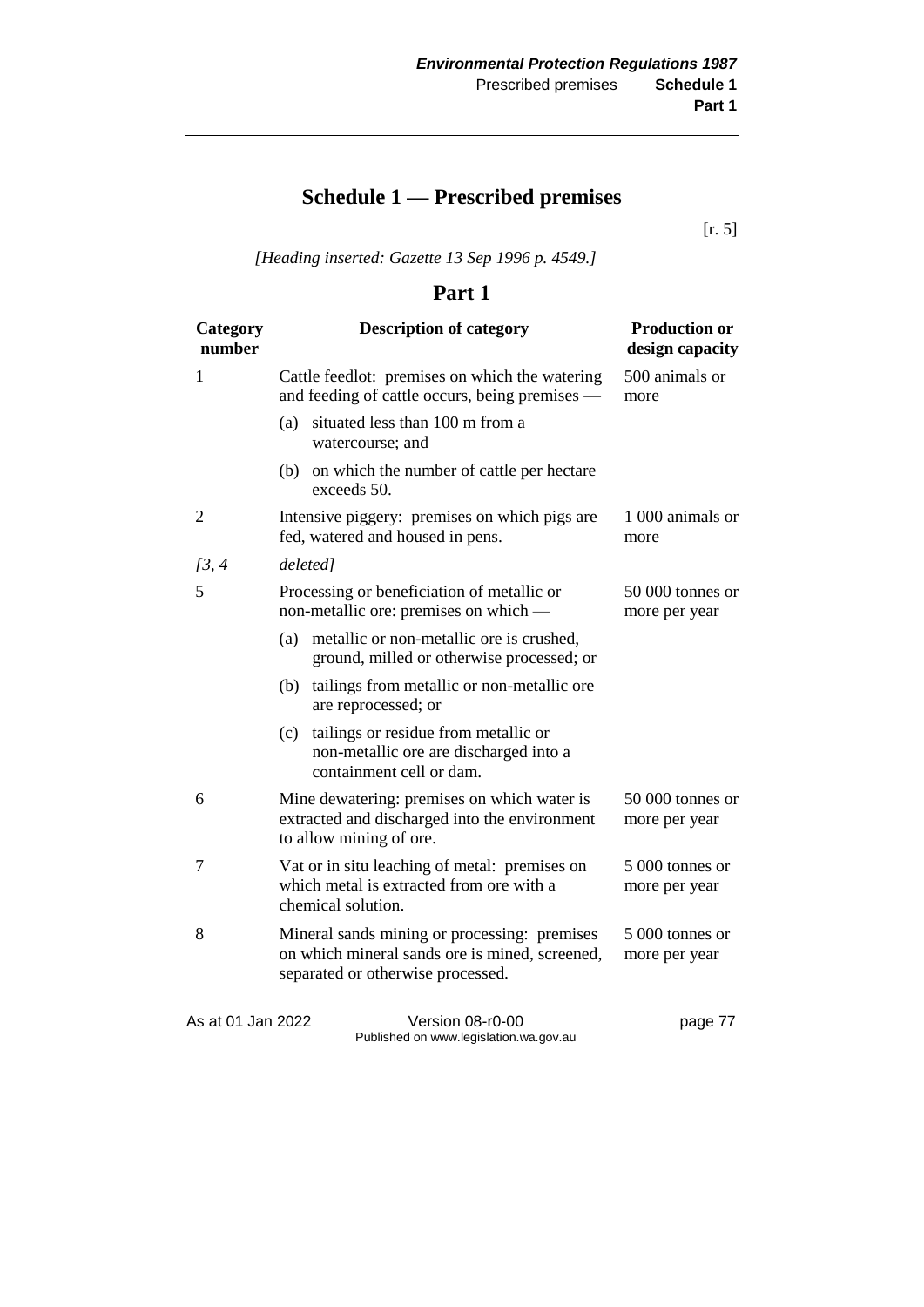# Schedule 1 — Prescribed premises

[r. 5]

*[Heading inserted: Gazette 13 Sep 1996 p. 4549.]*

## Part 1

| Category number | Description of category | Production or design capacity |
|---|---|---|
| 1 | Cattle feedlot: premises on which the watering and feeding of cattle occurs, being premises —<br>(a) situated less than 100 m from a watercourse; and<br>(b) on which the number of cattle per hectare exceeds 50. | 500 animals or more |
| 2 | Intensive piggery: premises on which pigs are fed, watered and housed in pens. | 1 000 animals or more |
| *[3, 4* | *deleted]* | |
| 5 | Processing or beneficiation of metallic or non-metallic ore: premises on which —<br>(a) metallic or non-metallic ore is crushed, ground, milled or otherwise processed; or<br>(b) tailings from metallic or non-metallic ore are reprocessed; or<br>(c) tailings or residue from metallic or non-metallic ore are discharged into a containment cell or dam. | 50 000 tonnes or more per year |
| 6 | Mine dewatering: premises on which water is extracted and discharged into the environment to allow mining of ore. | 50 000 tonnes or more per year |
| 7 | Vat or in situ leaching of metal: premises on which metal is extracted from ore with a chemical solution. | 5 000 tonnes or more per year |
| 8 | Mineral sands mining or processing: premises on which mineral sands ore is mined, screened, separated or otherwise processed. | 5 000 tonnes or more per year |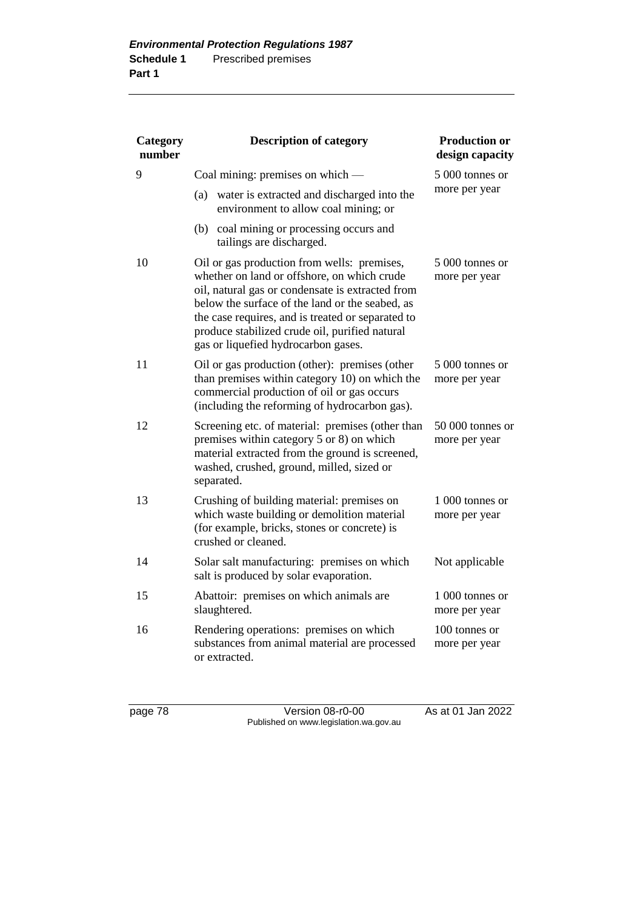| Category number | Description of category | Production or design capacity |
|---|---|---|
| 9 | Coal mining: premises on which —<br>(a) water is extracted and discharged into the environment to allow coal mining; or<br>(b) coal mining or processing occurs and tailings are discharged. | 5 000 tonnes or more per year |
| 10 | Oil or gas production from wells: premises, whether on land or offshore, on which crude oil, natural gas or condensate is extracted from below the surface of the land or the seabed, as the case requires, and is treated or separated to produce stabilized crude oil, purified natural gas or liquefied hydrocarbon gases. | 5 000 tonnes or more per year |
| 11 | Oil or gas production (other): premises (other than premises within category 10) on which the commercial production of oil or gas occurs (including the reforming of hydrocarbon gas). | 5 000 tonnes or more per year |
| 12 | Screening etc. of material: premises (other than premises within category 5 or 8) on which material extracted from the ground is screened, washed, crushed, ground, milled, sized or separated. | 50 000 tonnes or more per year |
| 13 | Crushing of building material: premises on which waste building or demolition material (for example, bricks, stones or concrete) is crushed or cleaned. | 1 000 tonnes or more per year |
| 14 | Solar salt manufacturing: premises on which salt is produced by solar evaporation. | Not applicable |
| 15 | Abattoir: premises on which animals are slaughtered. | 1 000 tonnes or more per year |
| 16 | Rendering operations: premises on which substances from animal material are processed or extracted. | 100 tonnes or more per year |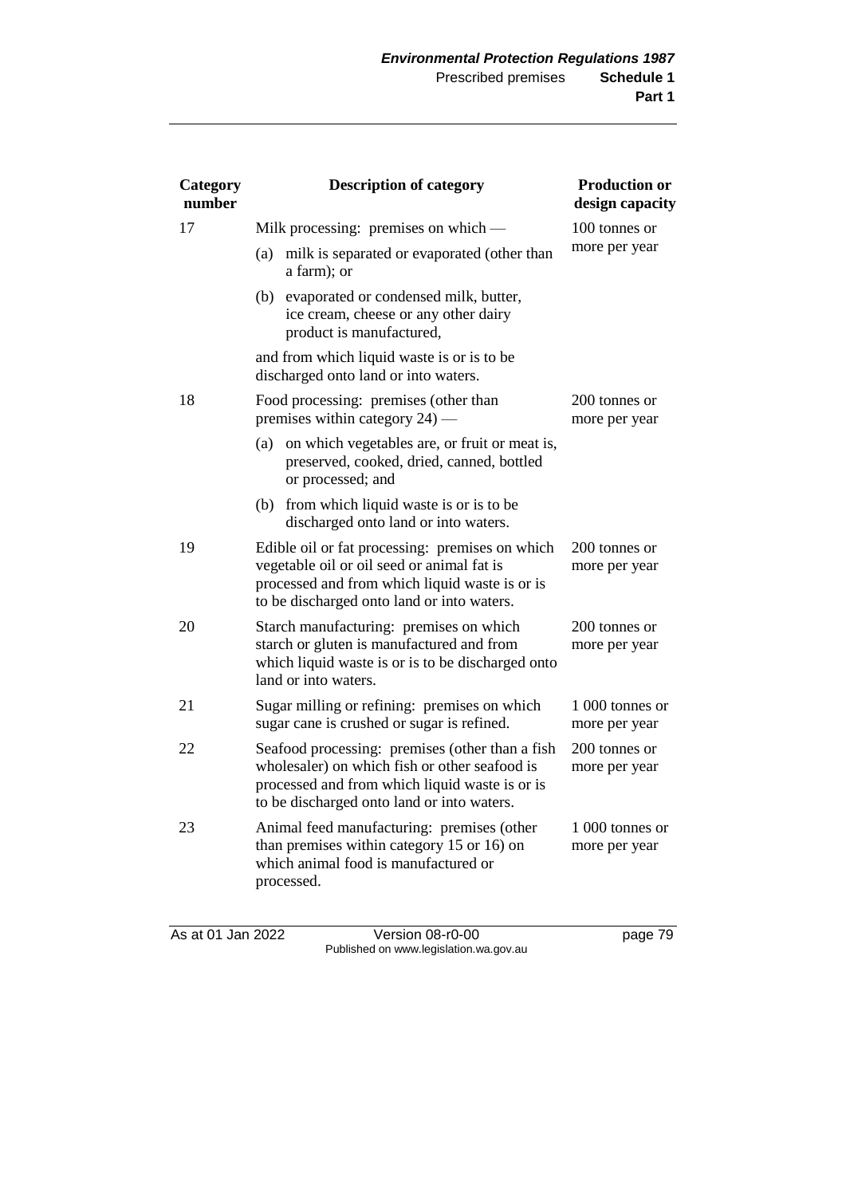| Category number | Description of category | Production or design capacity |
|---|---|---|
| 17 | Milk processing: premises on which —<br>(a) milk is separated or evaporated (other than a farm); or<br>(b) evaporated or condensed milk, butter, ice cream, cheese or any other dairy product is manufactured,<br>and from which liquid waste is or is to be discharged onto land or into waters. | 100 tonnes or more per year |
| 18 | Food processing: premises (other than premises within category 24) —<br>(a) on which vegetables are, or fruit or meat is, preserved, cooked, dried, canned, bottled or processed; and<br>(b) from which liquid waste is or is to be discharged onto land or into waters. | 200 tonnes or more per year |
| 19 | Edible oil or fat processing: premises on which vegetable oil or oil seed or animal fat is processed and from which liquid waste is or is to be discharged onto land or into waters. | 200 tonnes or more per year |
| 20 | Starch manufacturing: premises on which starch or gluten is manufactured and from which liquid waste is or is to be discharged onto land or into waters. | 200 tonnes or more per year |
| 21 | Sugar milling or refining: premises on which sugar cane is crushed or sugar is refined. | 1 000 tonnes or more per year |
| 22 | Seafood processing: premises (other than a fish wholesaler) on which fish or other seafood is processed and from which liquid waste is or is to be discharged onto land or into waters. | 200 tonnes or more per year |
| 23 | Animal feed manufacturing: premises (other than premises within category 15 or 16) on which animal food is manufactured or processed. | 1 000 tonnes or more per year |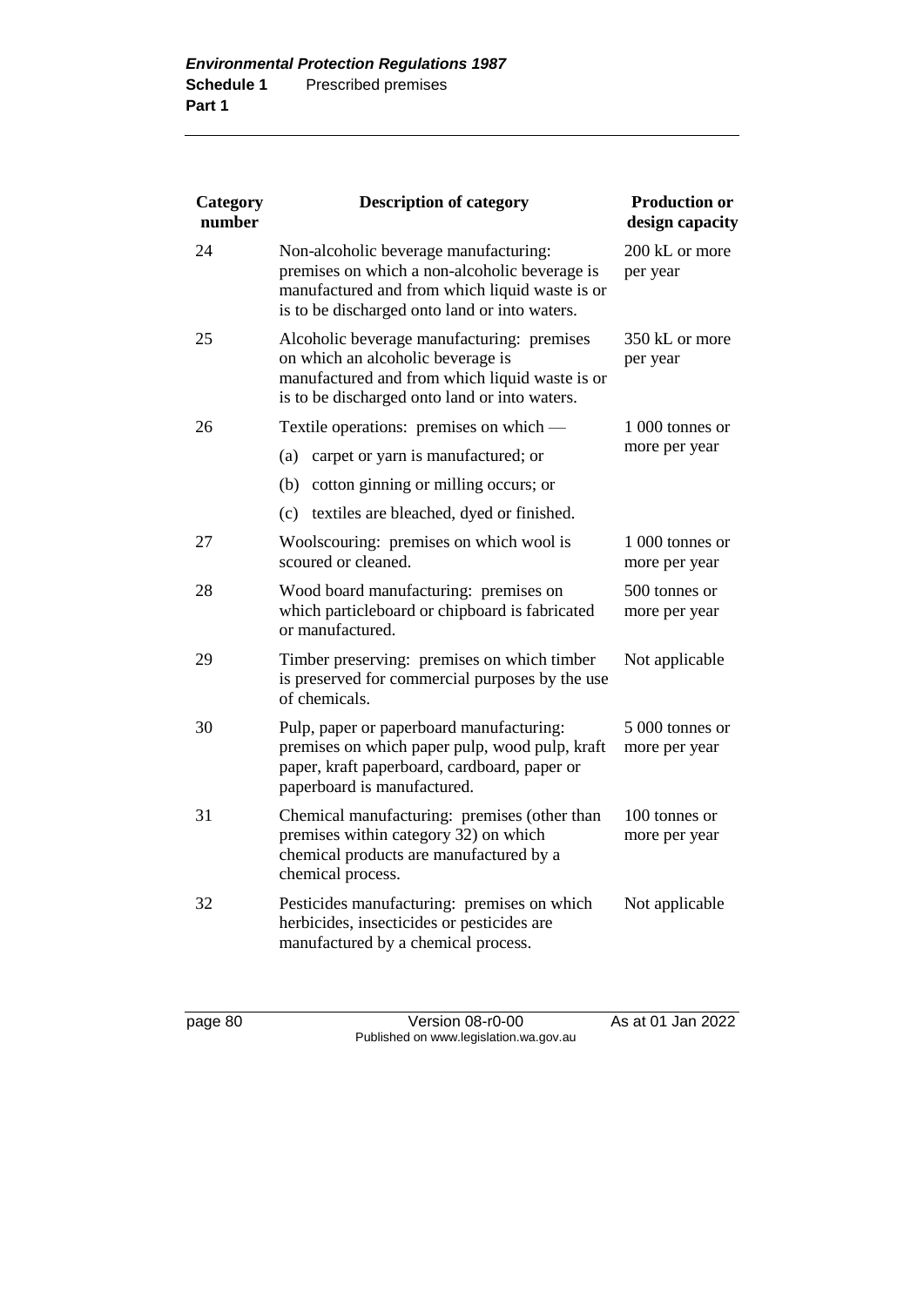| Category number | Description of category | Production or design capacity |
|---|---|---|
| 24 | Non-alcoholic beverage manufacturing: premises on which a non-alcoholic beverage is manufactured and from which liquid waste is or is to be discharged onto land or into waters. | 200 kL or more per year |
| 25 | Alcoholic beverage manufacturing: premises on which an alcoholic beverage is manufactured and from which liquid waste is or is to be discharged onto land or into waters. | 350 kL or more per year |
| 26 | Textile operations: premises on which — (a) carpet or yarn is manufactured; or (b) cotton ginning or milling occurs; or (c) textiles are bleached, dyed or finished. | 1 000 tonnes or more per year |
| 27 | Woolscouring: premises on which wool is scoured or cleaned. | 1 000 tonnes or more per year |
| 28 | Wood board manufacturing: premises on which particleboard or chipboard is fabricated or manufactured. | 500 tonnes or more per year |
| 29 | Timber preserving: premises on which timber is preserved for commercial purposes by the use of chemicals. | Not applicable |
| 30 | Pulp, paper or paperboard manufacturing: premises on which paper pulp, wood pulp, kraft paper, kraft paperboard, cardboard, paper or paperboard is manufactured. | 5 000 tonnes or more per year |
| 31 | Chemical manufacturing: premises (other than premises within category 32) on which chemical products are manufactured by a chemical process. | 100 tonnes or more per year |
| 32 | Pesticides manufacturing: premises on which herbicides, insecticides or pesticides are manufactured by a chemical process. | Not applicable |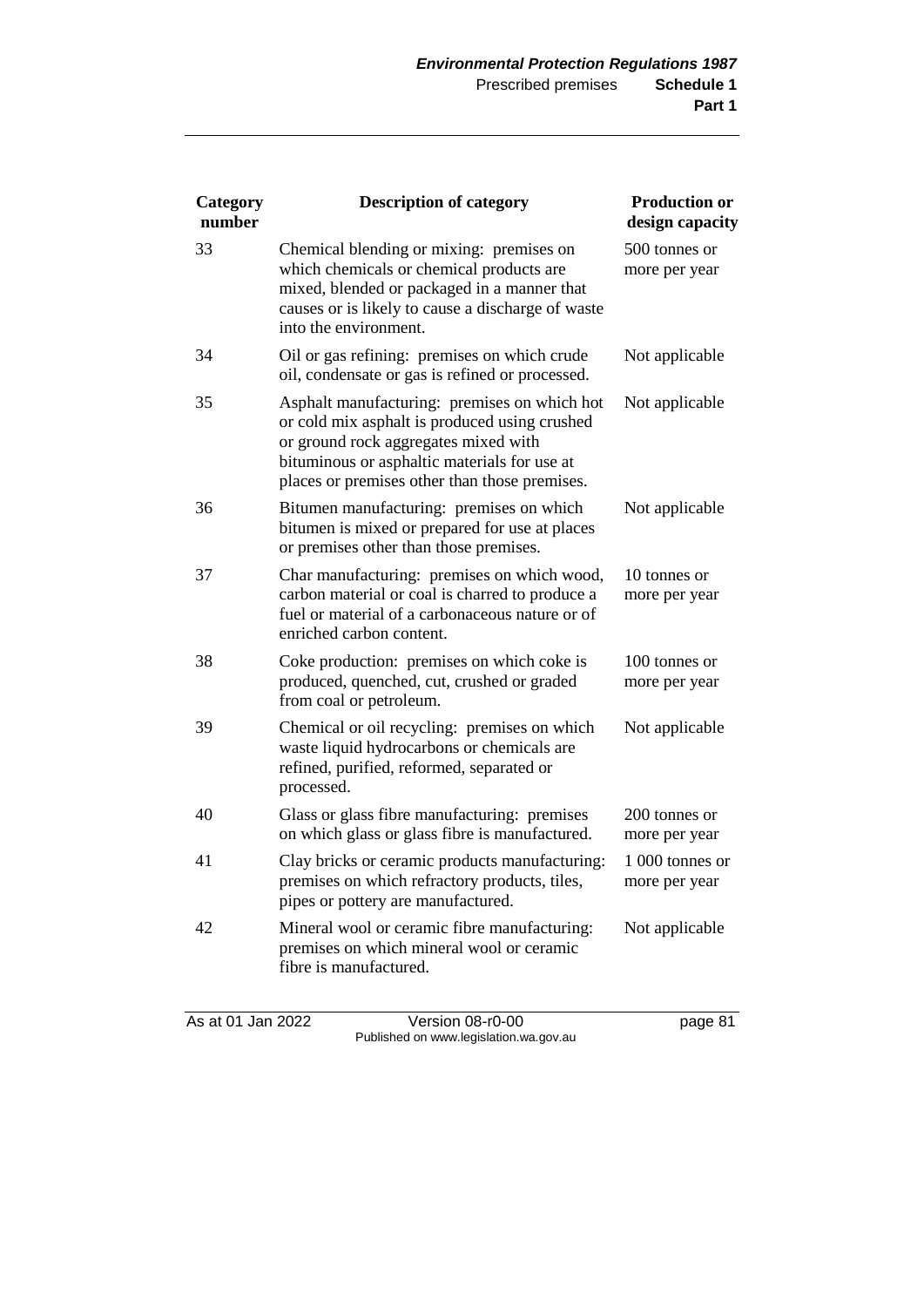| Category number | Description of category | Production or design capacity |
|---|---|---|
| 33 | Chemical blending or mixing: premises on which chemicals or chemical products are mixed, blended or packaged in a manner that causes or is likely to cause a discharge of waste into the environment. | 500 tonnes or more per year |
| 34 | Oil or gas refining: premises on which crude oil, condensate or gas is refined or processed. | Not applicable |
| 35 | Asphalt manufacturing: premises on which hot or cold mix asphalt is produced using crushed or ground rock aggregates mixed with bituminous or asphaltic materials for use at places or premises other than those premises. | Not applicable |
| 36 | Bitumen manufacturing: premises on which bitumen is mixed or prepared for use at places or premises other than those premises. | Not applicable |
| 37 | Char manufacturing: premises on which wood, carbon material or coal is charred to produce a fuel or material of a carbonaceous nature or of enriched carbon content. | 10 tonnes or more per year |
| 38 | Coke production: premises on which coke is produced, quenched, cut, crushed or graded from coal or petroleum. | 100 tonnes or more per year |
| 39 | Chemical or oil recycling: premises on which waste liquid hydrocarbons or chemicals are refined, purified, reformed, separated or processed. | Not applicable |
| 40 | Glass or glass fibre manufacturing: premises on which glass or glass fibre is manufactured. | 200 tonnes or more per year |
| 41 | Clay bricks or ceramic products manufacturing: premises on which refractory products, tiles, pipes or pottery are manufactured. | 1 000 tonnes or more per year |
| 42 | Mineral wool or ceramic fibre manufacturing: premises on which mineral wool or ceramic fibre is manufactured. | Not applicable |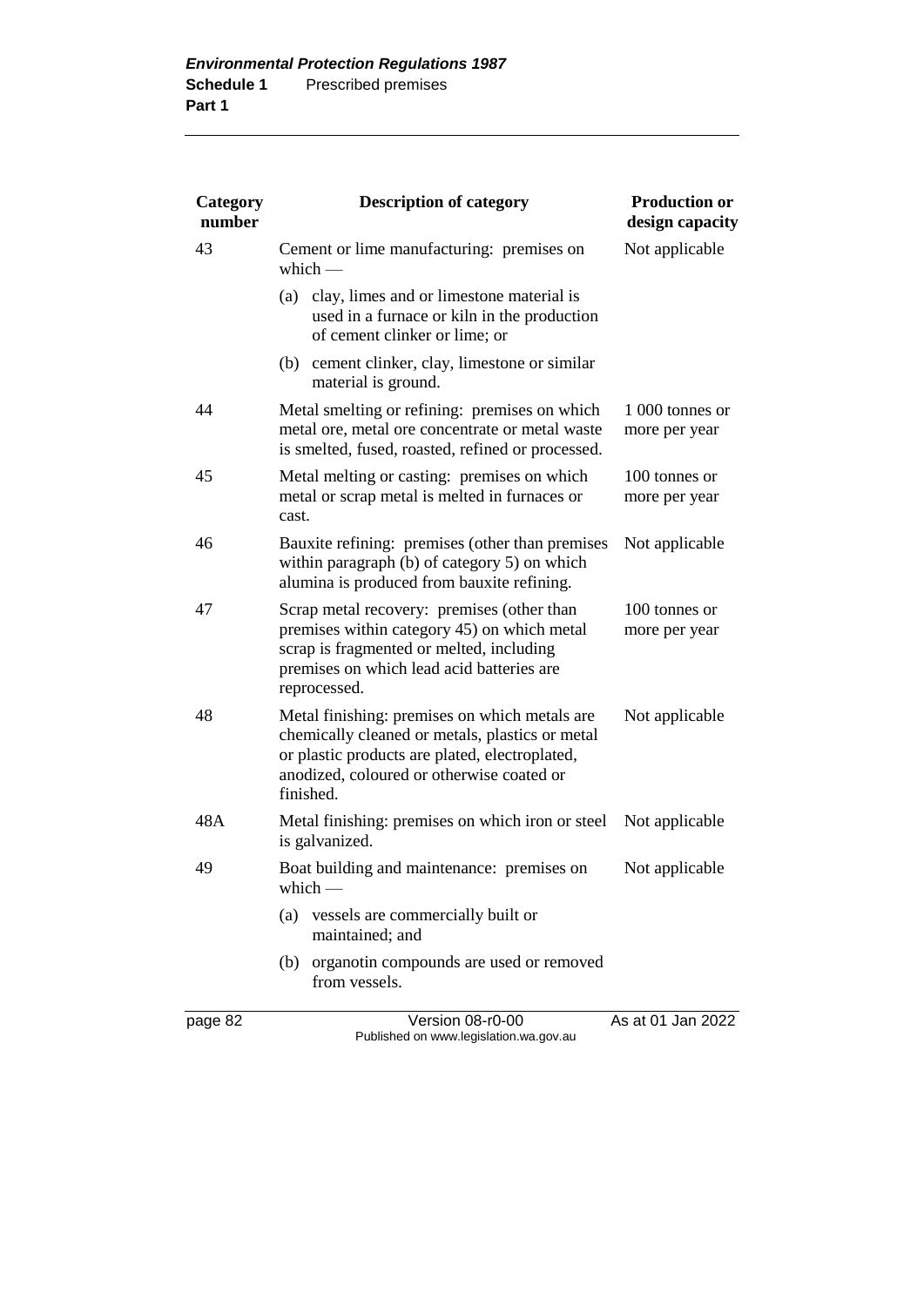| Category number | Description of category | Production or design capacity |
|---|---|---|
| 43 | Cement or lime manufacturing: premises on which — (a) clay, limes and or limestone material is used in a furnace or kiln in the production of cement clinker or lime; or (b) cement clinker, clay, limestone or similar material is ground. | Not applicable |
| 44 | Metal smelting or refining: premises on which metal ore, metal ore concentrate or metal waste is smelted, fused, roasted, refined or processed. | 1 000 tonnes or more per year |
| 45 | Metal melting or casting: premises on which metal or scrap metal is melted in furnaces or cast. | 100 tonnes or more per year |
| 46 | Bauxite refining: premises (other than premises within paragraph (b) of category 5) on which alumina is produced from bauxite refining. | Not applicable |
| 47 | Scrap metal recovery: premises (other than premises within category 45) on which metal scrap is fragmented or melted, including premises on which lead acid batteries are reprocessed. | 100 tonnes or more per year |
| 48 | Metal finishing: premises on which metals are chemically cleaned or metals, plastics or metal or plastic products are plated, electroplated, anodized, coloured or otherwise coated or finished. | Not applicable |
| 48A | Metal finishing: premises on which iron or steel is galvanized. | Not applicable |
| 49 | Boat building and maintenance: premises on which — (a) vessels are commercially built or maintained; and (b) organotin compounds are used or removed from vessels. | Not applicable |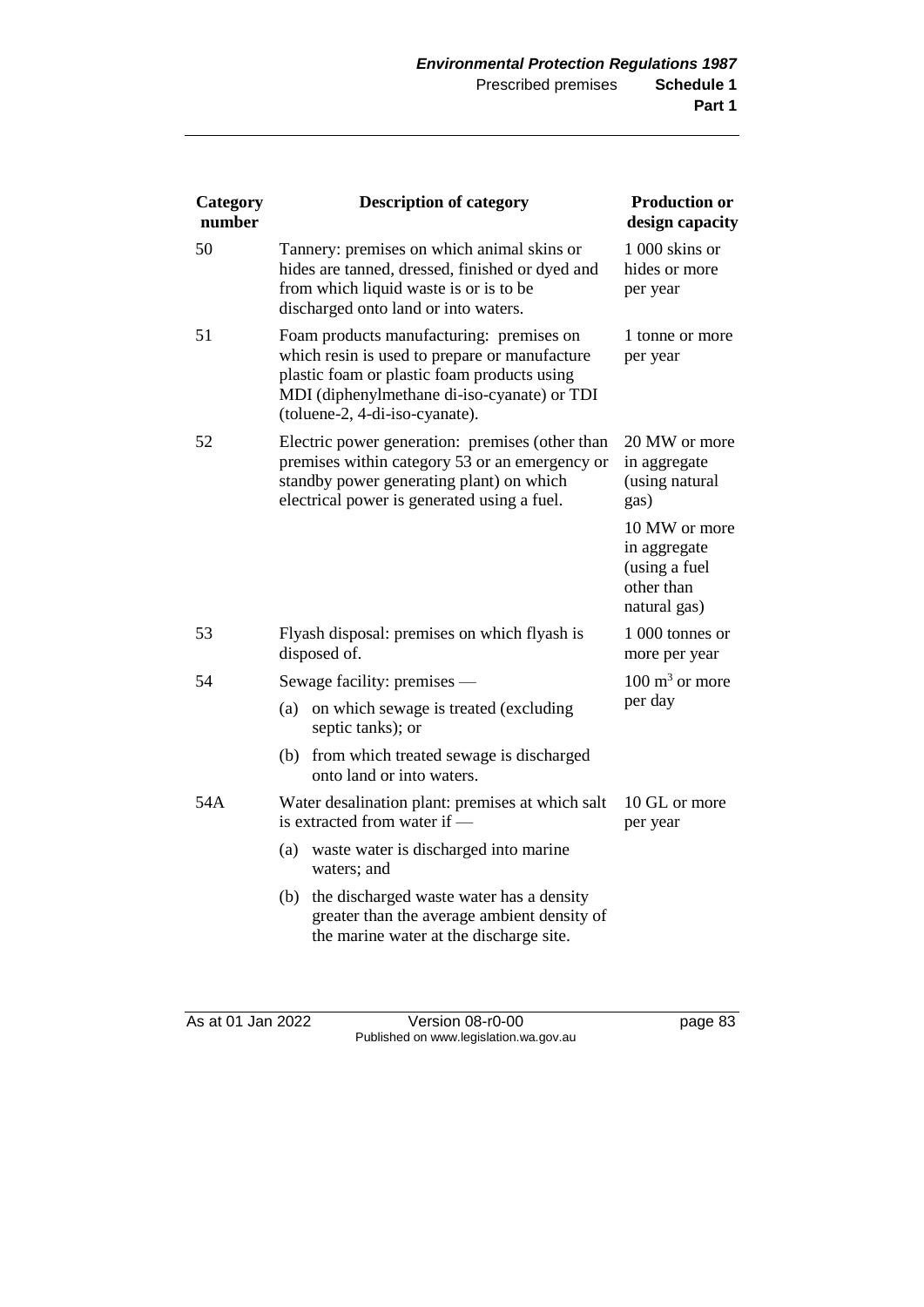| Category number | Description of category | Production or design capacity |
|---|---|---|
| 50 | Tannery: premises on which animal skins or hides are tanned, dressed, finished or dyed and from which liquid waste is or is to be discharged onto land or into waters. | 1 000 skins or hides or more per year |
| 51 | Foam products manufacturing: premises on which resin is used to prepare or manufacture plastic foam or plastic foam products using MDI (diphenylmethane di-iso-cyanate) or TDI (toluene-2, 4-di-iso-cyanate). | 1 tonne or more per year |
| 52 | Electric power generation: premises (other than premises within category 53 or an emergency or standby power generating plant) on which electrical power is generated using a fuel. | 20 MW or more in aggregate (using natural gas) |
| | | 10 MW or more in aggregate (using a fuel other than natural gas) |
| 53 | Flyash disposal: premises on which flyash is disposed of. | 1 000 tonnes or more per year |
| 54 | Sewage facility: premises — (a) on which sewage is treated (excluding septic tanks); or (b) from which treated sewage is discharged onto land or into waters. | 100 $m^3$ or more per day |
| 54A | Water desalination plant: premises at which salt is extracted from water if — (a) waste water is discharged into marine waters; and (b) the discharged waste water has a density greater than the average ambient density of the marine water at the discharge site. | 10 GL or more per year |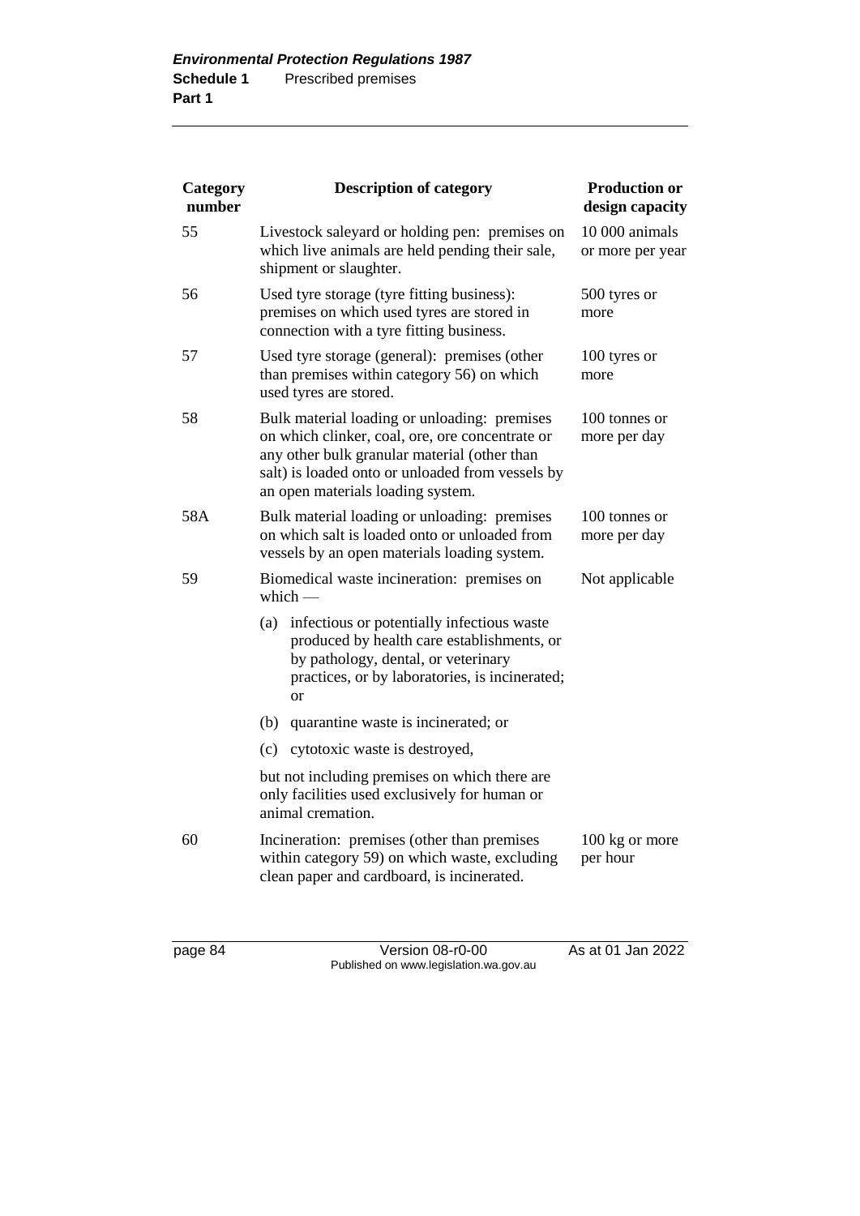| Category number | Description of category | Production or design capacity |
|---|---|---|
| 55 | Livestock saleyard or holding pen: premises on which live animals are held pending their sale, shipment or slaughter. | 10 000 animals or more per year |
| 56 | Used tyre storage (tyre fitting business): premises on which used tyres are stored in connection with a tyre fitting business. | 500 tyres or more |
| 57 | Used tyre storage (general): premises (other than premises within category 56) on which used tyres are stored. | 100 tyres or more |
| 58 | Bulk material loading or unloading: premises on which clinker, coal, ore, ore concentrate or any other bulk granular material (other than salt) is loaded onto or unloaded from vessels by an open materials loading system. | 100 tonnes or more per day |
| 58A | Bulk material loading or unloading: premises on which salt is loaded onto or unloaded from vessels by an open materials loading system. | 100 tonnes or more per day |
| 59 | Biomedical waste incineration: premises on which — (a) infectious or potentially infectious waste produced by health care establishments, or by pathology, dental, or veterinary practices, or by laboratories, is incinerated; or (b) quarantine waste is incinerated; or (c) cytotoxic waste is destroyed, but not including premises on which there are only facilities used exclusively for human or animal cremation. | Not applicable |
| 60 | Incineration: premises (other than premises within category 59) on which waste, excluding clean paper and cardboard, is incinerated. | 100 kg or more per hour |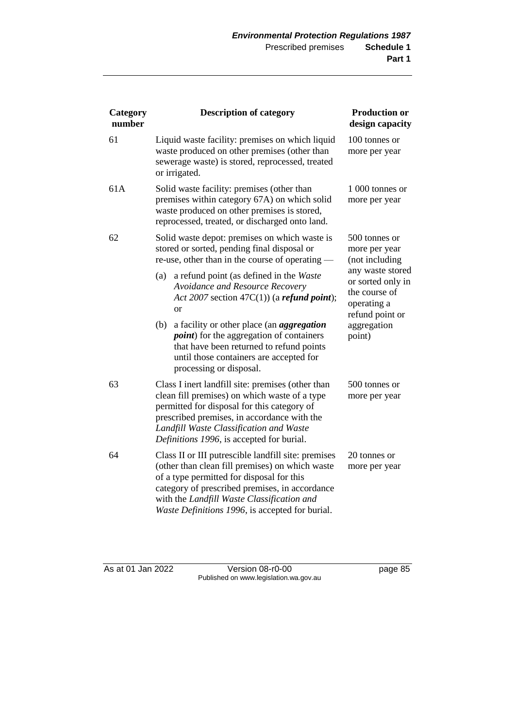| Category number | Description of category | Production or design capacity |
|---|---|---|
| 61 | Liquid waste facility: premises on which liquid waste produced on other premises (other than sewerage waste) is stored, reprocessed, treated or irrigated. | 100 tonnes or more per year |
| 61A | Solid waste facility: premises (other than premises within category 67A) on which solid waste produced on other premises is stored, reprocessed, treated, or discharged onto land. | 1 000 tonnes or more per year |
| 62 | Solid waste depot: premises on which waste is stored or sorted, pending final disposal or re-use, other than in the course of operating — (a) a refund point (as defined in the *Waste Avoidance and Resource Recovery Act 2007* section 47C(1)) (a ***refund point***); or (b) a facility or other place (an ***aggregation point***) for the aggregation of containers that have been returned to refund points until those containers are accepted for processing or disposal. | 500 tonnes or more per year (not including any waste stored or sorted only in the course of operating a refund point or aggregation point) |
| 63 | Class I inert landfill site: premises (other than clean fill premises) on which waste of a type permitted for disposal for this category of prescribed premises, in accordance with the *Landfill Waste Classification and Waste Definitions 1996*, is accepted for burial. | 500 tonnes or more per year |
| 64 | Class II or III putrescible landfill site: premises (other than clean fill premises) on which waste of a type permitted for disposal for this category of prescribed premises, in accordance with the *Landfill Waste Classification and Waste Definitions 1996*, is accepted for burial. | 20 tonnes or more per year |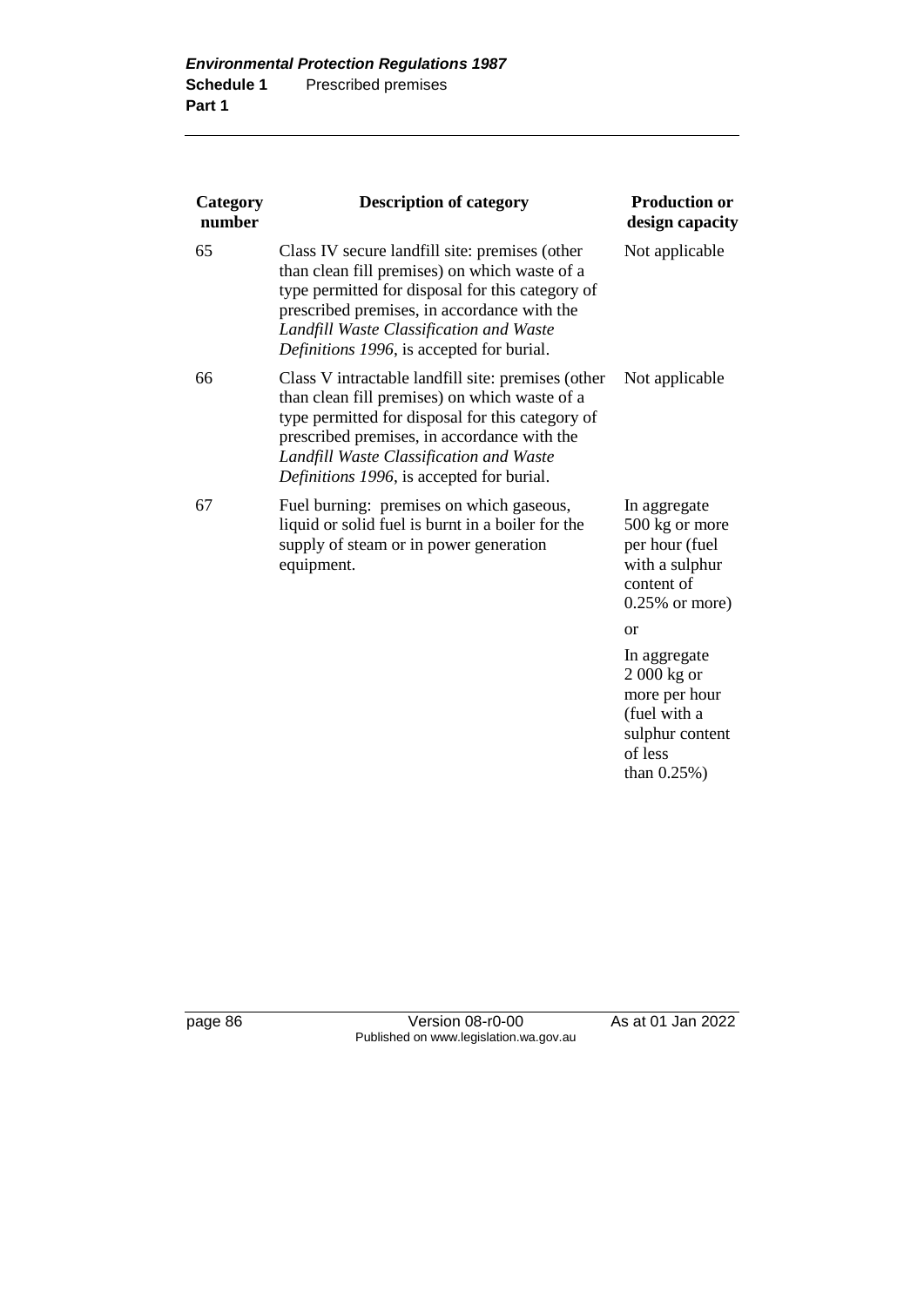| Category number | Description of category | Production or design capacity |
|---|---|---|
| 65 | Class IV secure landfill site: premises (other than clean fill premises) on which waste of a type permitted for disposal for this category of prescribed premises, in accordance with the *Landfill Waste Classification and Waste Definitions 1996*, is accepted for burial. | Not applicable |
| 66 | Class V intractable landfill site: premises (other than clean fill premises) on which waste of a type permitted for disposal for this category of prescribed premises, in accordance with the *Landfill Waste Classification and Waste Definitions 1996*, is accepted for burial. | Not applicable |
| 67 | Fuel burning: premises on which gaseous, liquid or solid fuel is burnt in a boiler for the supply of steam or in power generation equipment. | In aggregate 500 kg or more per hour (fuel with a sulphur content of 0.25% or more) or In aggregate 2 000 kg or more per hour (fuel with a sulphur content of less than 0.25%) |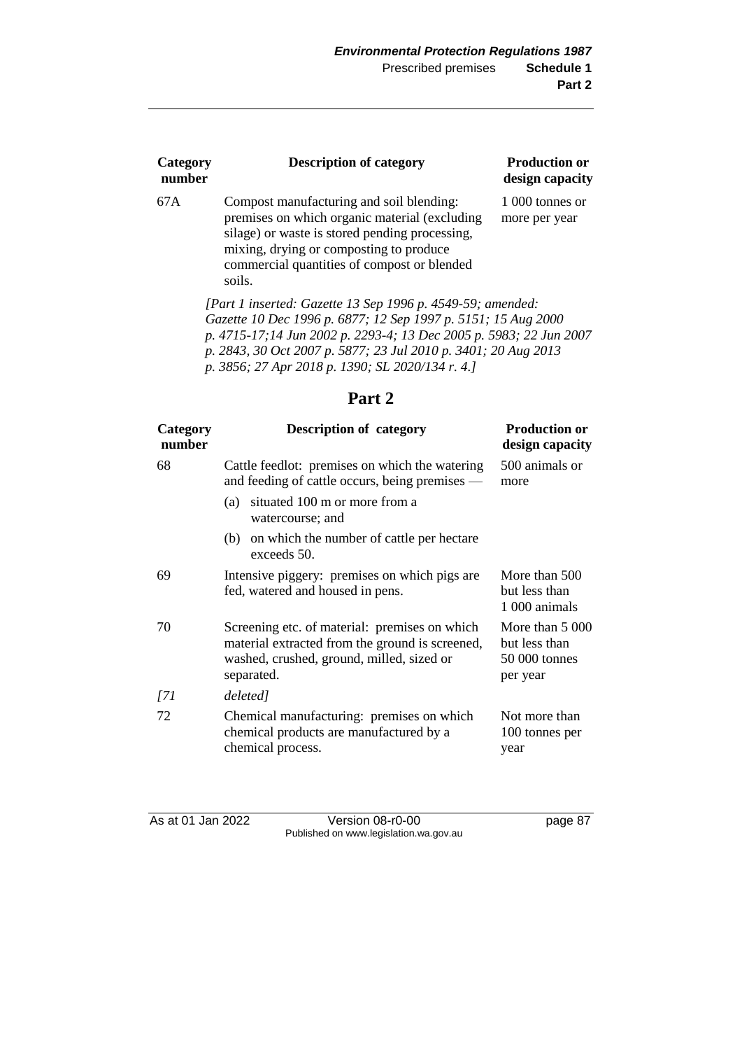| Category number | Description of category | Production or design capacity |
|---|---|---|
| 67A | Compost manufacturing and soil blending: premises on which organic material (excluding silage) or waste is stored pending processing, mixing, drying or composting to produce commercial quantities of compost or blended soils. | 1 000 tonnes or more per year |

*[Part 1 inserted: Gazette 13 Sep 1996 p. 4549-59; amended: Gazette 10 Dec 1996 p. 6877; 12 Sep 1997 p. 5151; 15 Aug 2000 p. 4715-17;14 Jun 2002 p. 2293-4; 13 Dec 2005 p. 5983; 22 Jun 2007 p. 2843, 30 Oct 2007 p. 5877; 23 Jul 2010 p. 3401; 20 Aug 2013 p. 3856; 27 Apr 2018 p. 1390; SL 2020/134 r. 4.]*

## Part 2

| Category number | Description of category | Production or design capacity |
|---|---|---|
| 68 | Cattle feedlot: premises on which the watering and feeding of cattle occurs, being premises —<br>(a) situated 100 m or more from a watercourse; and<br>(b) on which the number of cattle per hectare exceeds 50. | 500 animals or more |
| 69 | Intensive piggery: premises on which pigs are fed, watered and housed in pens. | More than 500 but less than 1 000 animals |
| 70 | Screening etc. of material: premises on which material extracted from the ground is screened, washed, crushed, ground, milled, sized or separated. | More than 5 000 but less than 50 000 tonnes per year |
| *[71* | *deleted]* | |
| 72 | Chemical manufacturing: premises on which chemical products are manufactured by a chemical process. | Not more than 100 tonnes per year |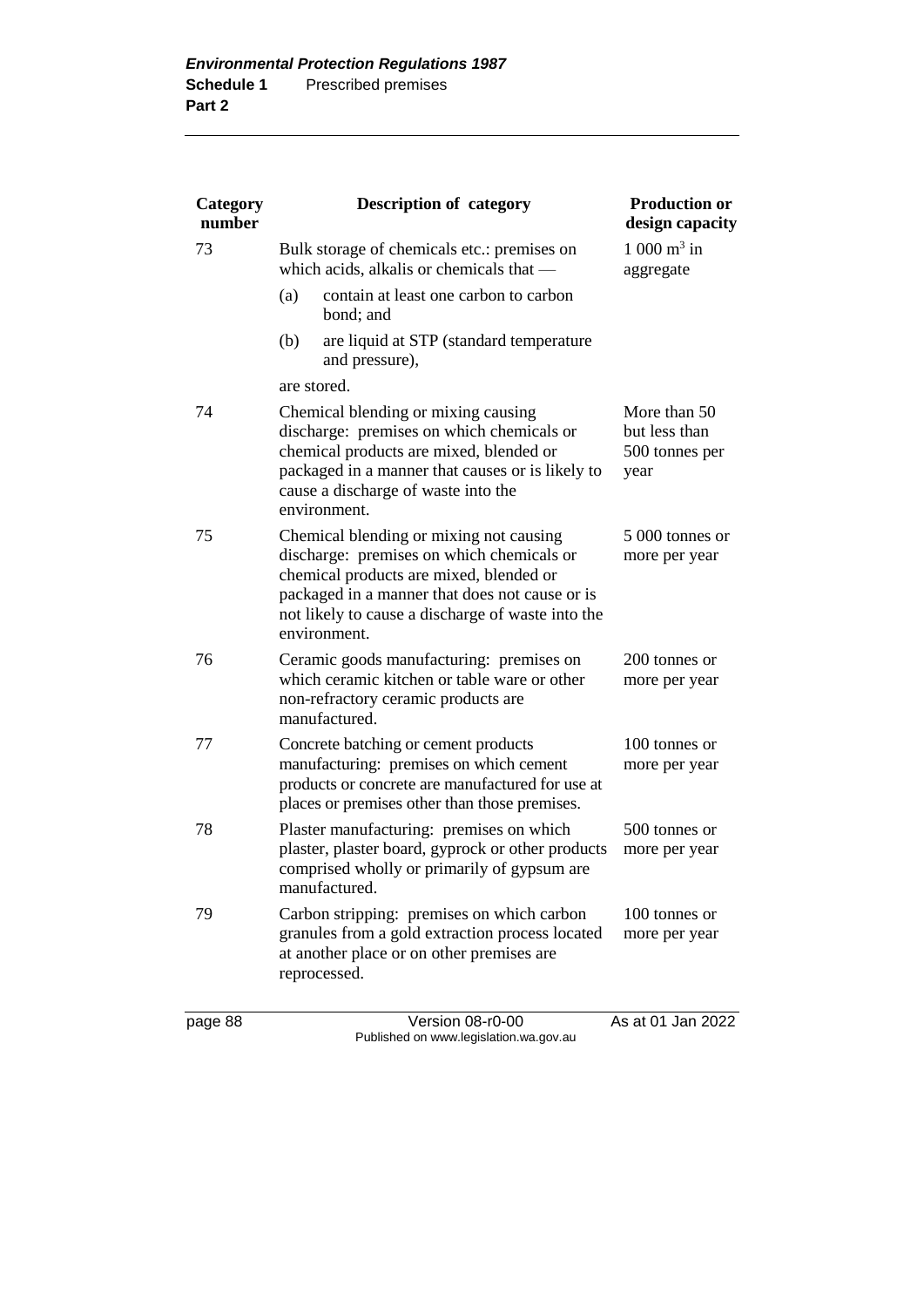| Category number | Description of category | Production or design capacity |
|---|---|---|
| 73 | Bulk storage of chemicals etc.: premises on which acids, alkalis or chemicals that —<br>(a) contain at least one carbon to carbon bond; and<br>(b) are liquid at STP (standard temperature and pressure),<br>are stored. | 1 000 $m^3$ in aggregate |
| 74 | Chemical blending or mixing causing discharge: premises on which chemicals or chemical products are mixed, blended or packaged in a manner that causes or is likely to cause a discharge of waste into the environment. | More than 50 but less than 500 tonnes per year |
| 75 | Chemical blending or mixing not causing discharge: premises on which chemicals or chemical products are mixed, blended or packaged in a manner that does not cause or is not likely to cause a discharge of waste into the environment. | 5 000 tonnes or more per year |
| 76 | Ceramic goods manufacturing: premises on which ceramic kitchen or table ware or other non-refractory ceramic products are manufactured. | 200 tonnes or more per year |
| 77 | Concrete batching or cement products manufacturing: premises on which cement products or concrete are manufactured for use at places or premises other than those premises. | 100 tonnes or more per year |
| 78 | Plaster manufacturing: premises on which plaster, plaster board, gyprock or other products comprised wholly or primarily of gypsum are manufactured. | 500 tonnes or more per year |
| 79 | Carbon stripping: premises on which carbon granules from a gold extraction process located at another place or on other premises are reprocessed. | 100 tonnes or more per year |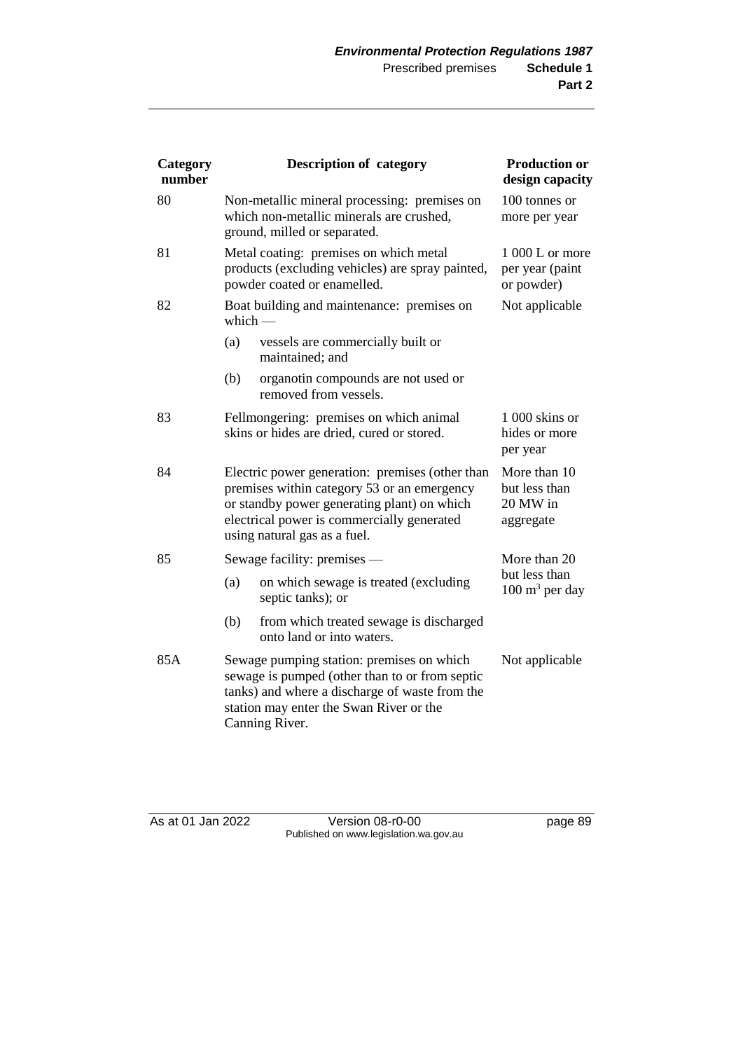| Category number | Description of category | Production or design capacity |
|---|---|---|
| 80 | Non-metallic mineral processing: premises on which non-metallic minerals are crushed, ground, milled or separated. | 100 tonnes or more per year |
| 81 | Metal coating: premises on which metal products (excluding vehicles) are spray painted, powder coated or enamelled. | 1 000 L or more per year (paint or powder) |
| 82 | Boat building and maintenance: premises on which — (a) vessels are commercially built or maintained; and (b) organotin compounds are not used or removed from vessels. | Not applicable |
| 83 | Fellmongering: premises on which animal skins or hides are dried, cured or stored. | 1 000 skins or hides or more per year |
| 84 | Electric power generation: premises (other than premises within category 53 or an emergency or standby power generating plant) on which electrical power is commercially generated using natural gas as a fuel. | More than 10 but less than 20 MW in aggregate |
| 85 | Sewage facility: premises — (a) on which sewage is treated (excluding septic tanks); or (b) from which treated sewage is discharged onto land or into waters. | More than 20 but less than 100 $m^3$ per day |
| 85A | Sewage pumping station: premises on which sewage is pumped (other than to or from septic tanks) and where a discharge of waste from the station may enter the Swan River or the Canning River. | Not applicable |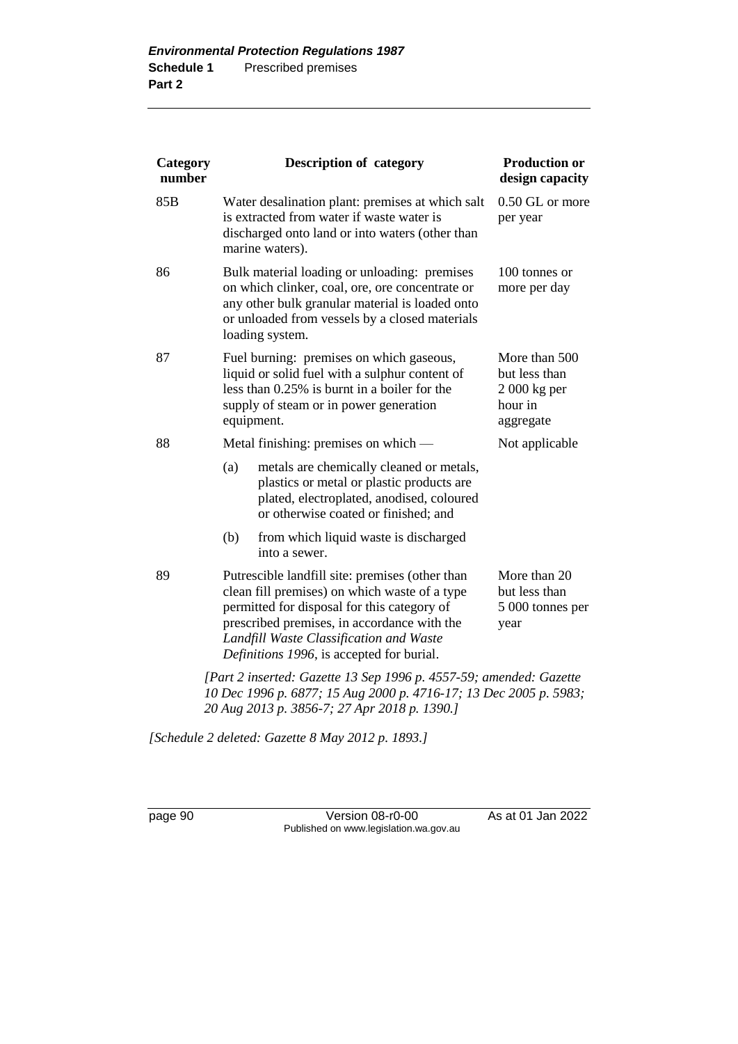| Category number | Description of category | Production or design capacity |
|---|---|---|
| 85B | Water desalination plant: premises at which salt is extracted from water if waste water is discharged onto land or into waters (other than marine waters). | 0.50 GL or more per year |
| 86 | Bulk material loading or unloading: premises on which clinker, coal, ore, ore concentrate or any other bulk granular material is loaded onto or unloaded from vessels by a closed materials loading system. | 100 tonnes or more per day |
| 87 | Fuel burning: premises on which gaseous, liquid or solid fuel with a sulphur content of less than 0.25% is burnt in a boiler for the supply of steam or in power generation equipment. | More than 500 but less than 2 000 kg per hour in aggregate |
| 88 | Metal finishing: premises on which — (a) metals are chemically cleaned or metals, plastics or metal or plastic products are plated, electroplated, anodised, coloured or otherwise coated or finished; and (b) from which liquid waste is discharged into a sewer. | Not applicable |
| 89 | Putrescible landfill site: premises (other than clean fill premises) on which waste of a type permitted for disposal for this category of prescribed premises, in accordance with the *Landfill Waste Classification and Waste Definitions 1996*, is accepted for burial. | More than 20 but less than 5 000 tonnes per year |

*[Part 2 inserted: Gazette 13 Sep 1996 p. 4557-59; amended: Gazette 10 Dec 1996 p. 6877; 15 Aug 2000 p. 4716-17; 13 Dec 2005 p. 5983; 20 Aug 2013 p. 3856-7; 27 Apr 2018 p. 1390.]*

*[Schedule 2 deleted: Gazette 8 May 2012 p. 1893.]*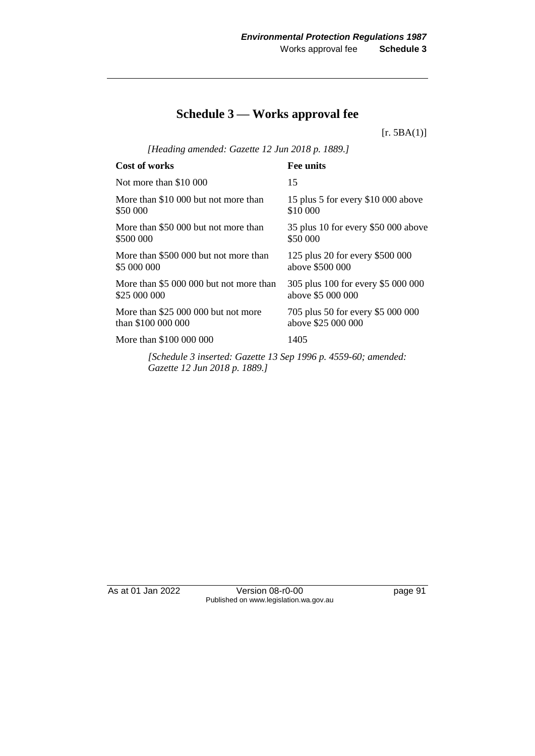# Schedule 3 — Works approval fee

[r. 5BA(1)]

*[Heading amended: Gazette 12 Jun 2018 p. 1889.]*

| Cost of works | Fee units |
|---|---|
| Not more than $10 000 | 15 |
| More than $10 000 but not more than $50 000 | 15 plus 5 for every $10 000 above $10 000 |
| More than $50 000 but not more than $500 000 | 35 plus 10 for every $50 000 above $50 000 |
| More than $500 000 but not more than $5 000 000 | 125 plus 20 for every $500 000 above $500 000 |
| More than $5 000 000 but not more than $25 000 000 | 305 plus 100 for every $5 000 000 above $5 000 000 |
| More than $25 000 000 but not more than $100 000 000 | 705 plus 50 for every $5 000 000 above $25 000 000 |
| More than $100 000 000 | 1405 |

*[Schedule 3 inserted: Gazette 13 Sep 1996 p. 4559-60; amended: Gazette 12 Jun 2018 p. 1889.]*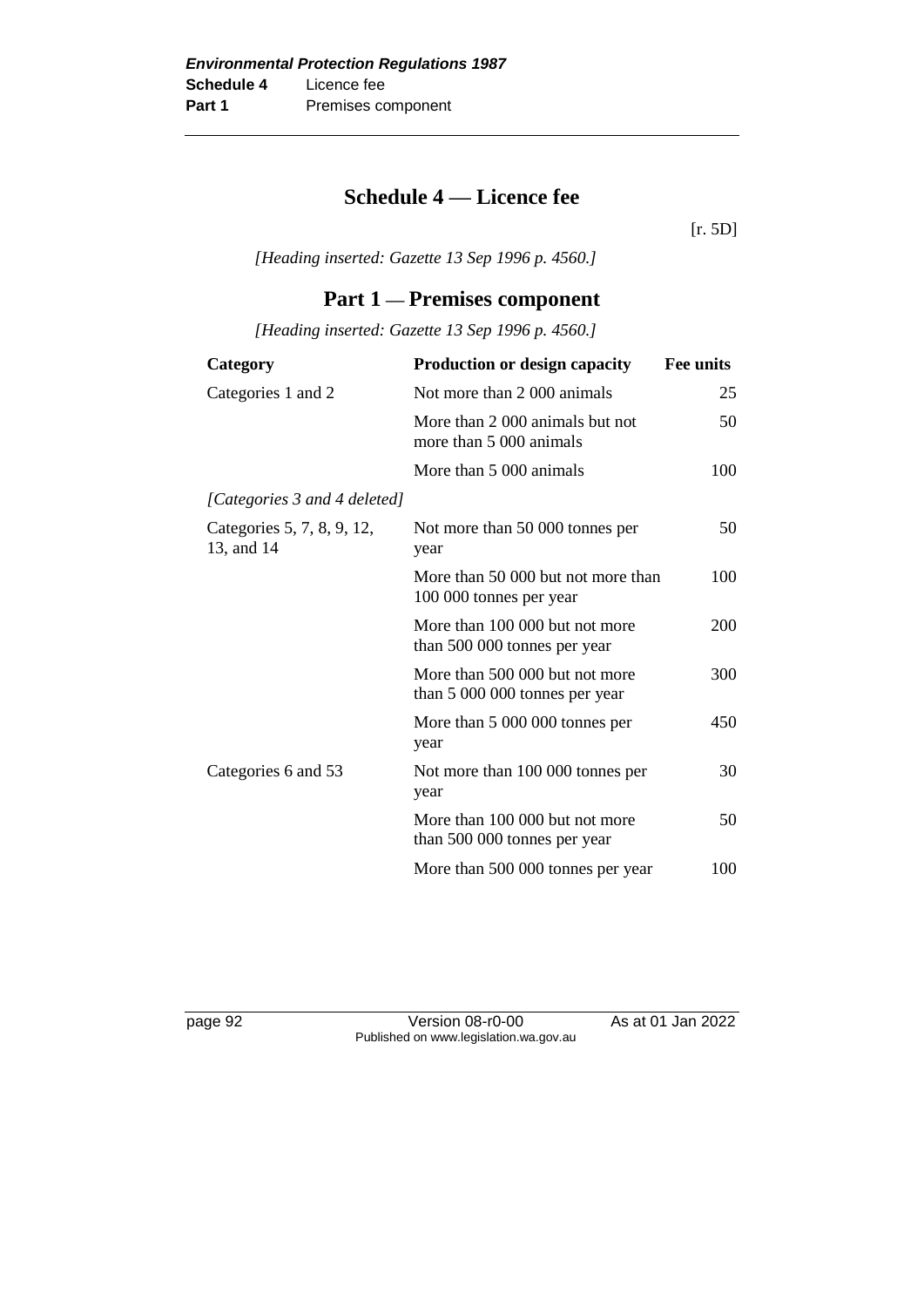# Schedule 4 — Licence fee

[r. 5D]

*[Heading inserted: Gazette 13 Sep 1996 p. 4560.]*

## Part 1 — Premises component

*[Heading inserted: Gazette 13 Sep 1996 p. 4560.]*

| Category | Production or design capacity | Fee units |
|---|---|---|
| Categories 1 and 2 | Not more than 2 000 animals | 25 |
| | More than 2 000 animals but not more than 5 000 animals | 50 |
| | More than 5 000 animals | 100 |
| *[Categories 3 and 4 deleted]* | | |
| Categories 5, 7, 8, 9, 12, 13, and 14 | Not more than 50 000 tonnes per year | 50 |
| | More than 50 000 but not more than 100 000 tonnes per year | 100 |
| | More than 100 000 but not more than 500 000 tonnes per year | 200 |
| | More than 500 000 but not more than 5 000 000 tonnes per year | 300 |
| | More than 5 000 000 tonnes per year | 450 |
| Categories 6 and 53 | Not more than 100 000 tonnes per year | 30 |
| | More than 100 000 but not more than 500 000 tonnes per year | 50 |
| | More than 500 000 tonnes per year | 100 |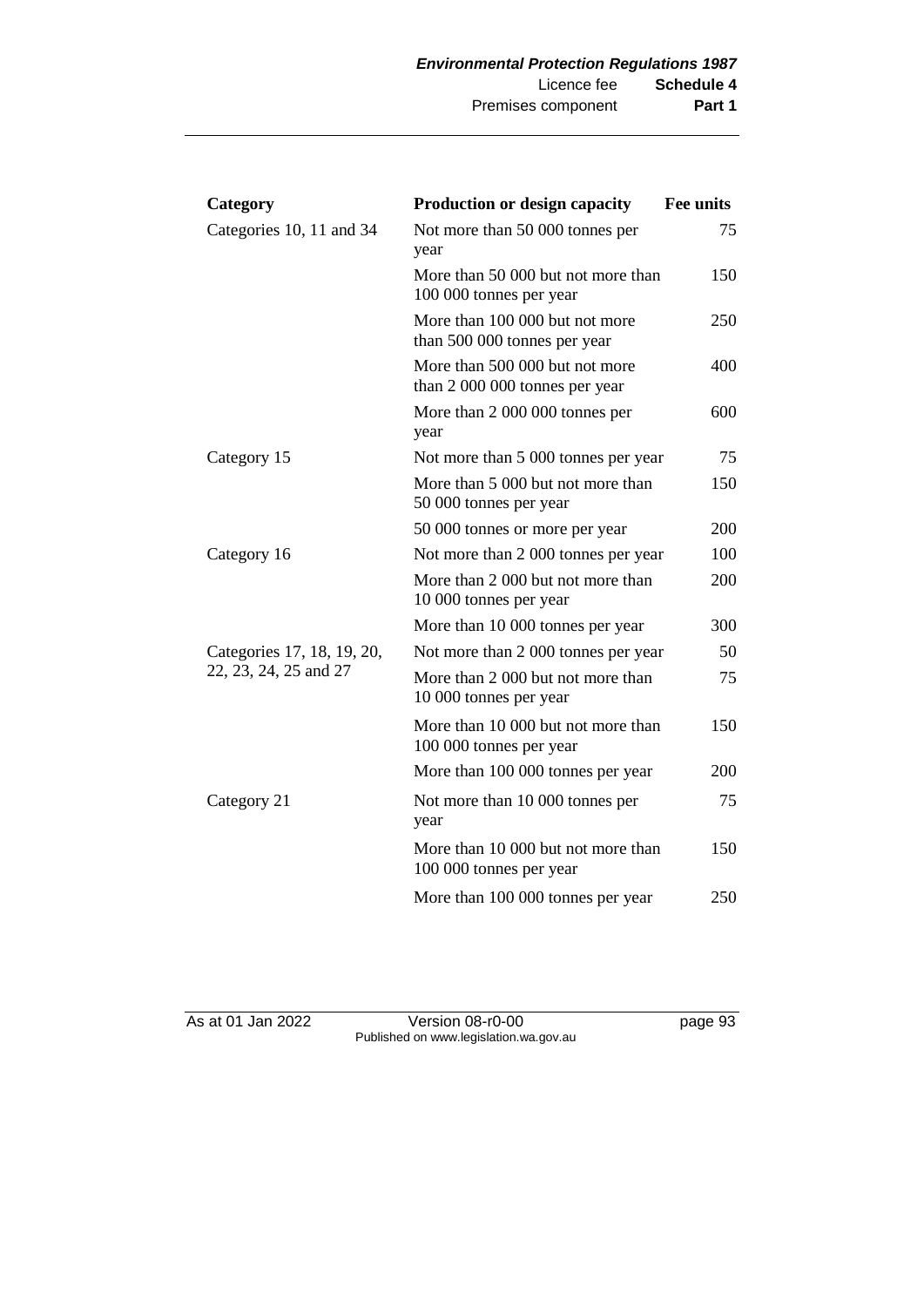| Category | Production or design capacity | Fee units |
|---|---|---|
| Categories 10, 11 and 34 | Not more than 50 000 tonnes per year | 75 |
| | More than 50 000 but not more than 100 000 tonnes per year | 150 |
| | More than 100 000 but not more than 500 000 tonnes per year | 250 |
| | More than 500 000 but not more than 2 000 000 tonnes per year | 400 |
| | More than 2 000 000 tonnes per year | 600 |
| Category 15 | Not more than 5 000 tonnes per year | 75 |
| | More than 5 000 but not more than 50 000 tonnes per year | 150 |
| | 50 000 tonnes or more per year | 200 |
| Category 16 | Not more than 2 000 tonnes per year | 100 |
| | More than 2 000 but not more than 10 000 tonnes per year | 200 |
| | More than 10 000 tonnes per year | 300 |
| Categories 17, 18, 19, 20, 22, 23, 24, 25 and 27 | Not more than 2 000 tonnes per year | 50 |
| | More than 2 000 but not more than 10 000 tonnes per year | 75 |
| | More than 10 000 but not more than 100 000 tonnes per year | 150 |
| | More than 100 000 tonnes per year | 200 |
| Category 21 | Not more than 10 000 tonnes per year | 75 |
| | More than 10 000 but not more than 100 000 tonnes per year | 150 |
| | More than 100 000 tonnes per year | 250 |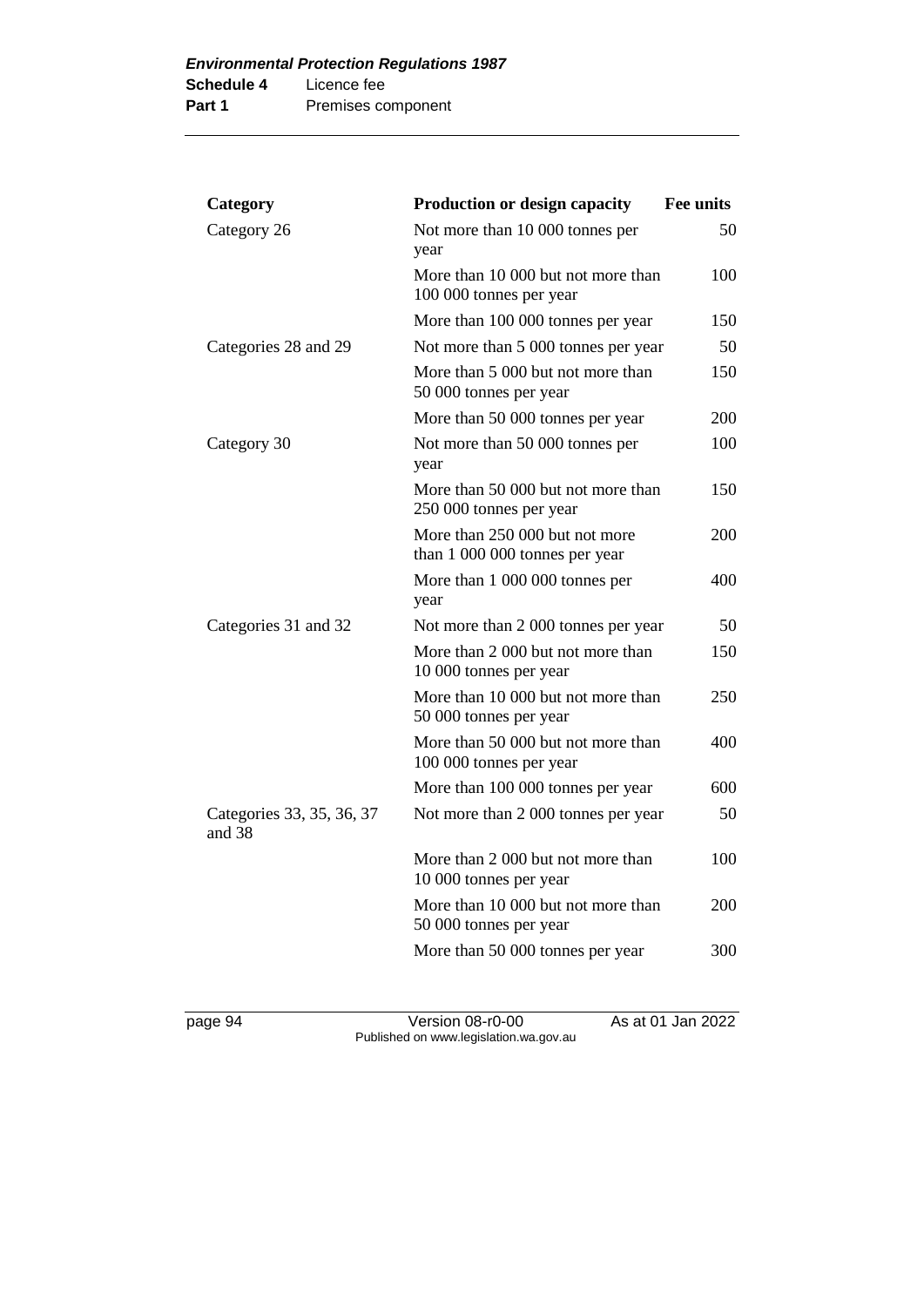| Category | Production or design capacity | Fee units |
|---|---|---|
| Category 26 | Not more than 10 000 tonnes per year | 50 |
| | More than 10 000 but not more than 100 000 tonnes per year | 100 |
| | More than 100 000 tonnes per year | 150 |
| Categories 28 and 29 | Not more than 5 000 tonnes per year | 50 |
| | More than 5 000 but not more than 50 000 tonnes per year | 150 |
| | More than 50 000 tonnes per year | 200 |
| Category 30 | Not more than 50 000 tonnes per year | 100 |
| | More than 50 000 but not more than 250 000 tonnes per year | 150 |
| | More than 250 000 but not more than 1 000 000 tonnes per year | 200 |
| | More than 1 000 000 tonnes per year | 400 |
| Categories 31 and 32 | Not more than 2 000 tonnes per year | 50 |
| | More than 2 000 but not more than 10 000 tonnes per year | 150 |
| | More than 10 000 but not more than 50 000 tonnes per year | 250 |
| | More than 50 000 but not more than 100 000 tonnes per year | 400 |
| | More than 100 000 tonnes per year | 600 |
| Categories 33, 35, 36, 37 and 38 | Not more than 2 000 tonnes per year | 50 |
| | More than 2 000 but not more than 10 000 tonnes per year | 100 |
| | More than 10 000 but not more than 50 000 tonnes per year | 200 |
| | More than 50 000 tonnes per year | 300 |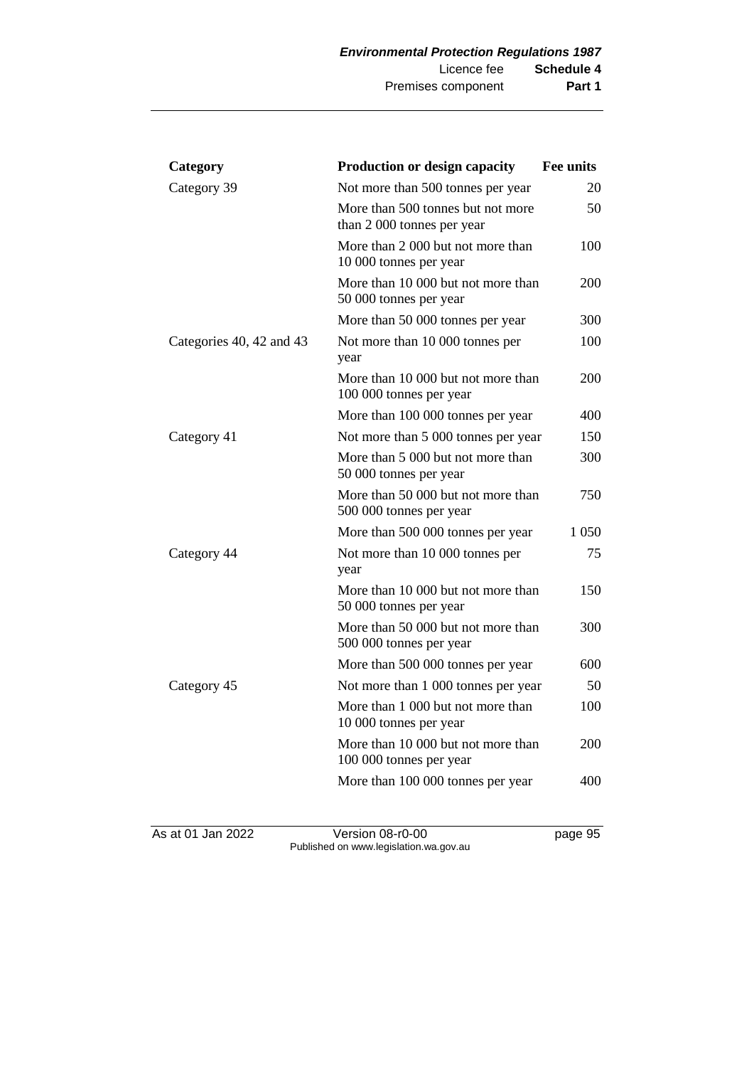| Category | Production or design capacity | Fee units |
|---|---|---|
| Category 39 | Not more than 500 tonnes per year | 20 |
| | More than 500 tonnes but not more than 2 000 tonnes per year | 50 |
| | More than 2 000 but not more than 10 000 tonnes per year | 100 |
| | More than 10 000 but not more than 50 000 tonnes per year | 200 |
| | More than 50 000 tonnes per year | 300 |
| Categories 40, 42 and 43 | Not more than 10 000 tonnes per year | 100 |
| | More than 10 000 but not more than 100 000 tonnes per year | 200 |
| | More than 100 000 tonnes per year | 400 |
| Category 41 | Not more than 5 000 tonnes per year | 150 |
| | More than 5 000 but not more than 50 000 tonnes per year | 300 |
| | More than 50 000 but not more than 500 000 tonnes per year | 750 |
| | More than 500 000 tonnes per year | 1 050 |
| Category 44 | Not more than 10 000 tonnes per year | 75 |
| | More than 10 000 but not more than 50 000 tonnes per year | 150 |
| | More than 50 000 but not more than 500 000 tonnes per year | 300 |
| | More than 500 000 tonnes per year | 600 |
| Category 45 | Not more than 1 000 tonnes per year | 50 |
| | More than 1 000 but not more than 10 000 tonnes per year | 100 |
| | More than 10 000 but not more than 100 000 tonnes per year | 200 |
| | More than 100 000 tonnes per year | 400 |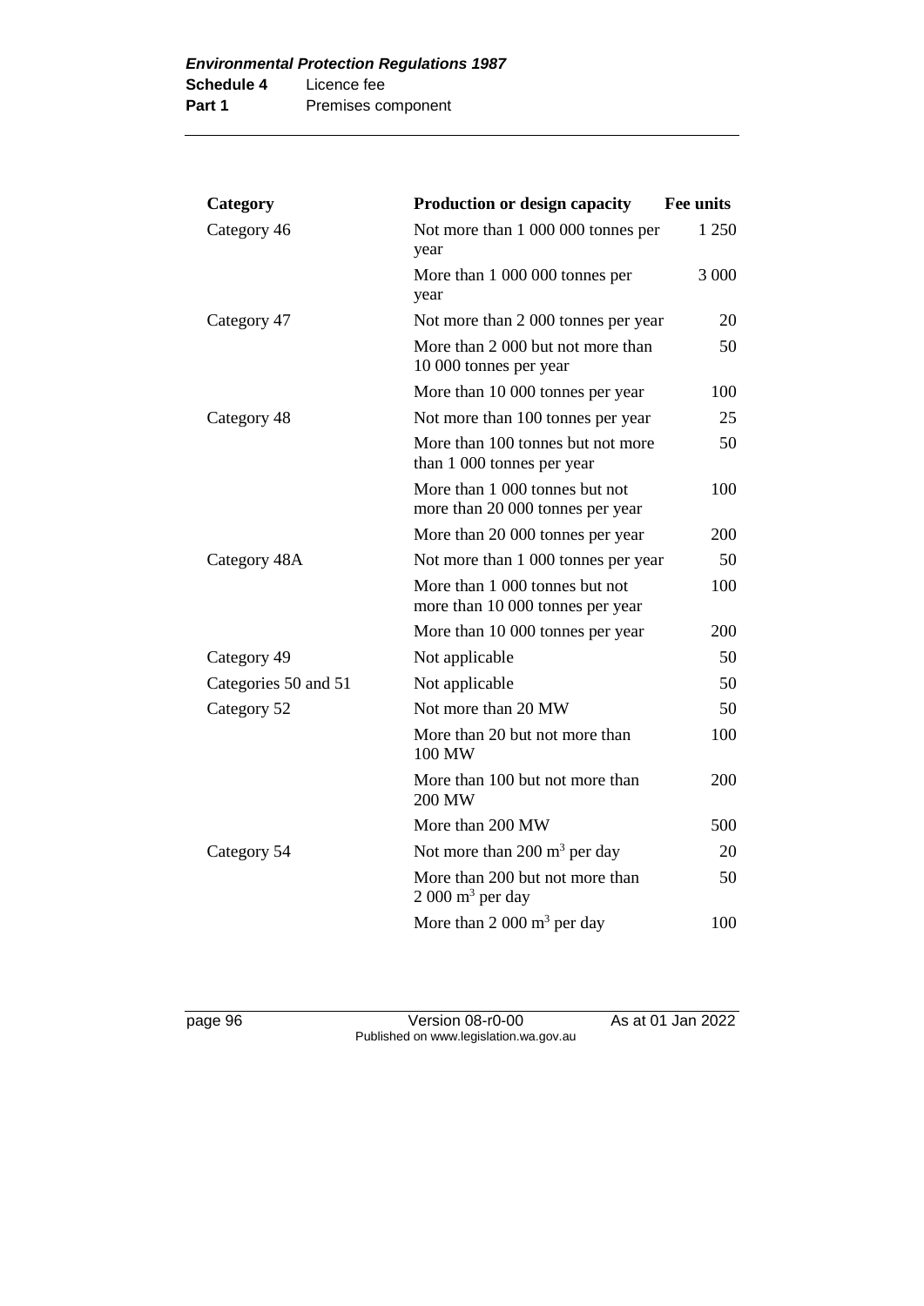| Category | Production or design capacity | Fee units |
|---|---|---|
| Category 46 | Not more than 1 000 000 tonnes per year | 1 250 |
| | More than 1 000 000 tonnes per year | 3 000 |
| Category 47 | Not more than 2 000 tonnes per year | 20 |
| | More than 2 000 but not more than 10 000 tonnes per year | 50 |
| | More than 10 000 tonnes per year | 100 |
| Category 48 | Not more than 100 tonnes per year | 25 |
| | More than 100 tonnes but not more than 1 000 tonnes per year | 50 |
| | More than 1 000 tonnes but not more than 20 000 tonnes per year | 100 |
| | More than 20 000 tonnes per year | 200 |
| Category 48A | Not more than 1 000 tonnes per year | 50 |
| | More than 1 000 tonnes but not more than 10 000 tonnes per year | 100 |
| | More than 10 000 tonnes per year | 200 |
| Category 49 | Not applicable | 50 |
| Categories 50 and 51 | Not applicable | 50 |
| Category 52 | Not more than 20 MW | 50 |
| | More than 20 but not more than 100 MW | 100 |
| | More than 100 but not more than 200 MW | 200 |
| | More than 200 MW | 500 |
| Category 54 | Not more than 200 $m^3$ per day | 20 |
| | More than 200 but not more than 2 000 $m^3$ per day | 50 |
| | More than 2 000 $m^3$ per day | 100 |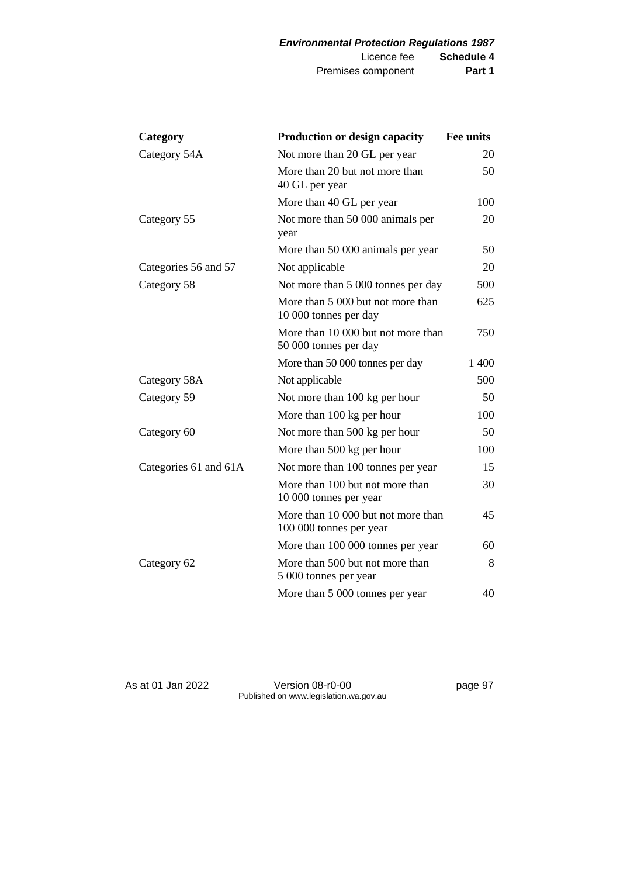| Category | Production or design capacity | Fee units |
|---|---|---|
| Category 54A | Not more than 20 GL per year | 20 |
| | More than 20 but not more than 40 GL per year | 50 |
| | More than 40 GL per year | 100 |
| Category 55 | Not more than 50 000 animals per year | 20 |
| | More than 50 000 animals per year | 50 |
| Categories 56 and 57 | Not applicable | 20 |
| Category 58 | Not more than 5 000 tonnes per day | 500 |
| | More than 5 000 but not more than 10 000 tonnes per day | 625 |
| | More than 10 000 but not more than 50 000 tonnes per day | 750 |
| | More than 50 000 tonnes per day | 1 400 |
| Category 58A | Not applicable | 500 |
| Category 59 | Not more than 100 kg per hour | 50 |
| | More than 100 kg per hour | 100 |
| Category 60 | Not more than 500 kg per hour | 50 |
| | More than 500 kg per hour | 100 |
| Categories 61 and 61A | Not more than 100 tonnes per year | 15 |
| | More than 100 but not more than 10 000 tonnes per year | 30 |
| | More than 10 000 but not more than 100 000 tonnes per year | 45 |
| | More than 100 000 tonnes per year | 60 |
| Category 62 | More than 500 but not more than 5 000 tonnes per year | 8 |
| | More than 5 000 tonnes per year | 40 |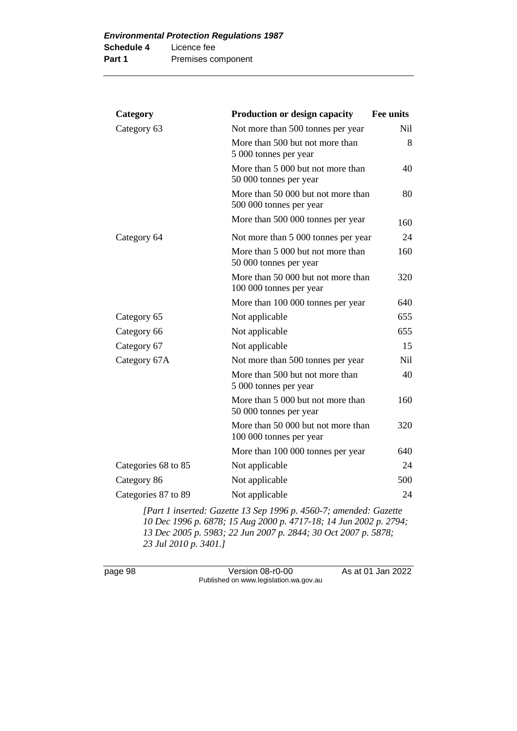| Category | Production or design capacity | Fee units |
|---|---|---|
| Category 63 | Not more than 500 tonnes per year | Nil |
| | More than 500 but not more than 5 000 tonnes per year | 8 |
| | More than 5 000 but not more than 50 000 tonnes per year | 40 |
| | More than 50 000 but not more than 500 000 tonnes per year | 80 |
| | More than 500 000 tonnes per year | 160 |
| Category 64 | Not more than 5 000 tonnes per year | 24 |
| | More than 5 000 but not more than 50 000 tonnes per year | 160 |
| | More than 50 000 but not more than 100 000 tonnes per year | 320 |
| | More than 100 000 tonnes per year | 640 |
| Category 65 | Not applicable | 655 |
| Category 66 | Not applicable | 655 |
| Category 67 | Not applicable | 15 |
| Category 67A | Not more than 500 tonnes per year | Nil |
| | More than 500 but not more than 5 000 tonnes per year | 40 |
| | More than 5 000 but not more than 50 000 tonnes per year | 160 |
| | More than 50 000 but not more than 100 000 tonnes per year | 320 |
| | More than 100 000 tonnes per year | 640 |
| Categories 68 to 85 | Not applicable | 24 |
| Category 86 | Not applicable | 500 |
| Categories 87 to 89 | Not applicable | 24 |

*[Part 1 inserted: Gazette 13 Sep 1996 p. 4560-7; amended: Gazette 10 Dec 1996 p. 6878; 15 Aug 2000 p. 4717-18; 14 Jun 2002 p. 2794; 13 Dec 2005 p. 5983; 22 Jun 2007 p. 2844; 30 Oct 2007 p. 5878; 23 Jul 2010 p. 3401.]*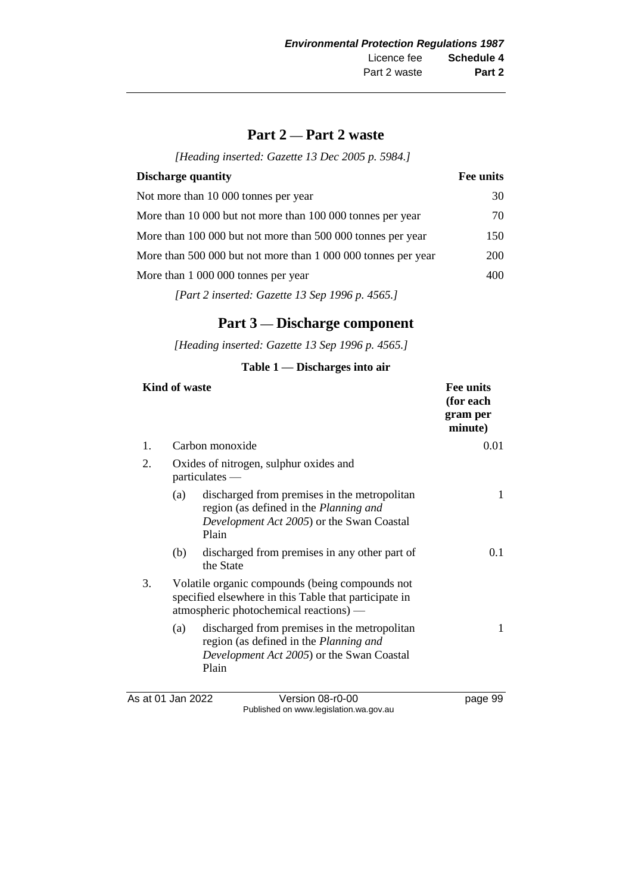## Part 2 — Part 2 waste

*[Heading inserted: Gazette 13 Dec 2005 p. 5984.]*

| Discharge quantity | Fee units |
|---|---|
| Not more than 10 000 tonnes per year | 30 |
| More than 10 000 but not more than 100 000 tonnes per year | 70 |
| More than 100 000 but not more than 500 000 tonnes per year | 150 |
| More than 500 000 but not more than 1 000 000 tonnes per year | 200 |
| More than 1 000 000 tonnes per year | 400 |

*[Part 2 inserted: Gazette 13 Sep 1996 p. 4565.]*

## Part 3 — Discharge component

*[Heading inserted: Gazette 13 Sep 1996 p. 4565.]*

### Table 1 — Discharges into air

| | | Kind of waste | Fee units (for each gram per minute) |
|---|---|---|---|
| 1. | | Carbon monoxide | 0.01 |
| 2. | | Oxides of nitrogen, sulphur oxides and particulates — | |
| | (a) | discharged from premises in the metropolitan region (as defined in the *Planning and Development Act 2005*) or the Swan Coastal Plain | 1 |
| | (b) | discharged from premises in any other part of the State | 0.1 |
| 3. | | Volatile organic compounds (being compounds not specified elsewhere in this Table that participate in atmospheric photochemical reactions) — | |
| | (a) | discharged from premises in the metropolitan region (as defined in the *Planning and Development Act 2005*) or the Swan Coastal Plain | 1 |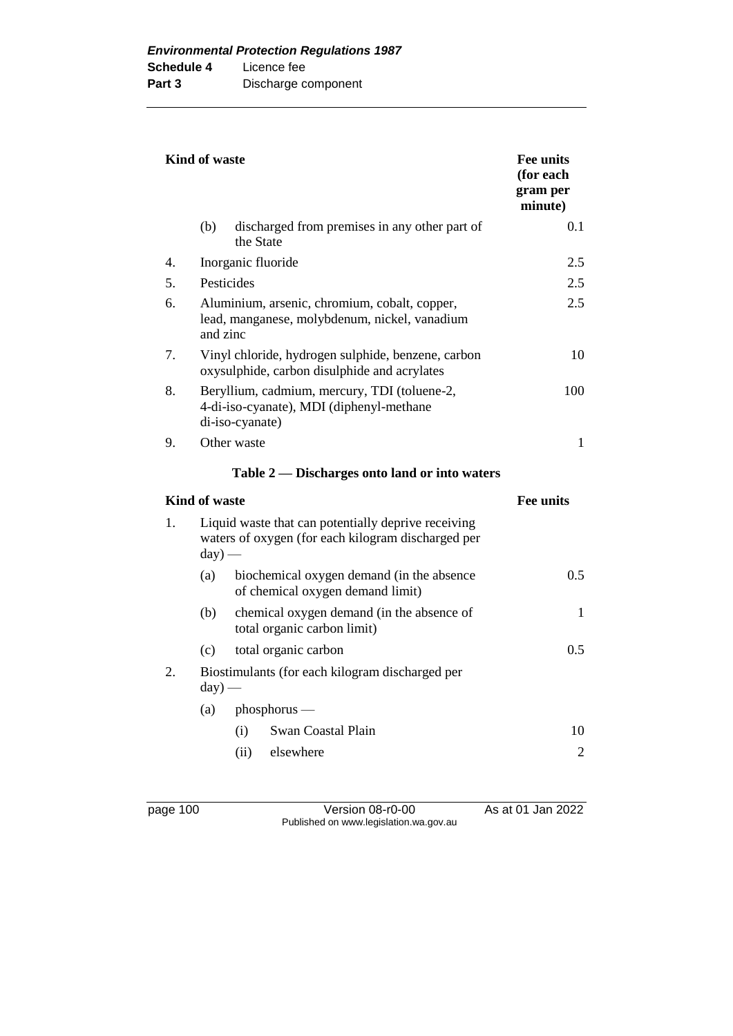| Kind of waste | | | Fee units (for each gram per minute) |
|---|---|---|---|
| | (b) | discharged from premises in any other part of the State | 0.1 |
| 4. | Inorganic fluoride | | 2.5 |
| 5. | Pesticides | | 2.5 |
| 6. | Aluminium, arsenic, chromium, cobalt, copper, lead, manganese, molybdenum, nickel, vanadium and zinc | | 2.5 |
| 7. | Vinyl chloride, hydrogen sulphide, benzene, carbon oxysulphide, carbon disulphide and acrylates | | 10 |
| 8. | Beryllium, cadmium, mercury, TDI (toluene-2, 4-di-iso-cyanate), MDI (diphenyl-methane di-iso-cyanate) | | 100 |
| 9. | Other waste | | 1 |

**Table 2 — Discharges onto land or into waters**

| Kind of waste | | | | Fee units |
|---|---|---|---|---|
| 1. | Liquid waste that can potentially deprive receiving waters of oxygen (for each kilogram discharged per day) — | | | |
| | (a) | biochemical oxygen demand (in the absence of chemical oxygen demand limit) | | 0.5 |
| | (b) | chemical oxygen demand (in the absence of total organic carbon limit) | | 1 |
| | (c) | total organic carbon | | 0.5 |
| 2. | Biostimulants (for each kilogram discharged per day) — | | | |
| | (a) | phosphorus — | | |
| | | (i) | Swan Coastal Plain | 10 |
| | | (ii) | elsewhere | 2 |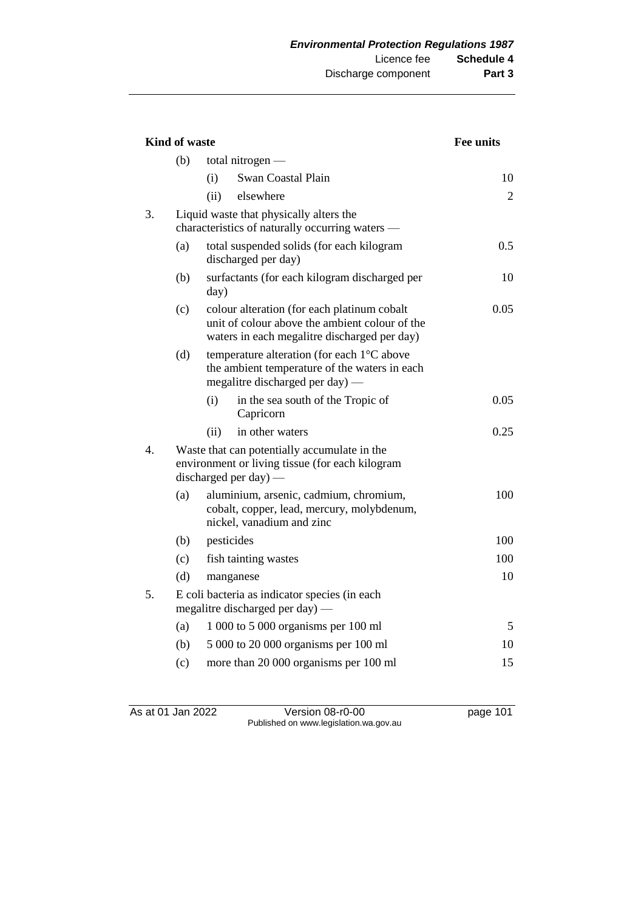| Kind of waste | | | | Fee units |
|---|---|---|---|---|
| | (b) | total nitrogen — | | |
| | | (i) | Swan Coastal Plain | 10 |
| | | (ii) | elsewhere | 2 |
| 3. | Liquid waste that physically alters the characteristics of naturally occurring waters — | | | |
| | (a) | total suspended solids (for each kilogram discharged per day) | | 0.5 |
| | (b) | surfactants (for each kilogram discharged per day) | | 10 |
| | (c) | colour alteration (for each platinum cobalt unit of colour above the ambient colour of the waters in each megalitre discharged per day) | | 0.05 |
| | (d) | temperature alteration (for each 1°C above the ambient temperature of the waters in each megalitre discharged per day) — | | |
| | | (i) | in the sea south of the Tropic of Capricorn | 0.05 |
| | | (ii) | in other waters | 0.25 |
| 4. | Waste that can potentially accumulate in the environment or living tissue (for each kilogram discharged per day) — | | | |
| | (a) | aluminium, arsenic, cadmium, chromium, cobalt, copper, lead, mercury, molybdenum, nickel, vanadium and zinc | | 100 |
| | (b) | pesticides | | 100 |
| | (c) | fish tainting wastes | | 100 |
| | (d) | manganese | | 10 |
| 5. | E coli bacteria as indicator species (in each megalitre discharged per day) — | | | |
| | (a) | 1 000 to 5 000 organisms per 100 ml | | 5 |
| | (b) | 5 000 to 20 000 organisms per 100 ml | | 10 |
| | (c) | more than 20 000 organisms per 100 ml | | 15 |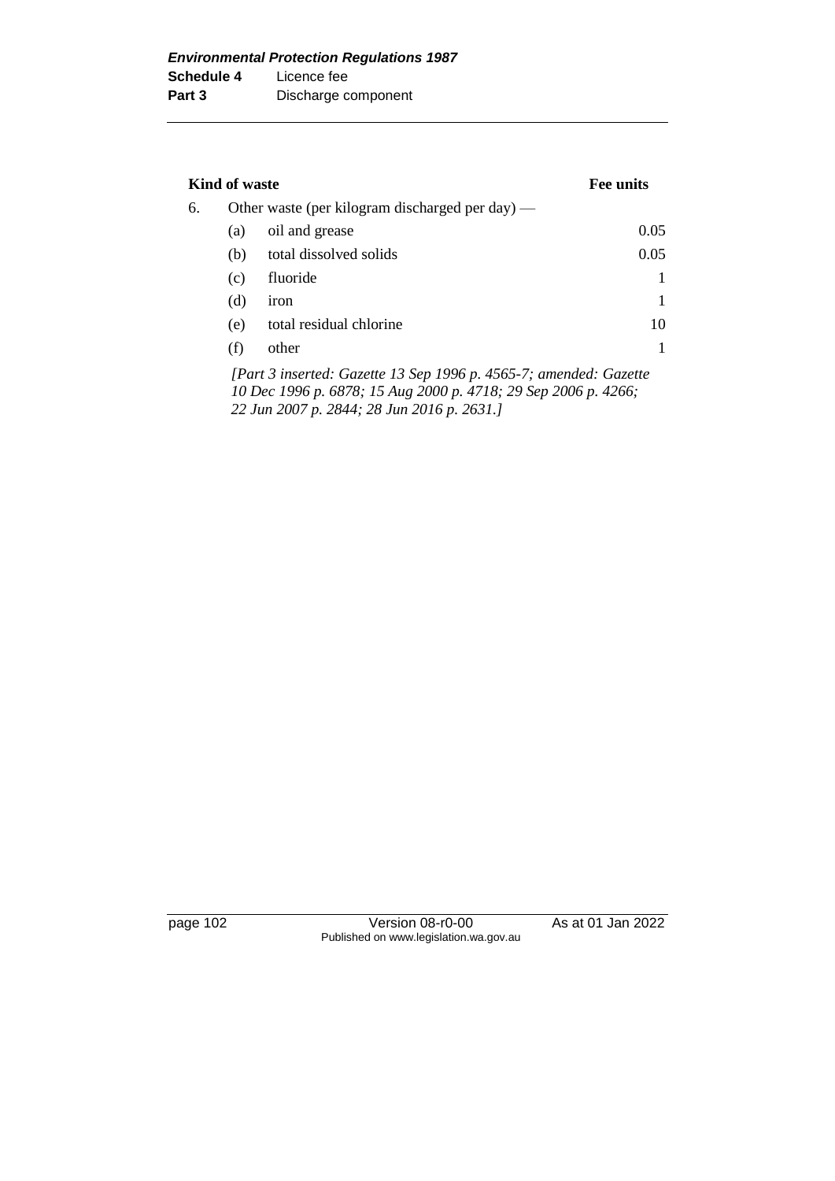| Kind of waste | | | Fee units |
|---|---|---|---|
| 6. | Other waste (per kilogram discharged per day) — | | |
| | (a) | oil and grease | 0.05 |
| | (b) | total dissolved solids | 0.05 |
| | (c) | fluoride | 1 |
| | (d) | iron | 1 |
| | (e) | total residual chlorine | 10 |
| | (f) | other | 1 |

*[Part 3 inserted: Gazette 13 Sep 1996 p. 4565-7; amended: Gazette 10 Dec 1996 p. 6878; 15 Aug 2000 p. 4718; 29 Sep 2006 p. 4266; 22 Jun 2007 p. 2844; 28 Jun 2016 p. 2631.]*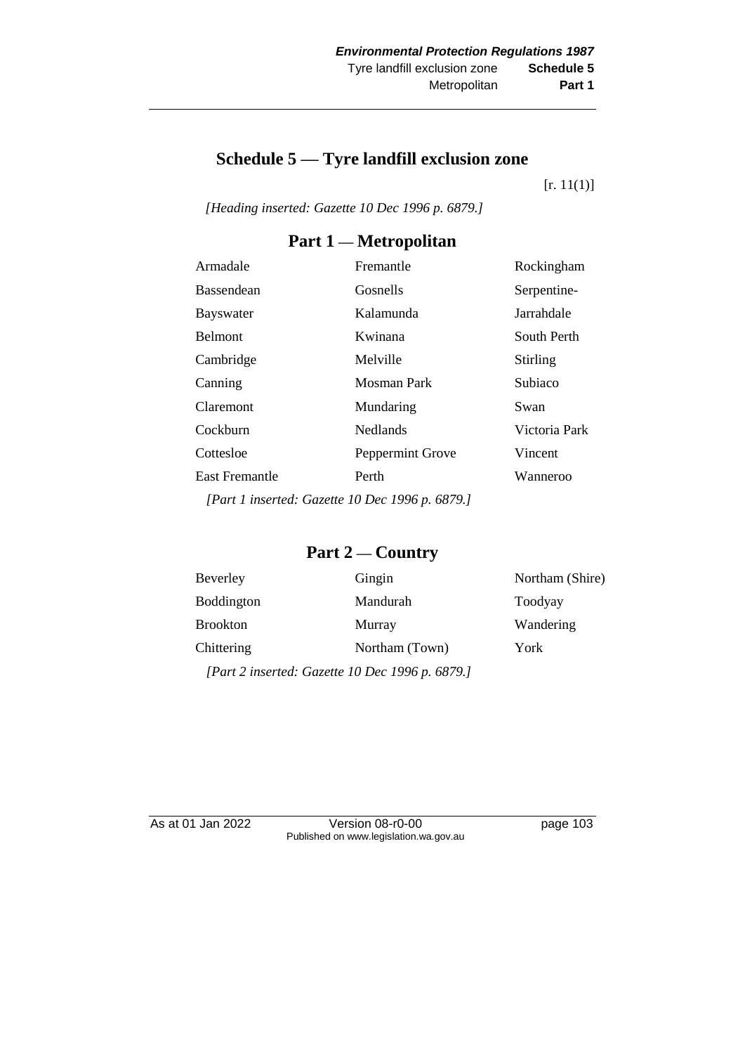# Schedule 5 — Tyre landfill exclusion zone

[r. 11(1)]

*[Heading inserted: Gazette 10 Dec 1996 p. 6879.]*

## Part 1 — Metropolitan

| | | |
|---|---|---|
| Armadale | Fremantle | Rockingham |
| Bassendean | Gosnells | Serpentine-Jarrahdale |
| Bayswater | Kalamunda | South Perth |
| Belmont | Kwinana | Stirling |
| Cambridge | Melville | Subiaco |
| Canning | Mosman Park | Swan |
| Claremont | Mundaring | Victoria Park |
| Cockburn | Nedlands | Vincent |
| Cottesloe | Peppermint Grove | Wanneroo |
| East Fremantle | Perth | |

*[Part 1 inserted: Gazette 10 Dec 1996 p. 6879.]*

## Part 2 — Country

| | | |
|---|---|---|
| Beverley | Gingin | Northam (Shire) |
| Boddington | Mandurah | Toodyay |
| Brookton | Murray | Wandering |
| Chittering | Northam (Town) | York |

*[Part 2 inserted: Gazette 10 Dec 1996 p. 6879.]*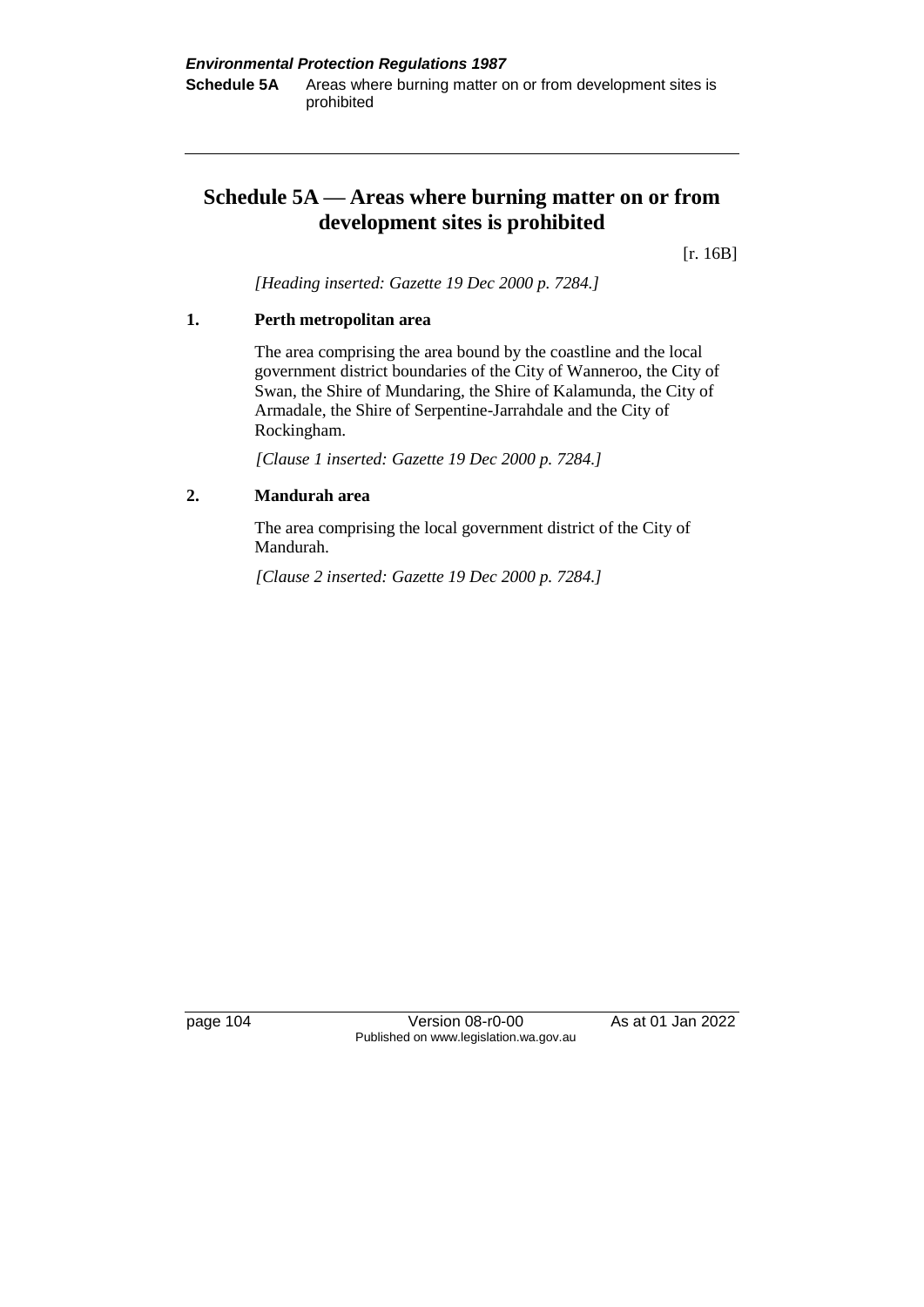## Schedule 5A — Areas where burning matter on or from development sites is prohibited

[r. 16B]

*[Heading inserted: Gazette 19 Dec 2000 p. 7284.]*

### 1. Perth metropolitan area

The area comprising the area bound by the coastline and the local government district boundaries of the City of Wanneroo, the City of Swan, the Shire of Mundaring, the Shire of Kalamunda, the City of Armadale, the Shire of Serpentine-Jarrahdale and the City of Rockingham.

*[Clause 1 inserted: Gazette 19 Dec 2000 p. 7284.]*

### 2. Mandurah area

The area comprising the local government district of the City of Mandurah.

*[Clause 2 inserted: Gazette 19 Dec 2000 p. 7284.]*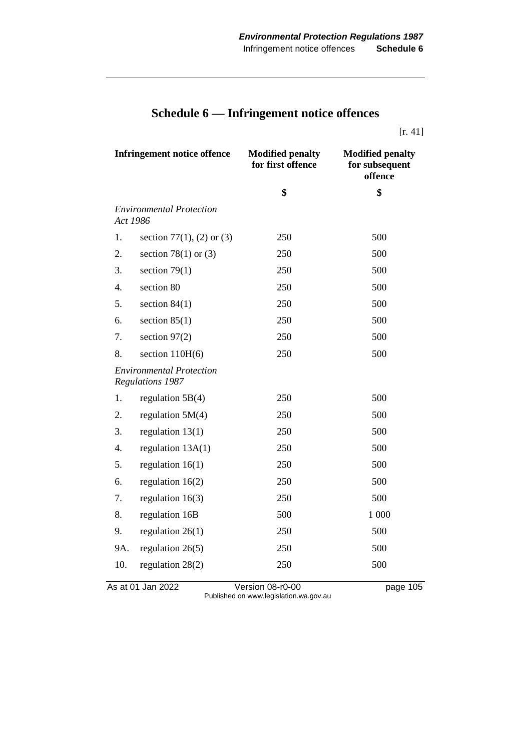# Schedule 6 — Infringement notice offences

[r. 41]

| Infringement notice offence | | Modified penalty for first offence | Modified penalty for subsequent offence |
|---|---|---|---|
| | | $ | $ |
| *Environmental Protection Act 1986* | | | |
| 1. | section 77(1), (2) or (3) | 250 | 500 |
| 2. | section 78(1) or (3) | 250 | 500 |
| 3. | section 79(1) | 250 | 500 |
| 4. | section 80 | 250 | 500 |
| 5. | section 84(1) | 250 | 500 |
| 6. | section 85(1) | 250 | 500 |
| 7. | section 97(2) | 250 | 500 |
| 8. | section 110H(6) | 250 | 500 |
| *Environmental Protection Regulations 1987* | | | |
| 1. | regulation 5B(4) | 250 | 500 |
| 2. | regulation 5M(4) | 250 | 500 |
| 3. | regulation 13(1) | 250 | 500 |
| 4. | regulation 13A(1) | 250 | 500 |
| 5. | regulation 16(1) | 250 | 500 |
| 6. | regulation 16(2) | 250 | 500 |
| 7. | regulation 16(3) | 250 | 500 |
| 8. | regulation 16B | 500 | 1 000 |
| 9. | regulation 26(1) | 250 | 500 |
| 9A. | regulation 26(5) | 250 | 500 |
| 10. | regulation 28(2) | 250 | 500 |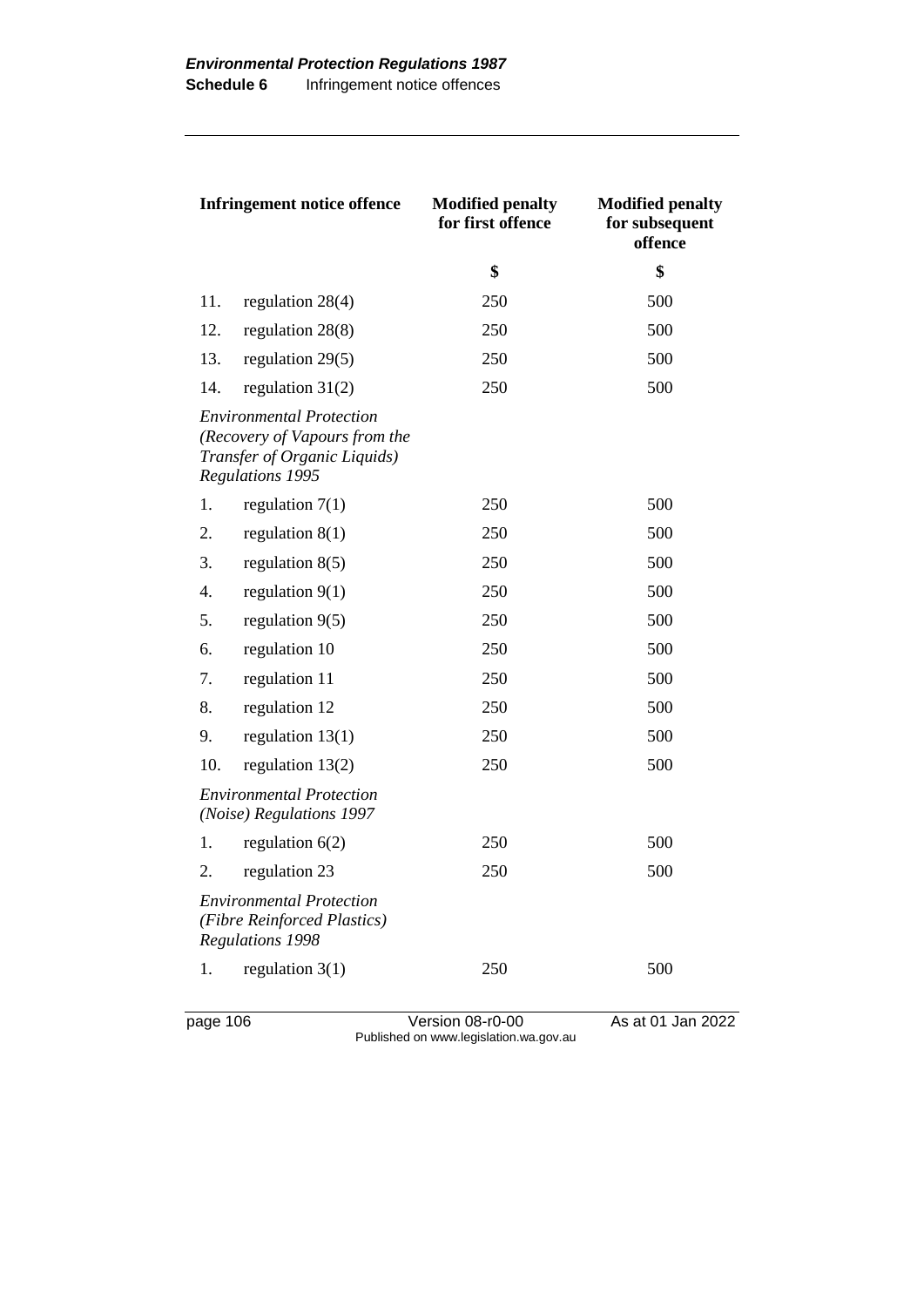| Infringement notice offence | | Modified penalty for first offence | Modified penalty for subsequent offence |
|---|---|---|---|
| | | $ | $ |
| 11. | regulation 28(4) | 250 | 500 |
| 12. | regulation 28(8) | 250 | 500 |
| 13. | regulation 29(5) | 250 | 500 |
| 14. | regulation 31(2) | 250 | 500 |
| *Environmental Protection (Recovery of Vapours from the Transfer of Organic Liquids) Regulations 1995* | | | |
| 1. | regulation 7(1) | 250 | 500 |
| 2. | regulation 8(1) | 250 | 500 |
| 3. | regulation 8(5) | 250 | 500 |
| 4. | regulation 9(1) | 250 | 500 |
| 5. | regulation 9(5) | 250 | 500 |
| 6. | regulation 10 | 250 | 500 |
| 7. | regulation 11 | 250 | 500 |
| 8. | regulation 12 | 250 | 500 |
| 9. | regulation 13(1) | 250 | 500 |
| 10. | regulation 13(2) | 250 | 500 |
| *Environmental Protection (Noise) Regulations 1997* | | | |
| 1. | regulation 6(2) | 250 | 500 |
| 2. | regulation 23 | 250 | 500 |
| *Environmental Protection (Fibre Reinforced Plastics) Regulations 1998* | | | |
| 1. | regulation 3(1) | 250 | 500 |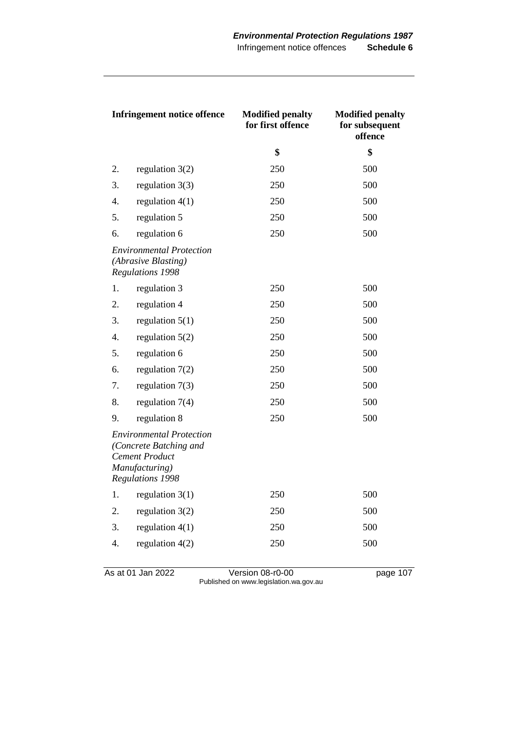| Infringement notice offence | | Modified penalty for first offence | Modified penalty for subsequent offence |
|---|---|---|---|
| | | $ | $ |
| 2. | regulation 3(2) | 250 | 500 |
| 3. | regulation 3(3) | 250 | 500 |
| 4. | regulation 4(1) | 250 | 500 |
| 5. | regulation 5 | 250 | 500 |
| 6. | regulation 6 | 250 | 500 |
| *Environmental Protection (Abrasive Blasting) Regulations 1998* | | | |
| 1. | regulation 3 | 250 | 500 |
| 2. | regulation 4 | 250 | 500 |
| 3. | regulation 5(1) | 250 | 500 |
| 4. | regulation 5(2) | 250 | 500 |
| 5. | regulation 6 | 250 | 500 |
| 6. | regulation 7(2) | 250 | 500 |
| 7. | regulation 7(3) | 250 | 500 |
| 8. | regulation 7(4) | 250 | 500 |
| 9. | regulation 8 | 250 | 500 |
| *Environmental Protection (Concrete Batching and Cement Product Manufacturing) Regulations 1998* | | | |
| 1. | regulation 3(1) | 250 | 500 |
| 2. | regulation 3(2) | 250 | 500 |
| 3. | regulation 4(1) | 250 | 500 |
| 4. | regulation 4(2) | 250 | 500 |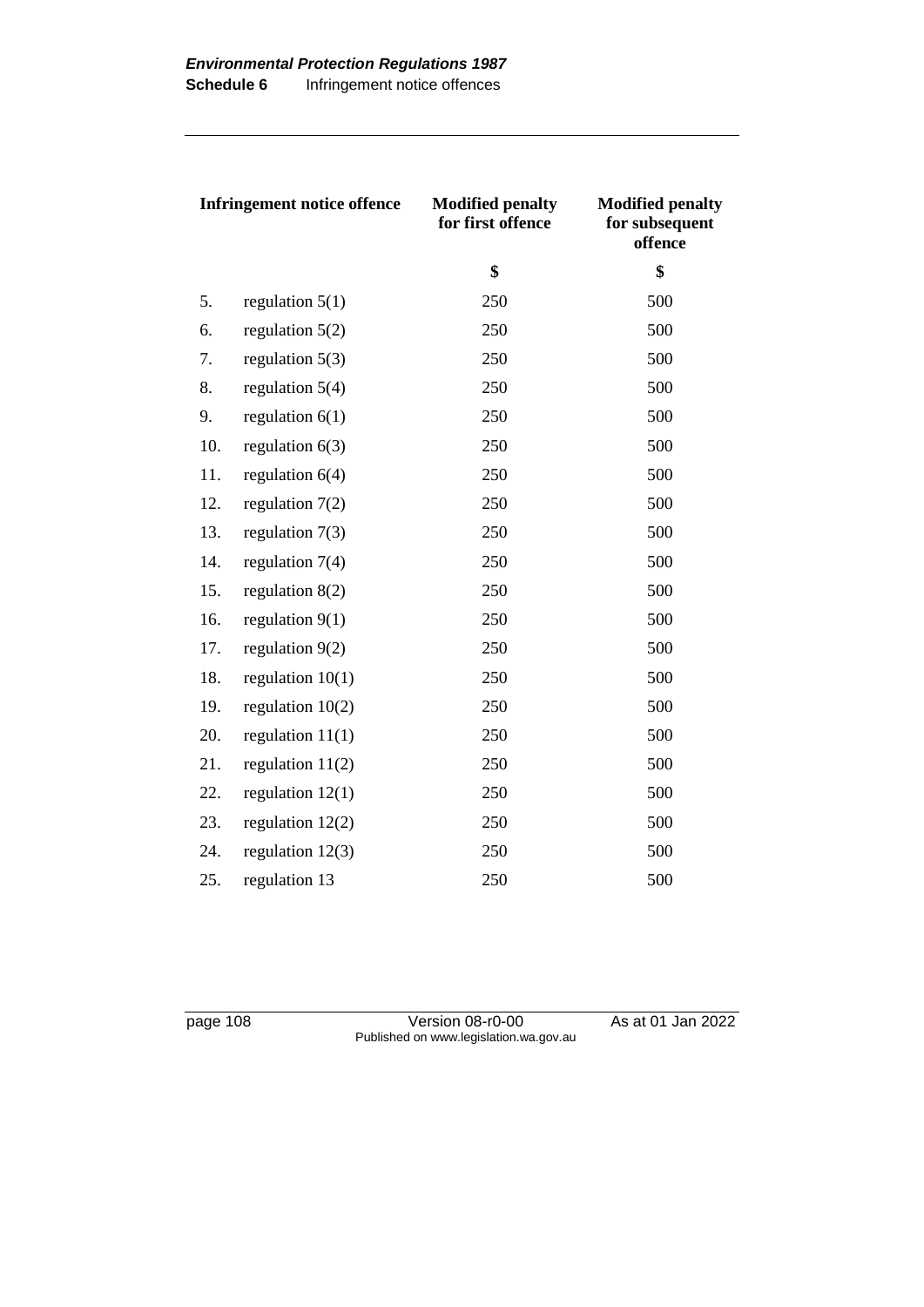| Infringement notice offence | | Modified penalty for first offence | Modified penalty for subsequent offence |
|---|---|---|---|
| | | $ | $ |
| 5. | regulation 5(1) | 250 | 500 |
| 6. | regulation 5(2) | 250 | 500 |
| 7. | regulation 5(3) | 250 | 500 |
| 8. | regulation 5(4) | 250 | 500 |
| 9. | regulation 6(1) | 250 | 500 |
| 10. | regulation 6(3) | 250 | 500 |
| 11. | regulation 6(4) | 250 | 500 |
| 12. | regulation 7(2) | 250 | 500 |
| 13. | regulation 7(3) | 250 | 500 |
| 14. | regulation 7(4) | 250 | 500 |
| 15. | regulation 8(2) | 250 | 500 |
| 16. | regulation 9(1) | 250 | 500 |
| 17. | regulation 9(2) | 250 | 500 |
| 18. | regulation 10(1) | 250 | 500 |
| 19. | regulation 10(2) | 250 | 500 |
| 20. | regulation 11(1) | 250 | 500 |
| 21. | regulation 11(2) | 250 | 500 |
| 22. | regulation 12(1) | 250 | 500 |
| 23. | regulation 12(2) | 250 | 500 |
| 24. | regulation 12(3) | 250 | 500 |
| 25. | regulation 13 | 250 | 500 |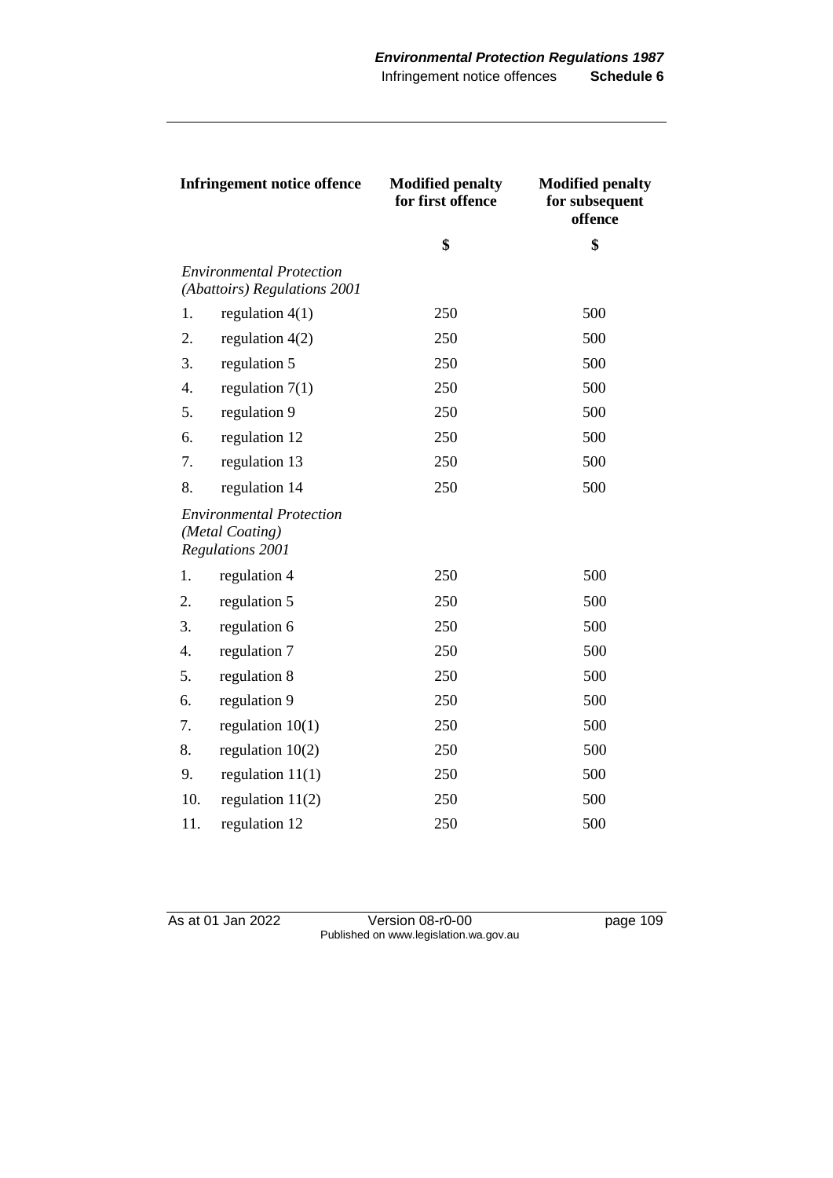| Infringement notice offence | | Modified penalty for first offence | Modified penalty for subsequent offence |
|---|---|---|---|
| | | $ | $ |
| *Environmental Protection (Abattoirs) Regulations 2001* | | | |
| 1. | regulation 4(1) | 250 | 500 |
| 2. | regulation 4(2) | 250 | 500 |
| 3. | regulation 5 | 250 | 500 |
| 4. | regulation 7(1) | 250 | 500 |
| 5. | regulation 9 | 250 | 500 |
| 6. | regulation 12 | 250 | 500 |
| 7. | regulation 13 | 250 | 500 |
| 8. | regulation 14 | 250 | 500 |
| *Environmental Protection (Metal Coating) Regulations 2001* | | | |
| 1. | regulation 4 | 250 | 500 |
| 2. | regulation 5 | 250 | 500 |
| 3. | regulation 6 | 250 | 500 |
| 4. | regulation 7 | 250 | 500 |
| 5. | regulation 8 | 250 | 500 |
| 6. | regulation 9 | 250 | 500 |
| 7. | regulation 10(1) | 250 | 500 |
| 8. | regulation 10(2) | 250 | 500 |
| 9. | regulation 11(1) | 250 | 500 |
| 10. | regulation 11(2) | 250 | 500 |
| 11. | regulation 12 | 250 | 500 |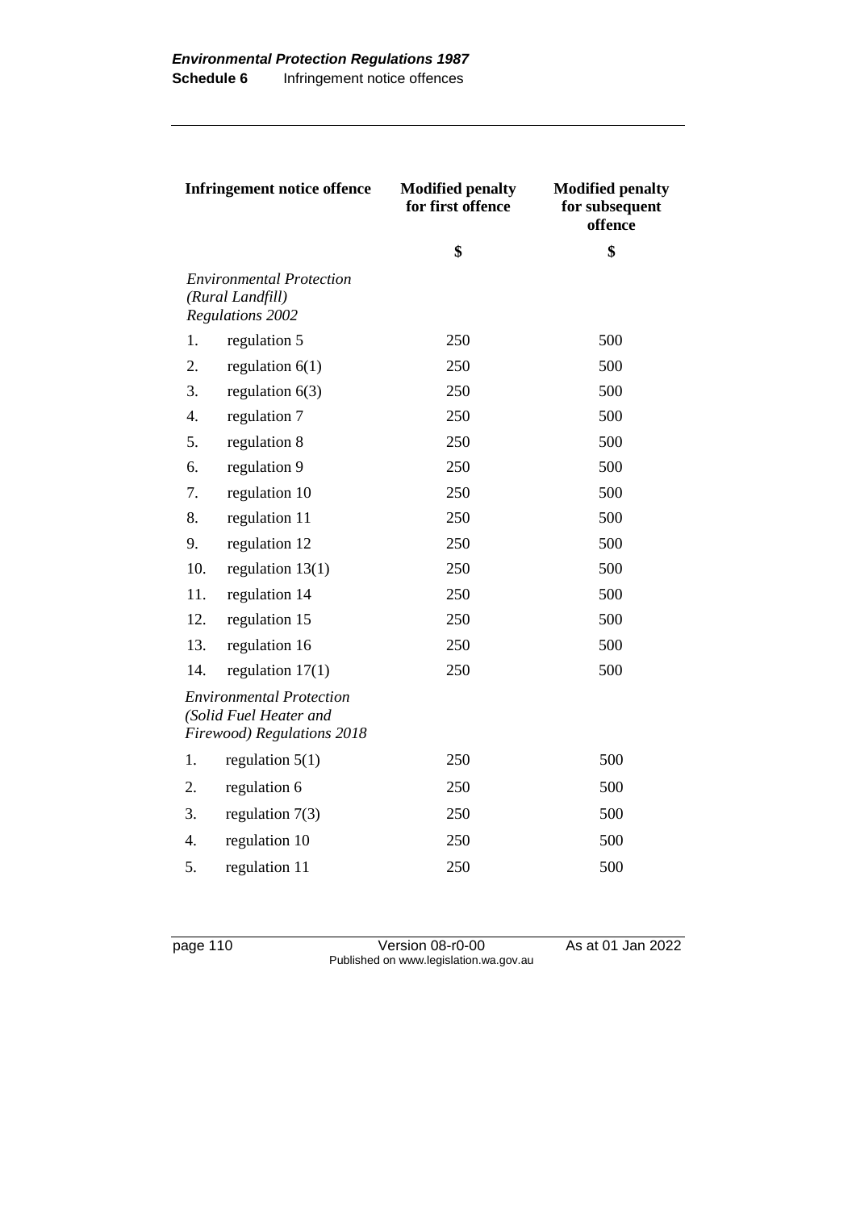| Infringement notice offence | | Modified penalty for first offence | Modified penalty for subsequent offence |
|---|---|---|---|
| | | $ | $ |
| *Environmental Protection (Rural Landfill) Regulations 2002* | | | |
| 1. | regulation 5 | 250 | 500 |
| 2. | regulation 6(1) | 250 | 500 |
| 3. | regulation 6(3) | 250 | 500 |
| 4. | regulation 7 | 250 | 500 |
| 5. | regulation 8 | 250 | 500 |
| 6. | regulation 9 | 250 | 500 |
| 7. | regulation 10 | 250 | 500 |
| 8. | regulation 11 | 250 | 500 |
| 9. | regulation 12 | 250 | 500 |
| 10. | regulation 13(1) | 250 | 500 |
| 11. | regulation 14 | 250 | 500 |
| 12. | regulation 15 | 250 | 500 |
| 13. | regulation 16 | 250 | 500 |
| 14. | regulation 17(1) | 250 | 500 |
| *Environmental Protection (Solid Fuel Heater and Firewood) Regulations 2018* | | | |
| 1. | regulation 5(1) | 250 | 500 |
| 2. | regulation 6 | 250 | 500 |
| 3. | regulation 7(3) | 250 | 500 |
| 4. | regulation 10 | 250 | 500 |
| 5. | regulation 11 | 250 | 500 |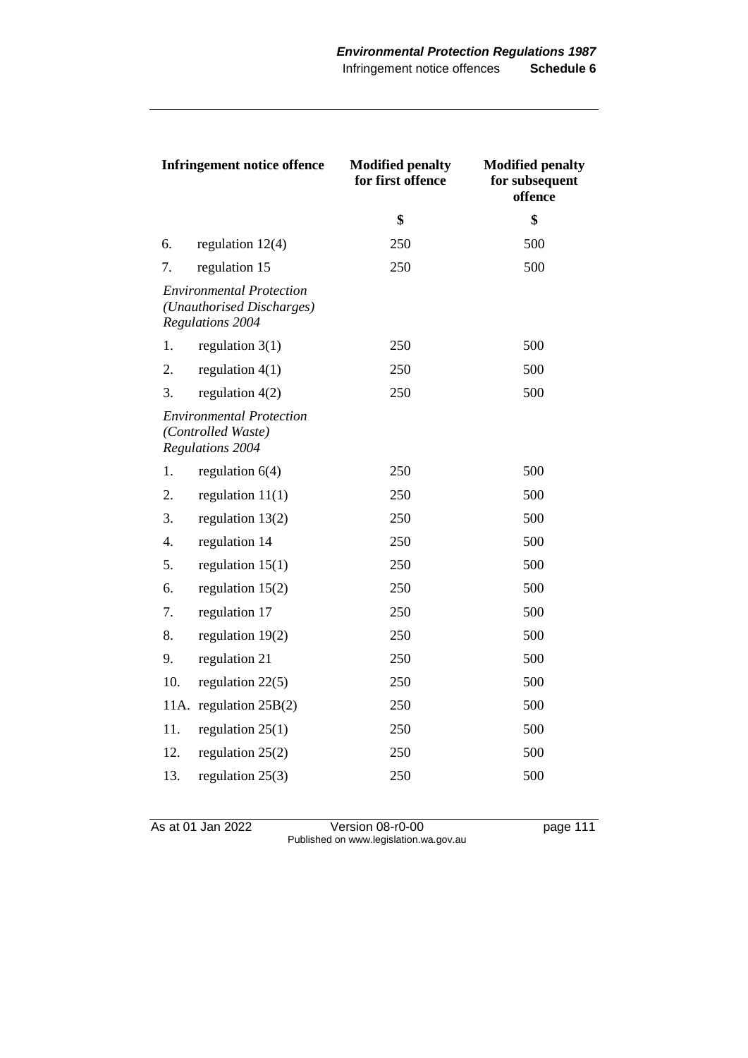| Infringement notice offence | | Modified penalty for first offence | Modified penalty for subsequent offence |
|---|---|---|---|
| | | $ | $ |
| 6. | regulation 12(4) | 250 | 500 |
| 7. | regulation 15 | 250 | 500 |
| *Environmental Protection (Unauthorised Discharges) Regulations 2004* | | | |
| 1. | regulation 3(1) | 250 | 500 |
| 2. | regulation 4(1) | 250 | 500 |
| 3. | regulation 4(2) | 250 | 500 |
| *Environmental Protection (Controlled Waste) Regulations 2004* | | | |
| 1. | regulation 6(4) | 250 | 500 |
| 2. | regulation 11(1) | 250 | 500 |
| 3. | regulation 13(2) | 250 | 500 |
| 4. | regulation 14 | 250 | 500 |
| 5. | regulation 15(1) | 250 | 500 |
| 6. | regulation 15(2) | 250 | 500 |
| 7. | regulation 17 | 250 | 500 |
| 8. | regulation 19(2) | 250 | 500 |
| 9. | regulation 21 | 250 | 500 |
| 10. | regulation 22(5) | 250 | 500 |
| 11A. | regulation 25B(2) | 250 | 500 |
| 11. | regulation 25(1) | 250 | 500 |
| 12. | regulation 25(2) | 250 | 500 |
| 13. | regulation 25(3) | 250 | 500 |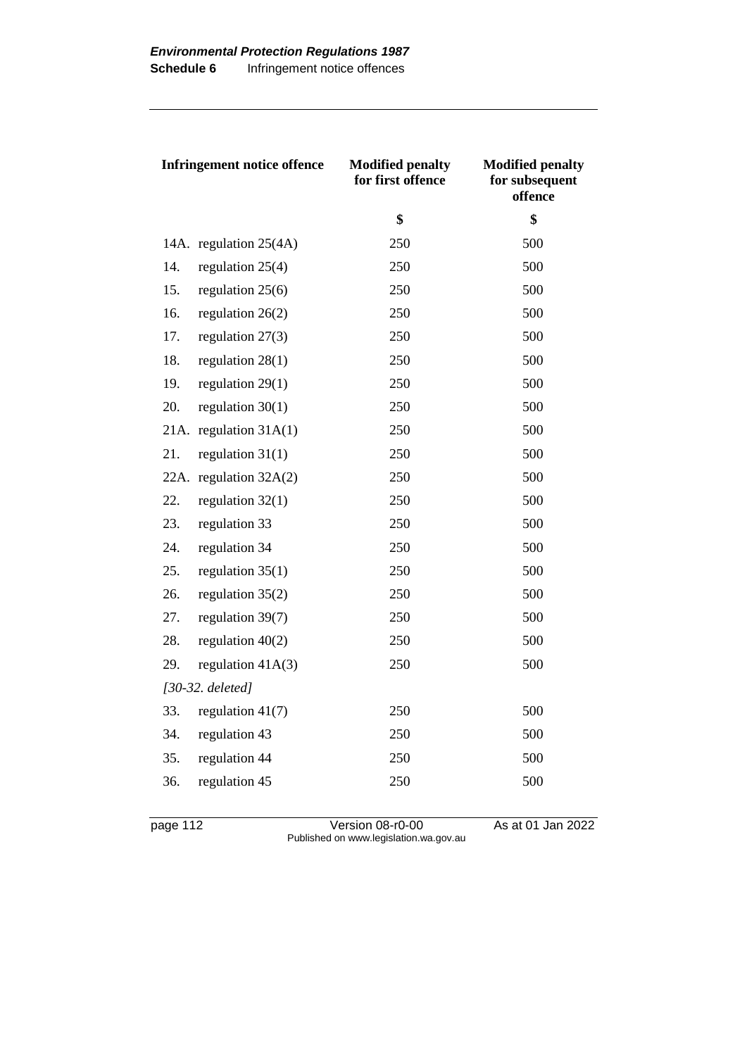| Infringement notice offence | Modified penalty for first offence | Modified penalty for subsequent offence |
|---|---|---|
| | $ | $ |
| 14A. regulation 25(4A) | 250 | 500 |
| 14. regulation 25(4) | 250 | 500 |
| 15. regulation 25(6) | 250 | 500 |
| 16. regulation 26(2) | 250 | 500 |
| 17. regulation 27(3) | 250 | 500 |
| 18. regulation 28(1) | 250 | 500 |
| 19. regulation 29(1) | 250 | 500 |
| 20. regulation 30(1) | 250 | 500 |
| 21A. regulation 31A(1) | 250 | 500 |
| 21. regulation 31(1) | 250 | 500 |
| 22A. regulation 32A(2) | 250 | 500 |
| 22. regulation 32(1) | 250 | 500 |
| 23. regulation 33 | 250 | 500 |
| 24. regulation 34 | 250 | 500 |
| 25. regulation 35(1) | 250 | 500 |
| 26. regulation 35(2) | 250 | 500 |
| 27. regulation 39(7) | 250 | 500 |
| 28. regulation 40(2) | 250 | 500 |
| 29. regulation 41A(3) | 250 | 500 |
| *[30-32. deleted]* | | |
| 33. regulation 41(7) | 250 | 500 |
| 34. regulation 43 | 250 | 500 |
| 35. regulation 44 | 250 | 500 |
| 36. regulation 45 | 250 | 500 |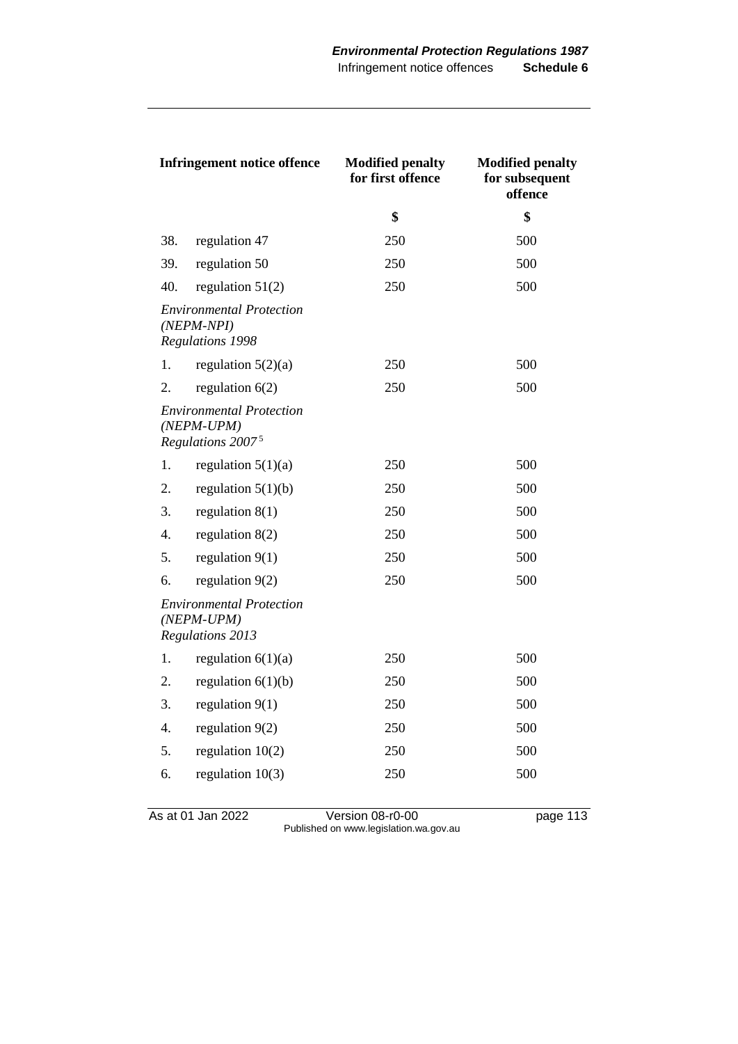| Infringement notice offence | | Modified penalty for first offence | Modified penalty for subsequent offence |
|---|---|---|---|
| | | $ | $ |
| 38. | regulation 47 | 250 | 500 |
| 39. | regulation 50 | 250 | 500 |
| 40. | regulation 51(2) | 250 | 500 |
| *Environmental Protection (NEPM-NPI) Regulations 1998* | | | |
| 1. | regulation 5(2)(a) | 250 | 500 |
| 2. | regulation 6(2) | 250 | 500 |
| *Environmental Protection (NEPM-UPM) Regulations 2007* [5] | | | |
| 1. | regulation 5(1)(a) | 250 | 500 |
| 2. | regulation 5(1)(b) | 250 | 500 |
| 3. | regulation 8(1) | 250 | 500 |
| 4. | regulation 8(2) | 250 | 500 |
| 5. | regulation 9(1) | 250 | 500 |
| 6. | regulation 9(2) | 250 | 500 |
| *Environmental Protection (NEPM-UPM) Regulations 2013* | | | |
| 1. | regulation 6(1)(a) | 250 | 500 |
| 2. | regulation 6(1)(b) | 250 | 500 |
| 3. | regulation 9(1) | 250 | 500 |
| 4. | regulation 9(2) | 250 | 500 |
| 5. | regulation 10(2) | 250 | 500 |
| 6. | regulation 10(3) | 250 | 500 |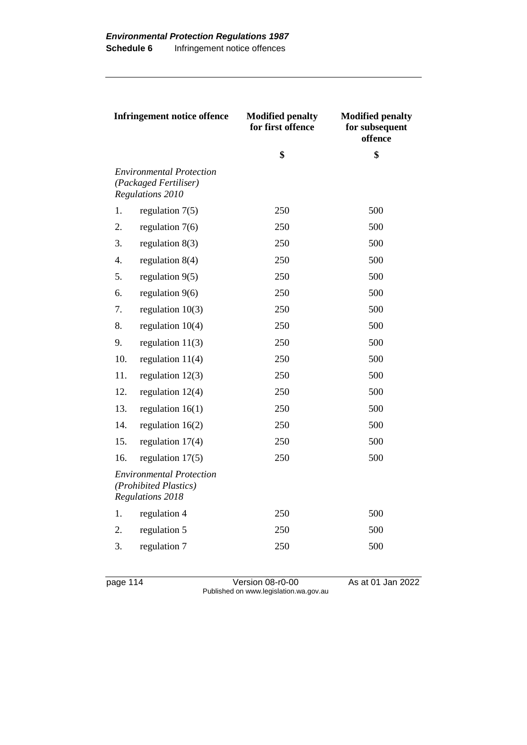| Infringement notice offence | | Modified penalty for first offence | Modified penalty for subsequent offence |
|---|---|---|---|
| | | $ | $ |
| *Environmental Protection (Packaged Fertiliser) Regulations 2010* | | | |
| 1. | regulation 7(5) | 250 | 500 |
| 2. | regulation 7(6) | 250 | 500 |
| 3. | regulation 8(3) | 250 | 500 |
| 4. | regulation 8(4) | 250 | 500 |
| 5. | regulation 9(5) | 250 | 500 |
| 6. | regulation 9(6) | 250 | 500 |
| 7. | regulation 10(3) | 250 | 500 |
| 8. | regulation 10(4) | 250 | 500 |
| 9. | regulation 11(3) | 250 | 500 |
| 10. | regulation 11(4) | 250 | 500 |
| 11. | regulation 12(3) | 250 | 500 |
| 12. | regulation 12(4) | 250 | 500 |
| 13. | regulation 16(1) | 250 | 500 |
| 14. | regulation 16(2) | 250 | 500 |
| 15. | regulation 17(4) | 250 | 500 |
| 16. | regulation 17(5) | 250 | 500 |
| *Environmental Protection (Prohibited Plastics) Regulations 2018* | | | |
| 1. | regulation 4 | 250 | 500 |
| 2. | regulation 5 | 250 | 500 |
| 3. | regulation 7 | 250 | 500 |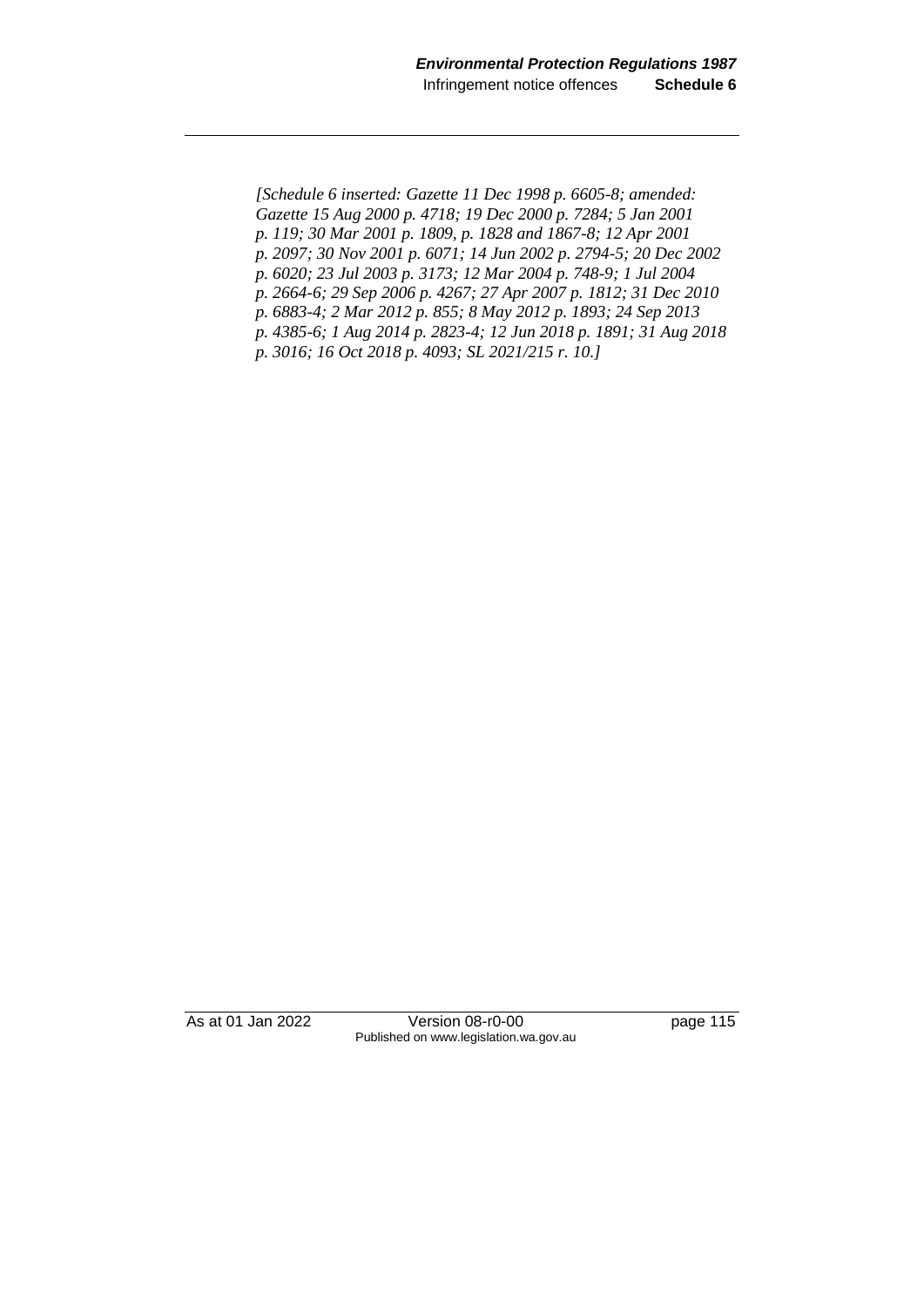*[Schedule 6 inserted: Gazette 11 Dec 1998 p. 6605-8; amended: Gazette 15 Aug 2000 p. 4718; 19 Dec 2000 p. 7284; 5 Jan 2001 p. 119; 30 Mar 2001 p. 1809, p. 1828 and 1867-8; 12 Apr 2001 p. 2097; 30 Nov 2001 p. 6071; 14 Jun 2002 p. 2794-5; 20 Dec 2002 p. 6020; 23 Jul 2003 p. 3173; 12 Mar 2004 p. 748-9; 1 Jul 2004 p. 2664-6; 29 Sep 2006 p. 4267; 27 Apr 2007 p. 1812; 31 Dec 2010 p. 6883-4; 2 Mar 2012 p. 855; 8 May 2012 p. 1893; 24 Sep 2013 p. 4385-6; 1 Aug 2014 p. 2823-4; 12 Jun 2018 p. 1891; 31 Aug 2018 p. 3016; 16 Oct 2018 p. 4093; SL 2021/215 r. 10.]*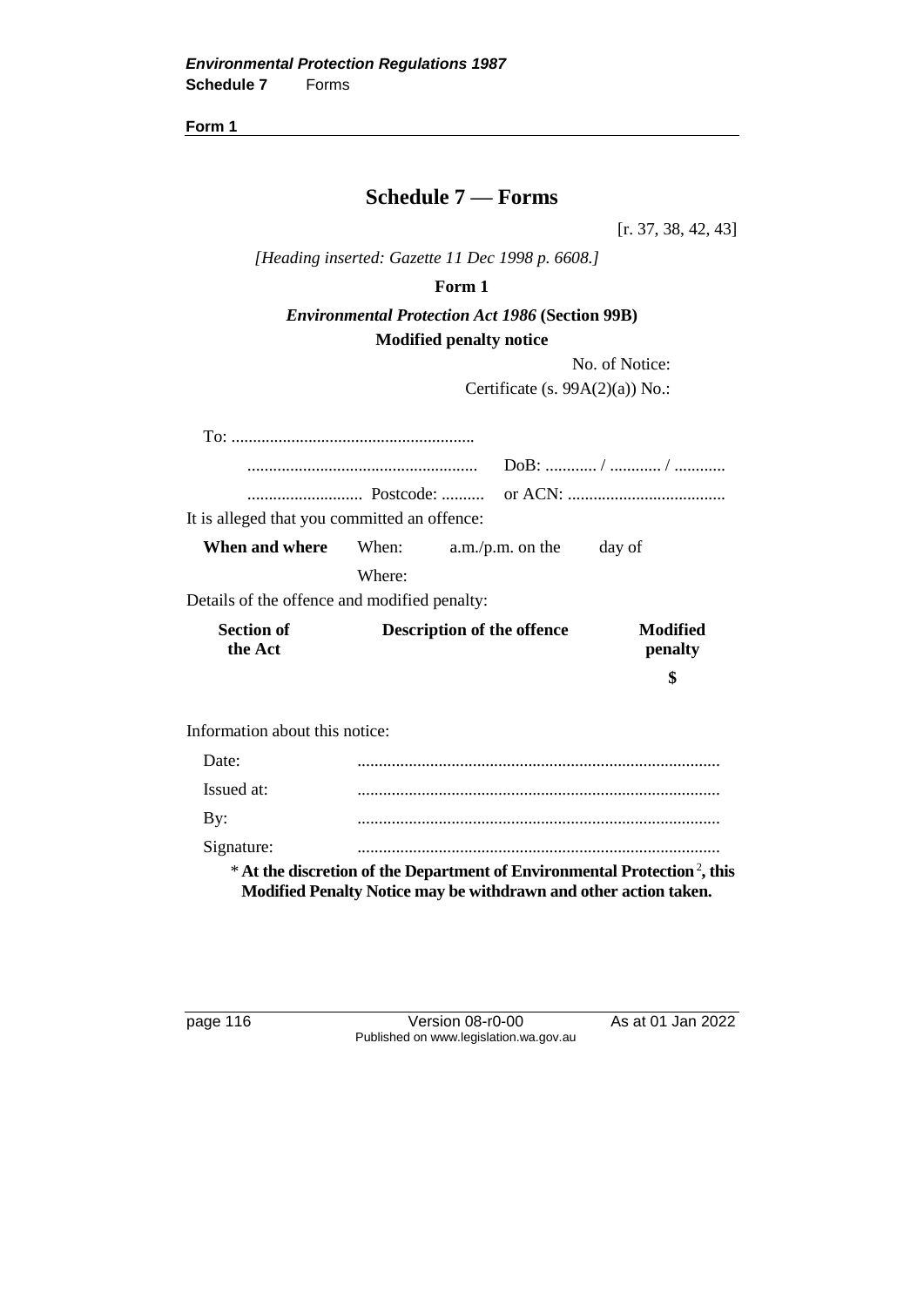# Schedule 7 — Forms

[r. 37, 38, 42, 43]

*[Heading inserted: Gazette 11 Dec 1998 p. 6608.]*

**Form 1**

***Environmental Protection Act 1986* (Section 99B)**

**Modified penalty notice**

No. of Notice:

Certificate (s. 99A(2)(a)) No.:

To: .........................................................

...................................................... DoB: ............ / ............ / ............

........................... Postcode: .......... or ACN: .....................................

It is alleged that you committed an offence:

| | | | |
|---|---|---|---|
| **When and where** | When: | a.m./p.m. on the | day of |
| | Where: | | |

Details of the offence and modified penalty:

| **Section of the Act** | **Description of the offence** | **Modified penalty** |
|---|---|---|
| | | **$** |

Information about this notice:

| | |
|---|---|
| Date: | .................................................................................... |
| Issued at: | .................................................................................... |
| By: | .................................................................................... |
| Signature: | .................................................................................... |

* **At the discretion of the Department of Environmental Protection[2], this Modified Penalty Notice may be withdrawn and other action taken.**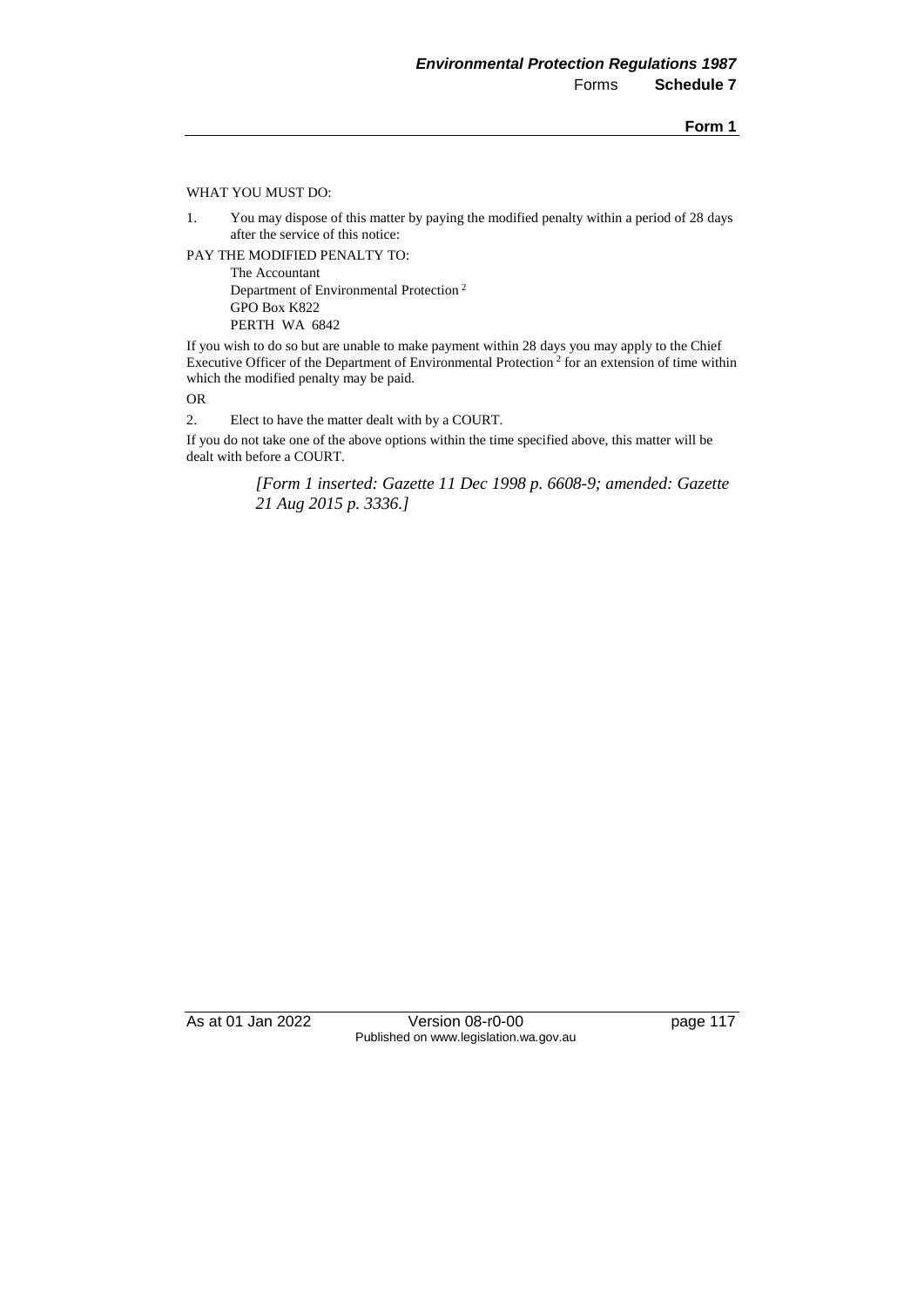WHAT YOU MUST DO:

1. You may dispose of this matter by paying the modified penalty within a period of 28 days after the service of this notice:

PAY THE MODIFIED PENALTY TO:

The Accountant
Department of Environmental Protection [2]
GPO Box K822
PERTH WA 6842

If you wish to do so but are unable to make payment within 28 days you may apply to the Chief Executive Officer of the Department of Environmental Protection [2] for an extension of time within which the modified penalty may be paid.

OR

2. Elect to have the matter dealt with by a COURT.

If you do not take one of the above options within the time specified above, this matter will be dealt with before a COURT.

*[Form 1 inserted: Gazette 11 Dec 1998 p. 6608-9; amended: Gazette 21 Aug 2015 p. 3336.]*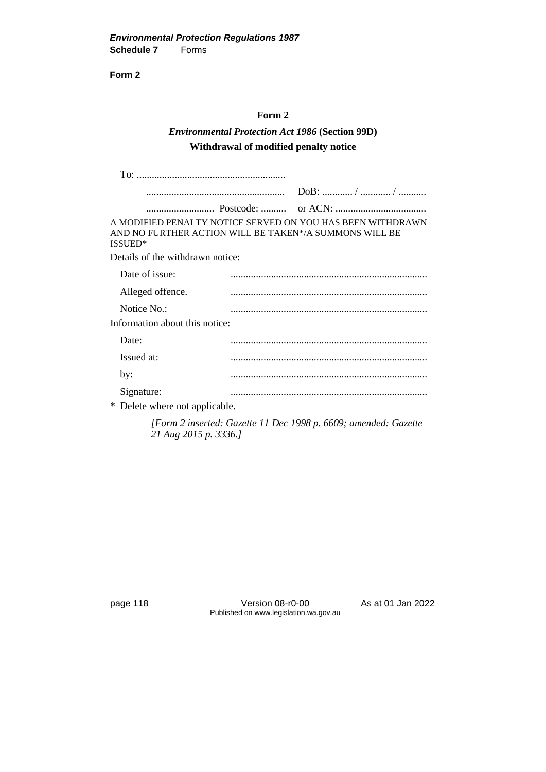**Form 2**

*Environmental Protection Act 1986* **(Section 99D)**

**Withdrawal of modified penalty notice**

To: ..........................................................

...................................................... DoB: ............ / ............ / ...........

.......................... Postcode: .......... or ACN: ....................................

A MODIFIED PENALTY NOTICE SERVED ON YOU HAS BEEN WITHDRAWN AND NO FURTHER ACTION WILL BE TAKEN*/A SUMMONS WILL BE ISSUED*

Details of the withdrawn notice:

| | |
|---|---|
| Date of issue: | ............................................................................. |
| Alleged offence. | ............................................................................. |
| Notice No.: | ............................................................................. |

Information about this notice:

| | |
|---|---|
| Date: | ............................................................................. |
| Issued at: | ............................................................................. |
| by: | ............................................................................. |
| Signature: | ............................................................................. |

\* Delete where not applicable.

*[Form 2 inserted: Gazette 11 Dec 1998 p. 6609; amended: Gazette 21 Aug 2015 p. 3336.]*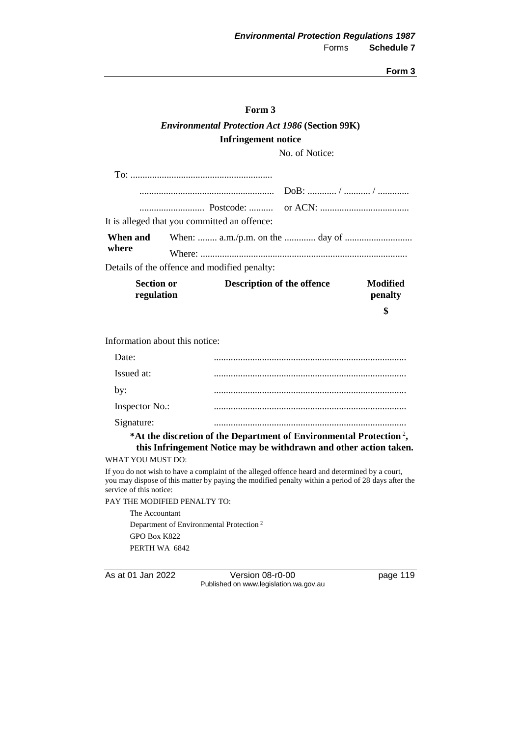# Form 3

*Environmental Protection Act 1986* **(Section 99K)**

**Infringement notice**

No. of Notice:

To: ..........................................................

....................................................... DoB: ............ / ........... / .............

........................... Postcode: .......... or ACN: .....................................

It is alleged that you committed an offence:

| **When and where** | When: ........ a.m./p.m. on the ............. day of ............................ |
|---|---|
| | Where: ..................................................................................... |

Details of the offence and modified penalty:

| **Section or regulation** | **Description of the offence** | **Modified penalty** |
|---|---|---|
| | | **$** |

Information about this notice:

| | |
|---|---|
| Date: | ............................................................................... |
| Issued at: | ............................................................................... |
| by: | ............................................................................... |
| Inspector No.: | ............................................................................... |
| Signature: | ............................................................................... |

**\*At the discretion of the Department of Environmental Protection [2], this Infringement Notice may be withdrawn and other action taken.**

WHAT YOU MUST DO:

If you do not wish to have a complaint of the alleged offence heard and determined by a court, you may dispose of this matter by paying the modified penalty within a period of 28 days after the service of this notice:

PAY THE MODIFIED PENALTY TO:

The Accountant
Department of Environmental Protection [2]
GPO Box K822
PERTH WA 6842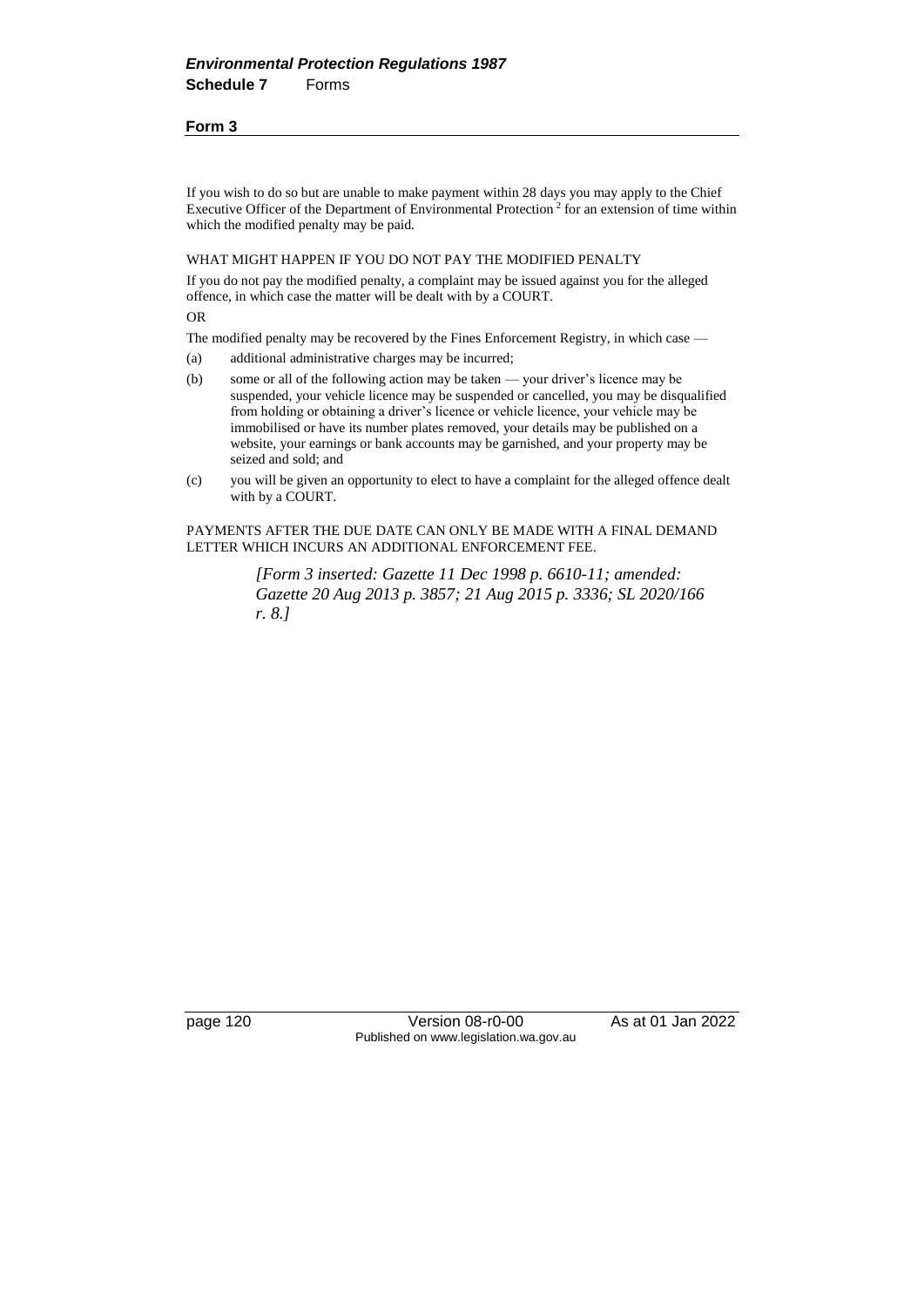## Form 3

If you wish to do so but are unable to make payment within 28 days you may apply to the Chief Executive Officer of the Department of Environmental Protection [2] for an extension of time within which the modified penalty may be paid.

WHAT MIGHT HAPPEN IF YOU DO NOT PAY THE MODIFIED PENALTY

If you do not pay the modified penalty, a complaint may be issued against you for the alleged offence, in which case the matter will be dealt with by a COURT.

OR

The modified penalty may be recovered by the Fines Enforcement Registry, in which case —

(a) additional administrative charges may be incurred;

(b) some or all of the following action may be taken — your driver's licence may be suspended, your vehicle licence may be suspended or cancelled, you may be disqualified from holding or obtaining a driver's licence or vehicle licence, your vehicle may be immobilised or have its number plates removed, your details may be published on a website, your earnings or bank accounts may be garnished, and your property may be seized and sold; and

(c) you will be given an opportunity to elect to have a complaint for the alleged offence dealt with by a COURT.

PAYMENTS AFTER THE DUE DATE CAN ONLY BE MADE WITH A FINAL DEMAND LETTER WHICH INCURS AN ADDITIONAL ENFORCEMENT FEE.

*[Form 3 inserted: Gazette 11 Dec 1998 p. 6610-11; amended: Gazette 20 Aug 2013 p. 3857; 21 Aug 2015 p. 3336; SL 2020/166 r. 8.]*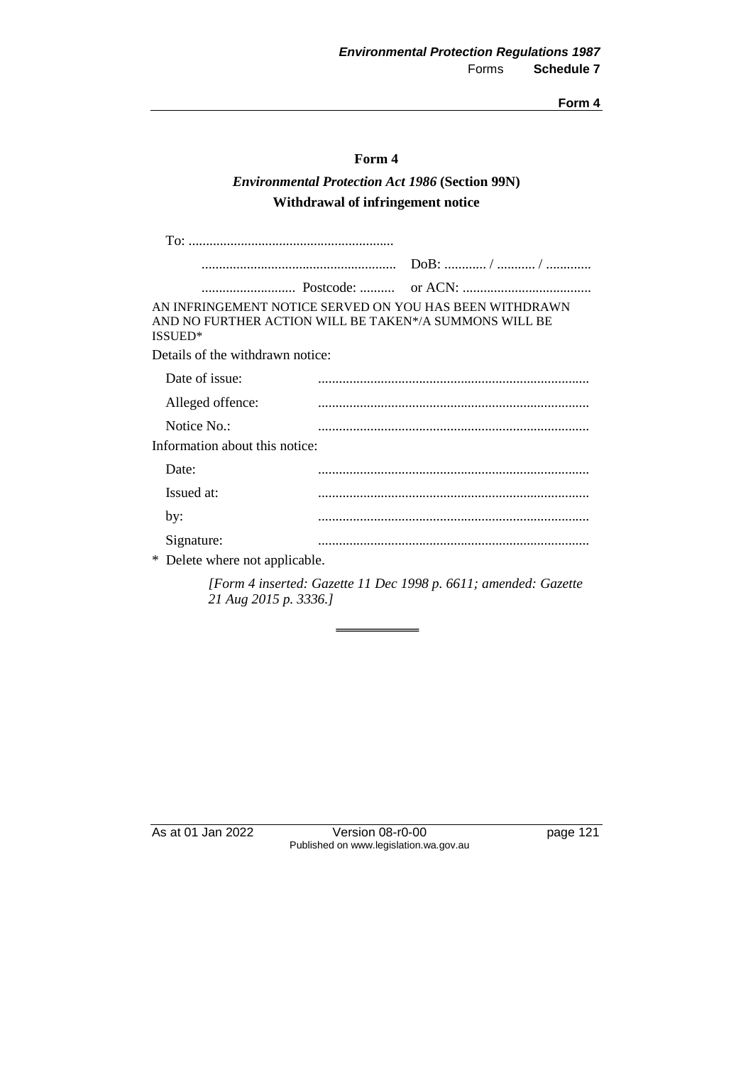## Form 4

*Environmental Protection Act 1986* **(Section 99N)**

**Withdrawal of infringement notice**

To: ..........................................................

........................................................ DoB: ............ / ........... / .............

........................... Postcode: .......... or ACN: .....................................

AN INFRINGEMENT NOTICE SERVED ON YOU HAS BEEN WITHDRAWN AND NO FURTHER ACTION WILL BE TAKEN*/A SUMMONS WILL BE ISSUED*

Details of the withdrawn notice:

| | |
|---|---|
| Date of issue: | ............................................................................. |
| Alleged offence: | ............................................................................. |
| Notice No.: | ............................................................................. |

Information about this notice:

| | |
|---|---|
| Date: | ............................................................................. |
| Issued at: | ............................................................................. |
| by: | ............................................................................. |
| Signature: | ............................................................................. |

\* Delete where not applicable.

*[Form 4 inserted: Gazette 11 Dec 1998 p. 6611; amended: Gazette 21 Aug 2015 p. 3336.]*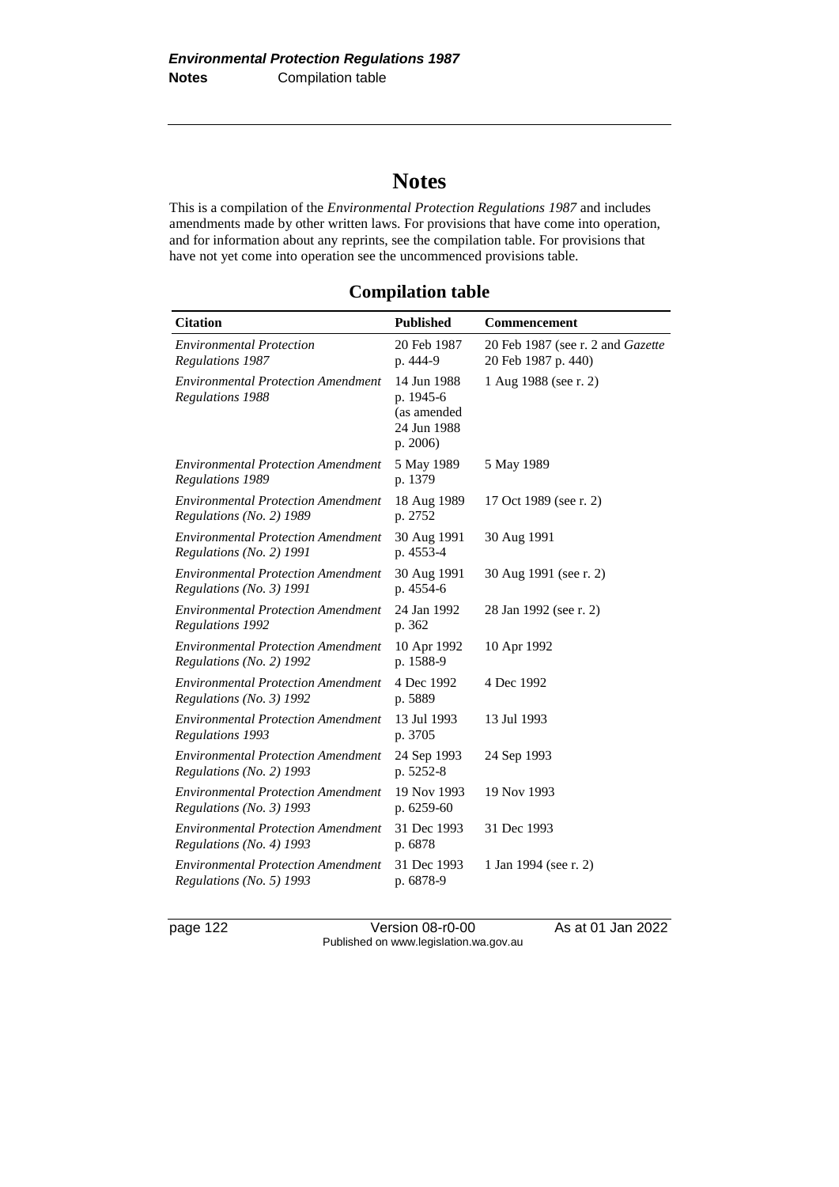# Notes

This is a compilation of the *Environmental Protection Regulations 1987* and includes amendments made by other written laws. For provisions that have come into operation, and for information about any reprints, see the compilation table. For provisions that have not yet come into operation see the uncommenced provisions table.

## Compilation table

| Citation | Published | Commencement |
|---|---|---|
| *Environmental Protection Regulations 1987* | 20 Feb 1987 p. 444-9 | 20 Feb 1987 (see r. 2 and *Gazette* 20 Feb 1987 p. 440) |
| *Environmental Protection Amendment Regulations 1988* | 14 Jun 1988 p. 1945-6 (as amended 24 Jun 1988 p. 2006) | 1 Aug 1988 (see r. 2) |
| *Environmental Protection Amendment Regulations 1989* | 5 May 1989 p. 1379 | 5 May 1989 |
| *Environmental Protection Amendment Regulations (No. 2) 1989* | 18 Aug 1989 p. 2752 | 17 Oct 1989 (see r. 2) |
| *Environmental Protection Amendment Regulations (No. 2) 1991* | 30 Aug 1991 p. 4553-4 | 30 Aug 1991 |
| *Environmental Protection Amendment Regulations (No. 3) 1991* | 30 Aug 1991 p. 4554-6 | 30 Aug 1991 (see r. 2) |
| *Environmental Protection Amendment Regulations 1992* | 24 Jan 1992 p. 362 | 28 Jan 1992 (see r. 2) |
| *Environmental Protection Amendment Regulations (No. 2) 1992* | 10 Apr 1992 p. 1588-9 | 10 Apr 1992 |
| *Environmental Protection Amendment Regulations (No. 3) 1992* | 4 Dec 1992 p. 5889 | 4 Dec 1992 |
| *Environmental Protection Amendment Regulations 1993* | 13 Jul 1993 p. 3705 | 13 Jul 1993 |
| *Environmental Protection Amendment Regulations (No. 2) 1993* | 24 Sep 1993 p. 5252-8 | 24 Sep 1993 |
| *Environmental Protection Amendment Regulations (No. 3) 1993* | 19 Nov 1993 p. 6259-60 | 19 Nov 1993 |
| *Environmental Protection Amendment Regulations (No. 4) 1993* | 31 Dec 1993 p. 6878 | 31 Dec 1993 |
| *Environmental Protection Amendment Regulations (No. 5) 1993* | 31 Dec 1993 p. 6878-9 | 1 Jan 1994 (see r. 2) |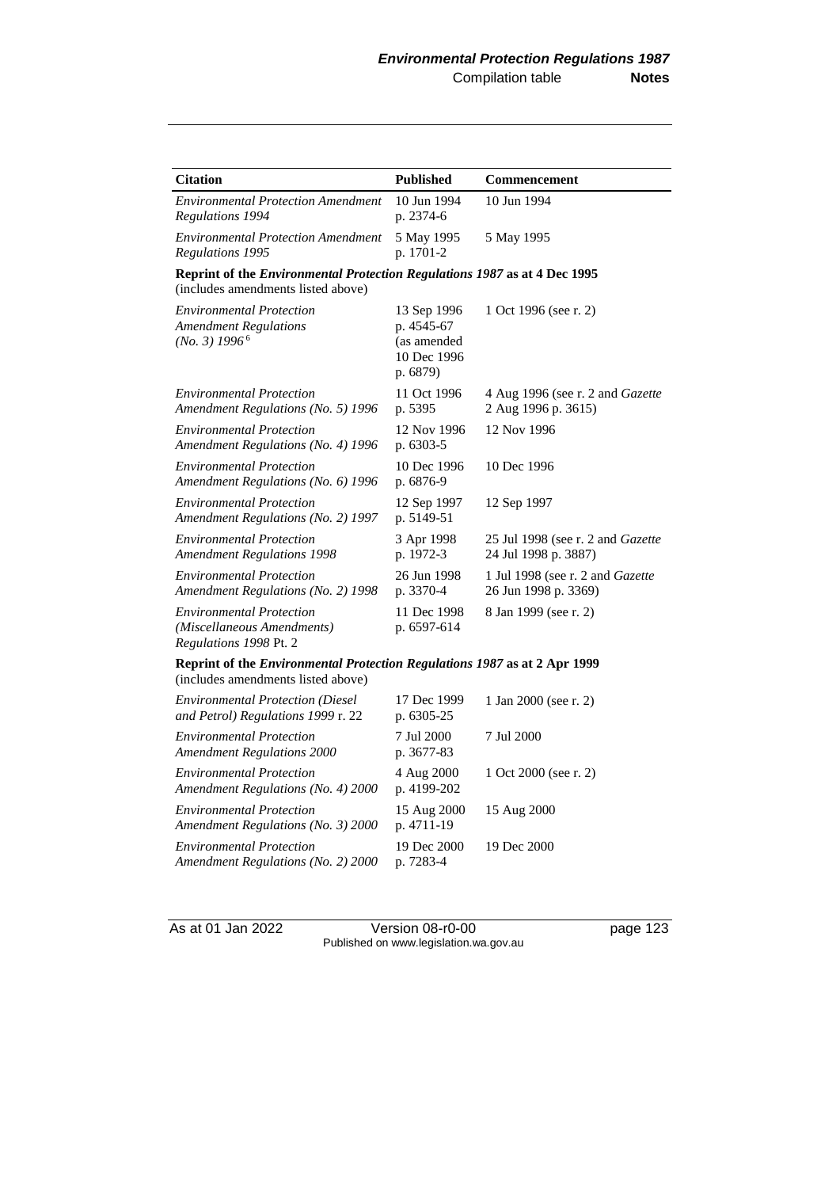| Citation | Published | Commencement |
|---|---|---|
| *Environmental Protection Amendment Regulations 1994* | 10 Jun 1994 p. 2374-6 | 10 Jun 1994 |
| *Environmental Protection Amendment Regulations 1995* | 5 May 1995 p. 1701-2 | 5 May 1995 |
| **Reprint of the *Environmental Protection Regulations 1987* as at 4 Dec 1995** (includes amendments listed above) | | |
| *Environmental Protection Amendment Regulations (No. 3) 1996* [6] | 13 Sep 1996 p. 4545-67 (as amended 10 Dec 1996 p. 6879) | 1 Oct 1996 (see r. 2) |
| *Environmental Protection Amendment Regulations (No. 5) 1996* | 11 Oct 1996 p. 5395 | 4 Aug 1996 (see r. 2 and *Gazette* 2 Aug 1996 p. 3615) |
| *Environmental Protection Amendment Regulations (No. 4) 1996* | 12 Nov 1996 p. 6303-5 | 12 Nov 1996 |
| *Environmental Protection Amendment Regulations (No. 6) 1996* | 10 Dec 1996 p. 6876-9 | 10 Dec 1996 |
| *Environmental Protection Amendment Regulations (No. 2) 1997* | 12 Sep 1997 p. 5149-51 | 12 Sep 1997 |
| *Environmental Protection Amendment Regulations 1998* | 3 Apr 1998 p. 1972-3 | 25 Jul 1998 (see r. 2 and *Gazette* 24 Jul 1998 p. 3887) |
| *Environmental Protection Amendment Regulations (No. 2) 1998* | 26 Jun 1998 p. 3370-4 | 1 Jul 1998 (see r. 2 and *Gazette* 26 Jun 1998 p. 3369) |
| *Environmental Protection (Miscellaneous Amendments) Regulations 1998* Pt. 2 | 11 Dec 1998 p. 6597-614 | 8 Jan 1999 (see r. 2) |
| **Reprint of the *Environmental Protection Regulations 1987* as at 2 Apr 1999** (includes amendments listed above) | | |
| *Environmental Protection (Diesel and Petrol) Regulations 1999* r. 22 | 17 Dec 1999 p. 6305-25 | 1 Jan 2000 (see r. 2) |
| *Environmental Protection Amendment Regulations 2000* | 7 Jul 2000 p. 3677-83 | 7 Jul 2000 |
| *Environmental Protection Amendment Regulations (No. 4) 2000* | 4 Aug 2000 p. 4199-202 | 1 Oct 2000 (see r. 2) |
| *Environmental Protection Amendment Regulations (No. 3) 2000* | 15 Aug 2000 p. 4711-19 | 15 Aug 2000 |
| *Environmental Protection Amendment Regulations (No. 2) 2000* | 19 Dec 2000 p. 7283-4 | 19 Dec 2000 |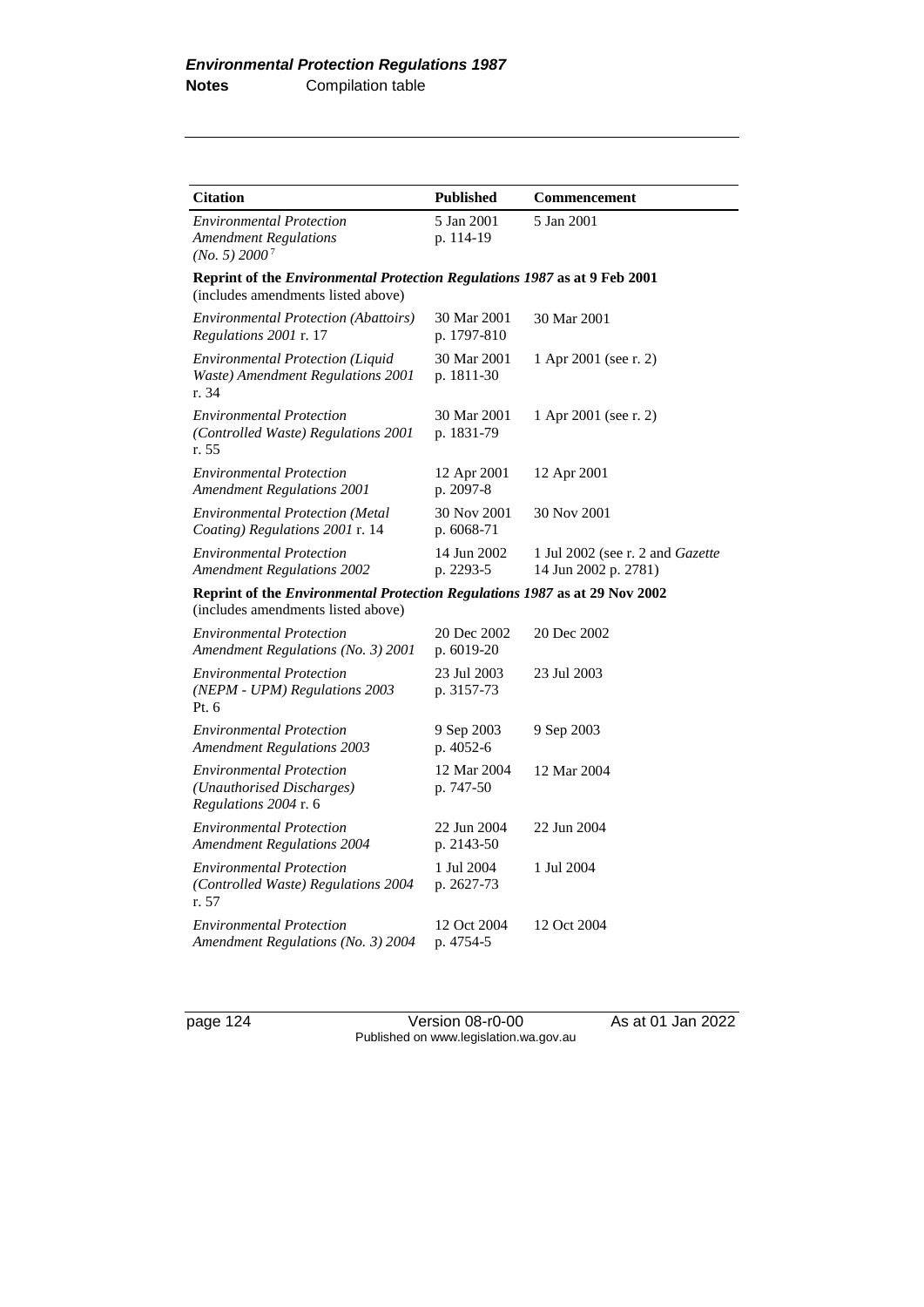| Citation | Published | Commencement |
|---|---|---|
| *Environmental Protection Amendment Regulations (No. 5) 2000* [7] | 5 Jan 2001 p. 114-19 | 5 Jan 2001 |
| **Reprint of the *Environmental Protection Regulations 1987* as at 9 Feb 2001** (includes amendments listed above) | | |
| *Environmental Protection (Abattoirs) Regulations 2001* r. 17 | 30 Mar 2001 p. 1797-810 | 30 Mar 2001 |
| *Environmental Protection (Liquid Waste) Amendment Regulations 2001* r. 34 | 30 Mar 2001 p. 1811-30 | 1 Apr 2001 (see r. 2) |
| *Environmental Protection (Controlled Waste) Regulations 2001* r. 55 | 30 Mar 2001 p. 1831-79 | 1 Apr 2001 (see r. 2) |
| *Environmental Protection Amendment Regulations 2001* | 12 Apr 2001 p. 2097-8 | 12 Apr 2001 |
| *Environmental Protection (Metal Coating) Regulations 2001* r. 14 | 30 Nov 2001 p. 6068-71 | 30 Nov 2001 |
| *Environmental Protection Amendment Regulations 2002* | 14 Jun 2002 p. 2293-5 | 1 Jul 2002 (see r. 2 and *Gazette* 14 Jun 2002 p. 2781) |
| **Reprint of the *Environmental Protection Regulations 1987* as at 29 Nov 2002** (includes amendments listed above) | | |
| *Environmental Protection Amendment Regulations (No. 3) 2001* | 20 Dec 2002 p. 6019-20 | 20 Dec 2002 |
| *Environmental Protection (NEPM - UPM) Regulations 2003* Pt. 6 | 23 Jul 2003 p. 3157-73 | 23 Jul 2003 |
| *Environmental Protection Amendment Regulations 2003* | 9 Sep 2003 p. 4052-6 | 9 Sep 2003 |
| *Environmental Protection (Unauthorised Discharges) Regulations 2004* r. 6 | 12 Mar 2004 p. 747-50 | 12 Mar 2004 |
| *Environmental Protection Amendment Regulations 2004* | 22 Jun 2004 p. 2143-50 | 22 Jun 2004 |
| *Environmental Protection (Controlled Waste) Regulations 2004* r. 57 | 1 Jul 2004 p. 2627-73 | 1 Jul 2004 |
| *Environmental Protection Amendment Regulations (No. 3) 2004* | 12 Oct 2004 p. 4754-5 | 12 Oct 2004 |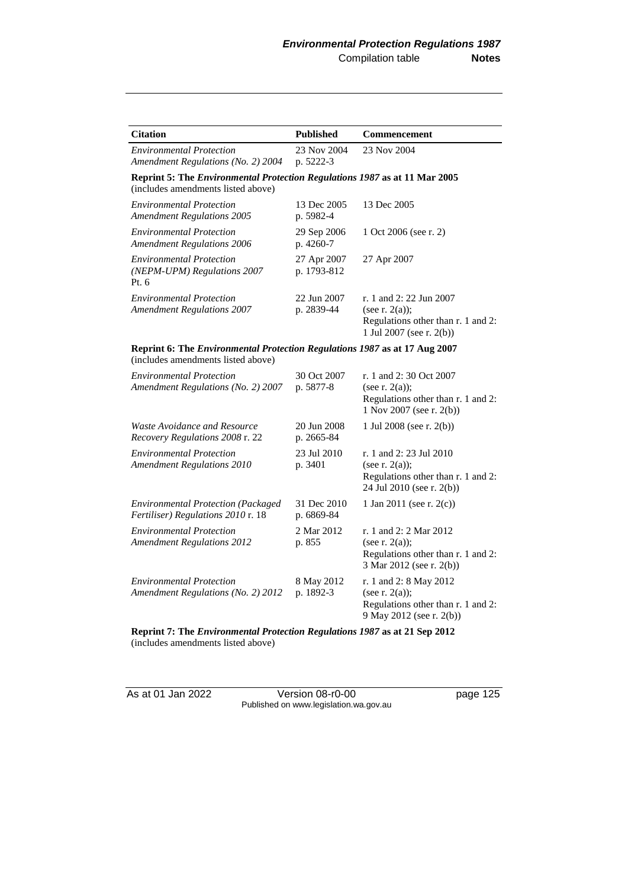| Citation | Published | Commencement |
|---|---|---|
| *Environmental Protection Amendment Regulations (No. 2) 2004* | 23 Nov 2004 p. 5222-3 | 23 Nov 2004 |
| **Reprint 5: The *Environmental Protection Regulations 1987* as at 11 Mar 2005** (includes amendments listed above) | | |
| *Environmental Protection Amendment Regulations 2005* | 13 Dec 2005 p. 5982-4 | 13 Dec 2005 |
| *Environmental Protection Amendment Regulations 2006* | 29 Sep 2006 p. 4260-7 | 1 Oct 2006 (see r. 2) |
| *Environmental Protection (NEPM-UPM) Regulations 2007* Pt. 6 | 27 Apr 2007 p. 1793-812 | 27 Apr 2007 |
| *Environmental Protection Amendment Regulations 2007* | 22 Jun 2007 p. 2839-44 | r. 1 and 2: 22 Jun 2007 (see r. 2(a)); Regulations other than r. 1 and 2: 1 Jul 2007 (see r. 2(b)) |
| **Reprint 6: The *Environmental Protection Regulations 1987* as at 17 Aug 2007** (includes amendments listed above) | | |
| *Environmental Protection Amendment Regulations (No. 2) 2007* | 30 Oct 2007 p. 5877-8 | r. 1 and 2: 30 Oct 2007 (see r. 2(a)); Regulations other than r. 1 and 2: 1 Nov 2007 (see r. 2(b)) |
| *Waste Avoidance and Resource Recovery Regulations 2008* r. 22 | 20 Jun 2008 p. 2665-84 | 1 Jul 2008 (see r. 2(b)) |
| *Environmental Protection Amendment Regulations 2010* | 23 Jul 2010 p. 3401 | r. 1 and 2: 23 Jul 2010 (see r. 2(a)); Regulations other than r. 1 and 2: 24 Jul 2010 (see r. 2(b)) |
| *Environmental Protection (Packaged Fertiliser) Regulations 2010* r. 18 | 31 Dec 2010 p. 6869-84 | 1 Jan 2011 (see r. 2(c)) |
| *Environmental Protection Amendment Regulations 2012* | 2 Mar 2012 p. 855 | r. 1 and 2: 2 Mar 2012 (see r. 2(a)); Regulations other than r. 1 and 2: 3 Mar 2012 (see r. 2(b)) |
| *Environmental Protection Amendment Regulations (No. 2) 2012* | 8 May 2012 p. 1892-3 | r. 1 and 2: 8 May 2012 (see r. 2(a)); Regulations other than r. 1 and 2: 9 May 2012 (see r. 2(b)) |

**Reprint 7: The *Environmental Protection Regulations 1987* as at 21 Sep 2012** (includes amendments listed above)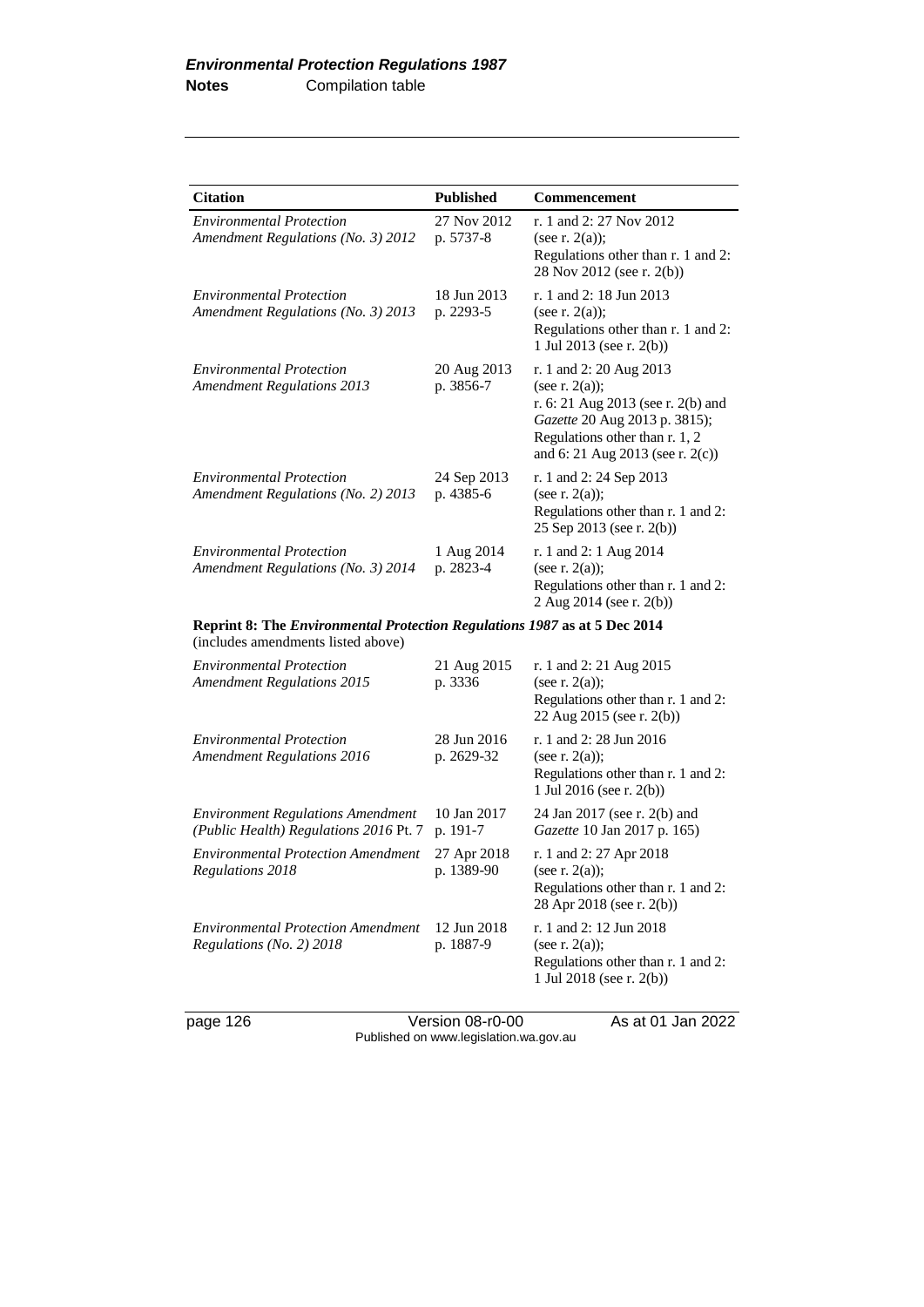| Citation | Published | Commencement |
|---|---|---|
| *Environmental Protection Amendment Regulations (No. 3) 2012* | 27 Nov 2012 p. 5737-8 | r. 1 and 2: 27 Nov 2012 (see r. 2(a)); Regulations other than r. 1 and 2: 28 Nov 2012 (see r. 2(b)) |
| *Environmental Protection Amendment Regulations (No. 3) 2013* | 18 Jun 2013 p. 2293-5 | r. 1 and 2: 18 Jun 2013 (see r. 2(a)); Regulations other than r. 1 and 2: 1 Jul 2013 (see r. 2(b)) |
| *Environmental Protection Amendment Regulations 2013* | 20 Aug 2013 p. 3856-7 | r. 1 and 2: 20 Aug 2013 (see r. 2(a)); r. 6: 21 Aug 2013 (see r. 2(b) and *Gazette* 20 Aug 2013 p. 3815); Regulations other than r. 1, 2 and 6: 21 Aug 2013 (see r. 2(c)) |
| *Environmental Protection Amendment Regulations (No. 2) 2013* | 24 Sep 2013 p. 4385-6 | r. 1 and 2: 24 Sep 2013 (see r. 2(a)); Regulations other than r. 1 and 2: 25 Sep 2013 (see r. 2(b)) |
| *Environmental Protection Amendment Regulations (No. 3) 2014* | 1 Aug 2014 p. 2823-4 | r. 1 and 2: 1 Aug 2014 (see r. 2(a)); Regulations other than r. 1 and 2: 2 Aug 2014 (see r. 2(b)) |
| **Reprint 8: The *Environmental Protection Regulations 1987* as at 5 Dec 2014** (includes amendments listed above) | | |
| *Environmental Protection Amendment Regulations 2015* | 21 Aug 2015 p. 3336 | r. 1 and 2: 21 Aug 2015 (see r. 2(a)); Regulations other than r. 1 and 2: 22 Aug 2015 (see r. 2(b)) |
| *Environmental Protection Amendment Regulations 2016* | 28 Jun 2016 p. 2629-32 | r. 1 and 2: 28 Jun 2016 (see r. 2(a)); Regulations other than r. 1 and 2: 1 Jul 2016 (see r. 2(b)) |
| *Environment Regulations Amendment (Public Health) Regulations 2016* Pt. 7 | 10 Jan 2017 p. 191-7 | 24 Jan 2017 (see r. 2(b) and *Gazette* 10 Jan 2017 p. 165) |
| *Environmental Protection Amendment Regulations 2018* | 27 Apr 2018 p. 1389-90 | r. 1 and 2: 27 Apr 2018 (see r. 2(a)); Regulations other than r. 1 and 2: 28 Apr 2018 (see r. 2(b)) |
| *Environmental Protection Amendment Regulations (No. 2) 2018* | 12 Jun 2018 p. 1887-9 | r. 1 and 2: 12 Jun 2018 (see r. 2(a)); Regulations other than r. 1 and 2: 1 Jul 2018 (see r. 2(b)) |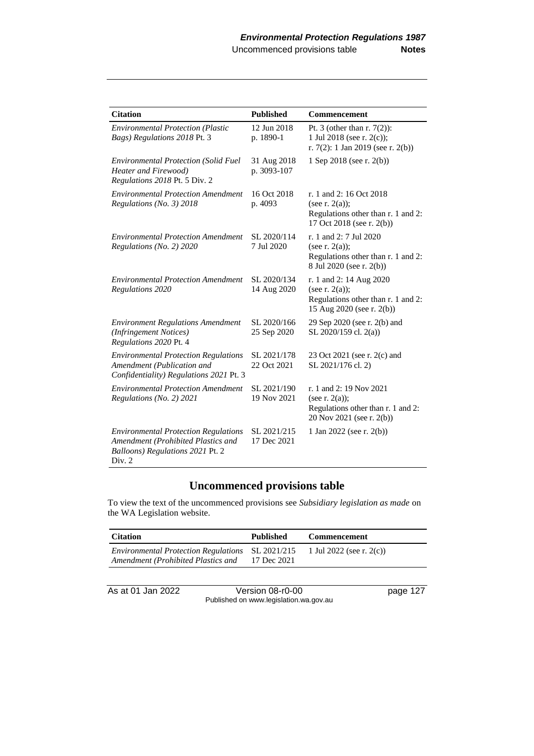| Citation | Published | Commencement |
|---|---|---|
| *Environmental Protection (Plastic Bags) Regulations 2018* Pt. 3 | 12 Jun 2018 p. 1890-1 | Pt. 3 (other than r. 7(2)): 1 Jul 2018 (see r. 2(c)); r. 7(2): 1 Jan 2019 (see r. 2(b)) |
| *Environmental Protection (Solid Fuel Heater and Firewood) Regulations 2018* Pt. 5 Div. 2 | 31 Aug 2018 p. 3093-107 | 1 Sep 2018 (see r. 2(b)) |
| *Environmental Protection Amendment Regulations (No. 3) 2018* | 16 Oct 2018 p. 4093 | r. 1 and 2: 16 Oct 2018 (see r. 2(a)); Regulations other than r. 1 and 2: 17 Oct 2018 (see r. 2(b)) |
| *Environmental Protection Amendment Regulations (No. 2) 2020* | SL 2020/114 7 Jul 2020 | r. 1 and 2: 7 Jul 2020 (see r. 2(a)); Regulations other than r. 1 and 2: 8 Jul 2020 (see r. 2(b)) |
| *Environmental Protection Amendment Regulations 2020* | SL 2020/134 14 Aug 2020 | r. 1 and 2: 14 Aug 2020 (see r. 2(a)); Regulations other than r. 1 and 2: 15 Aug 2020 (see r. 2(b)) |
| *Environment Regulations Amendment (Infringement Notices) Regulations 2020* Pt. 4 | SL 2020/166 25 Sep 2020 | 29 Sep 2020 (see r. 2(b) and SL 2020/159 cl. 2(a)) |
| *Environmental Protection Regulations Amendment (Publication and Confidentiality) Regulations 2021* Pt. 3 | SL 2021/178 22 Oct 2021 | 23 Oct 2021 (see r. 2(c) and SL 2021/176 cl. 2) |
| *Environmental Protection Amendment Regulations (No. 2) 2021* | SL 2021/190 19 Nov 2021 | r. 1 and 2: 19 Nov 2021 (see r. 2(a)); Regulations other than r. 1 and 2: 20 Nov 2021 (see r. 2(b)) |
| *Environmental Protection Regulations Amendment (Prohibited Plastics and Balloons) Regulations 2021* Pt. 2 Div. 2 | SL 2021/215 17 Dec 2021 | 1 Jan 2022 (see r. 2(b)) |

## Uncommenced provisions table

To view the text of the uncommenced provisions see *Subsidiary legislation as made* on the WA Legislation website.

| Citation | Published | Commencement |
|---|---|---|
| *Environmental Protection Regulations Amendment (Prohibited Plastics and* | SL 2021/215 17 Dec 2021 | 1 Jul 2022 (see r. 2(c)) |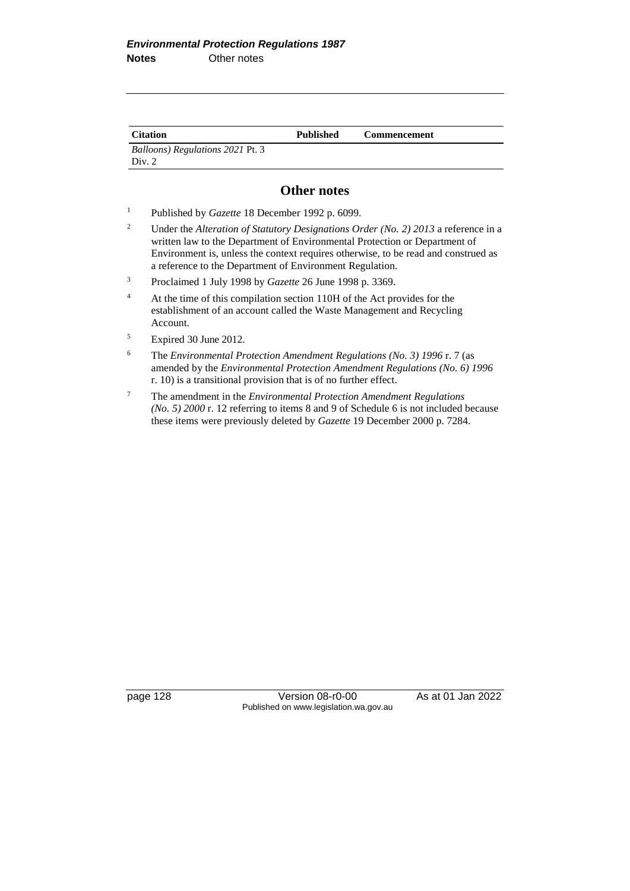| Citation | Published | Commencement |
|---|---|---|
| *Balloons) Regulations 2021* Pt. 3 Div. 2 | | |

## Other notes

[1] Published by *Gazette* 18 December 1992 p. 6099.

[2] Under the *Alteration of Statutory Designations Order (No. 2) 2013* a reference in a written law to the Department of Environmental Protection or Department of Environment is, unless the context requires otherwise, to be read and construed as a reference to the Department of Environment Regulation.

[3] Proclaimed 1 July 1998 by *Gazette* 26 June 1998 p. 3369.

[4] At the time of this compilation section 110H of the Act provides for the establishment of an account called the Waste Management and Recycling Account.

[5] Expired 30 June 2012.

[6] The *Environmental Protection Amendment Regulations (No. 3) 1996* r. 7 (as amended by the *Environmental Protection Amendment Regulations (No. 6) 1996* r. 10) is a transitional provision that is of no further effect.

[7] The amendment in the *Environmental Protection Amendment Regulations (No. 5) 2000* r. 12 referring to items 8 and 9 of Schedule 6 is not included because these items were previously deleted by *Gazette* 19 December 2000 p. 7284.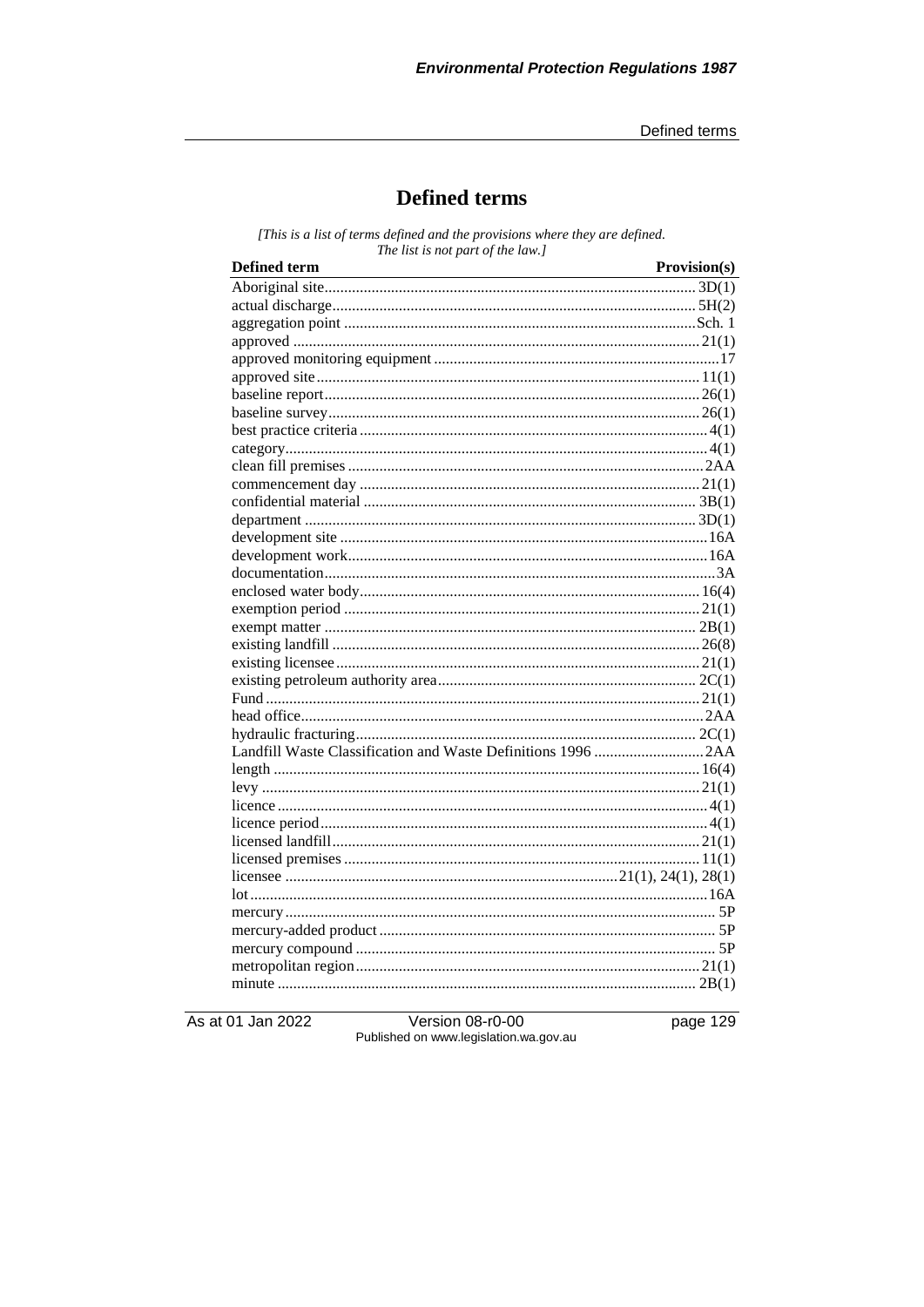# Defined terms

*[This is a list of terms defined and the provisions where they are defined. The list is not part of the law.]*

| Defined term | Provision(s) |
|---|---|
| Aboriginal site | 3D(1) |
| actual discharge | 5H(2) |
| aggregation point | Sch. 1 |
| approved | 21(1) |
| approved monitoring equipment | 17 |
| approved site | 11(1) |
| baseline report | 26(1) |
| baseline survey | 26(1) |
| best practice criteria | 4(1) |
| category | 4(1) |
| clean fill premises | 2AA |
| commencement day | 21(1) |
| confidential material | 3B(1) |
| department | 3D(1) |
| development site | 16A |
| development work | 16A |
| documentation | 3A |
| enclosed water body | 16(4) |
| exemption period | 21(1) |
| exempt matter | 2B(1) |
| existing landfill | 26(8) |
| existing licensee | 21(1) |
| existing petroleum authority area | 2C(1) |
| Fund | 21(1) |
| head office | 2AA |
| hydraulic fracturing | 2C(1) |
| Landfill Waste Classification and Waste Definitions 1996 | 2AA |
| length | 16(4) |
| levy | 21(1) |
| licence | 4(1) |
| licence period | 4(1) |
| licensed landfill | 21(1) |
| licensed premises | 11(1) |
| licensee | 21(1), 24(1), 28(1) |
| lot | 16A |
| mercury | 5P |
| mercury-added product | 5P |
| mercury compound | 5P |
| metropolitan region | 21(1) |
| minute | 2B(1) |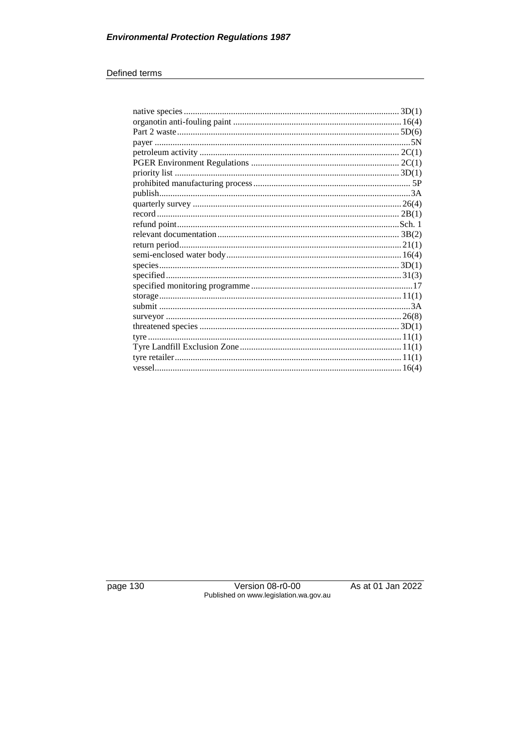Defined terms

| | |
|---|---|
| native species | 3D(1) |
| organotin anti-fouling paint | 16(4) |
| Part 2 waste | 5D(6) |
| payer | 5N |
| petroleum activity | 2C(1) |
| PGER Environment Regulations | 2C(1) |
| priority list | 3D(1) |
| prohibited manufacturing process | 5P |
| publish | 3A |
| quarterly survey | 26(4) |
| record | 2B(1) |
| refund point | Sch. 1 |
| relevant documentation | 3B(2) |
| return period | 21(1) |
| semi-enclosed water body | 16(4) |
| species | 3D(1) |
| specified | 31(3) |
| specified monitoring programme | 17 |
| storage | 11(1) |
| submit | 3A |
| surveyor | 26(8) |
| threatened species | 3D(1) |
| tyre | 11(1) |
| Tyre Landfill Exclusion Zone | 11(1) |
| tyre retailer | 11(1) |
| vessel | 16(4) |